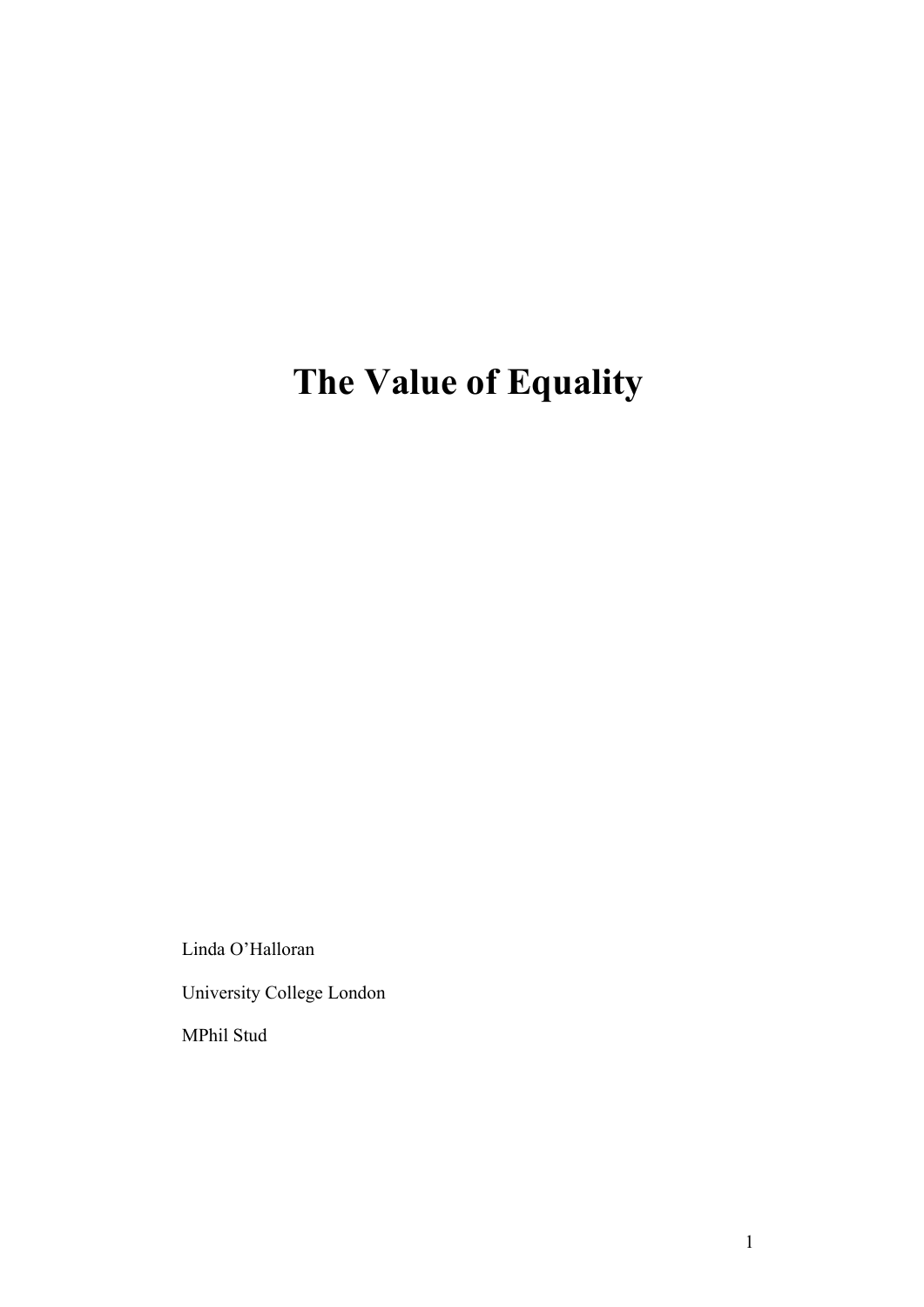# The Value of Equality

Linda O'Halloran

University College London

MPhil Stud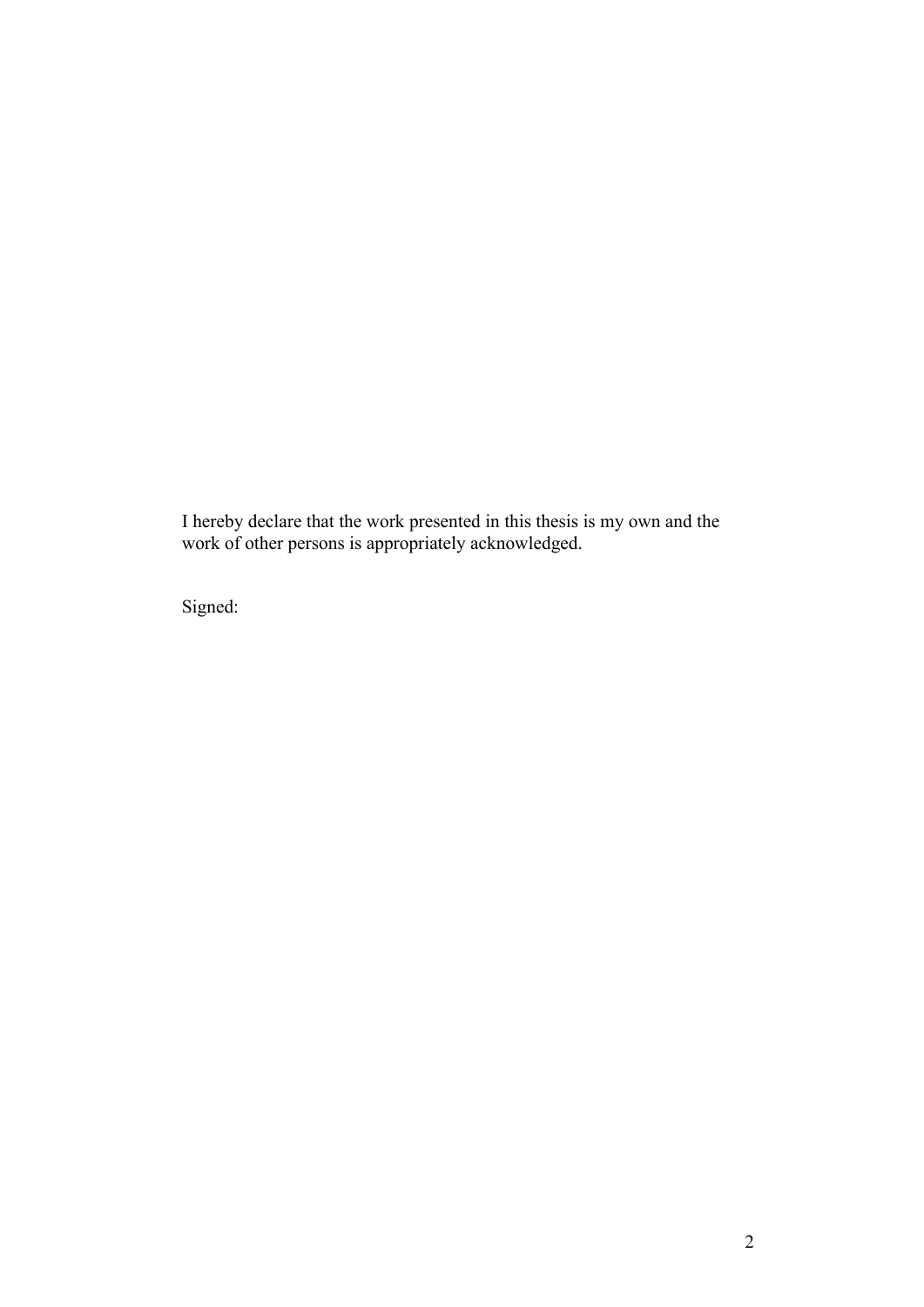I hereby declare that the work presented in this thesis is my own and the work of other persons is appropriately acknowledged.

Signed: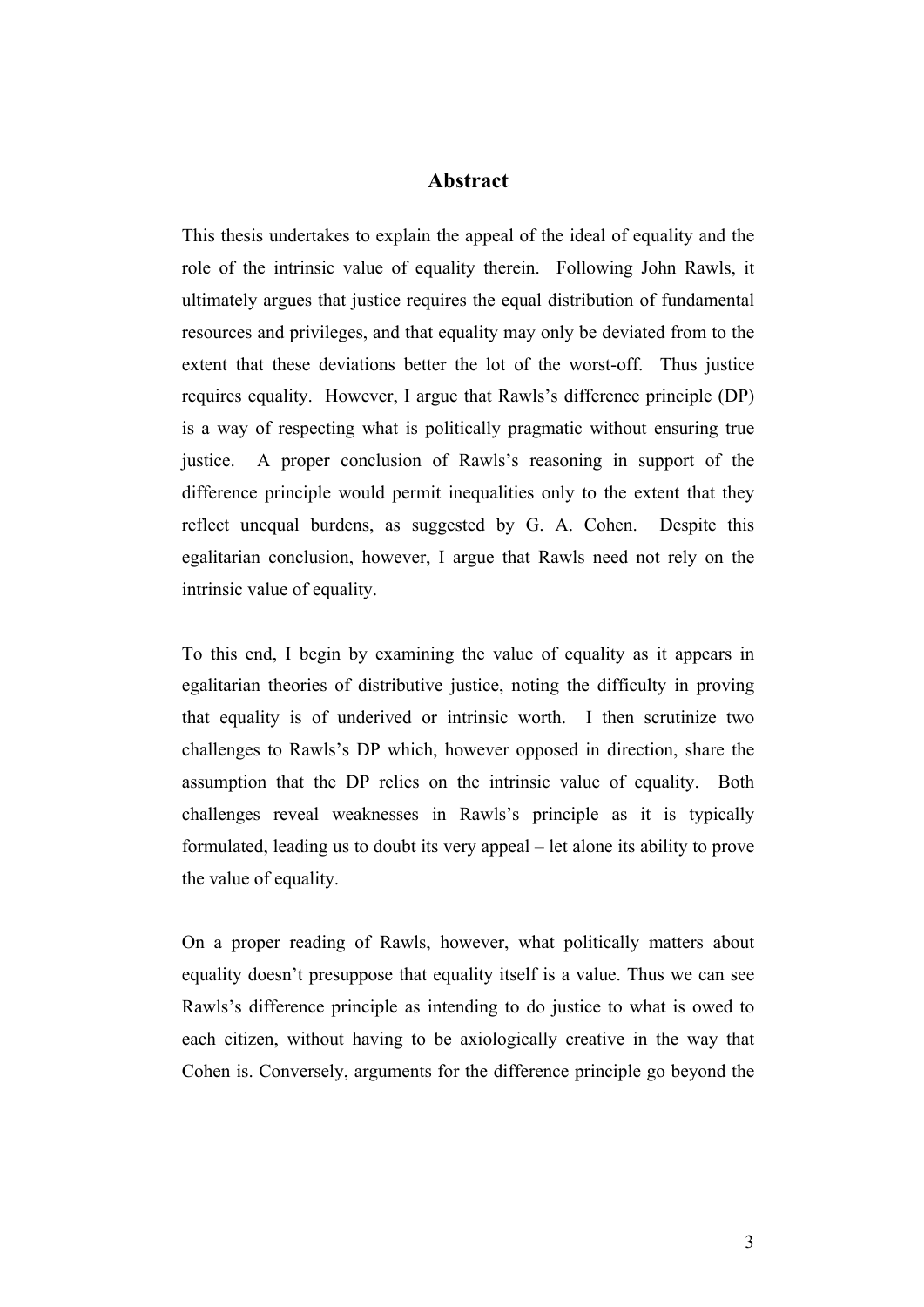## Abstract

This thesis undertakes to explain the appeal of the ideal of equality and the role of the intrinsic value of equality therein. Following John Rawls, it ultimately argues that justice requires the equal distribution of fundamental resources and privileges, and that equality may only be deviated from to the extent that these deviations better the lot of the worst-off. Thus justice requires equality. However, I argue that Rawls's difference principle (DP) is a way of respecting what is politically pragmatic without ensuring true justice. A proper conclusion of Rawls's reasoning in support of the difference principle would permit inequalities only to the extent that they reflect unequal burdens, as suggested by G. A. Cohen. Despite this egalitarian conclusion, however, I argue that Rawls need not rely on the intrinsic value of equality.

To this end, I begin by examining the value of equality as it appears in egalitarian theories of distributive justice, noting the difficulty in proving that equality is of underived or intrinsic worth. I then scrutinize two challenges to Rawls's DP which, however opposed in direction, share the assumption that the DP relies on the intrinsic value of equality. Both challenges reveal weaknesses in Rawls's principle as it is typically formulated, leading us to doubt its very appeal – let alone its ability to prove the value of equality.

On a proper reading of Rawls, however, what politically matters about equality doesn't presuppose that equality itself is a value. Thus we can see Rawls's difference principle as intending to do justice to what is owed to each citizen, without having to be axiologically creative in the way that Cohen is. Conversely, arguments for the difference principle go beyond the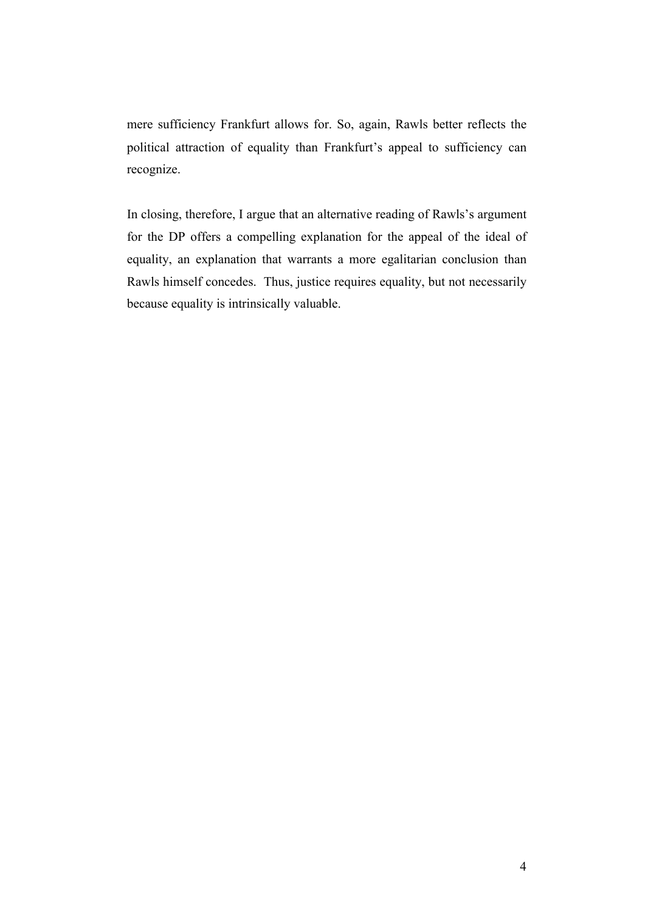mere sufficiency Frankfurt allows for. So, again, Rawls better reflects the political attraction of equality than Frankfurt's appeal to sufficiency can recognize.

In closing, therefore, I argue that an alternative reading of Rawls's argument for the DP offers a compelling explanation for the appeal of the ideal of equality, an explanation that warrants a more egalitarian conclusion than Rawls himself concedes. Thus, justice requires equality, but not necessarily because equality is intrinsically valuable.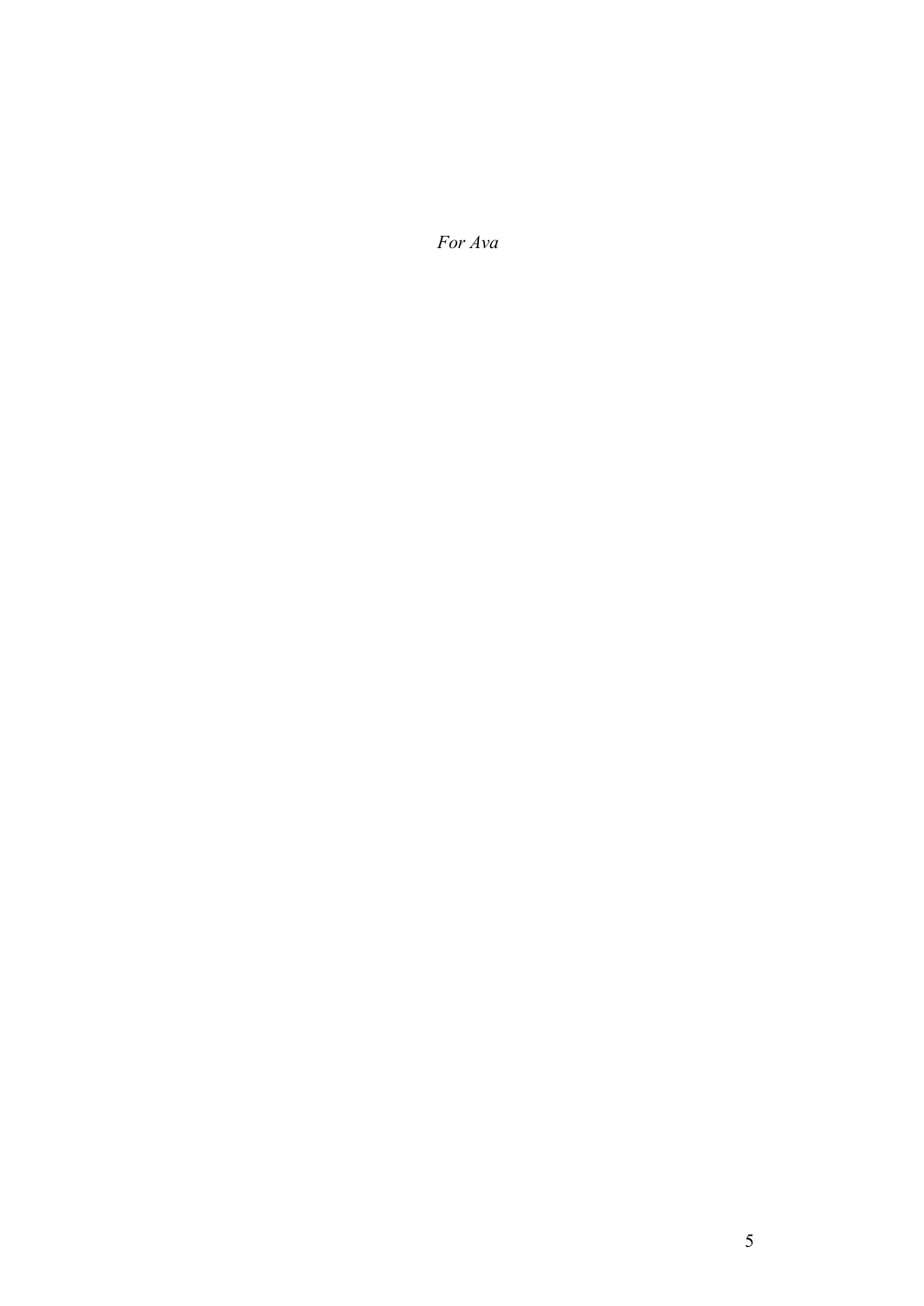*For Ava*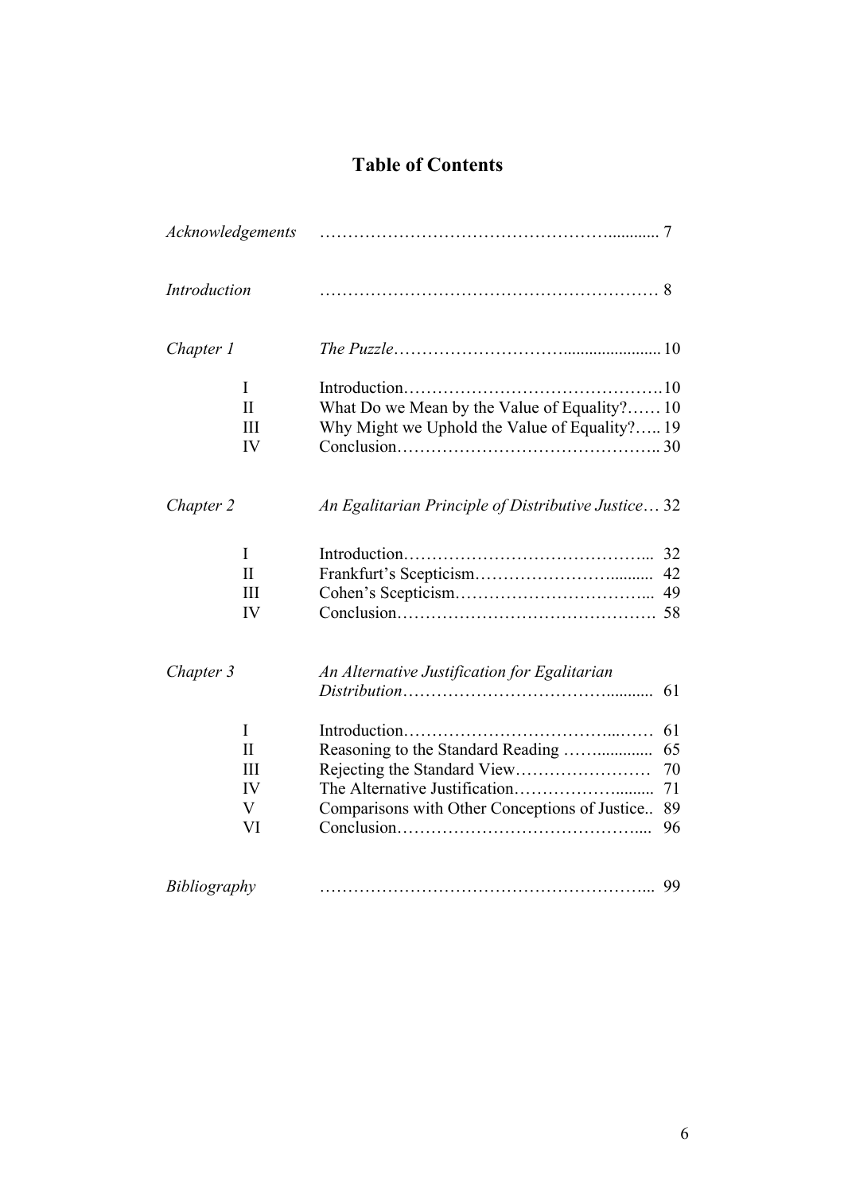# Table of Contents

| | | |
|---|---|---|
| *Acknowledgements* | | 7 |
| *Introduction* | | 8 |
| *Chapter 1* | *The Puzzle* | 10 |
| I | Introduction | 10 |
| II | What Do we Mean by the Value of Equality? | 10 |
| III | Why Might we Uphold the Value of Equality? | 19 |
| IV | Conclusion | 30 |
| *Chapter 2* | *An Egalitarian Principle of Distributive Justice* | 32 |
| I | Introduction | 32 |
| II | Frankfurt's Scepticism | 42 |
| III | Cohen's Scepticism | 49 |
| IV | Conclusion | 58 |
| *Chapter 3* | *An Alternative Justification for Egalitarian Distribution* | 61 |
| I | Introduction | 61 |
| II | Reasoning to the Standard Reading | 65 |
| III | Rejecting the Standard View | 70 |
| IV | The Alternative Justification | 71 |
| V | Comparisons with Other Conceptions of Justice | 89 |
| VI | Conclusion | 96 |
| *Bibliography* | | 99 |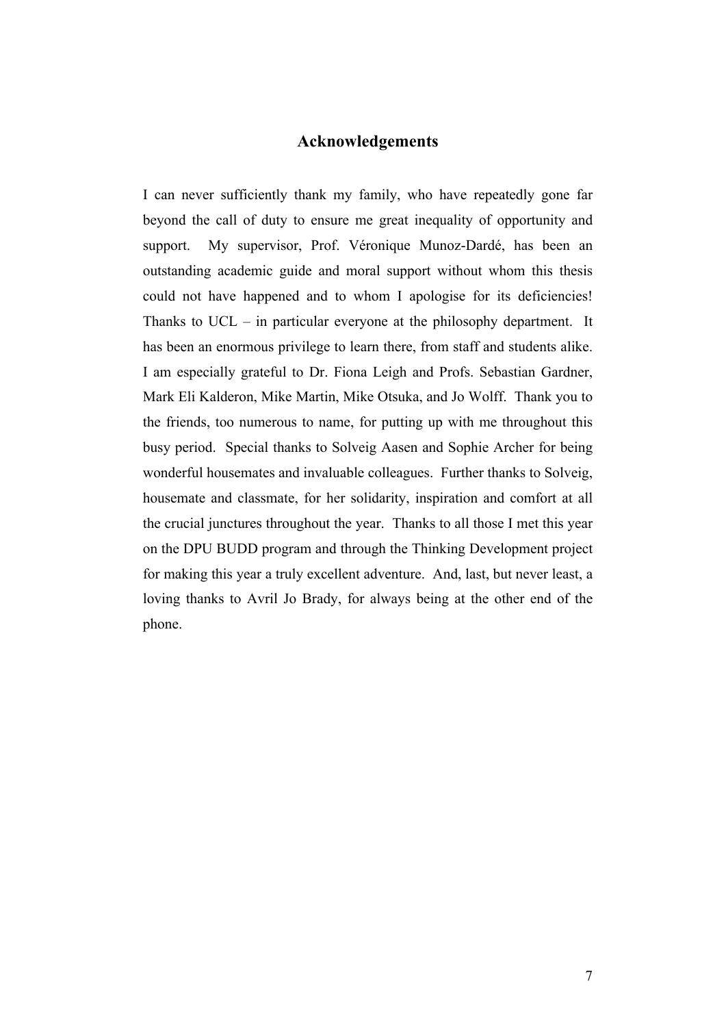## Acknowledgements

I can never sufficiently thank my family, who have repeatedly gone far beyond the call of duty to ensure me great inequality of opportunity and support. My supervisor, Prof. Véronique Munoz-Dardé, has been an outstanding academic guide and moral support without whom this thesis could not have happened and to whom I apologise for its deficiencies! Thanks to UCL – in particular everyone at the philosophy department. It has been an enormous privilege to learn there, from staff and students alike. I am especially grateful to Dr. Fiona Leigh and Profs. Sebastian Gardner, Mark Eli Kalderon, Mike Martin, Mike Otsuka, and Jo Wolff. Thank you to the friends, too numerous to name, for putting up with me throughout this busy period. Special thanks to Solveig Aasen and Sophie Archer for being wonderful housemates and invaluable colleagues. Further thanks to Solveig, housemate and classmate, for her solidarity, inspiration and comfort at all the crucial junctures throughout the year. Thanks to all those I met this year on the DPU BUDD program and through the Thinking Development project for making this year a truly excellent adventure. And, last, but never least, a loving thanks to Avril Jo Brady, for always being at the other end of the phone.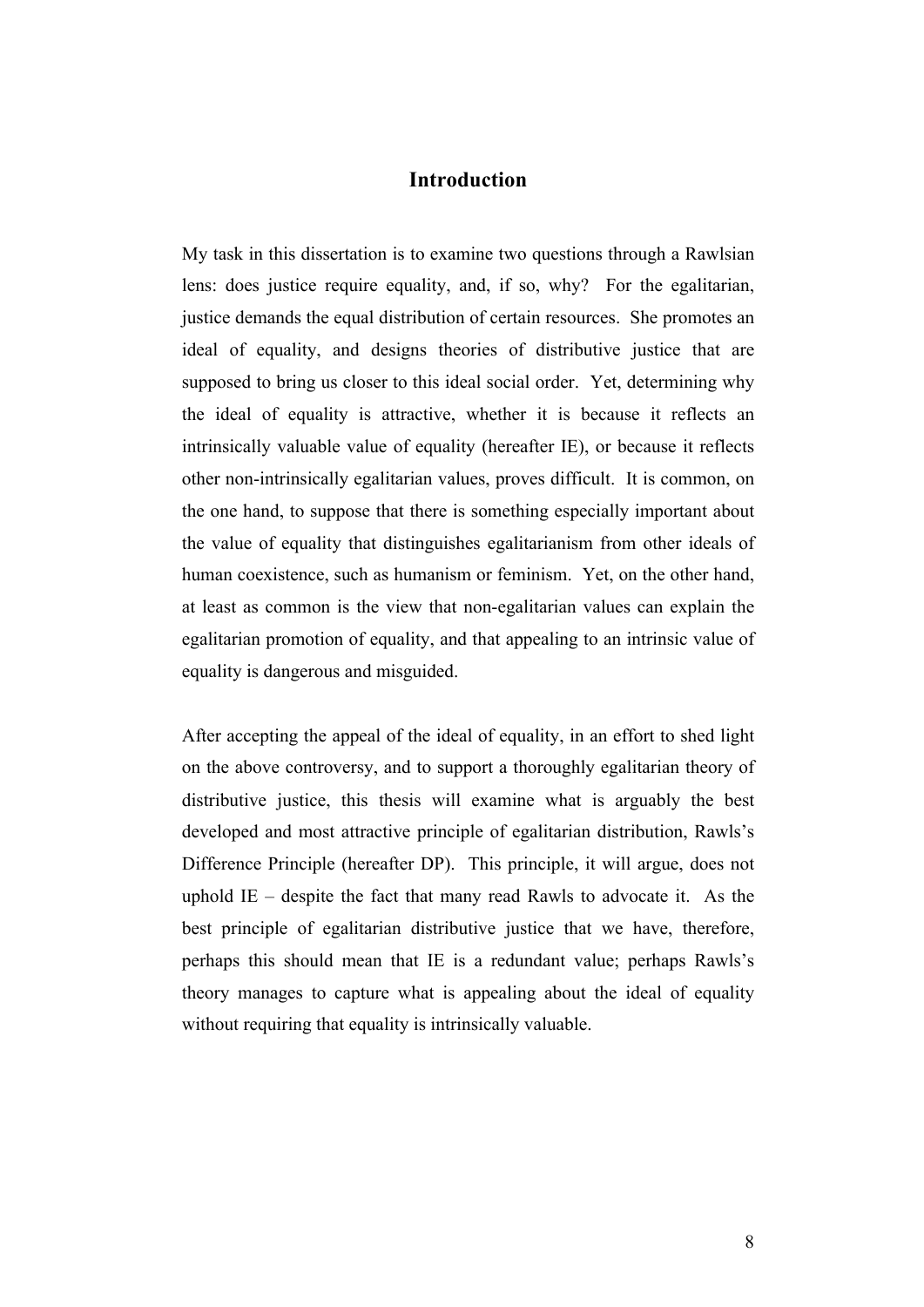# Introduction

My task in this dissertation is to examine two questions through a Rawlsian lens: does justice require equality, and, if so, why? For the egalitarian, justice demands the equal distribution of certain resources. She promotes an ideal of equality, and designs theories of distributive justice that are supposed to bring us closer to this ideal social order. Yet, determining why the ideal of equality is attractive, whether it is because it reflects an intrinsically valuable value of equality (hereafter IE), or because it reflects other non-intrinsically egalitarian values, proves difficult. It is common, on the one hand, to suppose that there is something especially important about the value of equality that distinguishes egalitarianism from other ideals of human coexistence, such as humanism or feminism. Yet, on the other hand, at least as common is the view that non-egalitarian values can explain the egalitarian promotion of equality, and that appealing to an intrinsic value of equality is dangerous and misguided.

After accepting the appeal of the ideal of equality, in an effort to shed light on the above controversy, and to support a thoroughly egalitarian theory of distributive justice, this thesis will examine what is arguably the best developed and most attractive principle of egalitarian distribution, Rawls's Difference Principle (hereafter DP). This principle, it will argue, does not uphold IE – despite the fact that many read Rawls to advocate it. As the best principle of egalitarian distributive justice that we have, therefore, perhaps this should mean that IE is a redundant value; perhaps Rawls's theory manages to capture what is appealing about the ideal of equality without requiring that equality is intrinsically valuable.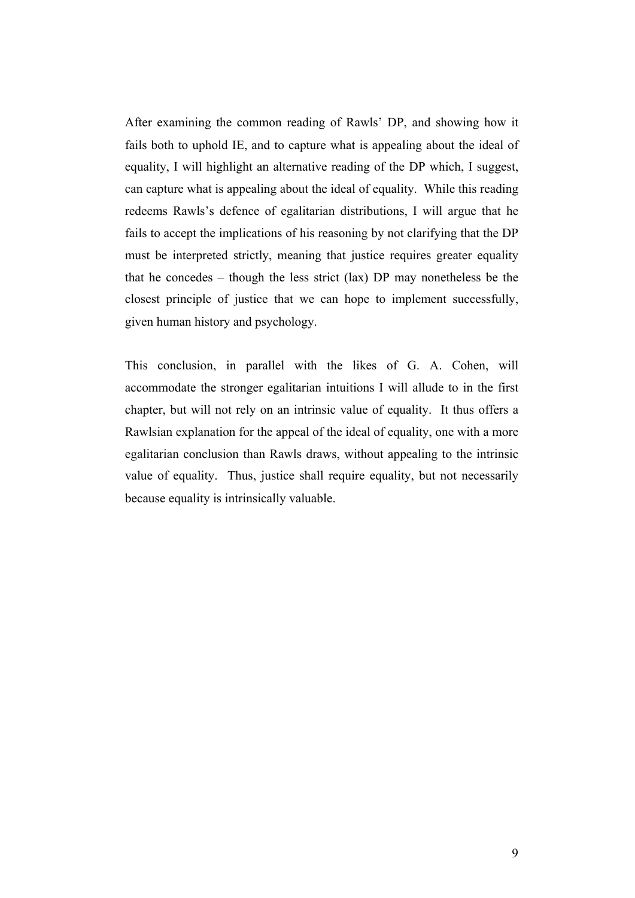After examining the common reading of Rawls' DP, and showing how it fails both to uphold IE, and to capture what is appealing about the ideal of equality, I will highlight an alternative reading of the DP which, I suggest, can capture what is appealing about the ideal of equality. While this reading redeems Rawls's defence of egalitarian distributions, I will argue that he fails to accept the implications of his reasoning by not clarifying that the DP must be interpreted strictly, meaning that justice requires greater equality that he concedes – though the less strict (lax) DP may nonetheless be the closest principle of justice that we can hope to implement successfully, given human history and psychology.

This conclusion, in parallel with the likes of G. A. Cohen, will accommodate the stronger egalitarian intuitions I will allude to in the first chapter, but will not rely on an intrinsic value of equality. It thus offers a Rawlsian explanation for the appeal of the ideal of equality, one with a more egalitarian conclusion than Rawls draws, without appealing to the intrinsic value of equality. Thus, justice shall require equality, but not necessarily because equality is intrinsically valuable.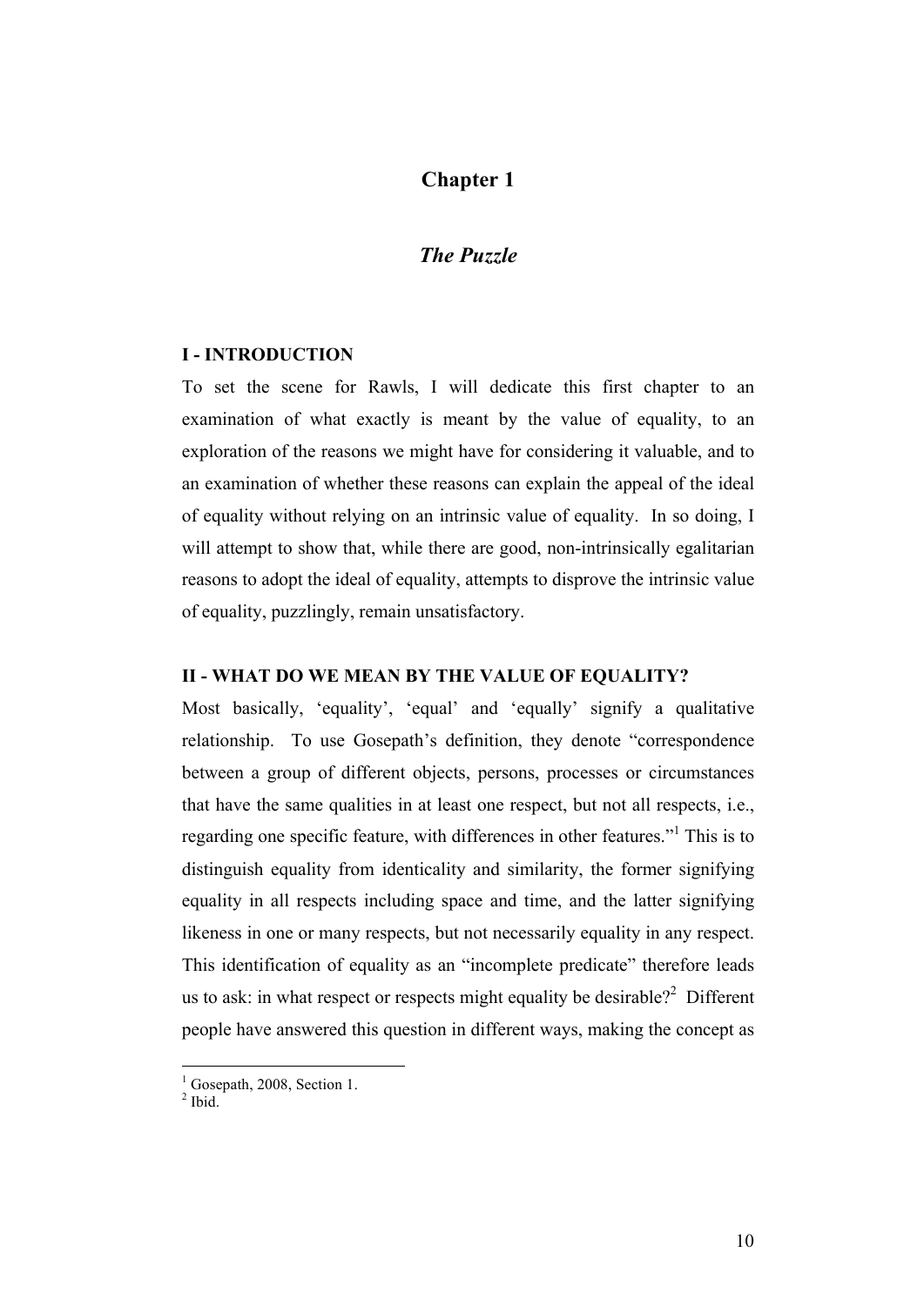# Chapter 1

## *The Puzzle*

### I - INTRODUCTION

To set the scene for Rawls, I will dedicate this first chapter to an examination of what exactly is meant by the value of equality, to an exploration of the reasons we might have for considering it valuable, and to an examination of whether these reasons can explain the appeal of the ideal of equality without relying on an intrinsic value of equality. In so doing, I will attempt to show that, while there are good, non-intrinsically egalitarian reasons to adopt the ideal of equality, attempts to disprove the intrinsic value of equality, puzzlingly, remain unsatisfactory.

### II - WHAT DO WE MEAN BY THE VALUE OF EQUALITY?

Most basically, 'equality', 'equal' and 'equally' signify a qualitative relationship. To use Gosepath's definition, they denote "correspondence between a group of different objects, persons, processes or circumstances that have the same qualities in at least one respect, but not all respects, i.e., regarding one specific feature, with differences in other features."[1] This is to distinguish equality from identicality and similarity, the former signifying equality in all respects including space and time, and the latter signifying likeness in one or many respects, but not necessarily equality in any respect. This identification of equality as an "incomplete predicate" therefore leads us to ask: in what respect or respects might equality be desirable?[2] Different people have answered this question in different ways, making the concept as

[1] Gosepath, 2008, Section 1.

[2] Ibid.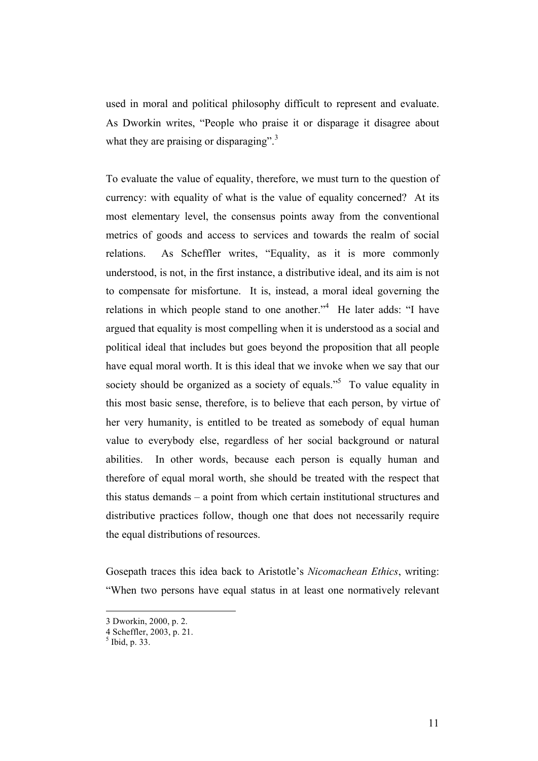used in moral and political philosophy difficult to represent and evaluate. As Dworkin writes, "People who praise it or disparage it disagree about what they are praising or disparaging".[3]

To evaluate the value of equality, therefore, we must turn to the question of currency: with equality of what is the value of equality concerned? At its most elementary level, the consensus points away from the conventional metrics of goods and access to services and towards the realm of social relations. As Scheffler writes, "Equality, as it is more commonly understood, is not, in the first instance, a distributive ideal, and its aim is not to compensate for misfortune. It is, instead, a moral ideal governing the relations in which people stand to one another."[4] He later adds: "I have argued that equality is most compelling when it is understood as a social and political ideal that includes but goes beyond the proposition that all people have equal moral worth. It is this ideal that we invoke when we say that our society should be organized as a society of equals."[5] To value equality in this most basic sense, therefore, is to believe that each person, by virtue of her very humanity, is entitled to be treated as somebody of equal human value to everybody else, regardless of her social background or natural abilities. In other words, because each person is equally human and therefore of equal moral worth, she should be treated with the respect that this status demands – a point from which certain institutional structures and distributive practices follow, though one that does not necessarily require the equal distributions of resources.

Gosepath traces this idea back to Aristotle's *Nicomachean Ethics*, writing: "When two persons have equal status in at least one normatively relevant

3 Dworkin, 2000, p. 2.
4 Scheffler, 2003, p. 21.
5 Ibid, p. 33.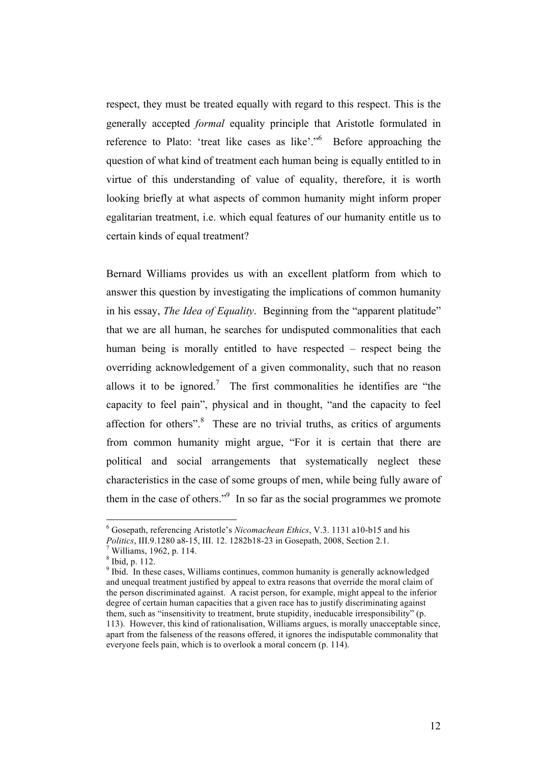respect, they must be treated equally with regard to this respect. This is the generally accepted *formal* equality principle that Aristotle formulated in reference to Plato: 'treat like cases as like'."[6] Before approaching the question of what kind of treatment each human being is equally entitled to in virtue of this understanding of value of equality, therefore, it is worth looking briefly at what aspects of common humanity might inform proper egalitarian treatment, i.e. which equal features of our humanity entitle us to certain kinds of equal treatment?

Bernard Williams provides us with an excellent platform from which to answer this question by investigating the implications of common humanity in his essay, *The Idea of Equality*. Beginning from the "apparent platitude" that we are all human, he searches for undisputed commonalities that each human being is morally entitled to have respected – respect being the overriding acknowledgement of a given commonality, such that no reason allows it to be ignored.[7] The first commonalities he identifies are "the capacity to feel pain", physical and in thought, "and the capacity to feel affection for others".[8] These are no trivial truths, as critics of arguments from common humanity might argue, "For it is certain that there are political and social arrangements that systematically neglect these characteristics in the case of some groups of men, while being fully aware of them in the case of others."[9] In so far as the social programmes we promote

---

[6] Gosepath, referencing Aristotle's *Nicomachean Ethics*, V.3. 1131 a10-b15 and his *Politics*, III.9.1280 a8-15, III. 12. 1282b18-23 in Gosepath, 2008, Section 2.1.

[7] Williams, 1962, p. 114.

[8] Ibid, p. 112.

[9] Ibid. In these cases, Williams continues, common humanity is generally acknowledged and unequal treatment justified by appeal to extra reasons that override the moral claim of the person discriminated against. A racist person, for example, might appeal to the inferior degree of certain human capacities that a given race has to justify discriminating against them, such as "insensitivity to treatment, brute stupidity, ineducable irresponsibility" (p. 113). However, this kind of rationalisation, Williams argues, is morally unacceptable since, apart from the falseness of the reasons offered, it ignores the indisputable commonality that everyone feels pain, which is to overlook a moral concern (p. 114).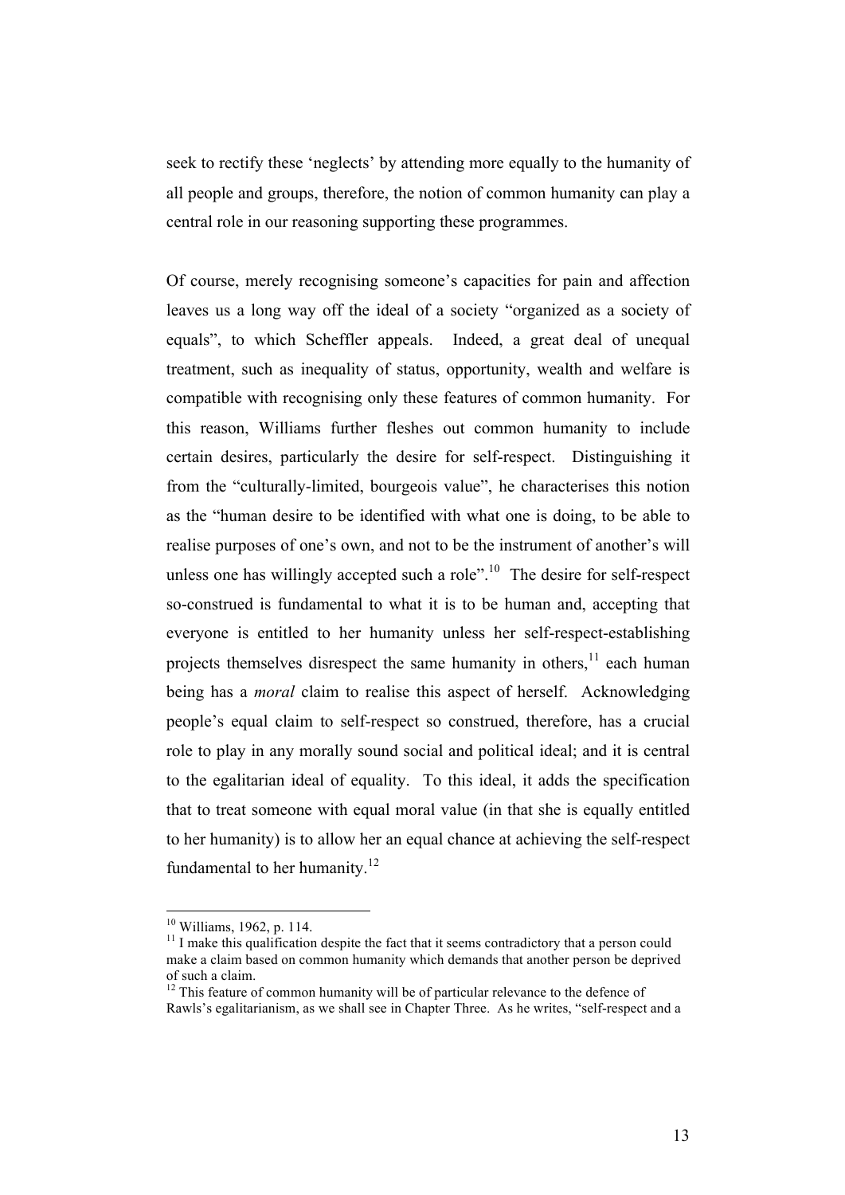seek to rectify these 'neglects' by attending more equally to the humanity of all people and groups, therefore, the notion of common humanity can play a central role in our reasoning supporting these programmes.

Of course, merely recognising someone's capacities for pain and affection leaves us a long way off the ideal of a society "organized as a society of equals", to which Scheffler appeals. Indeed, a great deal of unequal treatment, such as inequality of status, opportunity, wealth and welfare is compatible with recognising only these features of common humanity. For this reason, Williams further fleshes out common humanity to include certain desires, particularly the desire for self-respect. Distinguishing it from the "culturally-limited, bourgeois value", he characterises this notion as the "human desire to be identified with what one is doing, to be able to realise purposes of one's own, and not to be the instrument of another's will unless one has willingly accepted such a role".[10] The desire for self-respect so-construed is fundamental to what it is to be human and, accepting that everyone is entitled to her humanity unless her self-respect-establishing projects themselves disrespect the same humanity in others,[11] each human being has a *moral* claim to realise this aspect of herself. Acknowledging people's equal claim to self-respect so construed, therefore, has a crucial role to play in any morally sound social and political ideal; and it is central to the egalitarian ideal of equality. To this ideal, it adds the specification that to treat someone with equal moral value (in that she is equally entitled to her humanity) is to allow her an equal chance at achieving the self-respect fundamental to her humanity.[12]

---

[10] Williams, 1962, p. 114.

[11] I make this qualification despite the fact that it seems contradictory that a person could make a claim based on common humanity which demands that another person be deprived of such a claim.

[12] This feature of common humanity will be of particular relevance to the defence of Rawls's egalitarianism, as we shall see in Chapter Three. As he writes, "self-respect and a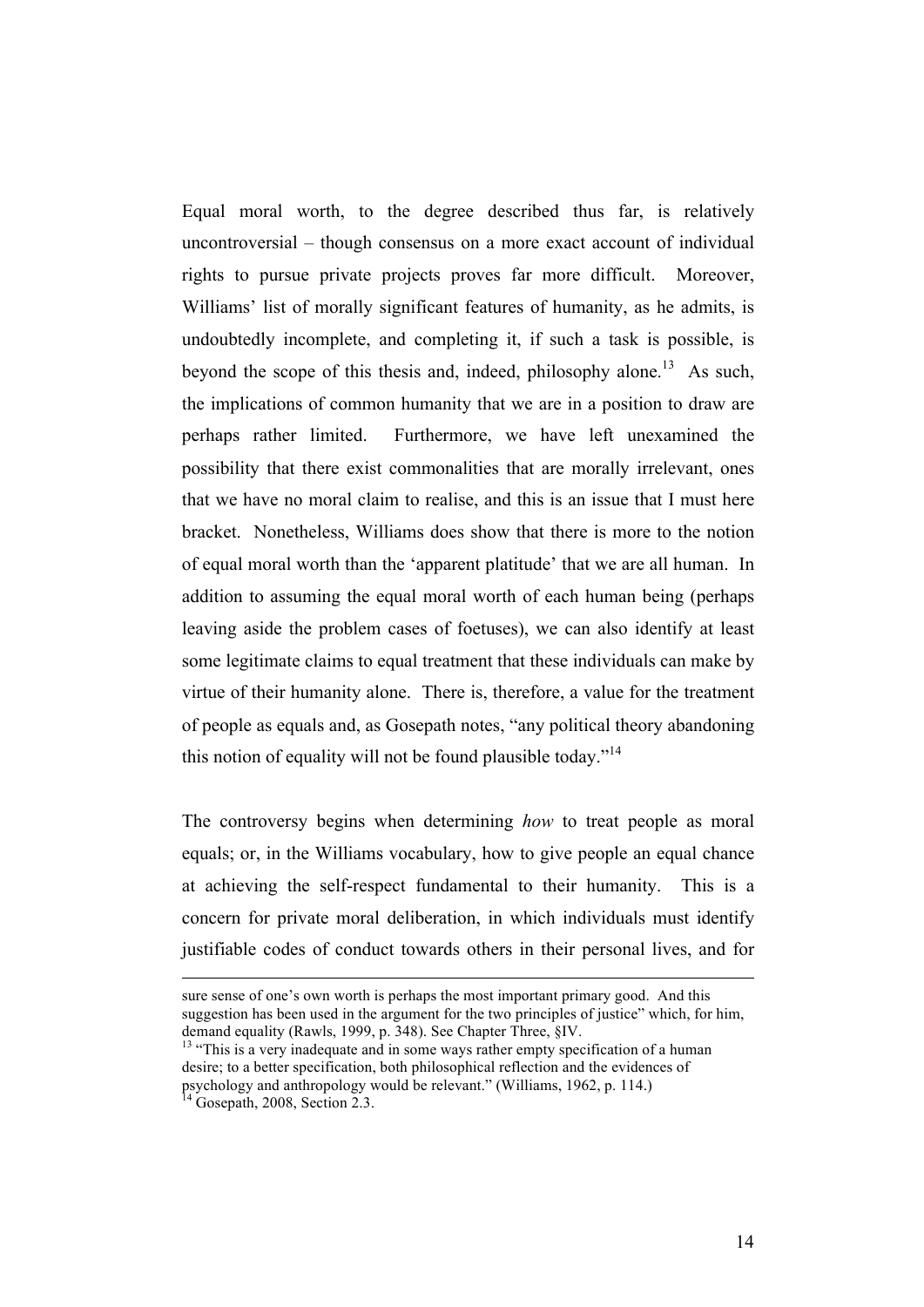Equal moral worth, to the degree described thus far, is relatively uncontroversial – though consensus on a more exact account of individual rights to pursue private projects proves far more difficult. Moreover, Williams' list of morally significant features of humanity, as he admits, is undoubtedly incomplete, and completing it, if such a task is possible, is beyond the scope of this thesis and, indeed, philosophy alone.[13] As such, the implications of common humanity that we are in a position to draw are perhaps rather limited. Furthermore, we have left unexamined the possibility that there exist commonalities that are morally irrelevant, ones that we have no moral claim to realise, and this is an issue that I must here bracket. Nonetheless, Williams does show that there is more to the notion of equal moral worth than the 'apparent platitude' that we are all human. In addition to assuming the equal moral worth of each human being (perhaps leaving aside the problem cases of foetuses), we can also identify at least some legitimate claims to equal treatment that these individuals can make by virtue of their humanity alone. There is, therefore, a value for the treatment of people as equals and, as Gosepath notes, "any political theory abandoning this notion of equality will not be found plausible today."[14]

The controversy begins when determining *how* to treat people as moral equals; or, in the Williams vocabulary, how to give people an equal chance at achieving the self-respect fundamental to their humanity. This is a concern for private moral deliberation, in which individuals must identify justifiable codes of conduct towards others in their personal lives, and for

---

sure sense of one's own worth is perhaps the most important primary good. And this suggestion has been used in the argument for the two principles of justice" which, for him, demand equality (Rawls, 1999, p. 348). See Chapter Three, §IV.

[13] "This is a very inadequate and in some ways rather empty specification of a human desire; to a better specification, both philosophical reflection and the evidences of psychology and anthropology would be relevant." (Williams, 1962, p. 114.)

[14] Gosepath, 2008, Section 2.3.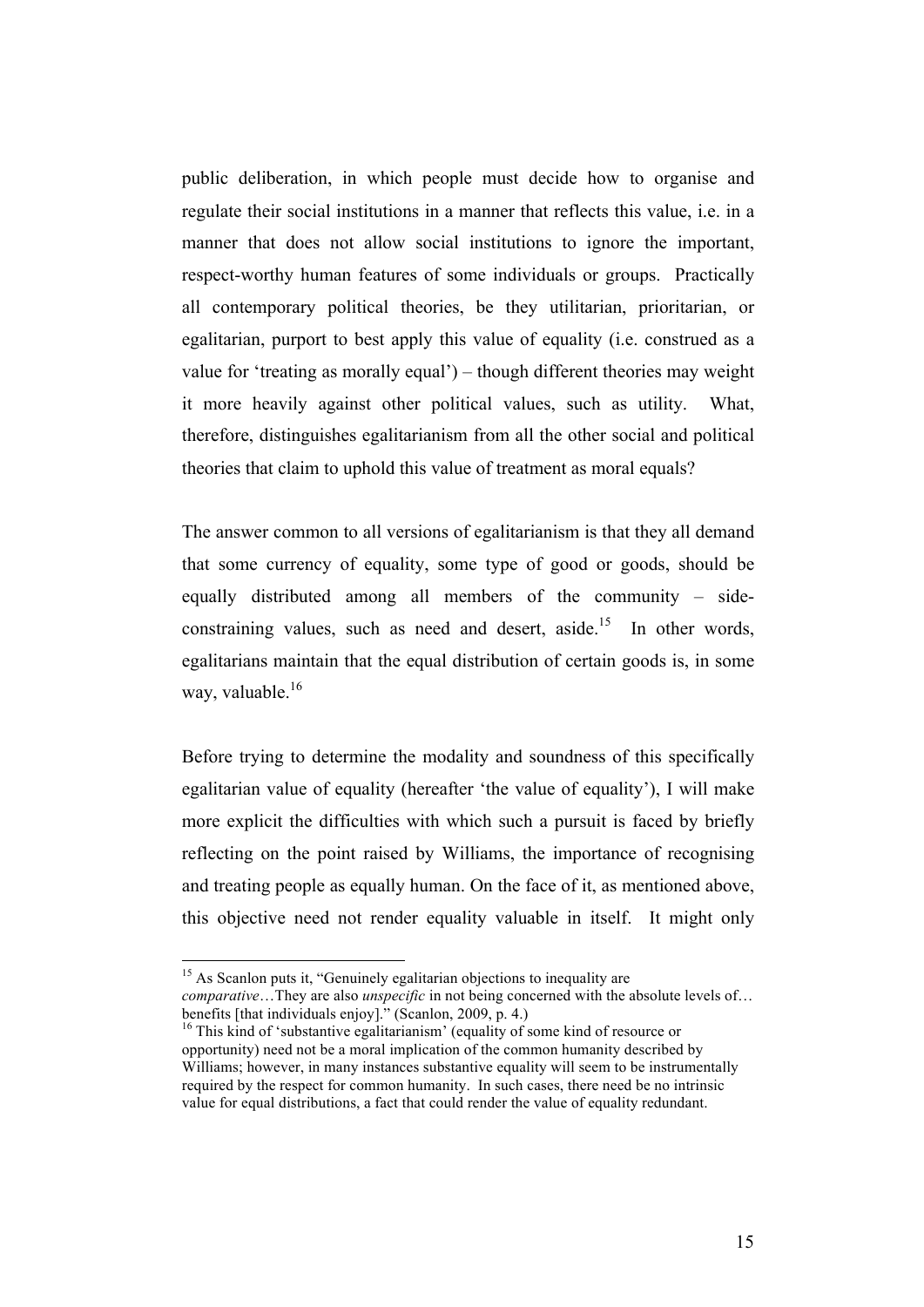public deliberation, in which people must decide how to organise and regulate their social institutions in a manner that reflects this value, i.e. in a manner that does not allow social institutions to ignore the important, respect-worthy human features of some individuals or groups. Practically all contemporary political theories, be they utilitarian, prioritarian, or egalitarian, purport to best apply this value of equality (i.e. construed as a value for 'treating as morally equal') – though different theories may weight it more heavily against other political values, such as utility. What, therefore, distinguishes egalitarianism from all the other social and political theories that claim to uphold this value of treatment as moral equals?

The answer common to all versions of egalitarianism is that they all demand that some currency of equality, some type of good or goods, should be equally distributed among all members of the community – side-constraining values, such as need and desert, aside.[15] In other words, egalitarians maintain that the equal distribution of certain goods is, in some way, valuable.[16]

Before trying to determine the modality and soundness of this specifically egalitarian value of equality (hereafter 'the value of equality'), I will make more explicit the difficulties with which such a pursuit is faced by briefly reflecting on the point raised by Williams, the importance of recognising and treating people as equally human. On the face of it, as mentioned above, this objective need not render equality valuable in itself. It might only

---

[15] As Scanlon puts it, "Genuinely egalitarian objections to inequality are *comparative*…They are also *unspecific* in not being concerned with the absolute levels of… benefits [that individuals enjoy]." (Scanlon, 2009, p. 4.)

[16] This kind of 'substantive egalitarianism' (equality of some kind of resource or opportunity) need not be a moral implication of the common humanity described by Williams; however, in many instances substantive equality will seem to be instrumentally required by the respect for common humanity. In such cases, there need be no intrinsic value for equal distributions, a fact that could render the value of equality redundant.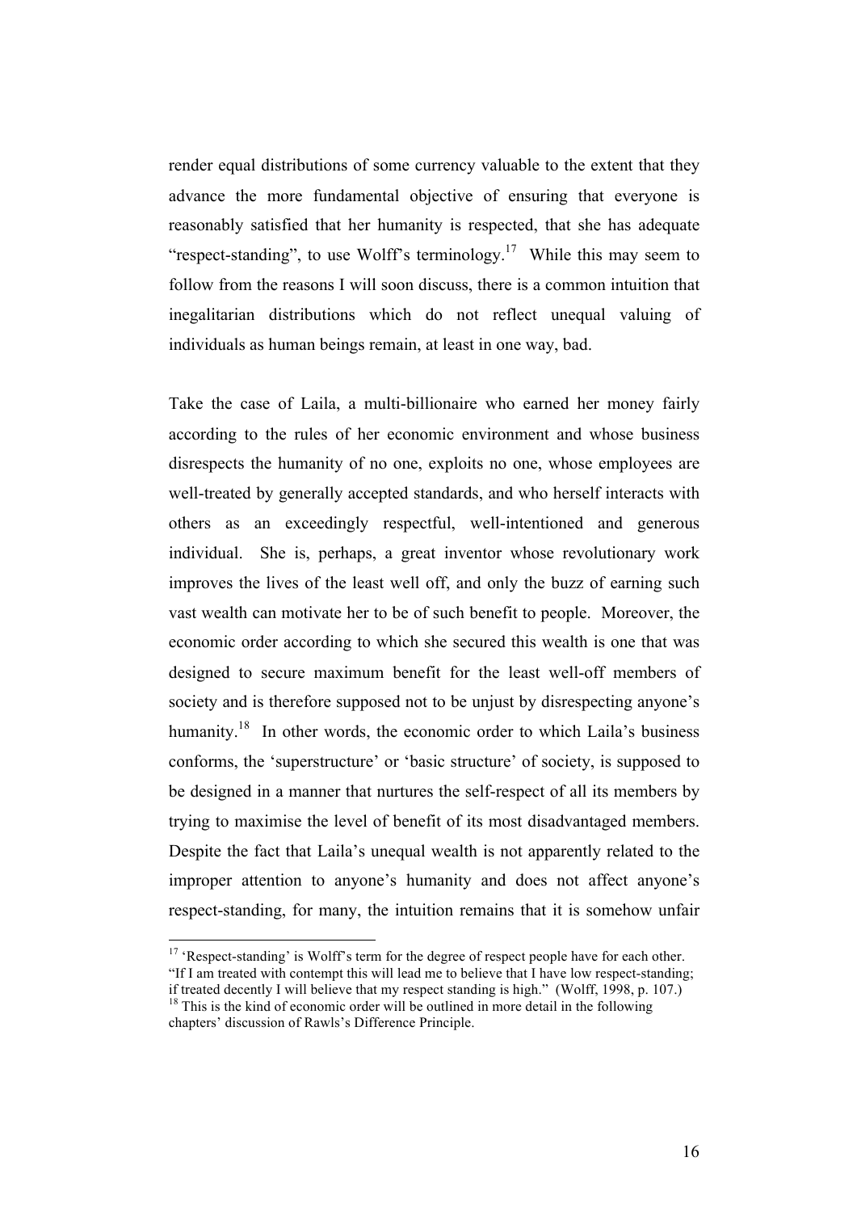render equal distributions of some currency valuable to the extent that they advance the more fundamental objective of ensuring that everyone is reasonably satisfied that her humanity is respected, that she has adequate "respect-standing", to use Wolff's terminology.[17] While this may seem to follow from the reasons I will soon discuss, there is a common intuition that inegalitarian distributions which do not reflect unequal valuing of individuals as human beings remain, at least in one way, bad.

Take the case of Laila, a multi-billionaire who earned her money fairly according to the rules of her economic environment and whose business disrespects the humanity of no one, exploits no one, whose employees are well-treated by generally accepted standards, and who herself interacts with others as an exceedingly respectful, well-intentioned and generous individual. She is, perhaps, a great inventor whose revolutionary work improves the lives of the least well off, and only the buzz of earning such vast wealth can motivate her to be of such benefit to people. Moreover, the economic order according to which she secured this wealth is one that was designed to secure maximum benefit for the least well-off members of society and is therefore supposed not to be unjust by disrespecting anyone's humanity.[18] In other words, the economic order to which Laila's business conforms, the 'superstructure' or 'basic structure' of society, is supposed to be designed in a manner that nurtures the self-respect of all its members by trying to maximise the level of benefit of its most disadvantaged members. Despite the fact that Laila's unequal wealth is not apparently related to the improper attention to anyone's humanity and does not affect anyone's respect-standing, for many, the intuition remains that it is somehow unfair

---

[17] 'Respect-standing' is Wolff's term for the degree of respect people have for each other. "If I am treated with contempt this will lead me to believe that I have low respect-standing; if treated decently I will believe that my respect standing is high." (Wolff, 1998, p. 107.)

[18] This is the kind of economic order will be outlined in more detail in the following chapters' discussion of Rawls's Difference Principle.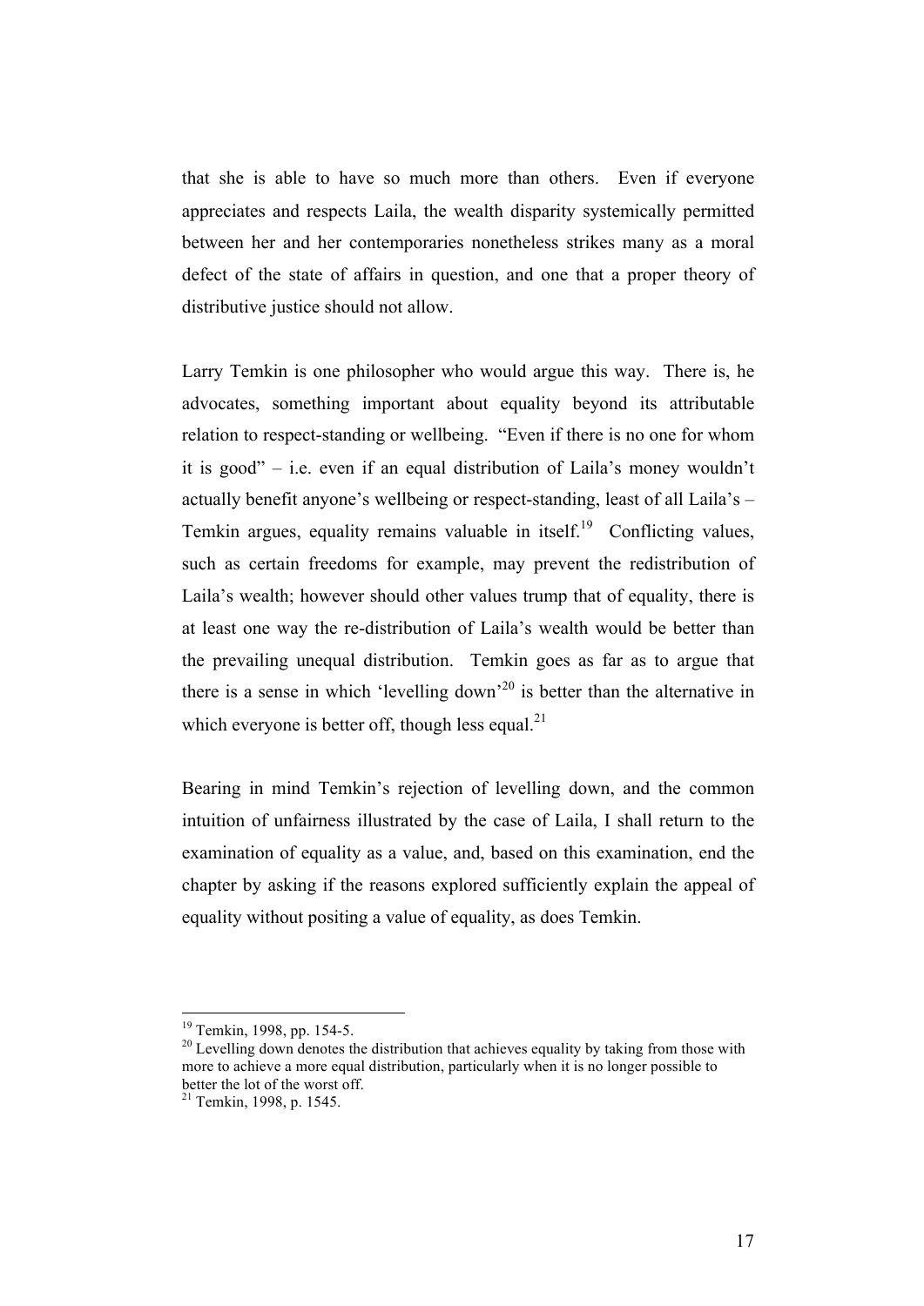that she is able to have so much more than others. Even if everyone appreciates and respects Laila, the wealth disparity systemically permitted between her and her contemporaries nonetheless strikes many as a moral defect of the state of affairs in question, and one that a proper theory of distributive justice should not allow.

Larry Temkin is one philosopher who would argue this way. There is, he advocates, something important about equality beyond its attributable relation to respect-standing or wellbeing. "Even if there is no one for whom it is good" – i.e. even if an equal distribution of Laila's money wouldn't actually benefit anyone's wellbeing or respect-standing, least of all Laila's – Temkin argues, equality remains valuable in itself.[19] Conflicting values, such as certain freedoms for example, may prevent the redistribution of Laila's wealth; however should other values trump that of equality, there is at least one way the re-distribution of Laila's wealth would be better than the prevailing unequal distribution. Temkin goes as far as to argue that there is a sense in which 'levelling down'[20] is better than the alternative in which everyone is better off, though less equal.[21]

Bearing in mind Temkin's rejection of levelling down, and the common intuition of unfairness illustrated by the case of Laila, I shall return to the examination of equality as a value, and, based on this examination, end the chapter by asking if the reasons explored sufficiently explain the appeal of equality without positing a value of equality, as does Temkin.

---

[19] Temkin, 1998, pp. 154-5.

[20] Levelling down denotes the distribution that achieves equality by taking from those with more to achieve a more equal distribution, particularly when it is no longer possible to better the lot of the worst off.

[21] Temkin, 1998, p. 1545.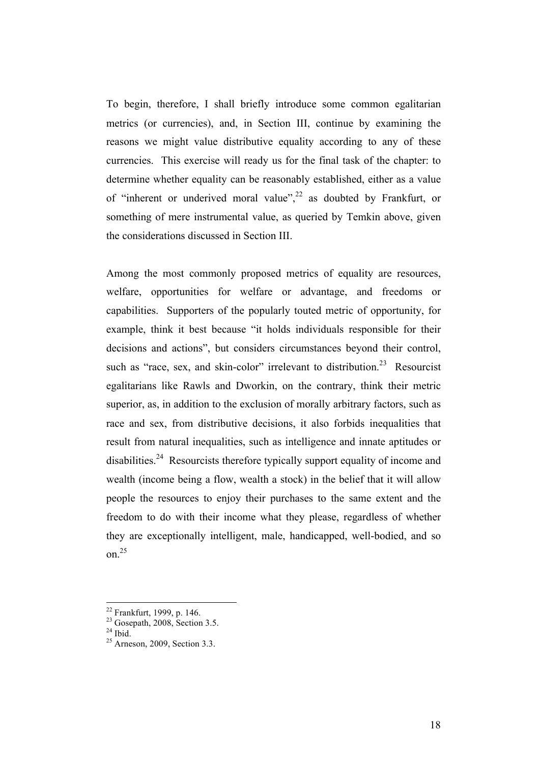To begin, therefore, I shall briefly introduce some common egalitarian metrics (or currencies), and, in Section III, continue by examining the reasons we might value distributive equality according to any of these currencies. This exercise will ready us for the final task of the chapter: to determine whether equality can be reasonably established, either as a value of "inherent or underived moral value",[22] as doubted by Frankfurt, or something of mere instrumental value, as queried by Temkin above, given the considerations discussed in Section III.

Among the most commonly proposed metrics of equality are resources, welfare, opportunities for welfare or advantage, and freedoms or capabilities. Supporters of the popularly touted metric of opportunity, for example, think it best because "it holds individuals responsible for their decisions and actions", but considers circumstances beyond their control, such as "race, sex, and skin-color" irrelevant to distribution.[23] Resourcist egalitarians like Rawls and Dworkin, on the contrary, think their metric superior, as, in addition to the exclusion of morally arbitrary factors, such as race and sex, from distributive decisions, it also forbids inequalities that result from natural inequalities, such as intelligence and innate aptitudes or disabilities.[24] Resourcists therefore typically support equality of income and wealth (income being a flow, wealth a stock) in the belief that it will allow people the resources to enjoy their purchases to the same extent and the freedom to do with their income what they please, regardless of whether they are exceptionally intelligent, male, handicapped, well-bodied, and so on.[25]

---

[22] Frankfurt, 1999, p. 146.

[23] Gosepath, 2008, Section 3.5.

[24] Ibid.

[25] Arneson, 2009, Section 3.3.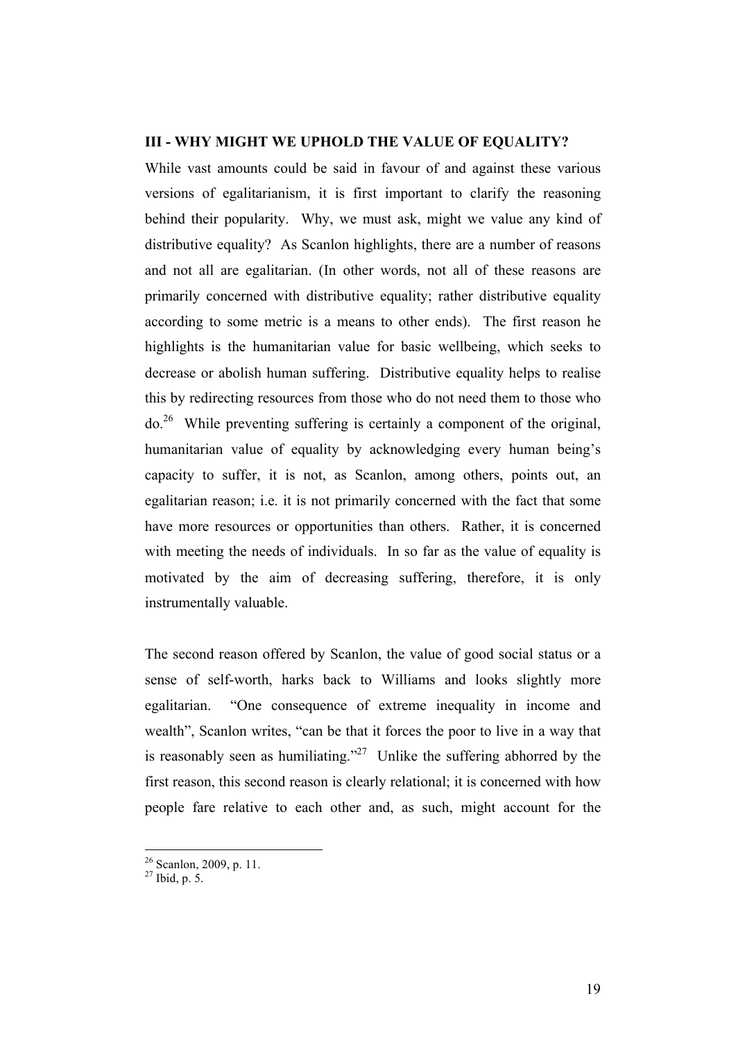## III - WHY MIGHT WE UPHOLD THE VALUE OF EQUALITY?

While vast amounts could be said in favour of and against these various versions of egalitarianism, it is first important to clarify the reasoning behind their popularity. Why, we must ask, might we value any kind of distributive equality? As Scanlon highlights, there are a number of reasons and not all are egalitarian. (In other words, not all of these reasons are primarily concerned with distributive equality; rather distributive equality according to some metric is a means to other ends). The first reason he highlights is the humanitarian value for basic wellbeing, which seeks to decrease or abolish human suffering. Distributive equality helps to realise this by redirecting resources from those who do not need them to those who do.[26] While preventing suffering is certainly a component of the original, humanitarian value of equality by acknowledging every human being's capacity to suffer, it is not, as Scanlon, among others, points out, an egalitarian reason; i.e. it is not primarily concerned with the fact that some have more resources or opportunities than others. Rather, it is concerned with meeting the needs of individuals. In so far as the value of equality is motivated by the aim of decreasing suffering, therefore, it is only instrumentally valuable.

The second reason offered by Scanlon, the value of good social status or a sense of self-worth, harks back to Williams and looks slightly more egalitarian. "One consequence of extreme inequality in income and wealth", Scanlon writes, "can be that it forces the poor to live in a way that is reasonably seen as humiliating."[27] Unlike the suffering abhorred by the first reason, this second reason is clearly relational; it is concerned with how people fare relative to each other and, as such, might account for the

[26] Scanlon, 2009, p. 11.
[27] Ibid, p. 5.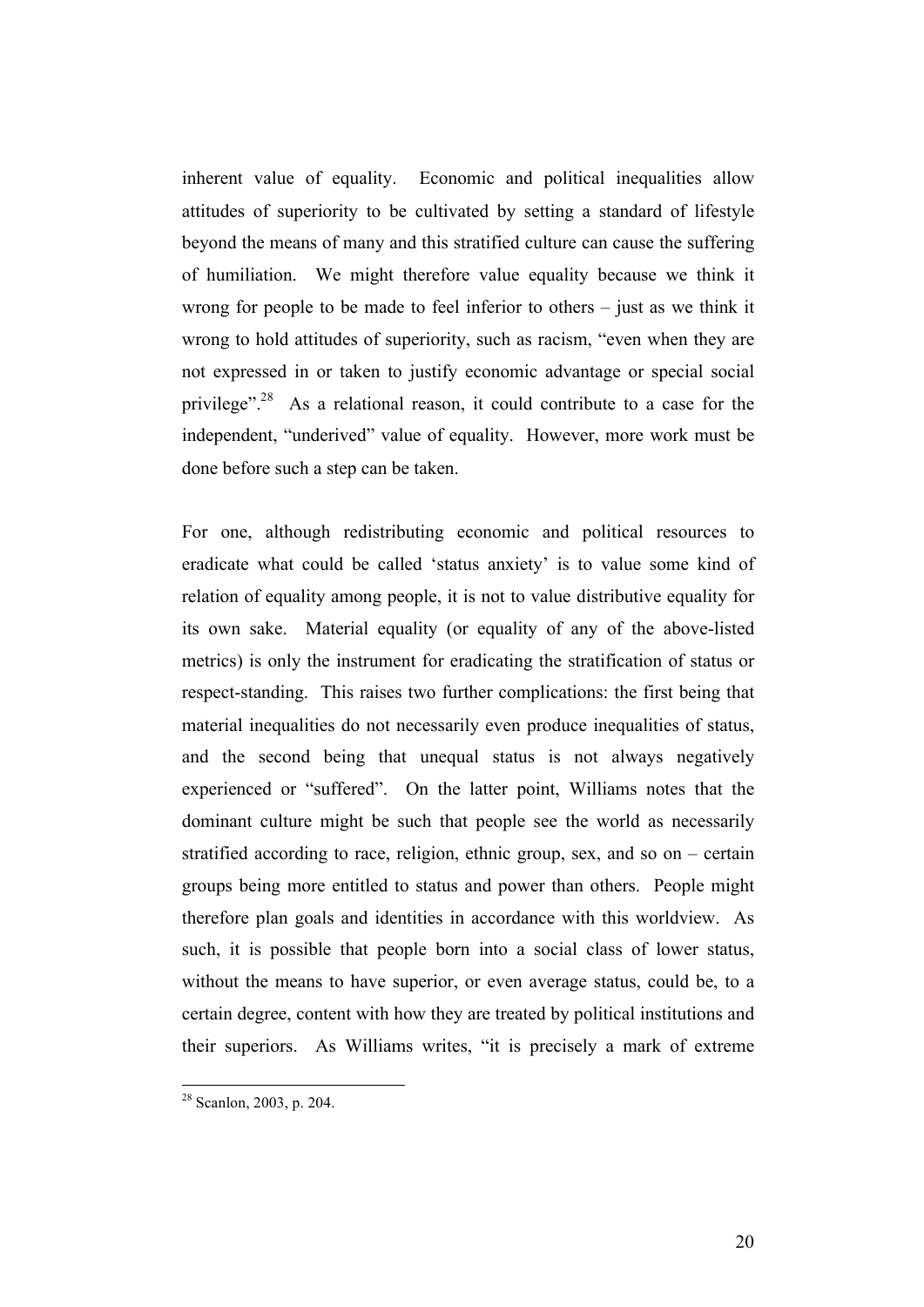inherent value of equality. Economic and political inequalities allow attitudes of superiority to be cultivated by setting a standard of lifestyle beyond the means of many and this stratified culture can cause the suffering of humiliation. We might therefore value equality because we think it wrong for people to be made to feel inferior to others – just as we think it wrong to hold attitudes of superiority, such as racism, "even when they are not expressed in or taken to justify economic advantage or special social privilege".[28] As a relational reason, it could contribute to a case for the independent, "underived" value of equality. However, more work must be done before such a step can be taken.

For one, although redistributing economic and political resources to eradicate what could be called 'status anxiety' is to value some kind of relation of equality among people, it is not to value distributive equality for its own sake. Material equality (or equality of any of the above-listed metrics) is only the instrument for eradicating the stratification of status or respect-standing. This raises two further complications: the first being that material inequalities do not necessarily even produce inequalities of status, and the second being that unequal status is not always negatively experienced or "suffered". On the latter point, Williams notes that the dominant culture might be such that people see the world as necessarily stratified according to race, religion, ethnic group, sex, and so on – certain groups being more entitled to status and power than others. People might therefore plan goals and identities in accordance with this worldview. As such, it is possible that people born into a social class of lower status, without the means to have superior, or even average status, could be, to a certain degree, content with how they are treated by political institutions and their superiors. As Williams writes, "it is precisely a mark of extreme

[28] Scanlon, 2003, p. 204.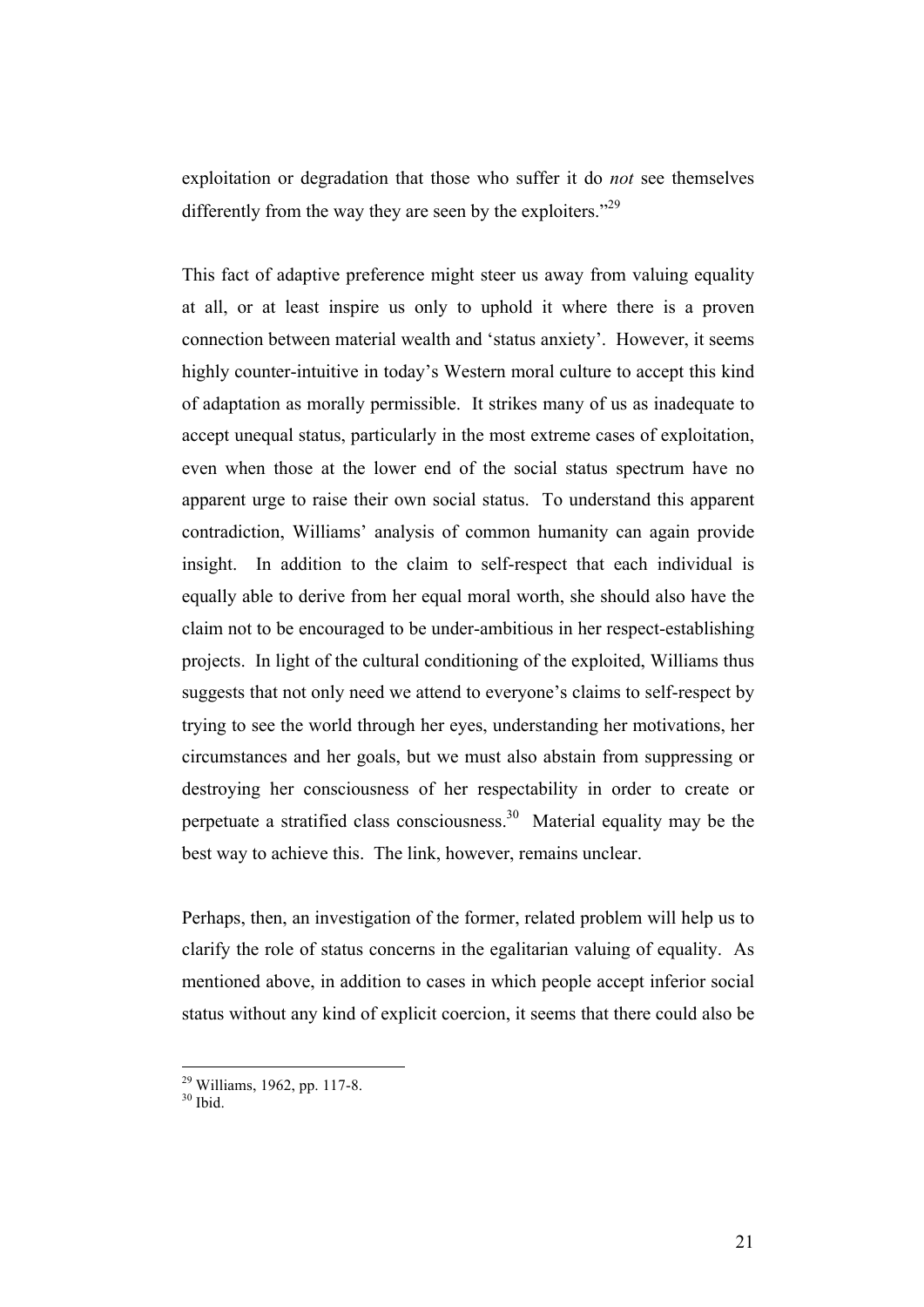exploitation or degradation that those who suffer it do *not* see themselves differently from the way they are seen by the exploiters."[29]

This fact of adaptive preference might steer us away from valuing equality at all, or at least inspire us only to uphold it where there is a proven connection between material wealth and 'status anxiety'. However, it seems highly counter-intuitive in today's Western moral culture to accept this kind of adaptation as morally permissible. It strikes many of us as inadequate to accept unequal status, particularly in the most extreme cases of exploitation, even when those at the lower end of the social status spectrum have no apparent urge to raise their own social status. To understand this apparent contradiction, Williams' analysis of common humanity can again provide insight. In addition to the claim to self-respect that each individual is equally able to derive from her equal moral worth, she should also have the claim not to be encouraged to be under-ambitious in her respect-establishing projects. In light of the cultural conditioning of the exploited, Williams thus suggests that not only need we attend to everyone's claims to self-respect by trying to see the world through her eyes, understanding her motivations, her circumstances and her goals, but we must also abstain from suppressing or destroying her consciousness of her respectability in order to create or perpetuate a stratified class consciousness.[30] Material equality may be the best way to achieve this. The link, however, remains unclear.

Perhaps, then, an investigation of the former, related problem will help us to clarify the role of status concerns in the egalitarian valuing of equality. As mentioned above, in addition to cases in which people accept inferior social status without any kind of explicit coercion, it seems that there could also be

[29] Williams, 1962, pp. 117-8.
[30] Ibid.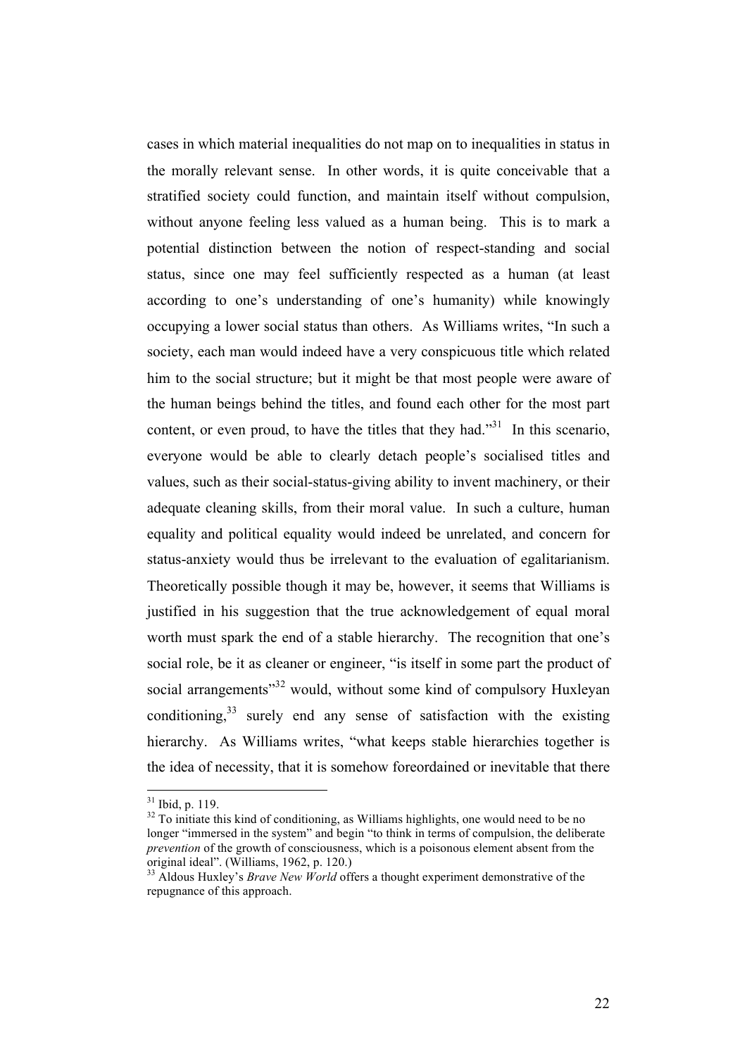cases in which material inequalities do not map on to inequalities in status in the morally relevant sense. In other words, it is quite conceivable that a stratified society could function, and maintain itself without compulsion, without anyone feeling less valued as a human being. This is to mark a potential distinction between the notion of respect-standing and social status, since one may feel sufficiently respected as a human (at least according to one's understanding of one's humanity) while knowingly occupying a lower social status than others. As Williams writes, "In such a society, each man would indeed have a very conspicuous title which related him to the social structure; but it might be that most people were aware of the human beings behind the titles, and found each other for the most part content, or even proud, to have the titles that they had."[31] In this scenario, everyone would be able to clearly detach people's socialised titles and values, such as their social-status-giving ability to invent machinery, or their adequate cleaning skills, from their moral value. In such a culture, human equality and political equality would indeed be unrelated, and concern for status-anxiety would thus be irrelevant to the evaluation of egalitarianism. Theoretically possible though it may be, however, it seems that Williams is justified in his suggestion that the true acknowledgement of equal moral worth must spark the end of a stable hierarchy. The recognition that one's social role, be it as cleaner or engineer, "is itself in some part the product of social arrangements"[32] would, without some kind of compulsory Huxleyan conditioning,[33] surely end any sense of satisfaction with the existing hierarchy. As Williams writes, "what keeps stable hierarchies together is the idea of necessity, that it is somehow foreordained or inevitable that there

---

[31] Ibid, p. 119.

[32] To initiate this kind of conditioning, as Williams highlights, one would need to be no longer "immersed in the system" and begin "to think in terms of compulsion, the deliberate *prevention* of the growth of consciousness, which is a poisonous element absent from the original ideal". (Williams, 1962, p. 120.)

[33] Aldous Huxley's *Brave New World* offers a thought experiment demonstrative of the repugnance of this approach.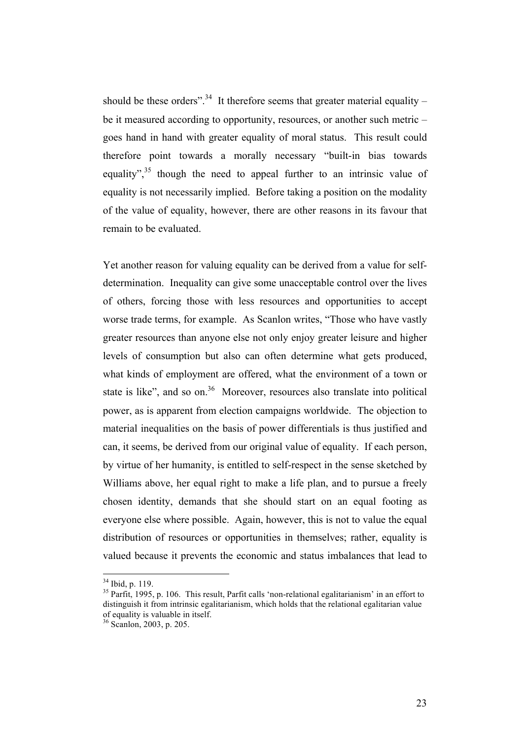should be these orders".[34] It therefore seems that greater material equality – be it measured according to opportunity, resources, or another such metric – goes hand in hand with greater equality of moral status. This result could therefore point towards a morally necessary "built-in bias towards equality",[35] though the need to appeal further to an intrinsic value of equality is not necessarily implied. Before taking a position on the modality of the value of equality, however, there are other reasons in its favour that remain to be evaluated.

Yet another reason for valuing equality can be derived from a value for self-determination. Inequality can give some unacceptable control over the lives of others, forcing those with less resources and opportunities to accept worse trade terms, for example. As Scanlon writes, "Those who have vastly greater resources than anyone else not only enjoy greater leisure and higher levels of consumption but also can often determine what gets produced, what kinds of employment are offered, what the environment of a town or state is like", and so on.[36] Moreover, resources also translate into political power, as is apparent from election campaigns worldwide. The objection to material inequalities on the basis of power differentials is thus justified and can, it seems, be derived from our original value of equality. If each person, by virtue of her humanity, is entitled to self-respect in the sense sketched by Williams above, her equal right to make a life plan, and to pursue a freely chosen identity, demands that she should start on an equal footing as everyone else where possible. Again, however, this is not to value the equal distribution of resources or opportunities in themselves; rather, equality is valued because it prevents the economic and status imbalances that lead to

---

[34] Ibid, p. 119.

[35] Parfit, 1995, p. 106. This result, Parfit calls 'non-relational egalitarianism' in an effort to distinguish it from intrinsic egalitarianism, which holds that the relational egalitarian value of equality is valuable in itself.

[36] Scanlon, 2003, p. 205.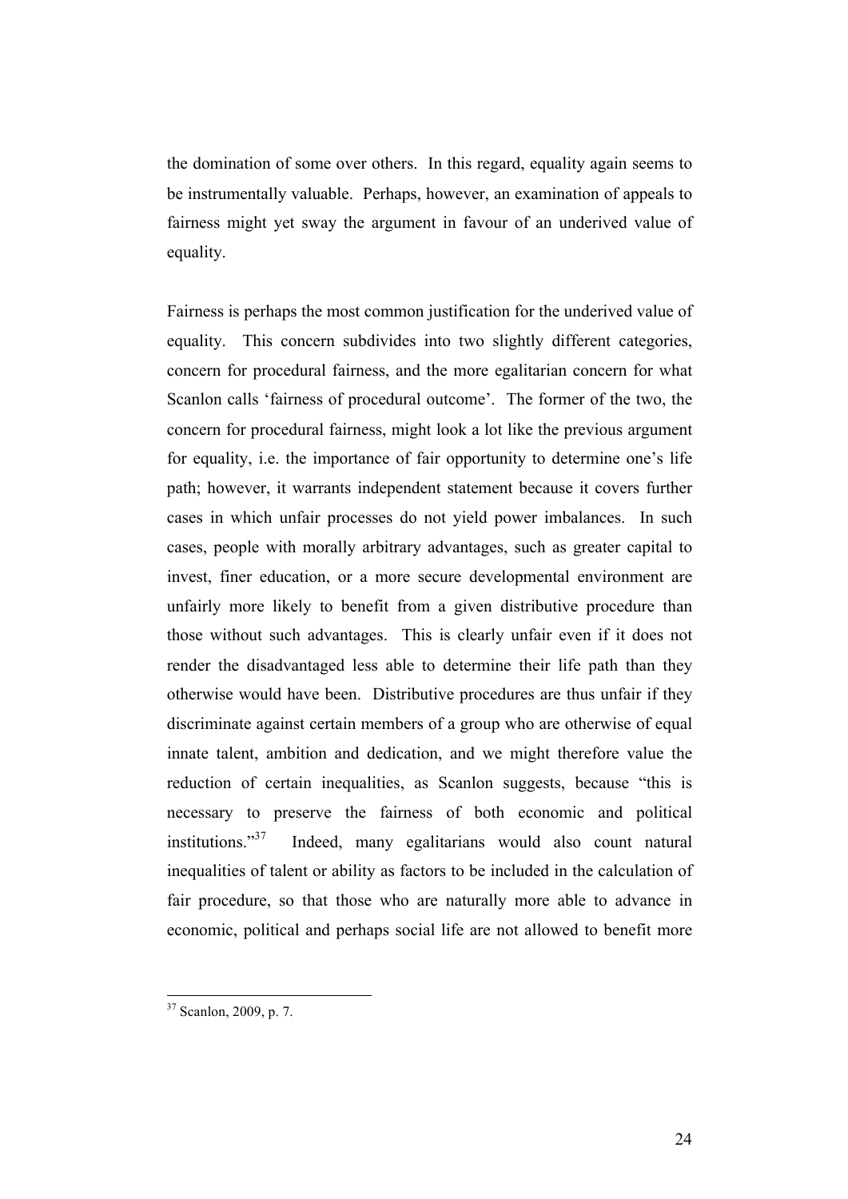the domination of some over others. In this regard, equality again seems to be instrumentally valuable. Perhaps, however, an examination of appeals to fairness might yet sway the argument in favour of an underived value of equality.

Fairness is perhaps the most common justification for the underived value of equality. This concern subdivides into two slightly different categories, concern for procedural fairness, and the more egalitarian concern for what Scanlon calls 'fairness of procedural outcome'. The former of the two, the concern for procedural fairness, might look a lot like the previous argument for equality, i.e. the importance of fair opportunity to determine one's life path; however, it warrants independent statement because it covers further cases in which unfair processes do not yield power imbalances. In such cases, people with morally arbitrary advantages, such as greater capital to invest, finer education, or a more secure developmental environment are unfairly more likely to benefit from a given distributive procedure than those without such advantages. This is clearly unfair even if it does not render the disadvantaged less able to determine their life path than they otherwise would have been. Distributive procedures are thus unfair if they discriminate against certain members of a group who are otherwise of equal innate talent, ambition and dedication, and we might therefore value the reduction of certain inequalities, as Scanlon suggests, because "this is necessary to preserve the fairness of both economic and political institutions."[37] Indeed, many egalitarians would also count natural inequalities of talent or ability as factors to be included in the calculation of fair procedure, so that those who are naturally more able to advance in economic, political and perhaps social life are not allowed to benefit more

[37] Scanlon, 2009, p. 7.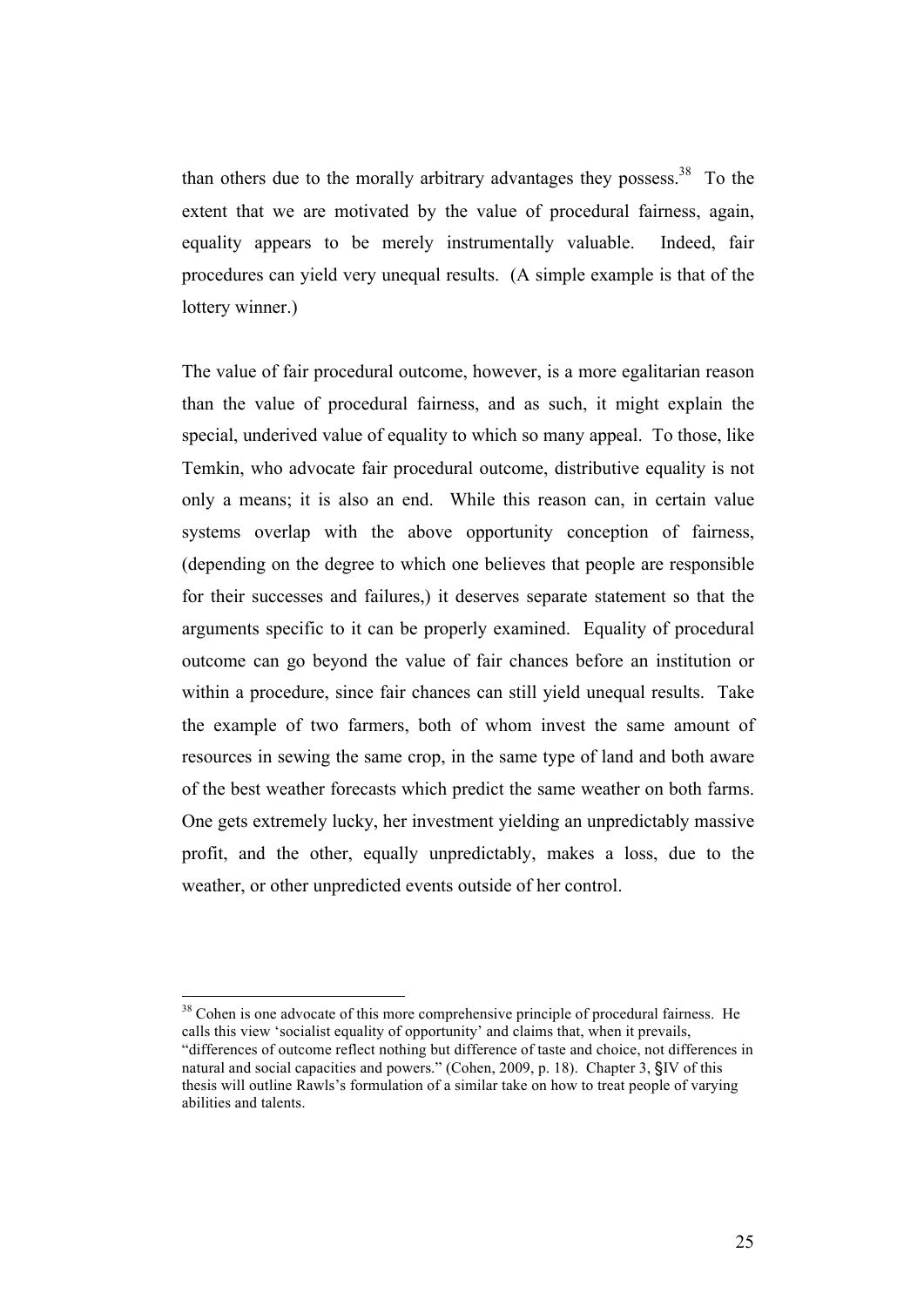than others due to the morally arbitrary advantages they possess.[38] To the extent that we are motivated by the value of procedural fairness, again, equality appears to be merely instrumentally valuable. Indeed, fair procedures can yield very unequal results. (A simple example is that of the lottery winner.)

The value of fair procedural outcome, however, is a more egalitarian reason than the value of procedural fairness, and as such, it might explain the special, underived value of equality to which so many appeal. To those, like Temkin, who advocate fair procedural outcome, distributive equality is not only a means; it is also an end. While this reason can, in certain value systems overlap with the above opportunity conception of fairness, (depending on the degree to which one believes that people are responsible for their successes and failures,) it deserves separate statement so that the arguments specific to it can be properly examined. Equality of procedural outcome can go beyond the value of fair chances before an institution or within a procedure, since fair chances can still yield unequal results. Take the example of two farmers, both of whom invest the same amount of resources in sewing the same crop, in the same type of land and both aware of the best weather forecasts which predict the same weather on both farms. One gets extremely lucky, her investment yielding an unpredictably massive profit, and the other, equally unpredictably, makes a loss, due to the weather, or other unpredicted events outside of her control.

---

[38] Cohen is one advocate of this more comprehensive principle of procedural fairness. He calls this view 'socialist equality of opportunity' and claims that, when it prevails, "differences of outcome reflect nothing but difference of taste and choice, not differences in natural and social capacities and powers." (Cohen, 2009, p. 18). Chapter 3, §IV of this thesis will outline Rawls's formulation of a similar take on how to treat people of varying abilities and talents.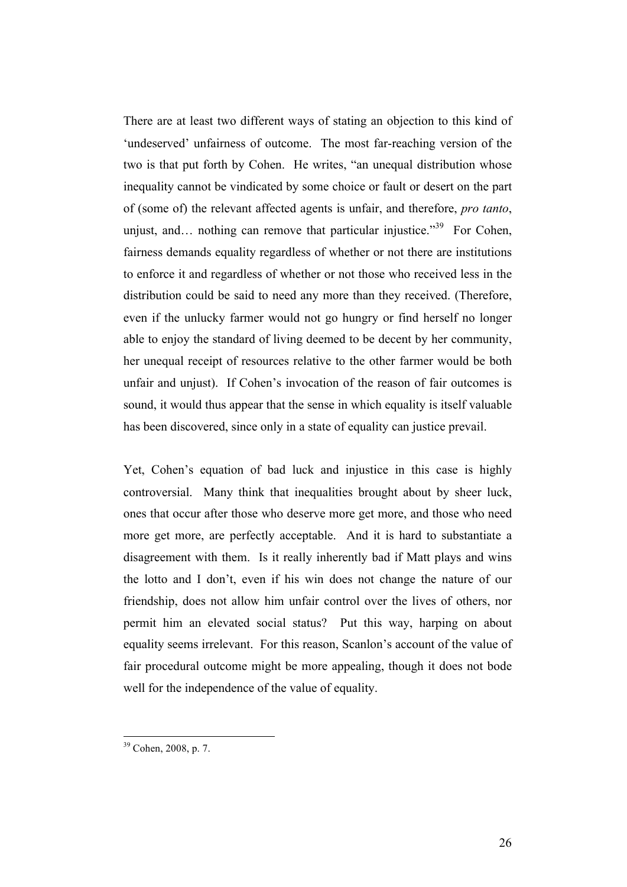There are at least two different ways of stating an objection to this kind of 'undeserved' unfairness of outcome. The most far-reaching version of the two is that put forth by Cohen. He writes, "an unequal distribution whose inequality cannot be vindicated by some choice or fault or desert on the part of (some of) the relevant affected agents is unfair, and therefore, *pro tanto*, unjust, and… nothing can remove that particular injustice."[39] For Cohen, fairness demands equality regardless of whether or not there are institutions to enforce it and regardless of whether or not those who received less in the distribution could be said to need any more than they received. (Therefore, even if the unlucky farmer would not go hungry or find herself no longer able to enjoy the standard of living deemed to be decent by her community, her unequal receipt of resources relative to the other farmer would be both unfair and unjust). If Cohen's invocation of the reason of fair outcomes is sound, it would thus appear that the sense in which equality is itself valuable has been discovered, since only in a state of equality can justice prevail.

Yet, Cohen's equation of bad luck and injustice in this case is highly controversial. Many think that inequalities brought about by sheer luck, ones that occur after those who deserve more get more, and those who need more get more, are perfectly acceptable. And it is hard to substantiate a disagreement with them. Is it really inherently bad if Matt plays and wins the lotto and I don't, even if his win does not change the nature of our friendship, does not allow him unfair control over the lives of others, nor permit him an elevated social status? Put this way, harping on about equality seems irrelevant. For this reason, Scanlon's account of the value of fair procedural outcome might be more appealing, though it does not bode well for the independence of the value of equality.

---

[39] Cohen, 2008, p. 7.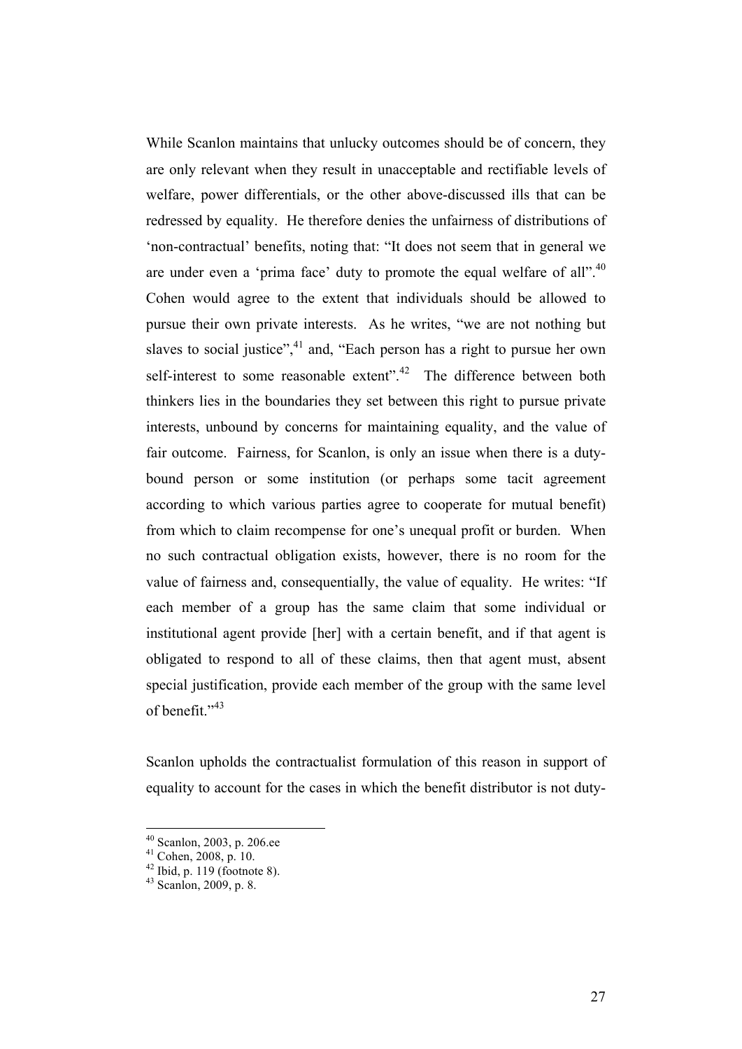While Scanlon maintains that unlucky outcomes should be of concern, they are only relevant when they result in unacceptable and rectifiable levels of welfare, power differentials, or the other above-discussed ills that can be redressed by equality. He therefore denies the unfairness of distributions of 'non-contractual' benefits, noting that: "It does not seem that in general we are under even a 'prima face' duty to promote the equal welfare of all".[40] Cohen would agree to the extent that individuals should be allowed to pursue their own private interests. As he writes, "we are not nothing but slaves to social justice",[41] and, "Each person has a right to pursue her own self-interest to some reasonable extent".[42] The difference between both thinkers lies in the boundaries they set between this right to pursue private interests, unbound by concerns for maintaining equality, and the value of fair outcome. Fairness, for Scanlon, is only an issue when there is a duty-bound person or some institution (or perhaps some tacit agreement according to which various parties agree to cooperate for mutual benefit) from which to claim recompense for one's unequal profit or burden. When no such contractual obligation exists, however, there is no room for the value of fairness and, consequentially, the value of equality. He writes: "If each member of a group has the same claim that some individual or institutional agent provide [her] with a certain benefit, and if that agent is obligated to respond to all of these claims, then that agent must, absent special justification, provide each member of the group with the same level of benefit."[43]

Scanlon upholds the contractualist formulation of this reason in support of equality to account for the cases in which the benefit distributor is not duty-

[40] Scanlon, 2003, p. 206.ee
[41] Cohen, 2008, p. 10.
[42] Ibid, p. 119 (footnote 8).
[43] Scanlon, 2009, p. 8.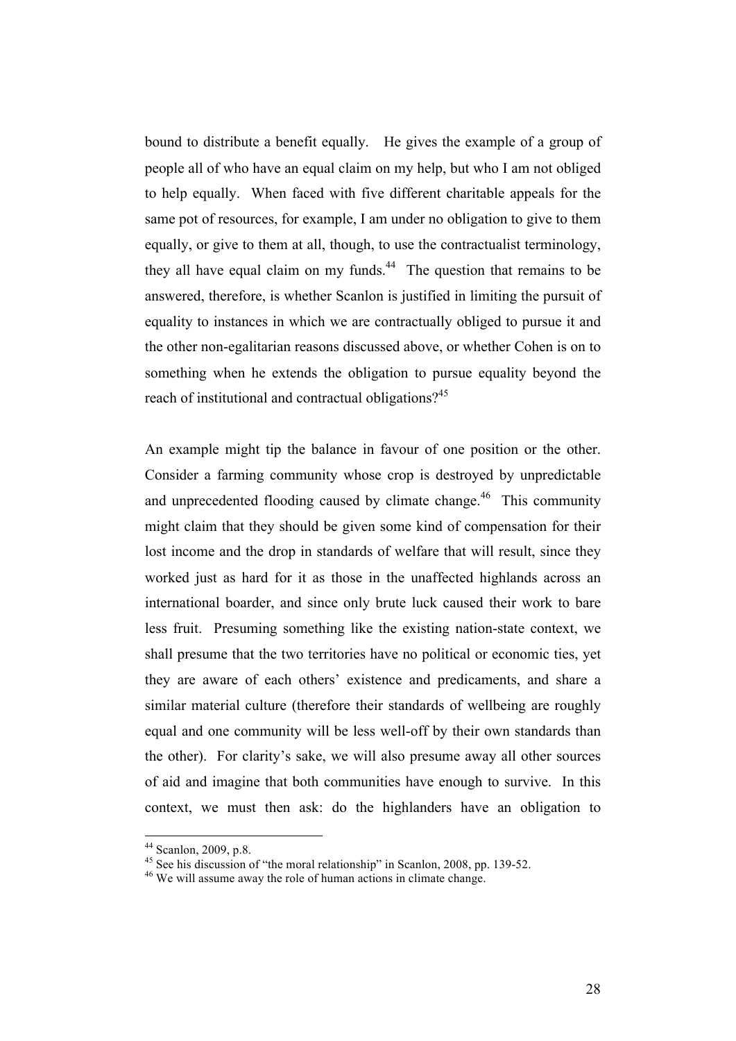bound to distribute a benefit equally. He gives the example of a group of people all of who have an equal claim on my help, but who I am not obliged to help equally. When faced with five different charitable appeals for the same pot of resources, for example, I am under no obligation to give to them equally, or give to them at all, though, to use the contractualist terminology, they all have equal claim on my funds.[44] The question that remains to be answered, therefore, is whether Scanlon is justified in limiting the pursuit of equality to instances in which we are contractually obliged to pursue it and the other non-egalitarian reasons discussed above, or whether Cohen is on to something when he extends the obligation to pursue equality beyond the reach of institutional and contractual obligations?[45]

An example might tip the balance in favour of one position or the other. Consider a farming community whose crop is destroyed by unpredictable and unprecedented flooding caused by climate change.[46] This community might claim that they should be given some kind of compensation for their lost income and the drop in standards of welfare that will result, since they worked just as hard for it as those in the unaffected highlands across an international boarder, and since only brute luck caused their work to bare less fruit. Presuming something like the existing nation-state context, we shall presume that the two territories have no political or economic ties, yet they are aware of each others' existence and predicaments, and share a similar material culture (therefore their standards of wellbeing are roughly equal and one community will be less well-off by their own standards than the other). For clarity's sake, we will also presume away all other sources of aid and imagine that both communities have enough to survive. In this context, we must then ask: do the highlanders have an obligation to

[44] Scanlon, 2009, p.8.

[45] See his discussion of "the moral relationship" in Scanlon, 2008, pp. 139-52.

[46] We will assume away the role of human actions in climate change.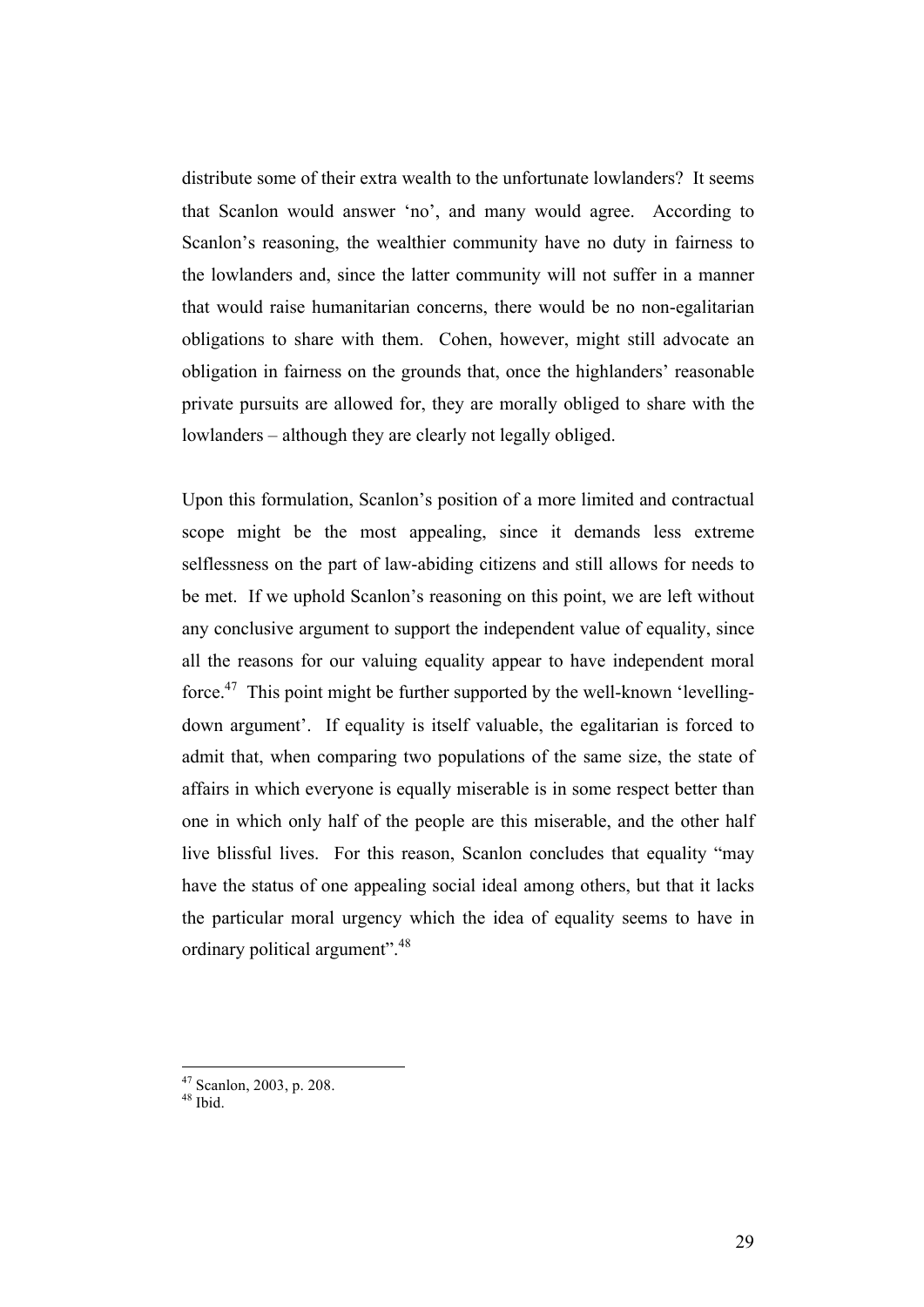distribute some of their extra wealth to the unfortunate lowlanders? It seems that Scanlon would answer 'no', and many would agree. According to Scanlon's reasoning, the wealthier community have no duty in fairness to the lowlanders and, since the latter community will not suffer in a manner that would raise humanitarian concerns, there would be no non-egalitarian obligations to share with them. Cohen, however, might still advocate an obligation in fairness on the grounds that, once the highlanders' reasonable private pursuits are allowed for, they are morally obliged to share with the lowlanders – although they are clearly not legally obliged.

Upon this formulation, Scanlon's position of a more limited and contractual scope might be the most appealing, since it demands less extreme selflessness on the part of law-abiding citizens and still allows for needs to be met. If we uphold Scanlon's reasoning on this point, we are left without any conclusive argument to support the independent value of equality, since all the reasons for our valuing equality appear to have independent moral force.[47] This point might be further supported by the well-known 'levelling-down argument'. If equality is itself valuable, the egalitarian is forced to admit that, when comparing two populations of the same size, the state of affairs in which everyone is equally miserable is in some respect better than one in which only half of the people are this miserable, and the other half live blissful lives. For this reason, Scanlon concludes that equality "may have the status of one appealing social ideal among others, but that it lacks the particular moral urgency which the idea of equality seems to have in ordinary political argument".[48]

---

[47] Scanlon, 2003, p. 208.
[48] Ibid.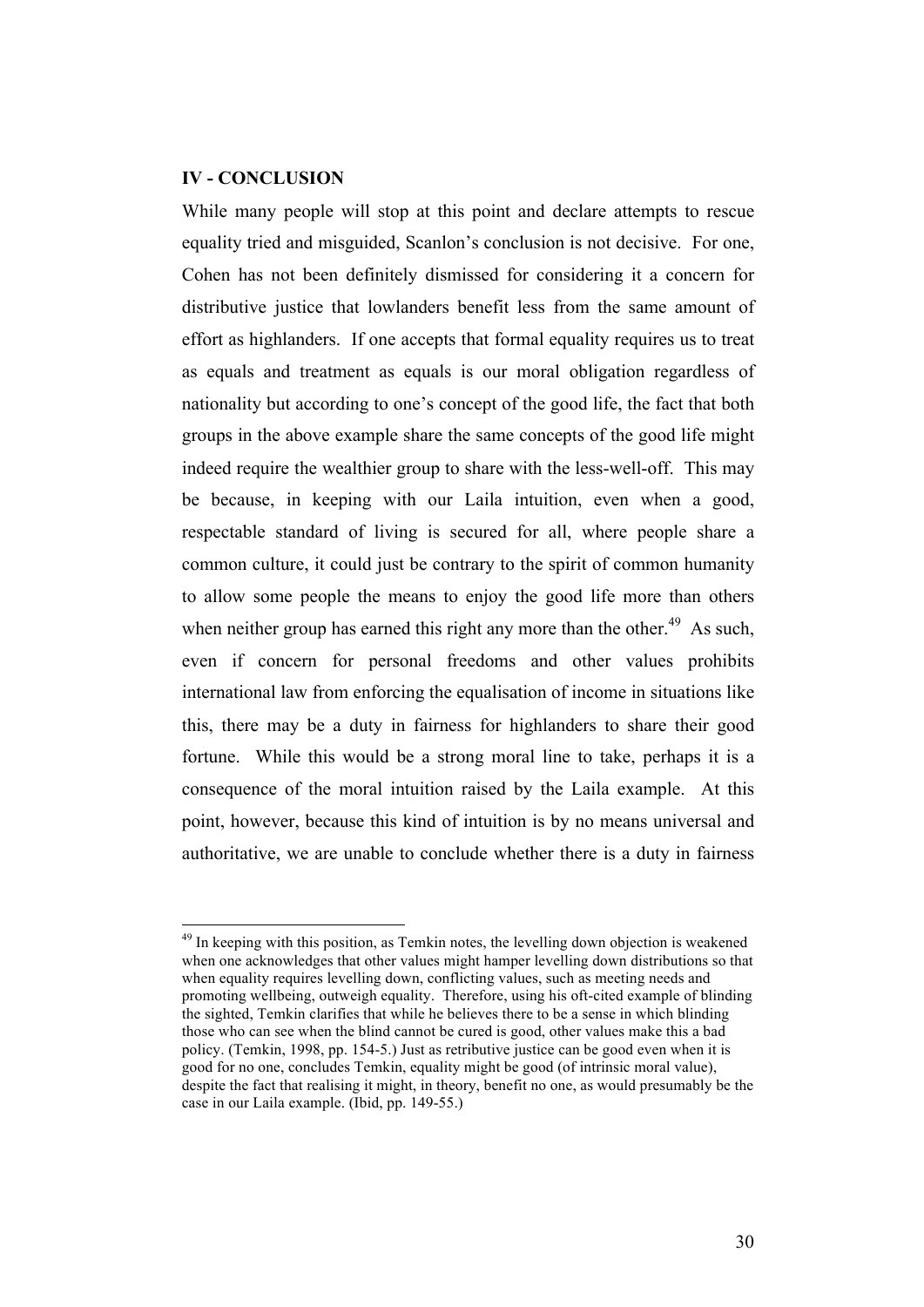## IV - CONCLUSION

While many people will stop at this point and declare attempts to rescue equality tried and misguided, Scanlon's conclusion is not decisive. For one, Cohen has not been definitely dismissed for considering it a concern for distributive justice that lowlanders benefit less from the same amount of effort as highlanders. If one accepts that formal equality requires us to treat as equals and treatment as equals is our moral obligation regardless of nationality but according to one's concept of the good life, the fact that both groups in the above example share the same concepts of the good life might indeed require the wealthier group to share with the less-well-off. This may be because, in keeping with our Laila intuition, even when a good, respectable standard of living is secured for all, where people share a common culture, it could just be contrary to the spirit of common humanity to allow some people the means to enjoy the good life more than others when neither group has earned this right any more than the other.[49] As such, even if concern for personal freedoms and other values prohibits international law from enforcing the equalisation of income in situations like this, there may be a duty in fairness for highlanders to share their good fortune. While this would be a strong moral line to take, perhaps it is a consequence of the moral intuition raised by the Laila example. At this point, however, because this kind of intuition is by no means universal and authoritative, we are unable to conclude whether there is a duty in fairness

[49] In keeping with this position, as Temkin notes, the levelling down objection is weakened when one acknowledges that other values might hamper levelling down distributions so that when equality requires levelling down, conflicting values, such as meeting needs and promoting wellbeing, outweigh equality. Therefore, using his oft-cited example of blinding the sighted, Temkin clarifies that while he believes there to be a sense in which blinding those who can see when the blind cannot be cured is good, other values make this a bad policy. (Temkin, 1998, pp. 154-5.) Just as retributive justice can be good even when it is good for no one, concludes Temkin, equality might be good (of intrinsic moral value), despite the fact that realising it might, in theory, benefit no one, as would presumably be the case in our Laila example. (Ibid, pp. 149-55.)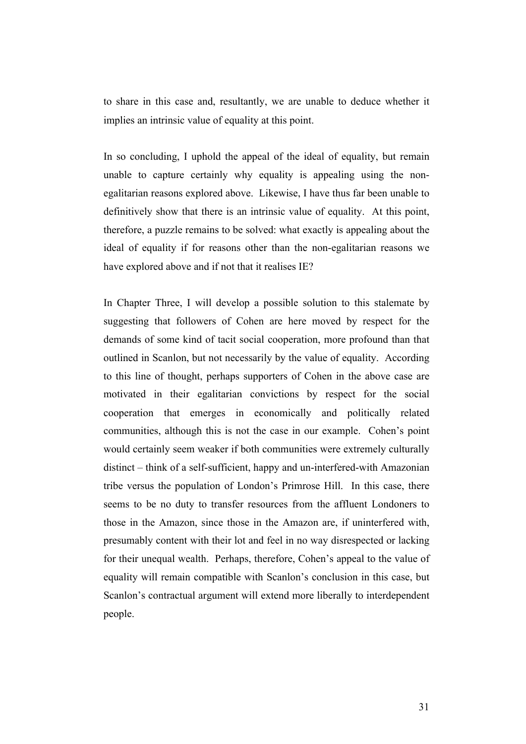to share in this case and, resultantly, we are unable to deduce whether it implies an intrinsic value of equality at this point.

In so concluding, I uphold the appeal of the ideal of equality, but remain unable to capture certainly why equality is appealing using the non-egalitarian reasons explored above. Likewise, I have thus far been unable to definitively show that there is an intrinsic value of equality. At this point, therefore, a puzzle remains to be solved: what exactly is appealing about the ideal of equality if for reasons other than the non-egalitarian reasons we have explored above and if not that it realises IE?

In Chapter Three, I will develop a possible solution to this stalemate by suggesting that followers of Cohen are here moved by respect for the demands of some kind of tacit social cooperation, more profound than that outlined in Scanlon, but not necessarily by the value of equality. According to this line of thought, perhaps supporters of Cohen in the above case are motivated in their egalitarian convictions by respect for the social cooperation that emerges in economically and politically related communities, although this is not the case in our example. Cohen's point would certainly seem weaker if both communities were extremely culturally distinct – think of a self-sufficient, happy and un-interfered-with Amazonian tribe versus the population of London's Primrose Hill. In this case, there seems to be no duty to transfer resources from the affluent Londoners to those in the Amazon, since those in the Amazon are, if uninterfered with, presumably content with their lot and feel in no way disrespected or lacking for their unequal wealth. Perhaps, therefore, Cohen's appeal to the value of equality will remain compatible with Scanlon's conclusion in this case, but Scanlon's contractual argument will extend more liberally to interdependent people.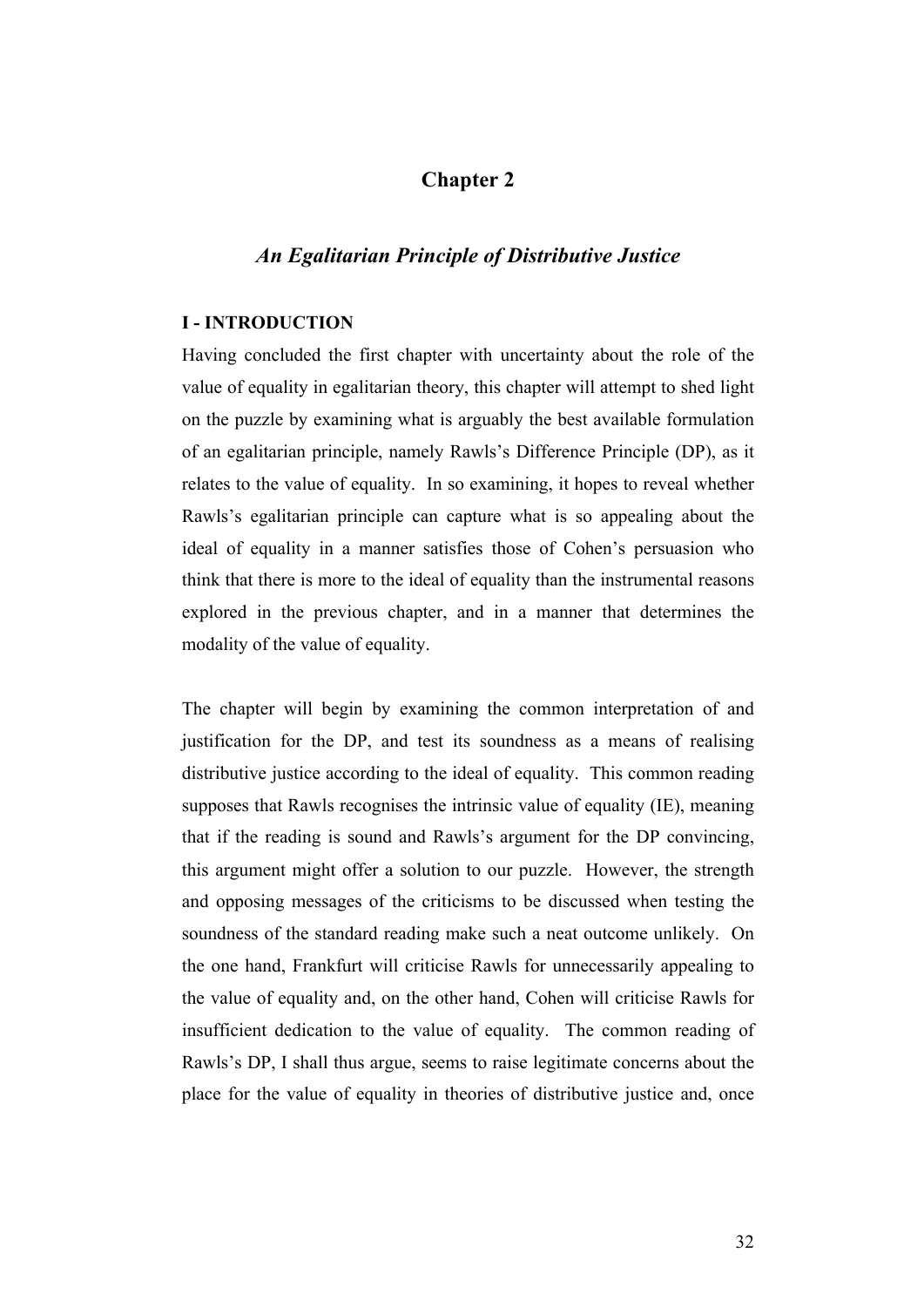# Chapter 2

## *An Egalitarian Principle of Distributive Justice*

### I - INTRODUCTION

Having concluded the first chapter with uncertainty about the role of the value of equality in egalitarian theory, this chapter will attempt to shed light on the puzzle by examining what is arguably the best available formulation of an egalitarian principle, namely Rawls's Difference Principle (DP), as it relates to the value of equality. In so examining, it hopes to reveal whether Rawls's egalitarian principle can capture what is so appealing about the ideal of equality in a manner satisfies those of Cohen's persuasion who think that there is more to the ideal of equality than the instrumental reasons explored in the previous chapter, and in a manner that determines the modality of the value of equality.

The chapter will begin by examining the common interpretation of and justification for the DP, and test its soundness as a means of realising distributive justice according to the ideal of equality. This common reading supposes that Rawls recognises the intrinsic value of equality (IE), meaning that if the reading is sound and Rawls's argument for the DP convincing, this argument might offer a solution to our puzzle. However, the strength and opposing messages of the criticisms to be discussed when testing the soundness of the standard reading make such a neat outcome unlikely. On the one hand, Frankfurt will criticise Rawls for unnecessarily appealing to the value of equality and, on the other hand, Cohen will criticise Rawls for insufficient dedication to the value of equality. The common reading of Rawls's DP, I shall thus argue, seems to raise legitimate concerns about the place for the value of equality in theories of distributive justice and, once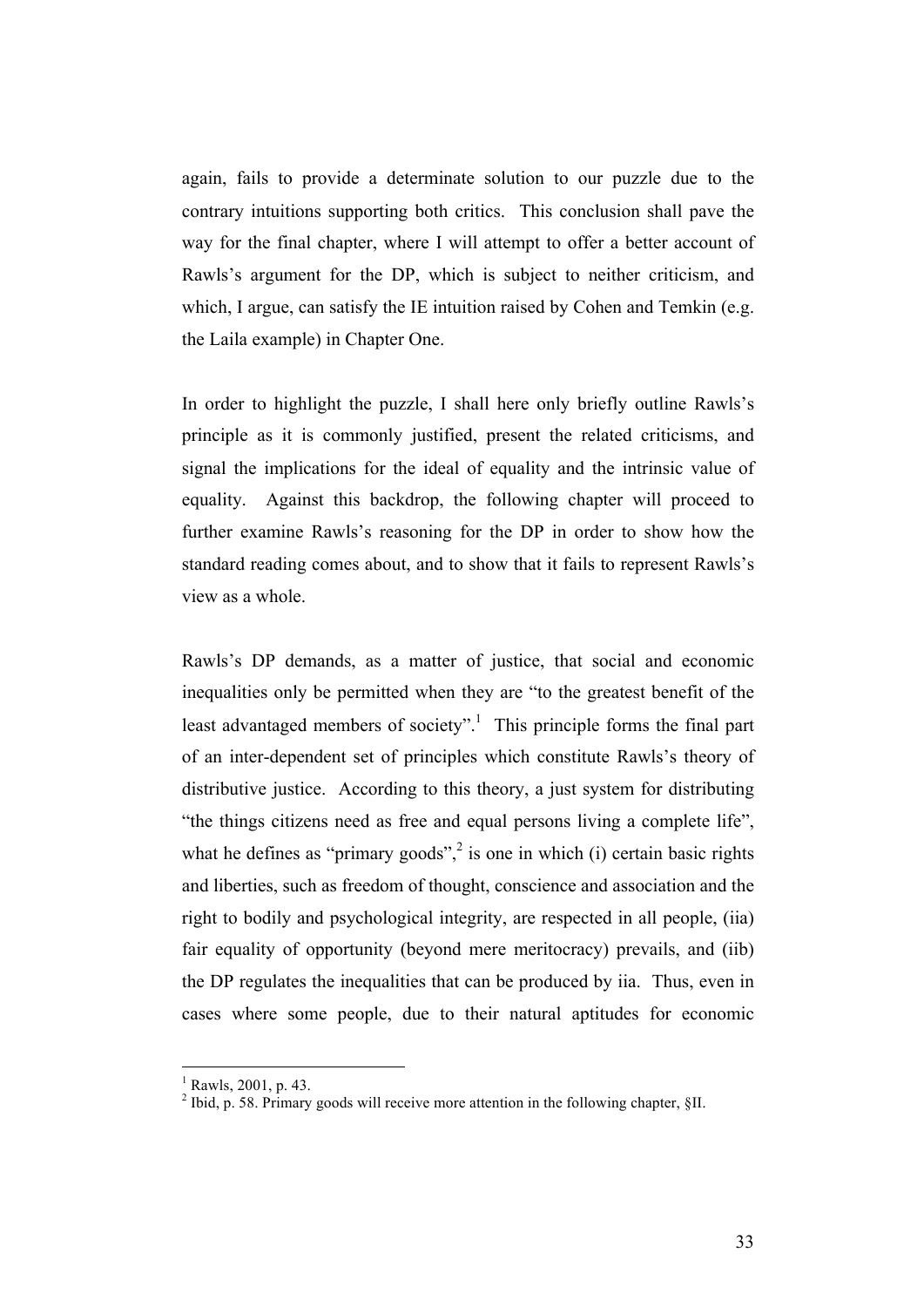again, fails to provide a determinate solution to our puzzle due to the contrary intuitions supporting both critics. This conclusion shall pave the way for the final chapter, where I will attempt to offer a better account of Rawls's argument for the DP, which is subject to neither criticism, and which, I argue, can satisfy the IE intuition raised by Cohen and Temkin (e.g. the Laila example) in Chapter One.

In order to highlight the puzzle, I shall here only briefly outline Rawls's principle as it is commonly justified, present the related criticisms, and signal the implications for the ideal of equality and the intrinsic value of equality. Against this backdrop, the following chapter will proceed to further examine Rawls's reasoning for the DP in order to show how the standard reading comes about, and to show that it fails to represent Rawls's view as a whole.

Rawls's DP demands, as a matter of justice, that social and economic inequalities only be permitted when they are "to the greatest benefit of the least advantaged members of society".[1] This principle forms the final part of an inter-dependent set of principles which constitute Rawls's theory of distributive justice. According to this theory, a just system for distributing "the things citizens need as free and equal persons living a complete life", what he defines as "primary goods",[2] is one in which (i) certain basic rights and liberties, such as freedom of thought, conscience and association and the right to bodily and psychological integrity, are respected in all people, (iia) fair equality of opportunity (beyond mere meritocracy) prevails, and (iib) the DP regulates the inequalities that can be produced by iia. Thus, even in cases where some people, due to their natural aptitudes for economic

[1] Rawls, 2001, p. 43.

[2] Ibid, p. 58. Primary goods will receive more attention in the following chapter, §II.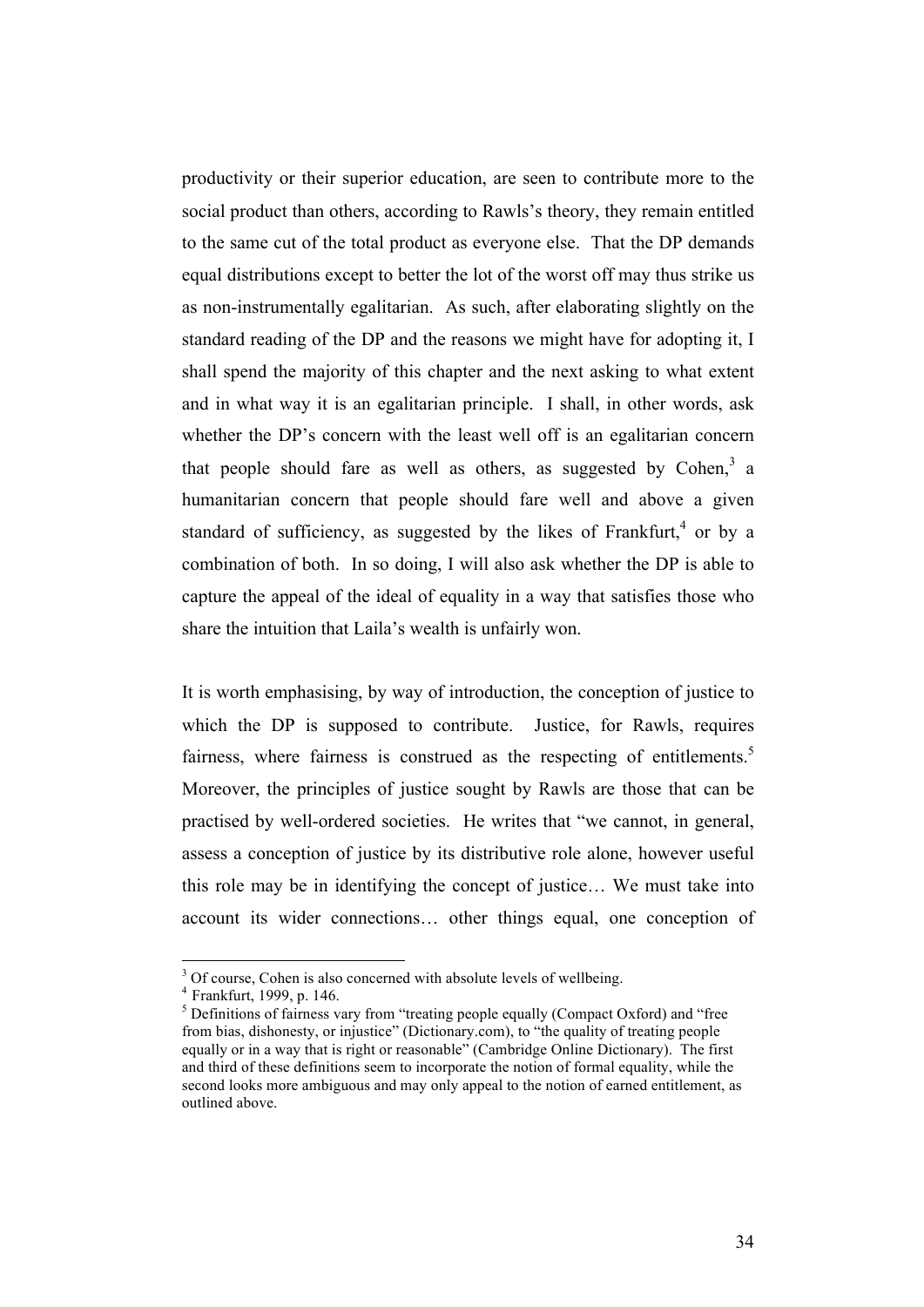productivity or their superior education, are seen to contribute more to the social product than others, according to Rawls's theory, they remain entitled to the same cut of the total product as everyone else. That the DP demands equal distributions except to better the lot of the worst off may thus strike us as non-instrumentally egalitarian. As such, after elaborating slightly on the standard reading of the DP and the reasons we might have for adopting it, I shall spend the majority of this chapter and the next asking to what extent and in what way it is an egalitarian principle. I shall, in other words, ask whether the DP's concern with the least well off is an egalitarian concern that people should fare as well as others, as suggested by Cohen,[3] a humanitarian concern that people should fare well and above a given standard of sufficiency, as suggested by the likes of Frankfurt,[4] or by a combination of both. In so doing, I will also ask whether the DP is able to capture the appeal of the ideal of equality in a way that satisfies those who share the intuition that Laila's wealth is unfairly won.

It is worth emphasising, by way of introduction, the conception of justice to which the DP is supposed to contribute. Justice, for Rawls, requires fairness, where fairness is construed as the respecting of entitlements.[5] Moreover, the principles of justice sought by Rawls are those that can be practised by well-ordered societies. He writes that "we cannot, in general, assess a conception of justice by its distributive role alone, however useful this role may be in identifying the concept of justice… We must take into account its wider connections… other things equal, one conception of

---

[3] Of course, Cohen is also concerned with absolute levels of wellbeing.

[4] Frankfurt, 1999, p. 146.

[5] Definitions of fairness vary from "treating people equally (Compact Oxford) and "free from bias, dishonesty, or injustice" (Dictionary.com), to "the quality of treating people equally or in a way that is right or reasonable" (Cambridge Online Dictionary). The first and third of these definitions seem to incorporate the notion of formal equality, while the second looks more ambiguous and may only appeal to the notion of earned entitlement, as outlined above.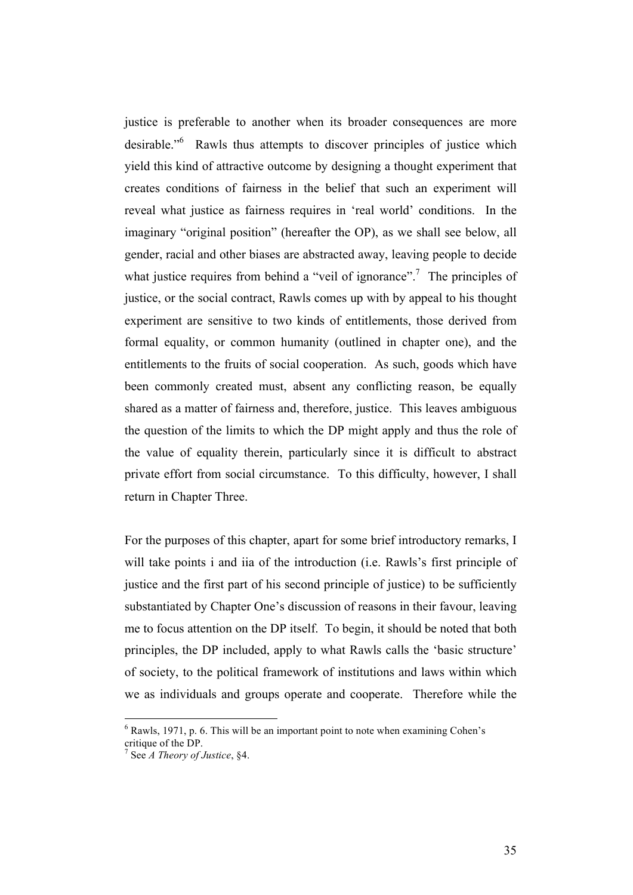justice is preferable to another when its broader consequences are more desirable."[6] Rawls thus attempts to discover principles of justice which yield this kind of attractive outcome by designing a thought experiment that creates conditions of fairness in the belief that such an experiment will reveal what justice as fairness requires in 'real world' conditions. In the imaginary "original position" (hereafter the OP), as we shall see below, all gender, racial and other biases are abstracted away, leaving people to decide what justice requires from behind a "veil of ignorance".[7] The principles of justice, or the social contract, Rawls comes up with by appeal to his thought experiment are sensitive to two kinds of entitlements, those derived from formal equality, or common humanity (outlined in chapter one), and the entitlements to the fruits of social cooperation. As such, goods which have been commonly created must, absent any conflicting reason, be equally shared as a matter of fairness and, therefore, justice. This leaves ambiguous the question of the limits to which the DP might apply and thus the role of the value of equality therein, particularly since it is difficult to abstract private effort from social circumstance. To this difficulty, however, I shall return in Chapter Three.

For the purposes of this chapter, apart for some brief introductory remarks, I will take points i and iia of the introduction (i.e. Rawls's first principle of justice and the first part of his second principle of justice) to be sufficiently substantiated by Chapter One's discussion of reasons in their favour, leaving me to focus attention on the DP itself. To begin, it should be noted that both principles, the DP included, apply to what Rawls calls the 'basic structure' of society, to the political framework of institutions and laws within which we as individuals and groups operate and cooperate. Therefore while the

---

[6] Rawls, 1971, p. 6. This will be an important point to note when examining Cohen's critique of the DP.

[7] See *A Theory of Justice*, §4.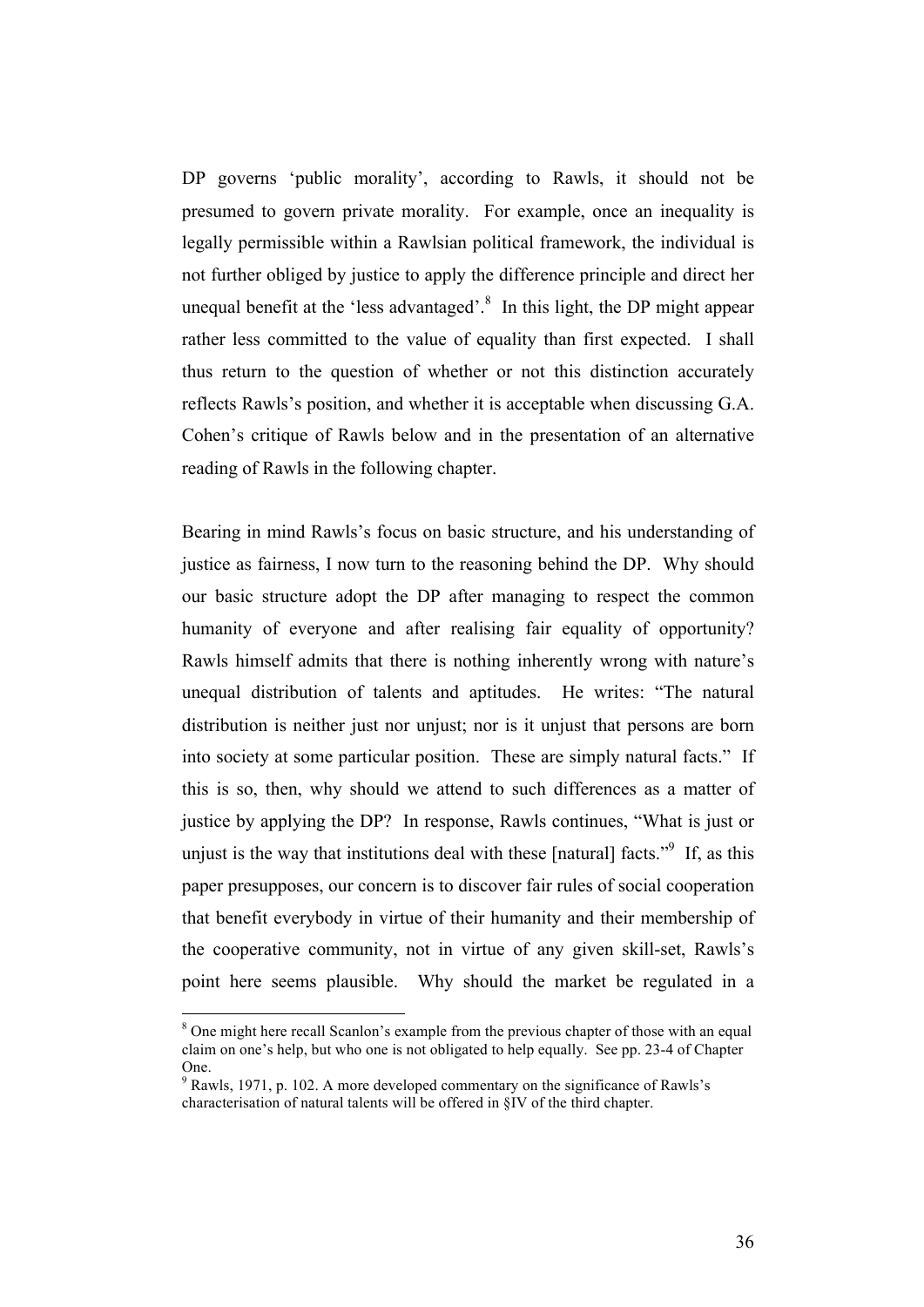DP governs 'public morality', according to Rawls, it should not be presumed to govern private morality. For example, once an inequality is legally permissible within a Rawlsian political framework, the individual is not further obliged by justice to apply the difference principle and direct her unequal benefit at the 'less advantaged'.[8] In this light, the DP might appear rather less committed to the value of equality than first expected. I shall thus return to the question of whether or not this distinction accurately reflects Rawls's position, and whether it is acceptable when discussing G.A. Cohen's critique of Rawls below and in the presentation of an alternative reading of Rawls in the following chapter.

Bearing in mind Rawls's focus on basic structure, and his understanding of justice as fairness, I now turn to the reasoning behind the DP. Why should our basic structure adopt the DP after managing to respect the common humanity of everyone and after realising fair equality of opportunity? Rawls himself admits that there is nothing inherently wrong with nature's unequal distribution of talents and aptitudes. He writes: "The natural distribution is neither just nor unjust; nor is it unjust that persons are born into society at some particular position. These are simply natural facts." If this is so, then, why should we attend to such differences as a matter of justice by applying the DP? In response, Rawls continues, "What is just or unjust is the way that institutions deal with these [natural] facts."[9] If, as this paper presupposes, our concern is to discover fair rules of social cooperation that benefit everybody in virtue of their humanity and their membership of the cooperative community, not in virtue of any given skill-set, Rawls's point here seems plausible. Why should the market be regulated in a

---

[8] One might here recall Scanlon's example from the previous chapter of those with an equal claim on one's help, but who one is not obligated to help equally. See pp. 23-4 of Chapter One.

[9] Rawls, 1971, p. 102. A more developed commentary on the significance of Rawls's characterisation of natural talents will be offered in §IV of the third chapter.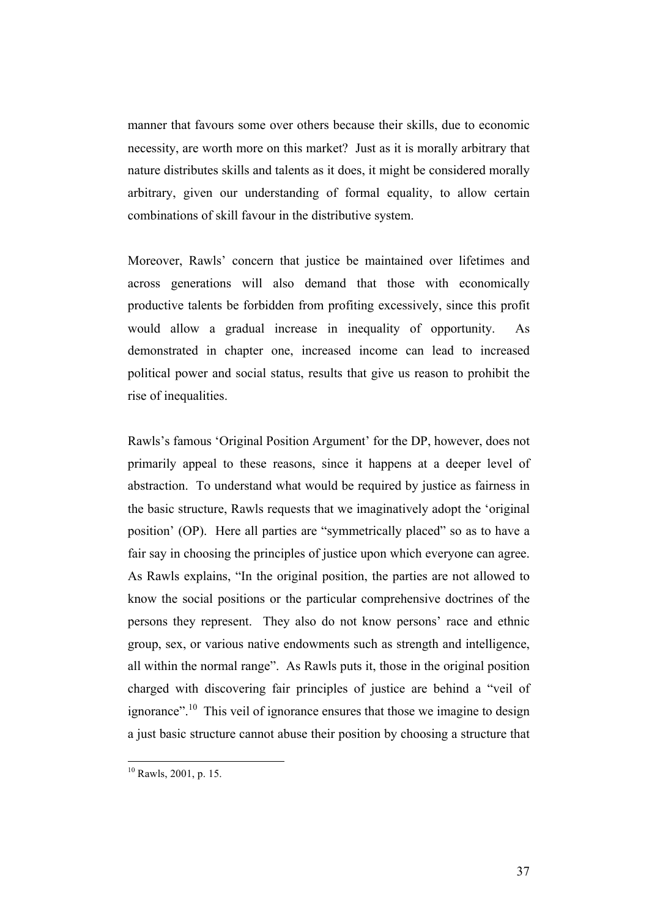manner that favours some over others because their skills, due to economic necessity, are worth more on this market? Just as it is morally arbitrary that nature distributes skills and talents as it does, it might be considered morally arbitrary, given our understanding of formal equality, to allow certain combinations of skill favour in the distributive system.

Moreover, Rawls' concern that justice be maintained over lifetimes and across generations will also demand that those with economically productive talents be forbidden from profiting excessively, since this profit would allow a gradual increase in inequality of opportunity. As demonstrated in chapter one, increased income can lead to increased political power and social status, results that give us reason to prohibit the rise of inequalities.

Rawls's famous 'Original Position Argument' for the DP, however, does not primarily appeal to these reasons, since it happens at a deeper level of abstraction. To understand what would be required by justice as fairness in the basic structure, Rawls requests that we imaginatively adopt the 'original position' (OP). Here all parties are "symmetrically placed" so as to have a fair say in choosing the principles of justice upon which everyone can agree. As Rawls explains, "In the original position, the parties are not allowed to know the social positions or the particular comprehensive doctrines of the persons they represent. They also do not know persons' race and ethnic group, sex, or various native endowments such as strength and intelligence, all within the normal range". As Rawls puts it, those in the original position charged with discovering fair principles of justice are behind a "veil of ignorance".[10] This veil of ignorance ensures that those we imagine to design a just basic structure cannot abuse their position by choosing a structure that

---

[10] Rawls, 2001, p. 15.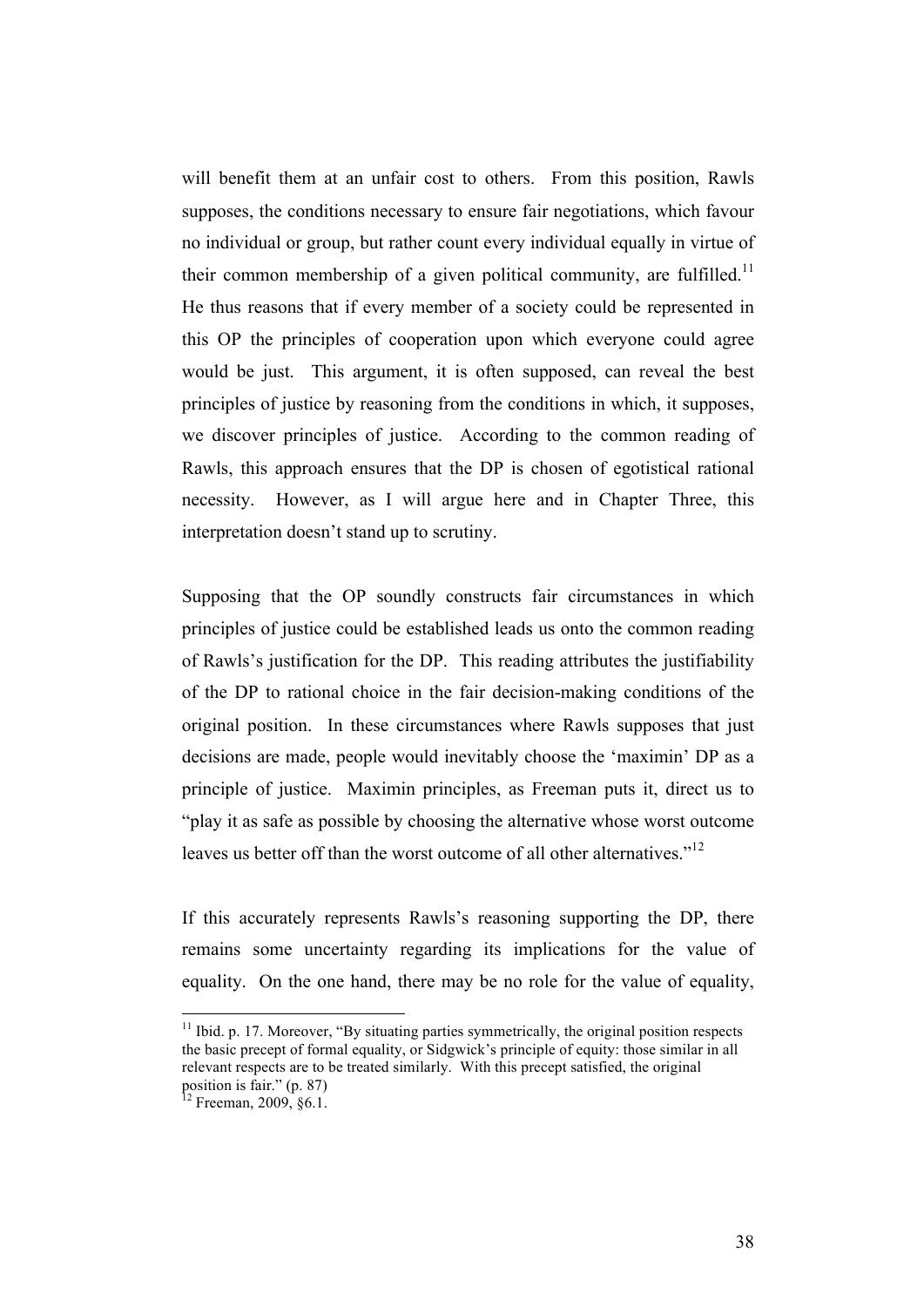will benefit them at an unfair cost to others. From this position, Rawls supposes, the conditions necessary to ensure fair negotiations, which favour no individual or group, but rather count every individual equally in virtue of their common membership of a given political community, are fulfilled.[11] He thus reasons that if every member of a society could be represented in this OP the principles of cooperation upon which everyone could agree would be just. This argument, it is often supposed, can reveal the best principles of justice by reasoning from the conditions in which, it supposes, we discover principles of justice. According to the common reading of Rawls, this approach ensures that the DP is chosen of egotistical rational necessity. However, as I will argue here and in Chapter Three, this interpretation doesn't stand up to scrutiny.

Supposing that the OP soundly constructs fair circumstances in which principles of justice could be established leads us onto the common reading of Rawls's justification for the DP. This reading attributes the justifiability of the DP to rational choice in the fair decision-making conditions of the original position. In these circumstances where Rawls supposes that just decisions are made, people would inevitably choose the 'maximin' DP as a principle of justice. Maximin principles, as Freeman puts it, direct us to "play it as safe as possible by choosing the alternative whose worst outcome leaves us better off than the worst outcome of all other alternatives."[12]

If this accurately represents Rawls's reasoning supporting the DP, there remains some uncertainty regarding its implications for the value of equality. On the one hand, there may be no role for the value of equality,

---

[11] Ibid. p. 17. Moreover, "By situating parties symmetrically, the original position respects the basic precept of formal equality, or Sidgwick's principle of equity: those similar in all relevant respects are to be treated similarly. With this precept satisfied, the original position is fair." (p. 87)

[12] Freeman, 2009, §6.1.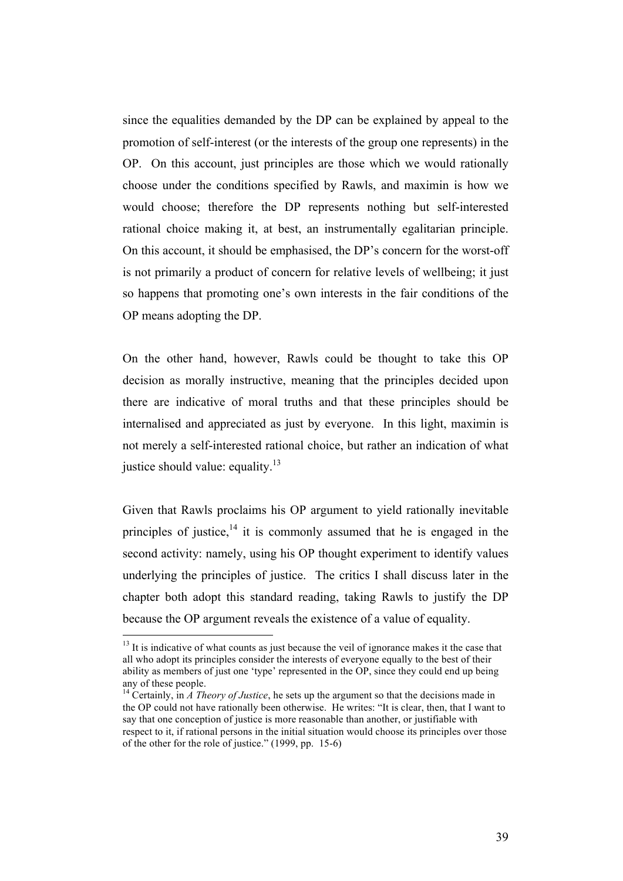since the equalities demanded by the DP can be explained by appeal to the promotion of self-interest (or the interests of the group one represents) in the OP. On this account, just principles are those which we would rationally choose under the conditions specified by Rawls, and maximin is how we would choose; therefore the DP represents nothing but self-interested rational choice making it, at best, an instrumentally egalitarian principle. On this account, it should be emphasised, the DP's concern for the worst-off is not primarily a product of concern for relative levels of wellbeing; it just so happens that promoting one's own interests in the fair conditions of the OP means adopting the DP.

On the other hand, however, Rawls could be thought to take this OP decision as morally instructive, meaning that the principles decided upon there are indicative of moral truths and that these principles should be internalised and appreciated as just by everyone. In this light, maximin is not merely a self-interested rational choice, but rather an indication of what justice should value: equality.[13]

Given that Rawls proclaims his OP argument to yield rationally inevitable principles of justice,[14] it is commonly assumed that he is engaged in the second activity: namely, using his OP thought experiment to identify values underlying the principles of justice. The critics I shall discuss later in the chapter both adopt this standard reading, taking Rawls to justify the DP because the OP argument reveals the existence of a value of equality.

[13] It is indicative of what counts as just because the veil of ignorance makes it the case that all who adopt its principles consider the interests of everyone equally to the best of their ability as members of just one 'type' represented in the OP, since they could end up being any of these people.

[14] Certainly, in *A Theory of Justice*, he sets up the argument so that the decisions made in the OP could not have rationally been otherwise. He writes: "It is clear, then, that I want to say that one conception of justice is more reasonable than another, or justifiable with respect to it, if rational persons in the initial situation would choose its principles over those of the other for the role of justice." (1999, pp. 15-6)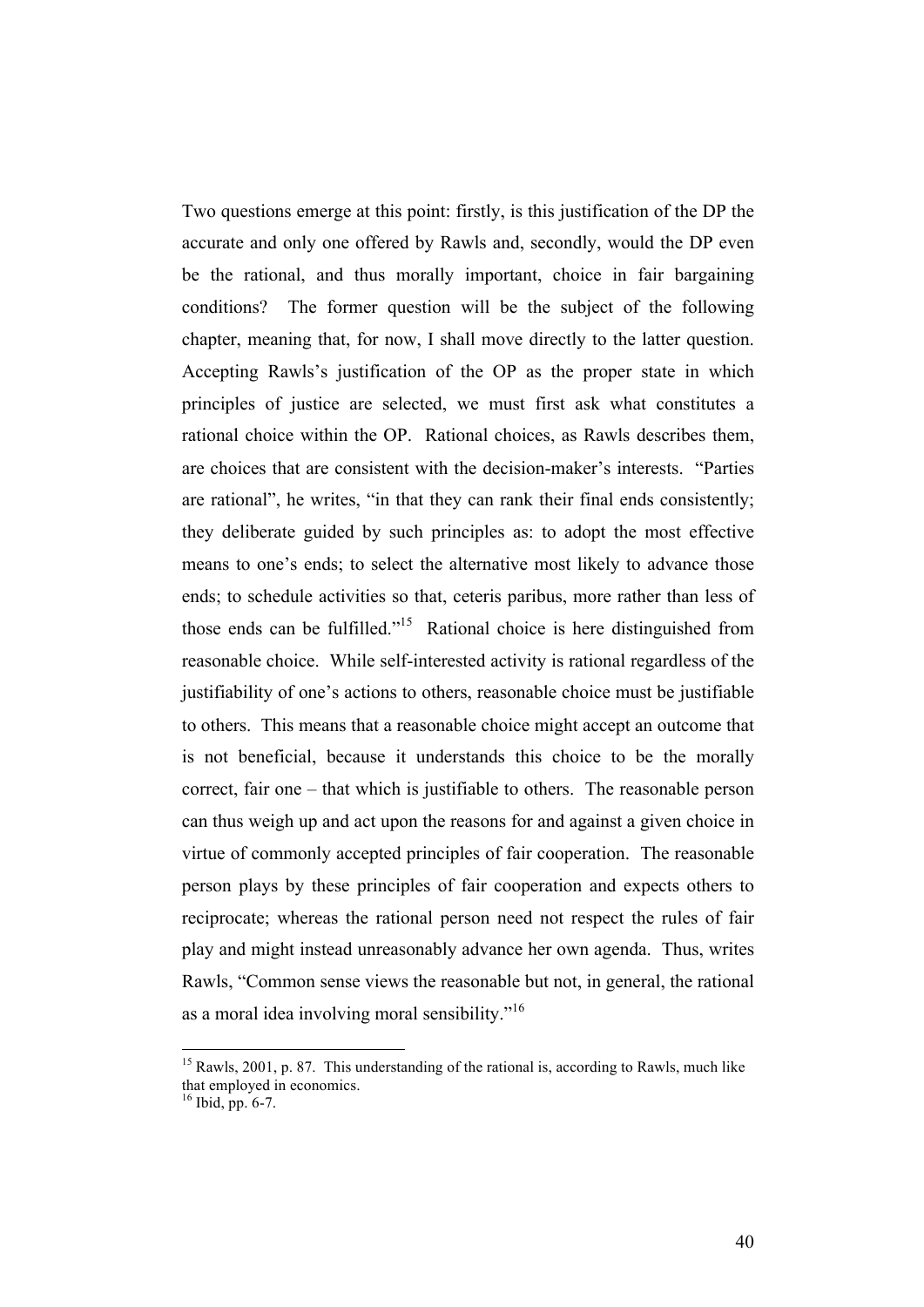Two questions emerge at this point: firstly, is this justification of the DP the accurate and only one offered by Rawls and, secondly, would the DP even be the rational, and thus morally important, choice in fair bargaining conditions? The former question will be the subject of the following chapter, meaning that, for now, I shall move directly to the latter question. Accepting Rawls's justification of the OP as the proper state in which principles of justice are selected, we must first ask what constitutes a rational choice within the OP. Rational choices, as Rawls describes them, are choices that are consistent with the decision-maker's interests. "Parties are rational", he writes, "in that they can rank their final ends consistently; they deliberate guided by such principles as: to adopt the most effective means to one's ends; to select the alternative most likely to advance those ends; to schedule activities so that, ceteris paribus, more rather than less of those ends can be fulfilled."[15] Rational choice is here distinguished from reasonable choice. While self-interested activity is rational regardless of the justifiability of one's actions to others, reasonable choice must be justifiable to others. This means that a reasonable choice might accept an outcome that is not beneficial, because it understands this choice to be the morally correct, fair one – that which is justifiable to others. The reasonable person can thus weigh up and act upon the reasons for and against a given choice in virtue of commonly accepted principles of fair cooperation. The reasonable person plays by these principles of fair cooperation and expects others to reciprocate; whereas the rational person need not respect the rules of fair play and might instead unreasonably advance her own agenda. Thus, writes Rawls, "Common sense views the reasonable but not, in general, the rational as a moral idea involving moral sensibility."[16]

[15] Rawls, 2001, p. 87. This understanding of the rational is, according to Rawls, much like that employed in economics.

[16] Ibid, pp. 6-7.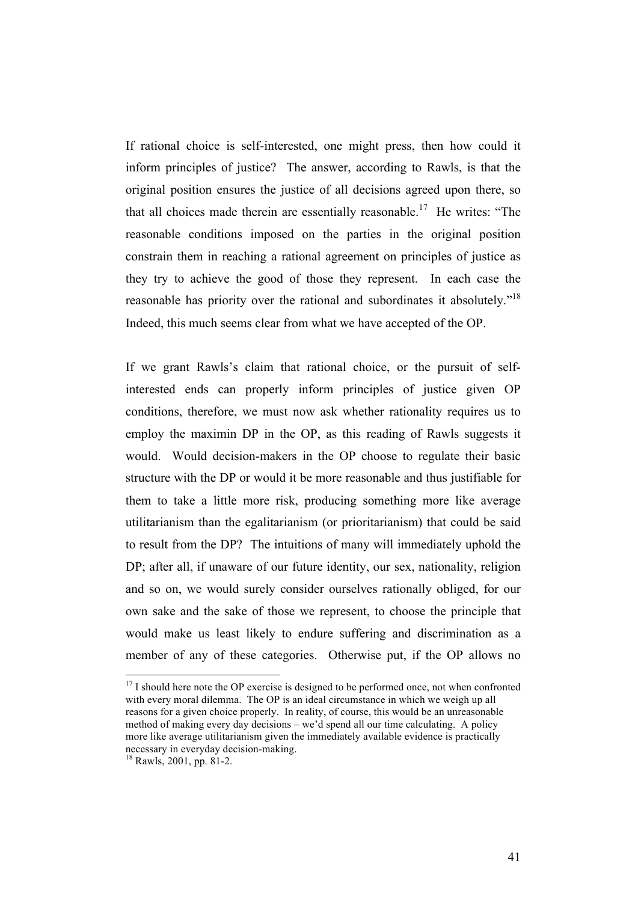If rational choice is self-interested, one might press, then how could it inform principles of justice? The answer, according to Rawls, is that the original position ensures the justice of all decisions agreed upon there, so that all choices made therein are essentially reasonable.[17] He writes: "The reasonable conditions imposed on the parties in the original position constrain them in reaching a rational agreement on principles of justice as they try to achieve the good of those they represent. In each case the reasonable has priority over the rational and subordinates it absolutely."[18] Indeed, this much seems clear from what we have accepted of the OP.

If we grant Rawls's claim that rational choice, or the pursuit of self-interested ends can properly inform principles of justice given OP conditions, therefore, we must now ask whether rationality requires us to employ the maximin DP in the OP, as this reading of Rawls suggests it would. Would decision-makers in the OP choose to regulate their basic structure with the DP or would it be more reasonable and thus justifiable for them to take a little more risk, producing something more like average utilitarianism than the egalitarianism (or prioritarianism) that could be said to result from the DP? The intuitions of many will immediately uphold the DP; after all, if unaware of our future identity, our sex, nationality, religion and so on, we would surely consider ourselves rationally obliged, for our own sake and the sake of those we represent, to choose the principle that would make us least likely to endure suffering and discrimination as a member of any of these categories. Otherwise put, if the OP allows no

---

[17] I should here note the OP exercise is designed to be performed once, not when confronted with every moral dilemma. The OP is an ideal circumstance in which we weigh up all reasons for a given choice properly. In reality, of course, this would be an unreasonable method of making every day decisions – we'd spend all our time calculating. A policy more like average utilitarianism given the immediately available evidence is practically necessary in everyday decision-making.

[18] Rawls, 2001, pp. 81-2.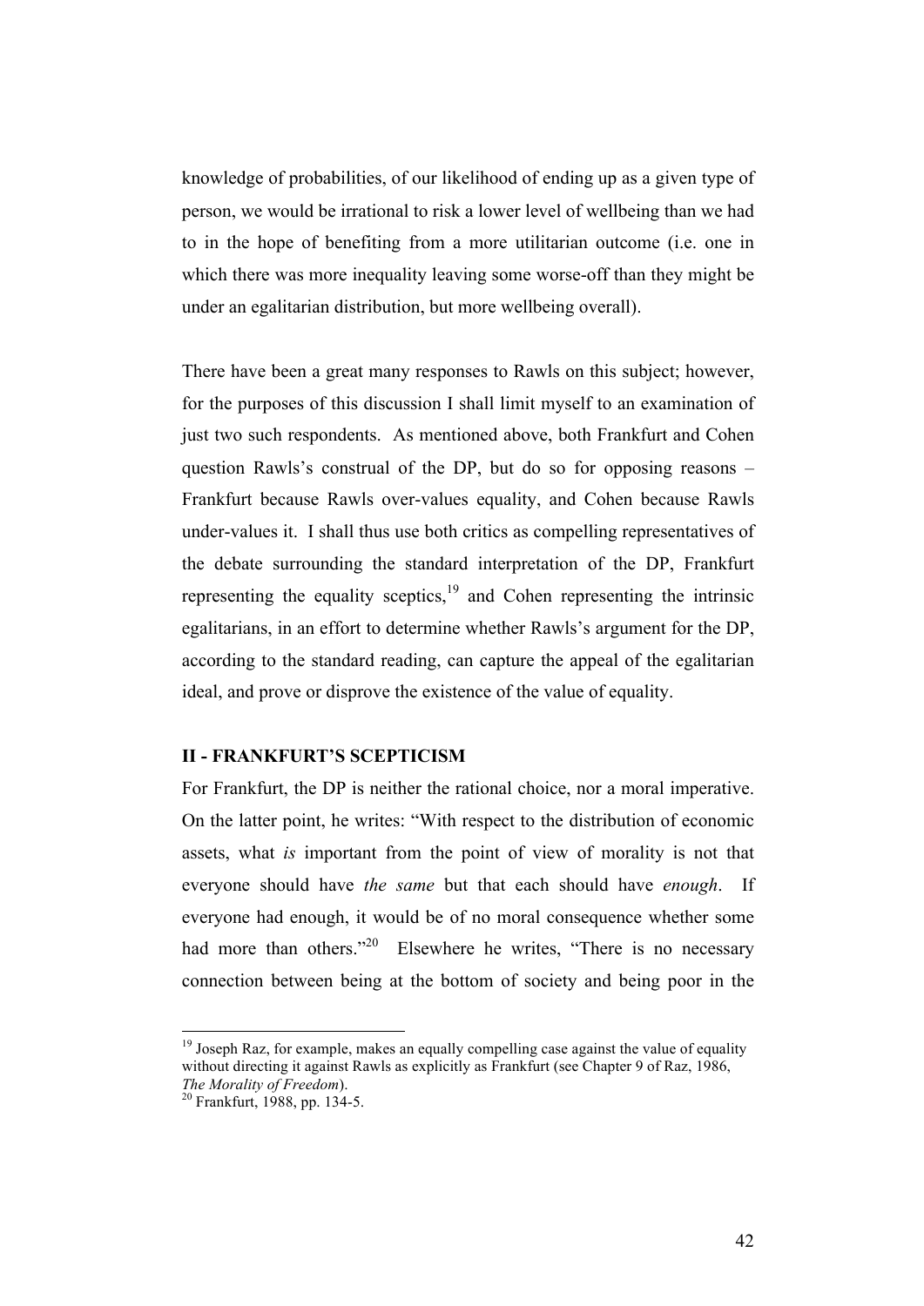knowledge of probabilities, of our likelihood of ending up as a given type of person, we would be irrational to risk a lower level of wellbeing than we had to in the hope of benefiting from a more utilitarian outcome (i.e. one in which there was more inequality leaving some worse-off than they might be under an egalitarian distribution, but more wellbeing overall).

There have been a great many responses to Rawls on this subject; however, for the purposes of this discussion I shall limit myself to an examination of just two such respondents. As mentioned above, both Frankfurt and Cohen question Rawls's construal of the DP, but do so for opposing reasons – Frankfurt because Rawls over-values equality, and Cohen because Rawls under-values it. I shall thus use both critics as compelling representatives of the debate surrounding the standard interpretation of the DP, Frankfurt representing the equality sceptics,[19] and Cohen representing the intrinsic egalitarians, in an effort to determine whether Rawls's argument for the DP, according to the standard reading, can capture the appeal of the egalitarian ideal, and prove or disprove the existence of the value of equality.

## II - FRANKFURT'S SCEPTICISM

For Frankfurt, the DP is neither the rational choice, nor a moral imperative. On the latter point, he writes: "With respect to the distribution of economic assets, what *is* important from the point of view of morality is not that everyone should have *the same* but that each should have *enough*. If everyone had enough, it would be of no moral consequence whether some had more than others."[20] Elsewhere he writes, "There is no necessary connection between being at the bottom of society and being poor in the

[19] Joseph Raz, for example, makes an equally compelling case against the value of equality without directing it against Rawls as explicitly as Frankfurt (see Chapter 9 of Raz, 1986, *The Morality of Freedom*).

[20] Frankfurt, 1988, pp. 134-5.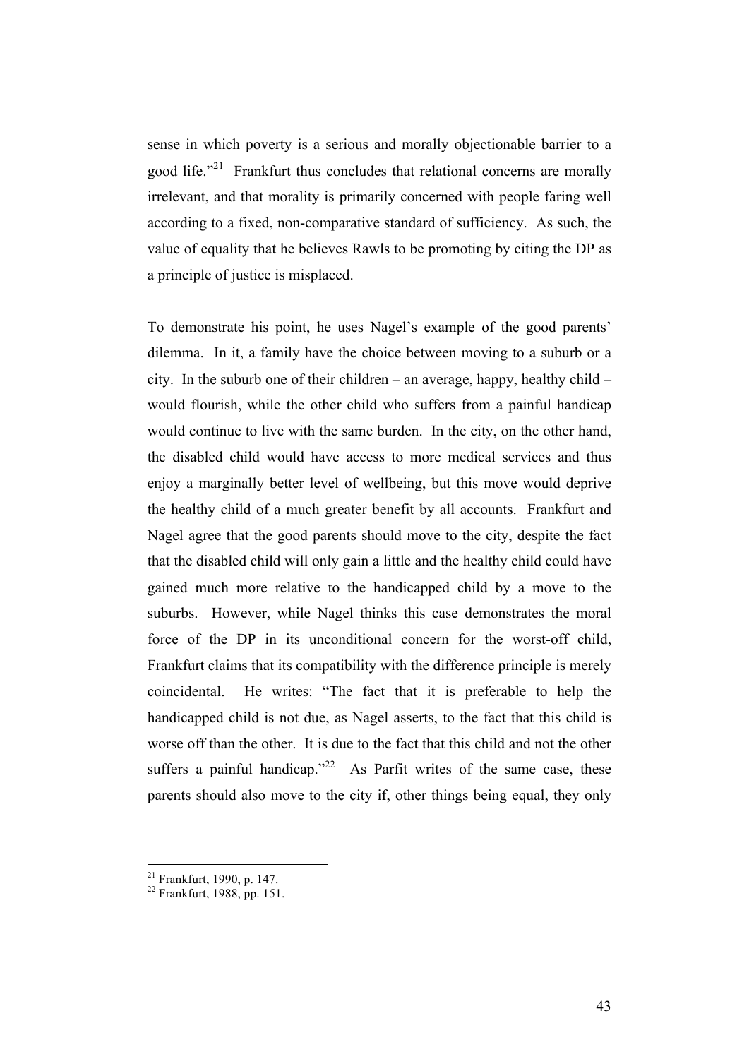sense in which poverty is a serious and morally objectionable barrier to a good life."[21] Frankfurt thus concludes that relational concerns are morally irrelevant, and that morality is primarily concerned with people faring well according to a fixed, non-comparative standard of sufficiency. As such, the value of equality that he believes Rawls to be promoting by citing the DP as a principle of justice is misplaced.

To demonstrate his point, he uses Nagel's example of the good parents' dilemma. In it, a family have the choice between moving to a suburb or a city. In the suburb one of their children – an average, happy, healthy child – would flourish, while the other child who suffers from a painful handicap would continue to live with the same burden. In the city, on the other hand, the disabled child would have access to more medical services and thus enjoy a marginally better level of wellbeing, but this move would deprive the healthy child of a much greater benefit by all accounts. Frankfurt and Nagel agree that the good parents should move to the city, despite the fact that the disabled child will only gain a little and the healthy child could have gained much more relative to the handicapped child by a move to the suburbs. However, while Nagel thinks this case demonstrates the moral force of the DP in its unconditional concern for the worst-off child, Frankfurt claims that its compatibility with the difference principle is merely coincidental. He writes: "The fact that it is preferable to help the handicapped child is not due, as Nagel asserts, to the fact that this child is worse off than the other. It is due to the fact that this child and not the other suffers a painful handicap."[22] As Parfit writes of the same case, these parents should also move to the city if, other things being equal, they only

[21] Frankfurt, 1990, p. 147.
[22] Frankfurt, 1988, pp. 151.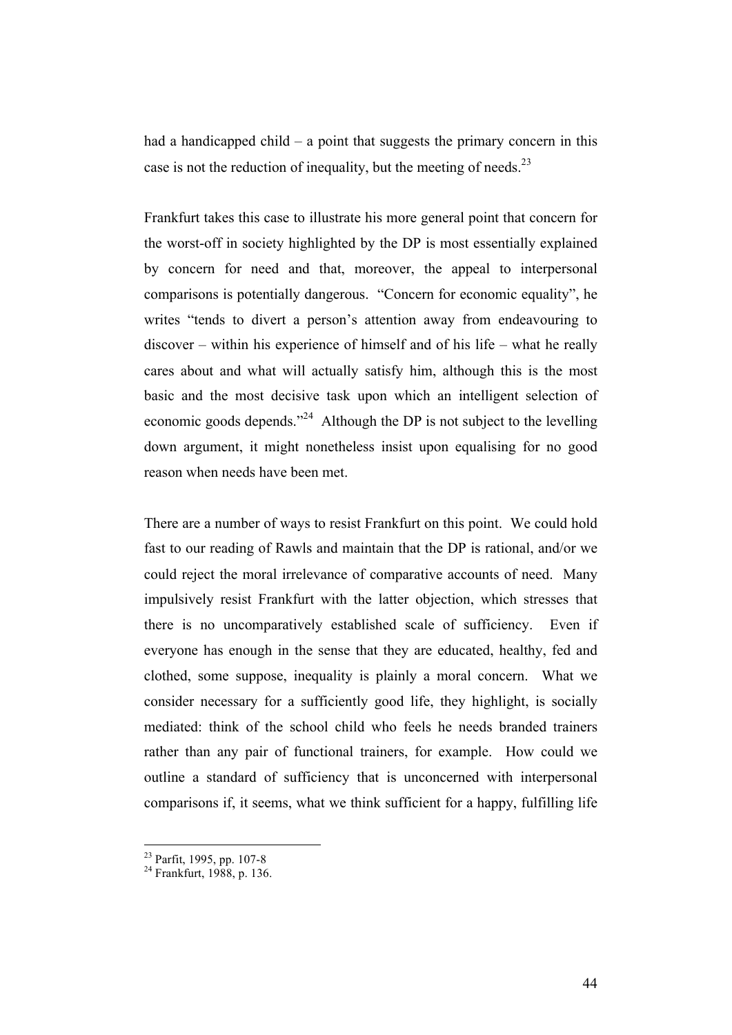had a handicapped child – a point that suggests the primary concern in this case is not the reduction of inequality, but the meeting of needs.[23]

Frankfurt takes this case to illustrate his more general point that concern for the worst-off in society highlighted by the DP is most essentially explained by concern for need and that, moreover, the appeal to interpersonal comparisons is potentially dangerous. "Concern for economic equality", he writes "tends to divert a person's attention away from endeavouring to discover – within his experience of himself and of his life – what he really cares about and what will actually satisfy him, although this is the most basic and the most decisive task upon which an intelligent selection of economic goods depends."[24] Although the DP is not subject to the levelling down argument, it might nonetheless insist upon equalising for no good reason when needs have been met.

There are a number of ways to resist Frankfurt on this point. We could hold fast to our reading of Rawls and maintain that the DP is rational, and/or we could reject the moral irrelevance of comparative accounts of need. Many impulsively resist Frankfurt with the latter objection, which stresses that there is no uncomparatively established scale of sufficiency. Even if everyone has enough in the sense that they are educated, healthy, fed and clothed, some suppose, inequality is plainly a moral concern. What we consider necessary for a sufficiently good life, they highlight, is socially mediated: think of the school child who feels he needs branded trainers rather than any pair of functional trainers, for example. How could we outline a standard of sufficiency that is unconcerned with interpersonal comparisons if, it seems, what we think sufficient for a happy, fulfilling life

---

[23] Parfit, 1995, pp. 107-8

[24] Frankfurt, 1988, p. 136.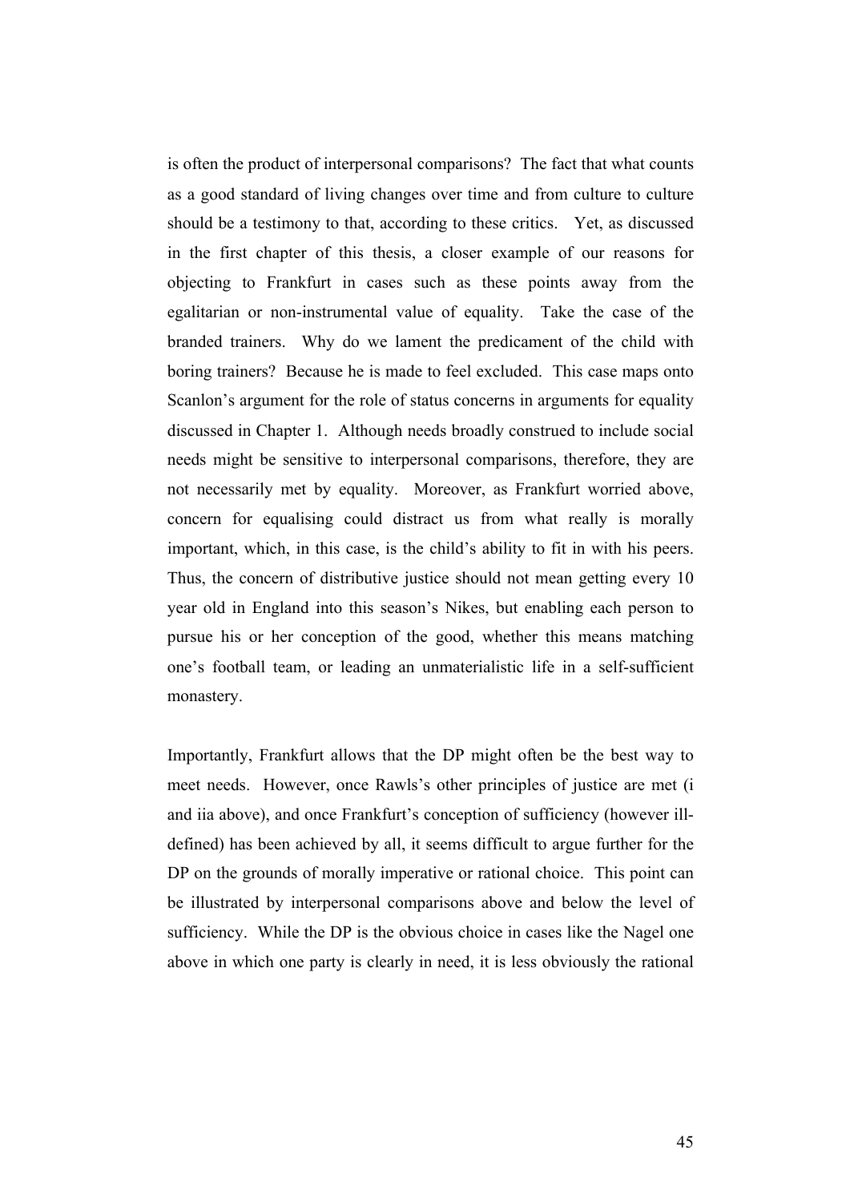is often the product of interpersonal comparisons? The fact that what counts as a good standard of living changes over time and from culture to culture should be a testimony to that, according to these critics. Yet, as discussed in the first chapter of this thesis, a closer example of our reasons for objecting to Frankfurt in cases such as these points away from the egalitarian or non-instrumental value of equality. Take the case of the branded trainers. Why do we lament the predicament of the child with boring trainers? Because he is made to feel excluded. This case maps onto Scanlon's argument for the role of status concerns in arguments for equality discussed in Chapter 1. Although needs broadly construed to include social needs might be sensitive to interpersonal comparisons, therefore, they are not necessarily met by equality. Moreover, as Frankfurt worried above, concern for equalising could distract us from what really is morally important, which, in this case, is the child's ability to fit in with his peers. Thus, the concern of distributive justice should not mean getting every 10 year old in England into this season's Nikes, but enabling each person to pursue his or her conception of the good, whether this means matching one's football team, or leading an unmaterialistic life in a self-sufficient monastery.

Importantly, Frankfurt allows that the DP might often be the best way to meet needs. However, once Rawls's other principles of justice are met (i and iia above), and once Frankfurt's conception of sufficiency (however ill-defined) has been achieved by all, it seems difficult to argue further for the DP on the grounds of morally imperative or rational choice. This point can be illustrated by interpersonal comparisons above and below the level of sufficiency. While the DP is the obvious choice in cases like the Nagel one above in which one party is clearly in need, it is less obviously the rational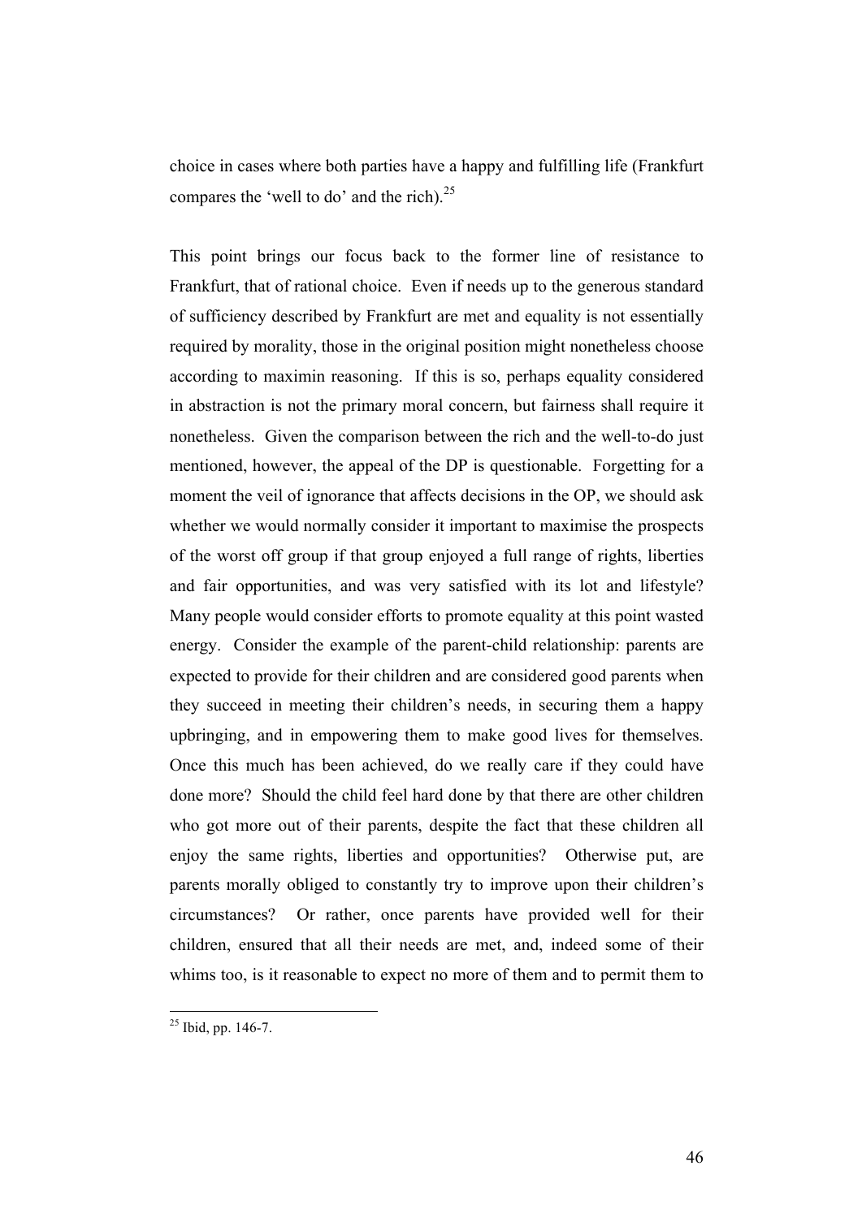choice in cases where both parties have a happy and fulfilling life (Frankfurt compares the 'well to do' and the rich).[25]

This point brings our focus back to the former line of resistance to Frankfurt, that of rational choice. Even if needs up to the generous standard of sufficiency described by Frankfurt are met and equality is not essentially required by morality, those in the original position might nonetheless choose according to maximin reasoning. If this is so, perhaps equality considered in abstraction is not the primary moral concern, but fairness shall require it nonetheless. Given the comparison between the rich and the well-to-do just mentioned, however, the appeal of the DP is questionable. Forgetting for a moment the veil of ignorance that affects decisions in the OP, we should ask whether we would normally consider it important to maximise the prospects of the worst off group if that group enjoyed a full range of rights, liberties and fair opportunities, and was very satisfied with its lot and lifestyle? Many people would consider efforts to promote equality at this point wasted energy. Consider the example of the parent-child relationship: parents are expected to provide for their children and are considered good parents when they succeed in meeting their children's needs, in securing them a happy upbringing, and in empowering them to make good lives for themselves. Once this much has been achieved, do we really care if they could have done more? Should the child feel hard done by that there are other children who got more out of their parents, despite the fact that these children all enjoy the same rights, liberties and opportunities? Otherwise put, are parents morally obliged to constantly try to improve upon their children's circumstances? Or rather, once parents have provided well for their children, ensured that all their needs are met, and, indeed some of their whims too, is it reasonable to expect no more of them and to permit them to

[25] Ibid, pp. 146-7.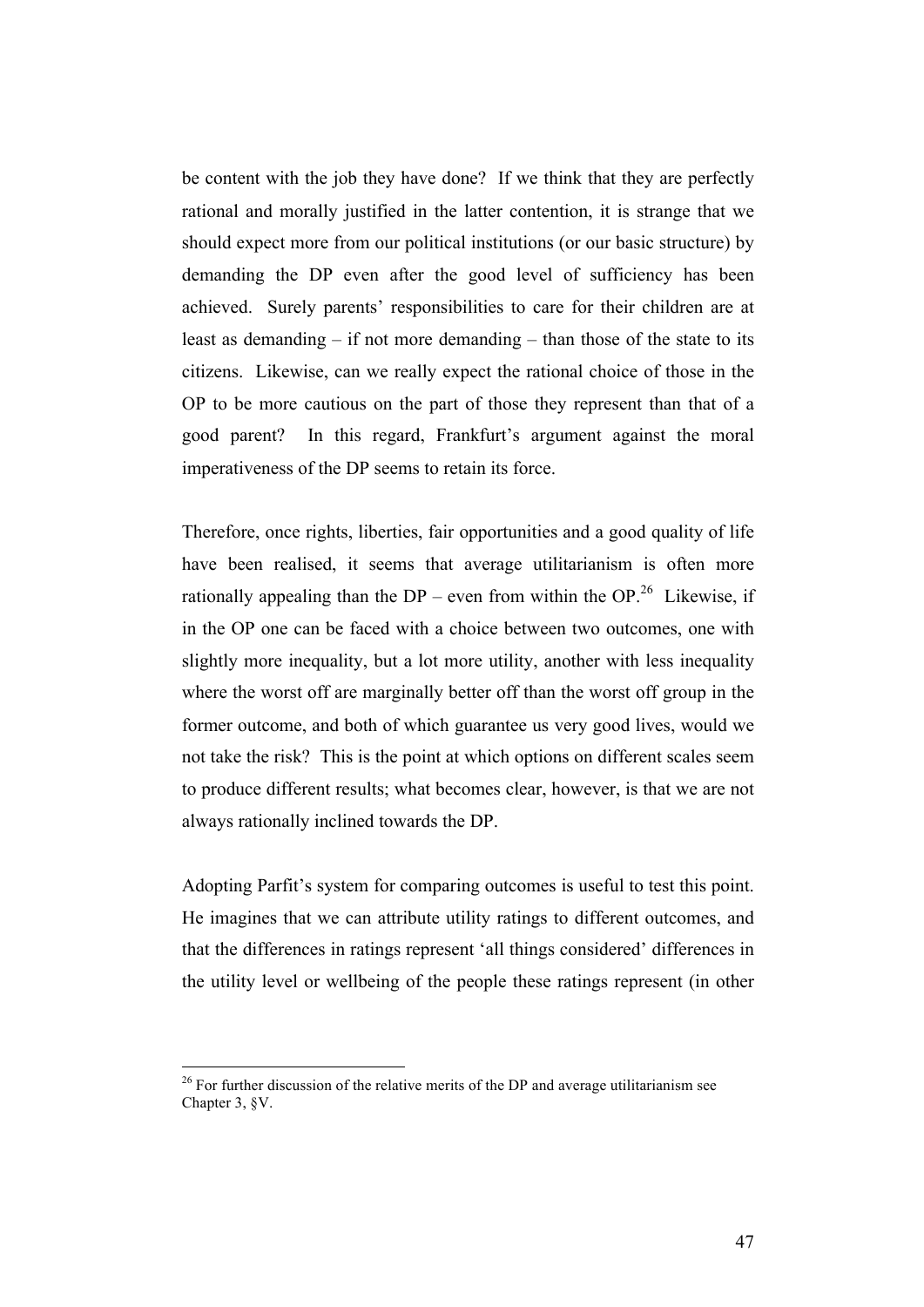be content with the job they have done? If we think that they are perfectly rational and morally justified in the latter contention, it is strange that we should expect more from our political institutions (or our basic structure) by demanding the DP even after the good level of sufficiency has been achieved. Surely parents' responsibilities to care for their children are at least as demanding – if not more demanding – than those of the state to its citizens. Likewise, can we really expect the rational choice of those in the OP to be more cautious on the part of those they represent than that of a good parent? In this regard, Frankfurt's argument against the moral imperativeness of the DP seems to retain its force.

Therefore, once rights, liberties, fair opportunities and a good quality of life have been realised, it seems that average utilitarianism is often more rationally appealing than the DP – even from within the OP.[26] Likewise, if in the OP one can be faced with a choice between two outcomes, one with slightly more inequality, but a lot more utility, another with less inequality where the worst off are marginally better off than the worst off group in the former outcome, and both of which guarantee us very good lives, would we not take the risk? This is the point at which options on different scales seem to produce different results; what becomes clear, however, is that we are not always rationally inclined towards the DP.

Adopting Parfit's system for comparing outcomes is useful to test this point. He imagines that we can attribute utility ratings to different outcomes, and that the differences in ratings represent 'all things considered' differences in the utility level or wellbeing of the people these ratings represent (in other

[26] For further discussion of the relative merits of the DP and average utilitarianism see Chapter 3, §V.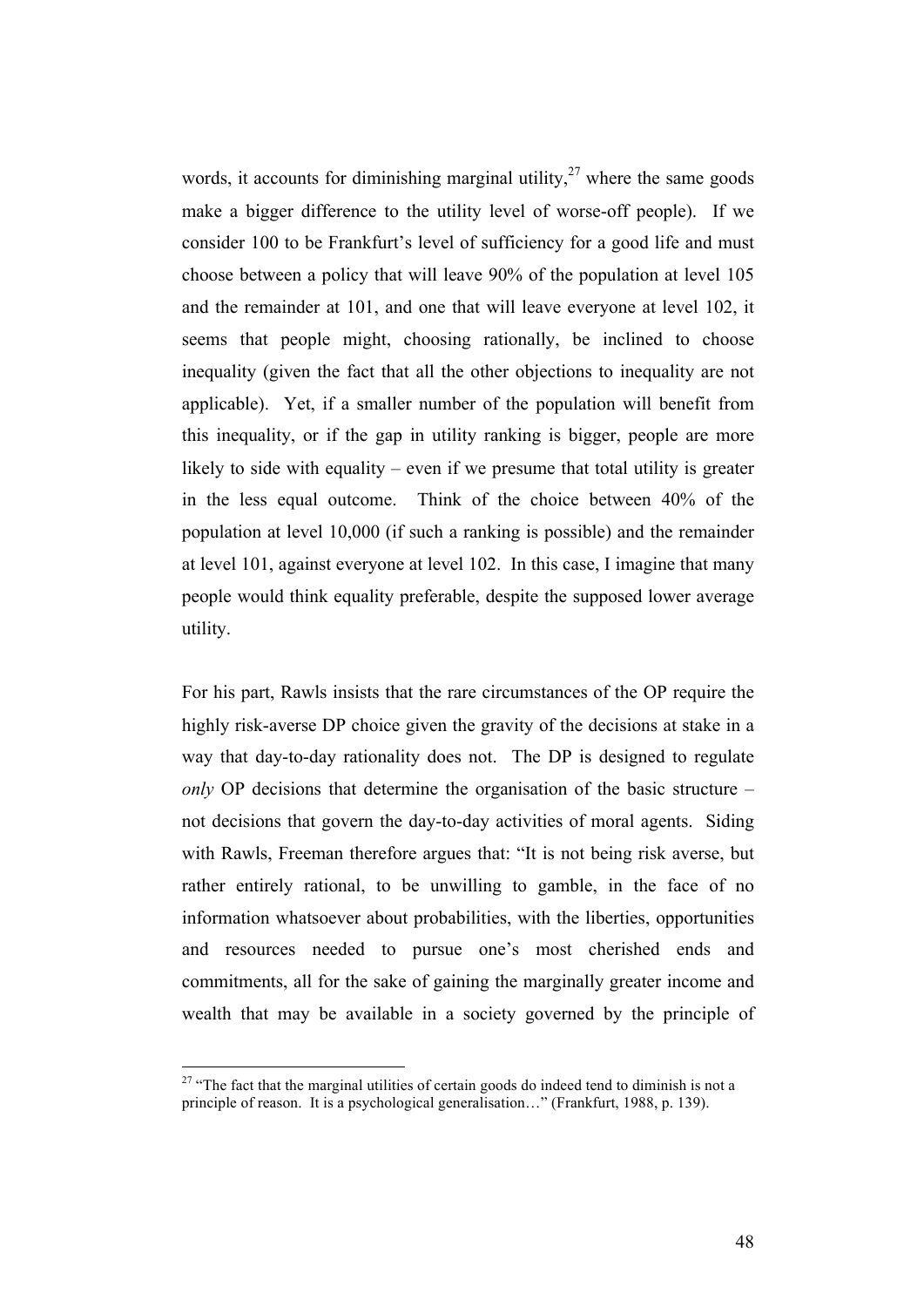words, it accounts for diminishing marginal utility,[27] where the same goods make a bigger difference to the utility level of worse-off people). If we consider 100 to be Frankfurt's level of sufficiency for a good life and must choose between a policy that will leave 90% of the population at level 105 and the remainder at 101, and one that will leave everyone at level 102, it seems that people might, choosing rationally, be inclined to choose inequality (given the fact that all the other objections to inequality are not applicable). Yet, if a smaller number of the population will benefit from this inequality, or if the gap in utility ranking is bigger, people are more likely to side with equality – even if we presume that total utility is greater in the less equal outcome. Think of the choice between 40% of the population at level 10,000 (if such a ranking is possible) and the remainder at level 101, against everyone at level 102. In this case, I imagine that many people would think equality preferable, despite the supposed lower average utility.

For his part, Rawls insists that the rare circumstances of the OP require the highly risk-averse DP choice given the gravity of the decisions at stake in a way that day-to-day rationality does not. The DP is designed to regulate *only* OP decisions that determine the organisation of the basic structure – not decisions that govern the day-to-day activities of moral agents. Siding with Rawls, Freeman therefore argues that: "It is not being risk averse, but rather entirely rational, to be unwilling to gamble, in the face of no information whatsoever about probabilities, with the liberties, opportunities and resources needed to pursue one's most cherished ends and commitments, all for the sake of gaining the marginally greater income and wealth that may be available in a society governed by the principle of

[27] "The fact that the marginal utilities of certain goods do indeed tend to diminish is not a principle of reason. It is a psychological generalisation…" (Frankfurt, 1988, p. 139).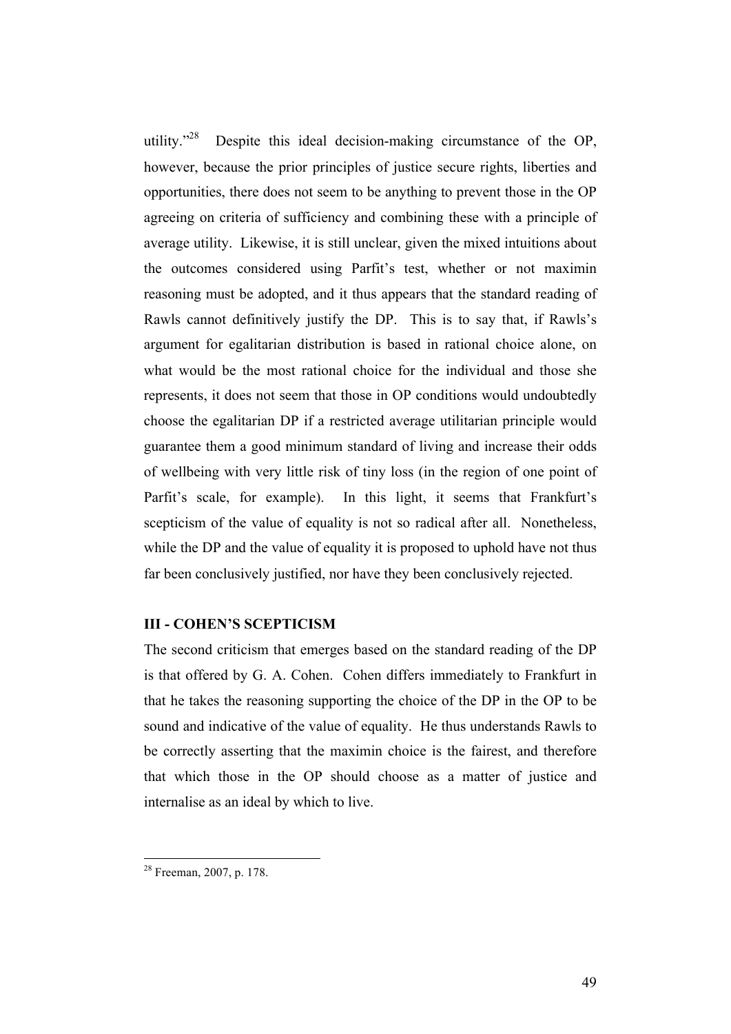utility."[28] Despite this ideal decision-making circumstance of the OP, however, because the prior principles of justice secure rights, liberties and opportunities, there does not seem to be anything to prevent those in the OP agreeing on criteria of sufficiency and combining these with a principle of average utility. Likewise, it is still unclear, given the mixed intuitions about the outcomes considered using Parfit's test, whether or not maximin reasoning must be adopted, and it thus appears that the standard reading of Rawls cannot definitively justify the DP. This is to say that, if Rawls's argument for egalitarian distribution is based in rational choice alone, on what would be the most rational choice for the individual and those she represents, it does not seem that those in OP conditions would undoubtedly choose the egalitarian DP if a restricted average utilitarian principle would guarantee them a good minimum standard of living and increase their odds of wellbeing with very little risk of tiny loss (in the region of one point of Parfit's scale, for example). In this light, it seems that Frankfurt's scepticism of the value of equality is not so radical after all. Nonetheless, while the DP and the value of equality it is proposed to uphold have not thus far been conclusively justified, nor have they been conclusively rejected.

## III - COHEN'S SCEPTICISM

The second criticism that emerges based on the standard reading of the DP is that offered by G. A. Cohen. Cohen differs immediately to Frankfurt in that he takes the reasoning supporting the choice of the DP in the OP to be sound and indicative of the value of equality. He thus understands Rawls to be correctly asserting that the maximin choice is the fairest, and therefore that which those in the OP should choose as a matter of justice and internalise as an ideal by which to live.

---

[28] Freeman, 2007, p. 178.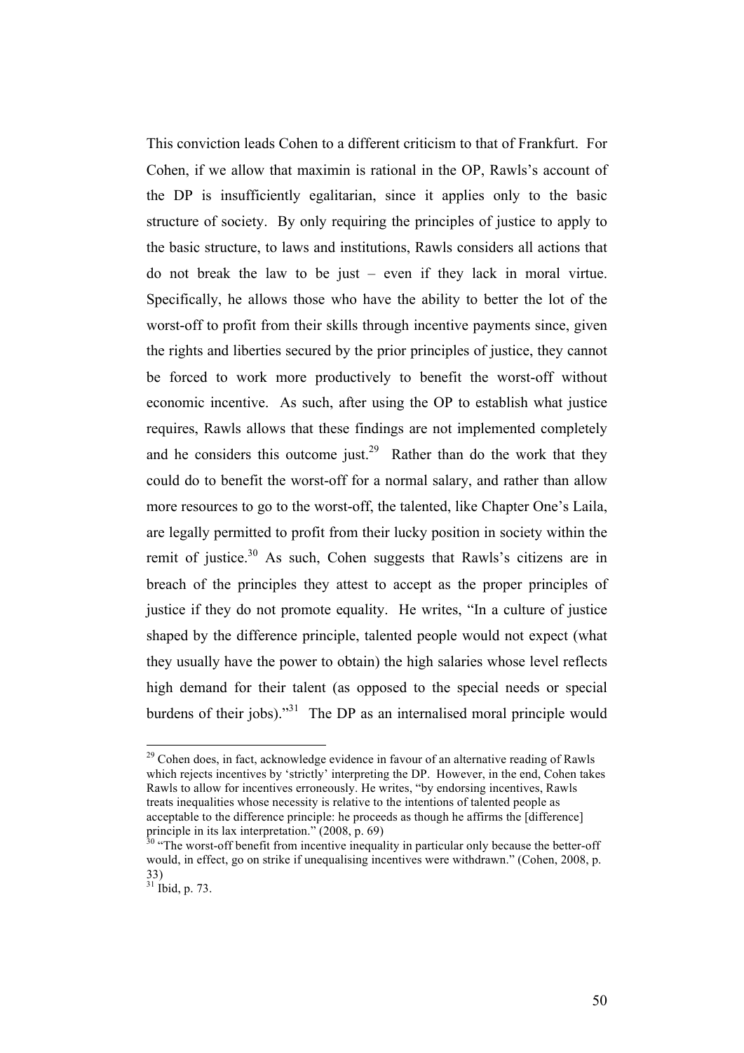This conviction leads Cohen to a different criticism to that of Frankfurt. For Cohen, if we allow that maximin is rational in the OP, Rawls's account of the DP is insufficiently egalitarian, since it applies only to the basic structure of society. By only requiring the principles of justice to apply to the basic structure, to laws and institutions, Rawls considers all actions that do not break the law to be just – even if they lack in moral virtue. Specifically, he allows those who have the ability to better the lot of the worst-off to profit from their skills through incentive payments since, given the rights and liberties secured by the prior principles of justice, they cannot be forced to work more productively to benefit the worst-off without economic incentive. As such, after using the OP to establish what justice requires, Rawls allows that these findings are not implemented completely and he considers this outcome just.[29] Rather than do the work that they could do to benefit the worst-off for a normal salary, and rather than allow more resources to go to the worst-off, the talented, like Chapter One's Laila, are legally permitted to profit from their lucky position in society within the remit of justice.[30] As such, Cohen suggests that Rawls's citizens are in breach of the principles they attest to accept as the proper principles of justice if they do not promote equality. He writes, "In a culture of justice shaped by the difference principle, talented people would not expect (what they usually have the power to obtain) the high salaries whose level reflects high demand for their talent (as opposed to the special needs or special burdens of their jobs)."[31] The DP as an internalised moral principle would

---

[29] Cohen does, in fact, acknowledge evidence in favour of an alternative reading of Rawls which rejects incentives by 'strictly' interpreting the DP. However, in the end, Cohen takes Rawls to allow for incentives erroneously. He writes, "by endorsing incentives, Rawls treats inequalities whose necessity is relative to the intentions of talented people as acceptable to the difference principle: he proceeds as though he affirms the [difference] principle in its lax interpretation." (2008, p. 69)

[30] "The worst-off benefit from incentive inequality in particular only because the better-off would, in effect, go on strike if unequalising incentives were withdrawn." (Cohen, 2008, p. 33)

[31] Ibid, p. 73.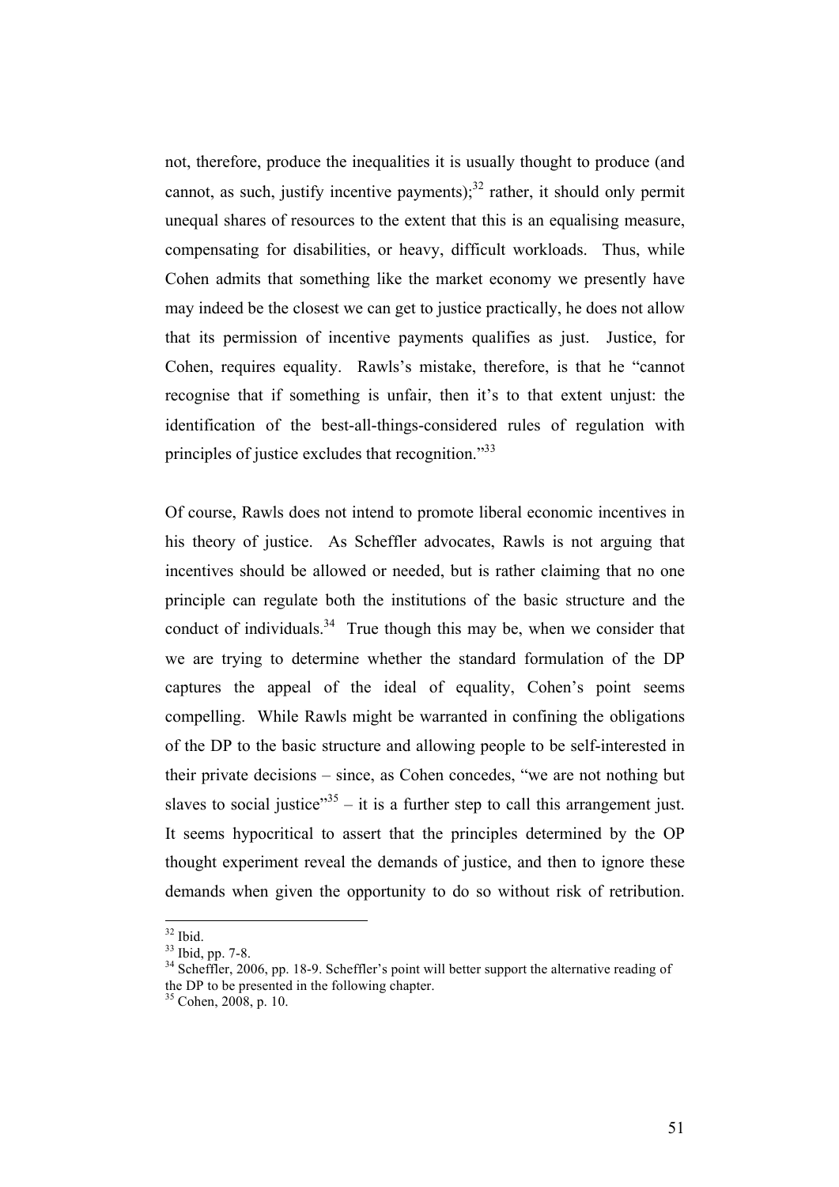not, therefore, produce the inequalities it is usually thought to produce (and cannot, as such, justify incentive payments);[32] rather, it should only permit unequal shares of resources to the extent that this is an equalising measure, compensating for disabilities, or heavy, difficult workloads. Thus, while Cohen admits that something like the market economy we presently have may indeed be the closest we can get to justice practically, he does not allow that its permission of incentive payments qualifies as just. Justice, for Cohen, requires equality. Rawls's mistake, therefore, is that he "cannot recognise that if something is unfair, then it's to that extent unjust: the identification of the best-all-things-considered rules of regulation with principles of justice excludes that recognition."[33]

Of course, Rawls does not intend to promote liberal economic incentives in his theory of justice. As Scheffler advocates, Rawls is not arguing that incentives should be allowed or needed, but is rather claiming that no one principle can regulate both the institutions of the basic structure and the conduct of individuals.[34] True though this may be, when we consider that we are trying to determine whether the standard formulation of the DP captures the appeal of the ideal of equality, Cohen's point seems compelling. While Rawls might be warranted in confining the obligations of the DP to the basic structure and allowing people to be self-interested in their private decisions – since, as Cohen concedes, "we are not nothing but slaves to social justice"[35] – it is a further step to call this arrangement just. It seems hypocritical to assert that the principles determined by the OP thought experiment reveal the demands of justice, and then to ignore these demands when given the opportunity to do so without risk of retribution.

---

[32] Ibid.

[33] Ibid, pp. 7-8.

[34] Scheffler, 2006, pp. 18-9. Scheffler's point will better support the alternative reading of the DP to be presented in the following chapter.

[35] Cohen, 2008, p. 10.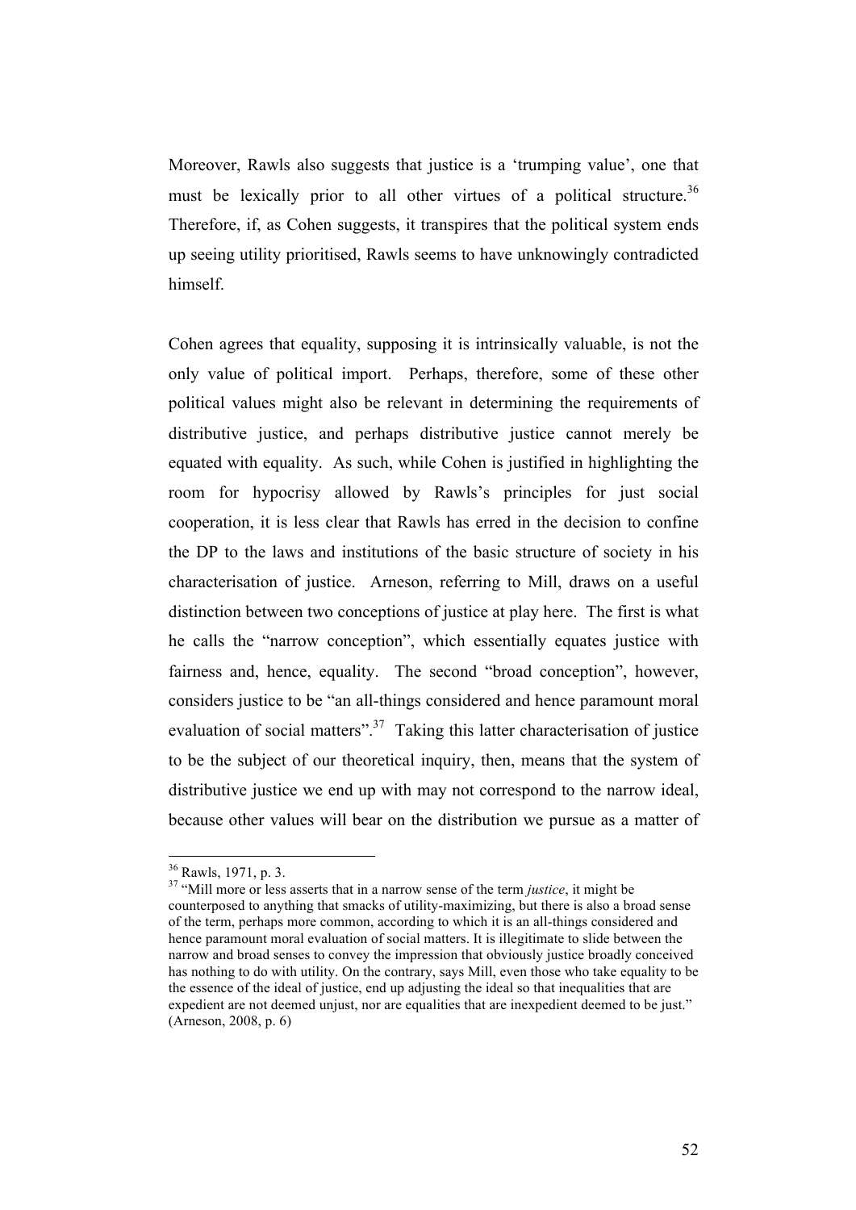Moreover, Rawls also suggests that justice is a 'trumping value', one that must be lexically prior to all other virtues of a political structure.[36] Therefore, if, as Cohen suggests, it transpires that the political system ends up seeing utility prioritised, Rawls seems to have unknowingly contradicted himself.

Cohen agrees that equality, supposing it is intrinsically valuable, is not the only value of political import. Perhaps, therefore, some of these other political values might also be relevant in determining the requirements of distributive justice, and perhaps distributive justice cannot merely be equated with equality. As such, while Cohen is justified in highlighting the room for hypocrisy allowed by Rawls's principles for just social cooperation, it is less clear that Rawls has erred in the decision to confine the DP to the laws and institutions of the basic structure of society in his characterisation of justice. Arneson, referring to Mill, draws on a useful distinction between two conceptions of justice at play here. The first is what he calls the "narrow conception", which essentially equates justice with fairness and, hence, equality. The second "broad conception", however, considers justice to be "an all-things considered and hence paramount moral evaluation of social matters".[37] Taking this latter characterisation of justice to be the subject of our theoretical inquiry, then, means that the system of distributive justice we end up with may not correspond to the narrow ideal, because other values will bear on the distribution we pursue as a matter of

---

[36] Rawls, 1971, p. 3.

[37] "Mill more or less asserts that in a narrow sense of the term *justice*, it might be counterposed to anything that smacks of utility-maximizing, but there is also a broad sense of the term, perhaps more common, according to which it is an all-things considered and hence paramount moral evaluation of social matters. It is illegitimate to slide between the narrow and broad senses to convey the impression that obviously justice broadly conceived has nothing to do with utility. On the contrary, says Mill, even those who take equality to be the essence of the ideal of justice, end up adjusting the ideal so that inequalities that are expedient are not deemed unjust, nor are equalities that are inexpedient deemed to be just." (Arneson, 2008, p. 6)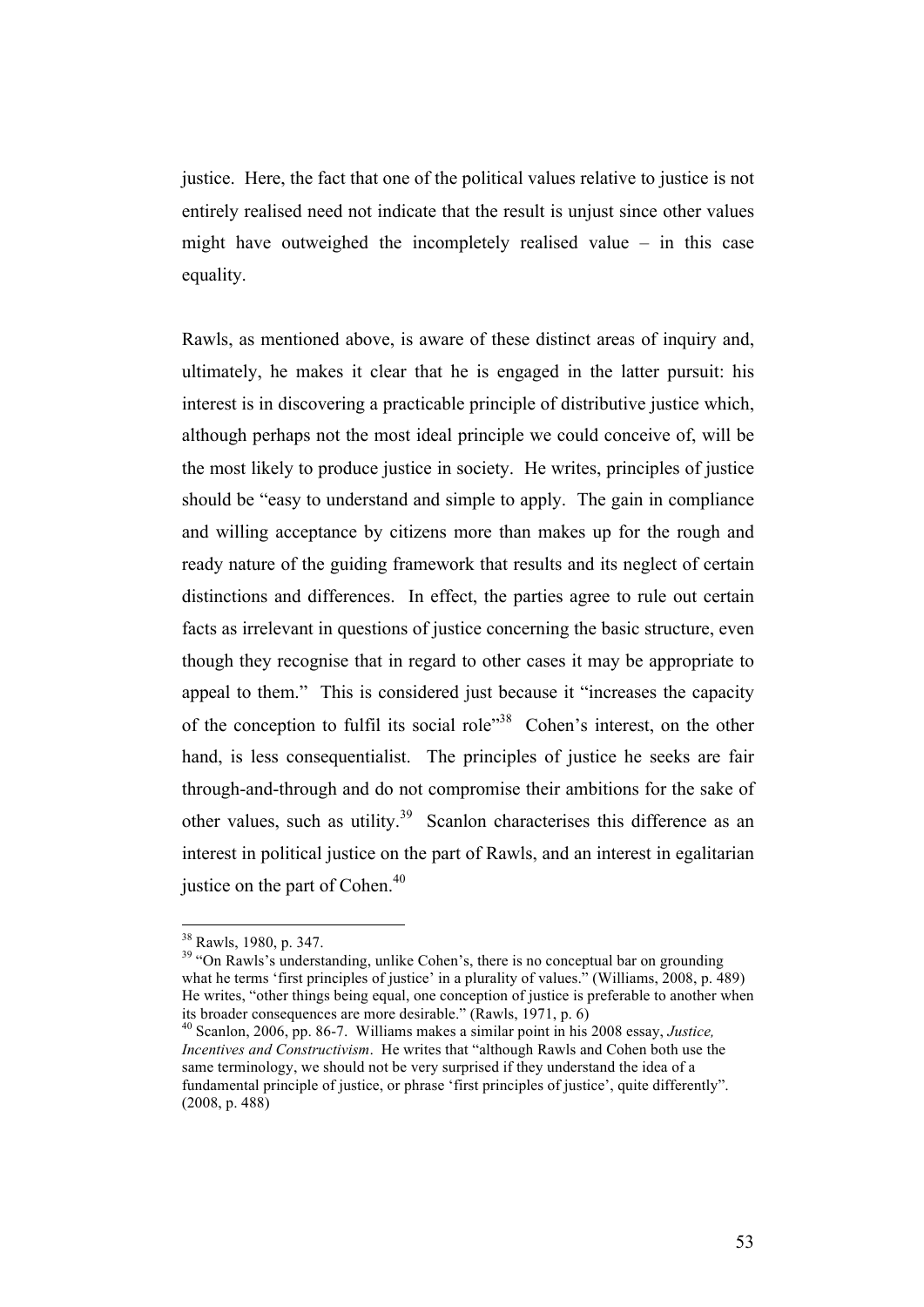justice. Here, the fact that one of the political values relative to justice is not entirely realised need not indicate that the result is unjust since other values might have outweighed the incompletely realised value – in this case equality.

Rawls, as mentioned above, is aware of these distinct areas of inquiry and, ultimately, he makes it clear that he is engaged in the latter pursuit: his interest is in discovering a practicable principle of distributive justice which, although perhaps not the most ideal principle we could conceive of, will be the most likely to produce justice in society. He writes, principles of justice should be "easy to understand and simple to apply. The gain in compliance and willing acceptance by citizens more than makes up for the rough and ready nature of the guiding framework that results and its neglect of certain distinctions and differences. In effect, the parties agree to rule out certain facts as irrelevant in questions of justice concerning the basic structure, even though they recognise that in regard to other cases it may be appropriate to appeal to them." This is considered just because it "increases the capacity of the conception to fulfil its social role"[38] Cohen's interest, on the other hand, is less consequentialist. The principles of justice he seeks are fair through-and-through and do not compromise their ambitions for the sake of other values, such as utility.[39] Scanlon characterises this difference as an interest in political justice on the part of Rawls, and an interest in egalitarian justice on the part of Cohen.[40]

---

[38] Rawls, 1980, p. 347.

[39] "On Rawls's understanding, unlike Cohen's, there is no conceptual bar on grounding what he terms 'first principles of justice' in a plurality of values." (Williams, 2008, p. 489) He writes, "other things being equal, one conception of justice is preferable to another when its broader consequences are more desirable." (Rawls, 1971, p. 6)

[40] Scanlon, 2006, pp. 86-7. Williams makes a similar point in his 2008 essay, *Justice, Incentives and Constructivism*. He writes that "although Rawls and Cohen both use the same terminology, we should not be very surprised if they understand the idea of a fundamental principle of justice, or phrase 'first principles of justice', quite differently". (2008, p. 488)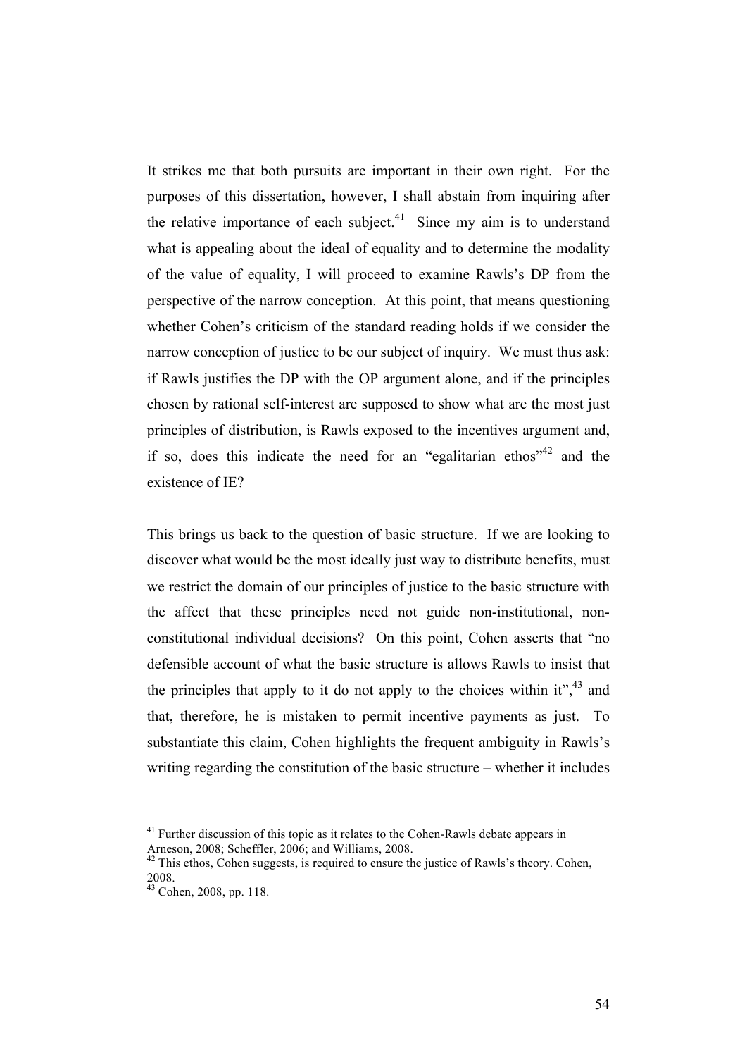It strikes me that both pursuits are important in their own right. For the purposes of this dissertation, however, I shall abstain from inquiring after the relative importance of each subject.[41] Since my aim is to understand what is appealing about the ideal of equality and to determine the modality of the value of equality, I will proceed to examine Rawls's DP from the perspective of the narrow conception. At this point, that means questioning whether Cohen's criticism of the standard reading holds if we consider the narrow conception of justice to be our subject of inquiry. We must thus ask: if Rawls justifies the DP with the OP argument alone, and if the principles chosen by rational self-interest are supposed to show what are the most just principles of distribution, is Rawls exposed to the incentives argument and, if so, does this indicate the need for an "egalitarian ethos"[42] and the existence of IE?

This brings us back to the question of basic structure. If we are looking to discover what would be the most ideally just way to distribute benefits, must we restrict the domain of our principles of justice to the basic structure with the affect that these principles need not guide non-institutional, non-constitutional individual decisions? On this point, Cohen asserts that "no defensible account of what the basic structure is allows Rawls to insist that the principles that apply to it do not apply to the choices within it",[43] and that, therefore, he is mistaken to permit incentive payments as just. To substantiate this claim, Cohen highlights the frequent ambiguity in Rawls's writing regarding the constitution of the basic structure – whether it includes

---

[41] Further discussion of this topic as it relates to the Cohen-Rawls debate appears in Arneson, 2008; Scheffler, 2006; and Williams, 2008.

[42] This ethos, Cohen suggests, is required to ensure the justice of Rawls's theory. Cohen, 2008.

[43] Cohen, 2008, pp. 118.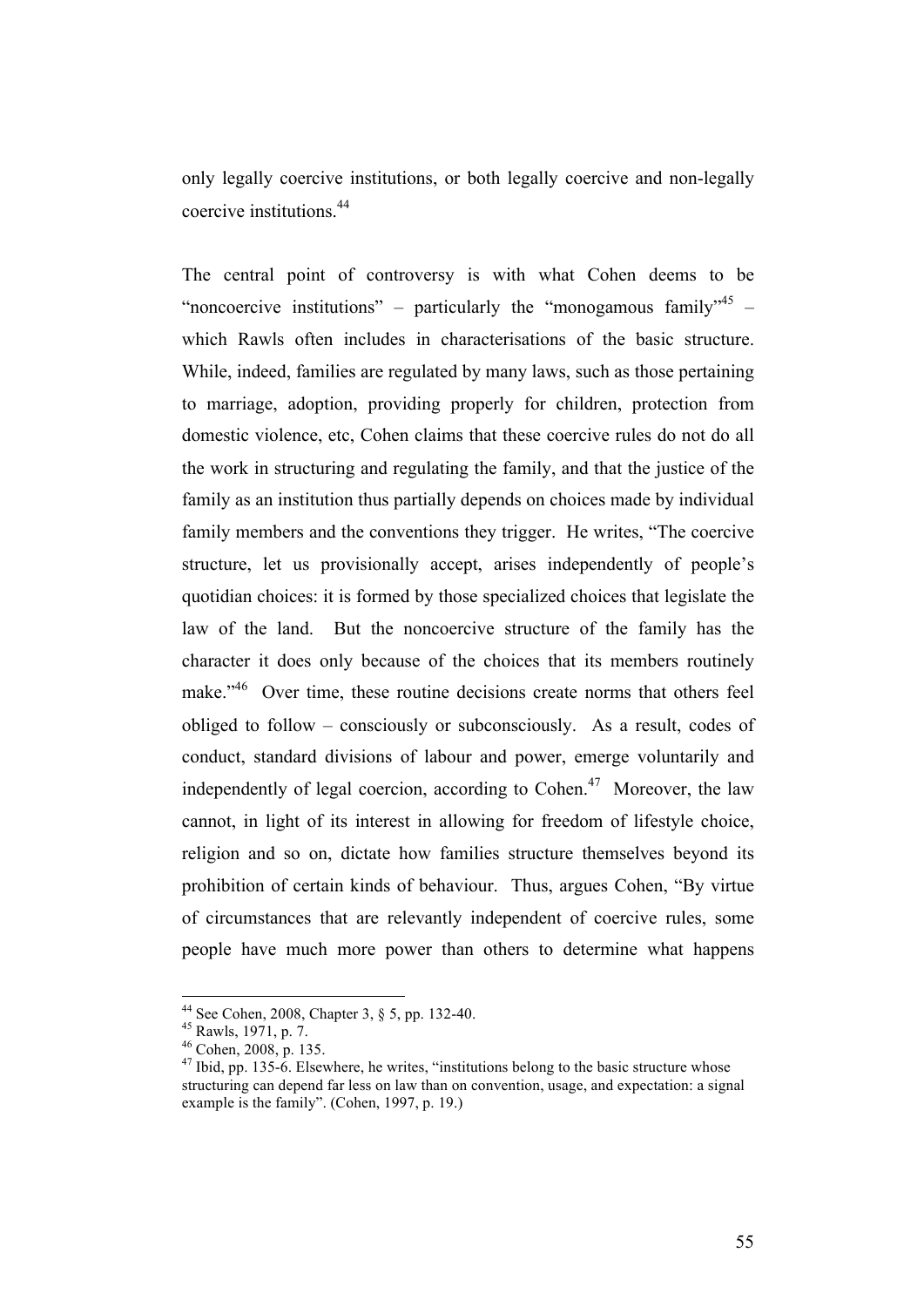only legally coercive institutions, or both legally coercive and non-legally coercive institutions.[44]

The central point of controversy is with what Cohen deems to be "noncoercive institutions" – particularly the "monogamous family"[45] – which Rawls often includes in characterisations of the basic structure. While, indeed, families are regulated by many laws, such as those pertaining to marriage, adoption, providing properly for children, protection from domestic violence, etc, Cohen claims that these coercive rules do not do all the work in structuring and regulating the family, and that the justice of the family as an institution thus partially depends on choices made by individual family members and the conventions they trigger. He writes, "The coercive structure, let us provisionally accept, arises independently of people's quotidian choices: it is formed by those specialized choices that legislate the law of the land. But the noncoercive structure of the family has the character it does only because of the choices that its members routinely make."[46] Over time, these routine decisions create norms that others feel obliged to follow – consciously or subconsciously. As a result, codes of conduct, standard divisions of labour and power, emerge voluntarily and independently of legal coercion, according to Cohen.[47] Moreover, the law cannot, in light of its interest in allowing for freedom of lifestyle choice, religion and so on, dictate how families structure themselves beyond its prohibition of certain kinds of behaviour. Thus, argues Cohen, "By virtue of circumstances that are relevantly independent of coercive rules, some people have much more power than others to determine what happens

---

[44] See Cohen, 2008, Chapter 3, § 5, pp. 132-40.

[45] Rawls, 1971, p. 7.

[46] Cohen, 2008, p. 135.

[47] Ibid, pp. 135-6. Elsewhere, he writes, "institutions belong to the basic structure whose structuring can depend far less on law than on convention, usage, and expectation: a signal example is the family". (Cohen, 1997, p. 19.)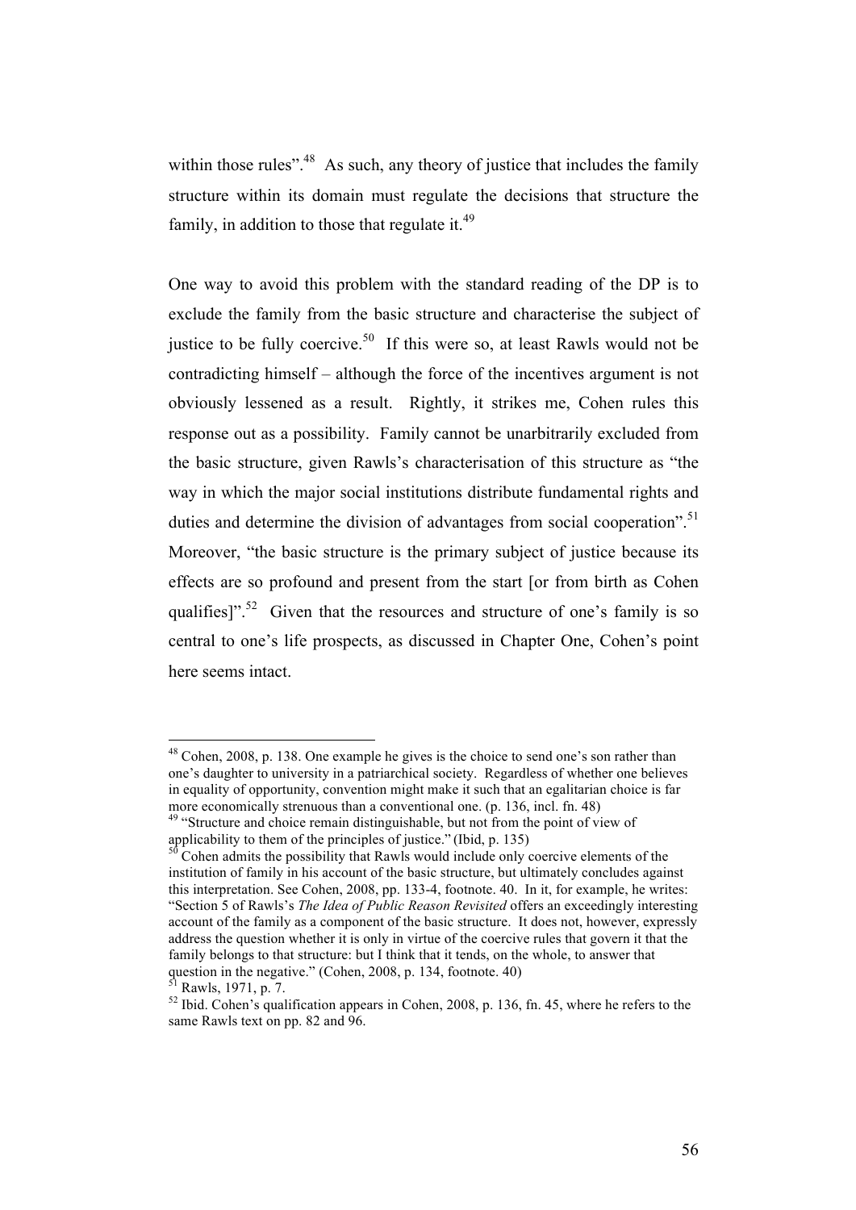within those rules".[48] As such, any theory of justice that includes the family structure within its domain must regulate the decisions that structure the family, in addition to those that regulate it.[49]

One way to avoid this problem with the standard reading of the DP is to exclude the family from the basic structure and characterise the subject of justice to be fully coercive.[50] If this were so, at least Rawls would not be contradicting himself – although the force of the incentives argument is not obviously lessened as a result. Rightly, it strikes me, Cohen rules this response out as a possibility. Family cannot be unarbitrarily excluded from the basic structure, given Rawls's characterisation of this structure as "the way in which the major social institutions distribute fundamental rights and duties and determine the division of advantages from social cooperation".[51] Moreover, "the basic structure is the primary subject of justice because its effects are so profound and present from the start [or from birth as Cohen qualifies]".[52] Given that the resources and structure of one's family is so central to one's life prospects, as discussed in Chapter One, Cohen's point here seems intact.

---

[48] Cohen, 2008, p. 138. One example he gives is the choice to send one's son rather than one's daughter to university in a patriarchical society. Regardless of whether one believes in equality of opportunity, convention might make it such that an egalitarian choice is far more economically strenuous than a conventional one. (p. 136, incl. fn. 48)

[49] "Structure and choice remain distinguishable, but not from the point of view of applicability to them of the principles of justice." (Ibid, p. 135)

[50] Cohen admits the possibility that Rawls would include only coercive elements of the institution of family in his account of the basic structure, but ultimately concludes against this interpretation. See Cohen, 2008, pp. 133-4, footnote. 40. In it, for example, he writes: "Section 5 of Rawls's *The Idea of Public Reason Revisited* offers an exceedingly interesting account of the family as a component of the basic structure. It does not, however, expressly address the question whether it is only in virtue of the coercive rules that govern it that the family belongs to that structure: but I think that it tends, on the whole, to answer that question in the negative." (Cohen, 2008, p. 134, footnote. 40)

[51] Rawls, 1971, p. 7.

[52] Ibid. Cohen's qualification appears in Cohen, 2008, p. 136, fn. 45, where he refers to the same Rawls text on pp. 82 and 96.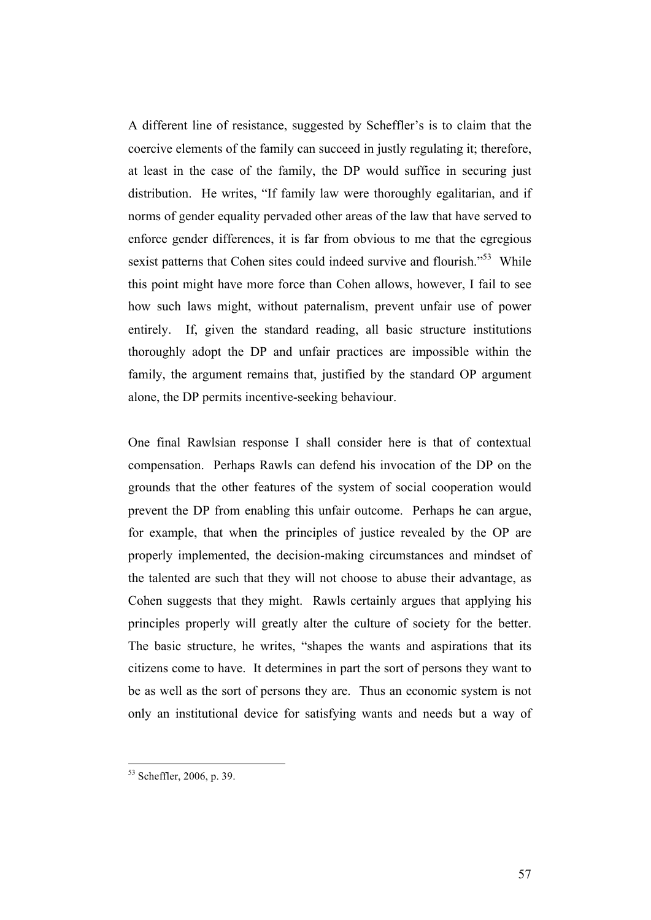A different line of resistance, suggested by Scheffler's is to claim that the coercive elements of the family can succeed in justly regulating it; therefore, at least in the case of the family, the DP would suffice in securing just distribution. He writes, "If family law were thoroughly egalitarian, and if norms of gender equality pervaded other areas of the law that have served to enforce gender differences, it is far from obvious to me that the egregious sexist patterns that Cohen sites could indeed survive and flourish."[53] While this point might have more force than Cohen allows, however, I fail to see how such laws might, without paternalism, prevent unfair use of power entirely. If, given the standard reading, all basic structure institutions thoroughly adopt the DP and unfair practices are impossible within the family, the argument remains that, justified by the standard OP argument alone, the DP permits incentive-seeking behaviour.

One final Rawlsian response I shall consider here is that of contextual compensation. Perhaps Rawls can defend his invocation of the DP on the grounds that the other features of the system of social cooperation would prevent the DP from enabling this unfair outcome. Perhaps he can argue, for example, that when the principles of justice revealed by the OP are properly implemented, the decision-making circumstances and mindset of the talented are such that they will not choose to abuse their advantage, as Cohen suggests that they might. Rawls certainly argues that applying his principles properly will greatly alter the culture of society for the better. The basic structure, he writes, "shapes the wants and aspirations that its citizens come to have. It determines in part the sort of persons they want to be as well as the sort of persons they are. Thus an economic system is not only an institutional device for satisfying wants and needs but a way of

[53] Scheffler, 2006, p. 39.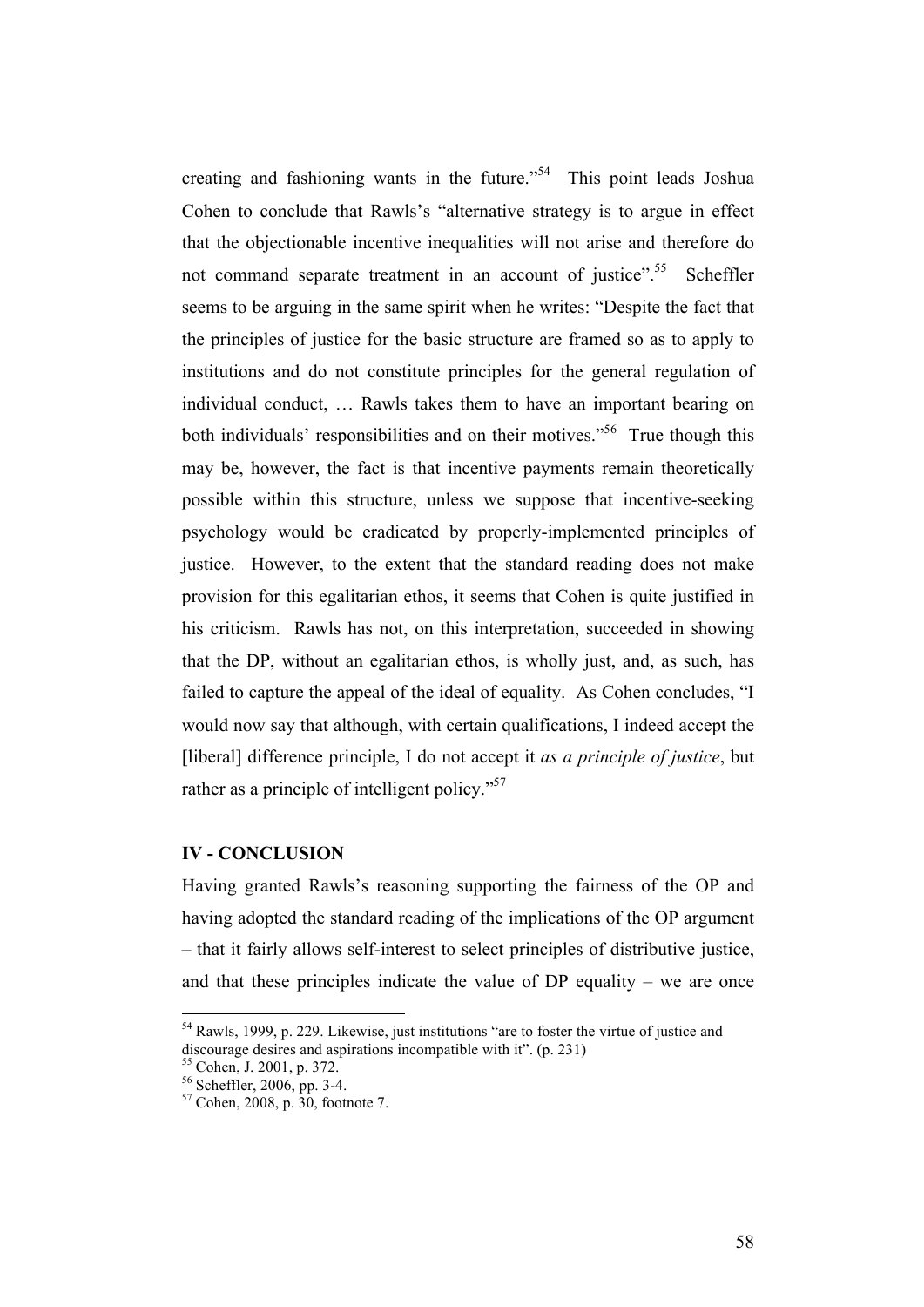creating and fashioning wants in the future."[54] This point leads Joshua Cohen to conclude that Rawls's "alternative strategy is to argue in effect that the objectionable incentive inequalities will not arise and therefore do not command separate treatment in an account of justice".[55] Scheffler seems to be arguing in the same spirit when he writes: "Despite the fact that the principles of justice for the basic structure are framed so as to apply to institutions and do not constitute principles for the general regulation of individual conduct, … Rawls takes them to have an important bearing on both individuals' responsibilities and on their motives."[56] True though this may be, however, the fact is that incentive payments remain theoretically possible within this structure, unless we suppose that incentive-seeking psychology would be eradicated by properly-implemented principles of justice. However, to the extent that the standard reading does not make provision for this egalitarian ethos, it seems that Cohen is quite justified in his criticism. Rawls has not, on this interpretation, succeeded in showing that the DP, without an egalitarian ethos, is wholly just, and, as such, has failed to capture the appeal of the ideal of equality. As Cohen concludes, "I would now say that although, with certain qualifications, I indeed accept the [liberal] difference principle, I do not accept it *as a principle of justice*, but rather as a principle of intelligent policy."[57]

## IV - CONCLUSION

Having granted Rawls's reasoning supporting the fairness of the OP and having adopted the standard reading of the implications of the OP argument – that it fairly allows self-interest to select principles of distributive justice, and that these principles indicate the value of DP equality – we are once

---

[54] Rawls, 1999, p. 229. Likewise, just institutions "are to foster the virtue of justice and discourage desires and aspirations incompatible with it". (p. 231)

[55] Cohen, J. 2001, p. 372.

[56] Scheffler, 2006, pp. 3-4.

[57] Cohen, 2008, p. 30, footnote 7.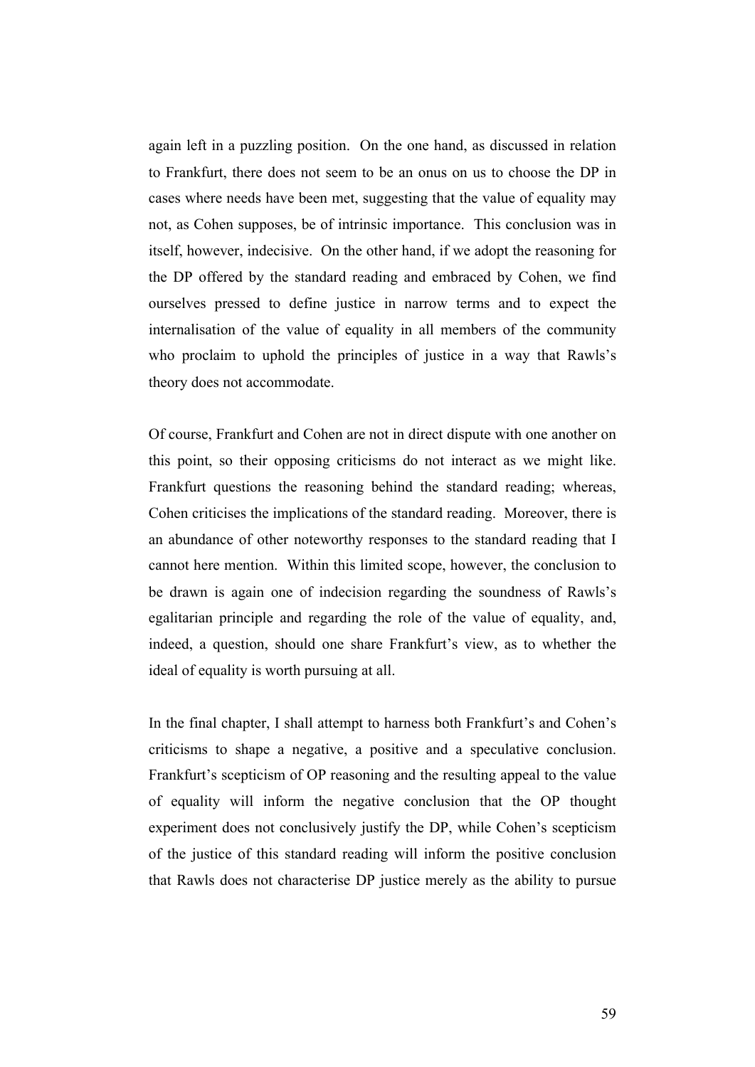again left in a puzzling position. On the one hand, as discussed in relation to Frankfurt, there does not seem to be an onus on us to choose the DP in cases where needs have been met, suggesting that the value of equality may not, as Cohen supposes, be of intrinsic importance. This conclusion was in itself, however, indecisive. On the other hand, if we adopt the reasoning for the DP offered by the standard reading and embraced by Cohen, we find ourselves pressed to define justice in narrow terms and to expect the internalisation of the value of equality in all members of the community who proclaim to uphold the principles of justice in a way that Rawls's theory does not accommodate.

Of course, Frankfurt and Cohen are not in direct dispute with one another on this point, so their opposing criticisms do not interact as we might like. Frankfurt questions the reasoning behind the standard reading; whereas, Cohen criticises the implications of the standard reading. Moreover, there is an abundance of other noteworthy responses to the standard reading that I cannot here mention. Within this limited scope, however, the conclusion to be drawn is again one of indecision regarding the soundness of Rawls's egalitarian principle and regarding the role of the value of equality, and, indeed, a question, should one share Frankfurt's view, as to whether the ideal of equality is worth pursuing at all.

In the final chapter, I shall attempt to harness both Frankfurt's and Cohen's criticisms to shape a negative, a positive and a speculative conclusion. Frankfurt's scepticism of OP reasoning and the resulting appeal to the value of equality will inform the negative conclusion that the OP thought experiment does not conclusively justify the DP, while Cohen's scepticism of the justice of this standard reading will inform the positive conclusion that Rawls does not characterise DP justice merely as the ability to pursue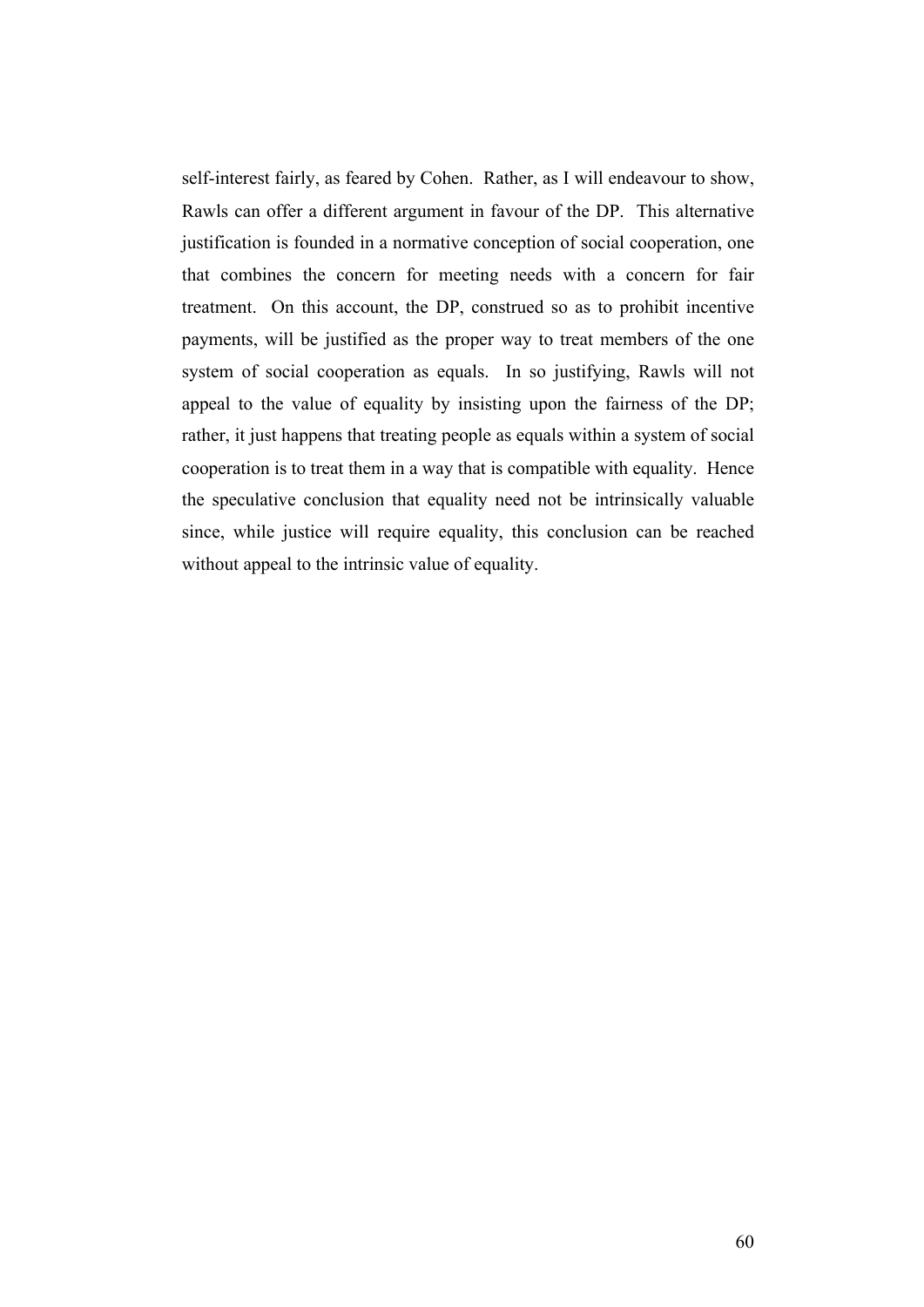self-interest fairly, as feared by Cohen. Rather, as I will endeavour to show, Rawls can offer a different argument in favour of the DP. This alternative justification is founded in a normative conception of social cooperation, one that combines the concern for meeting needs with a concern for fair treatment. On this account, the DP, construed so as to prohibit incentive payments, will be justified as the proper way to treat members of the one system of social cooperation as equals. In so justifying, Rawls will not appeal to the value of equality by insisting upon the fairness of the DP; rather, it just happens that treating people as equals within a system of social cooperation is to treat them in a way that is compatible with equality. Hence the speculative conclusion that equality need not be intrinsically valuable since, while justice will require equality, this conclusion can be reached without appeal to the intrinsic value of equality.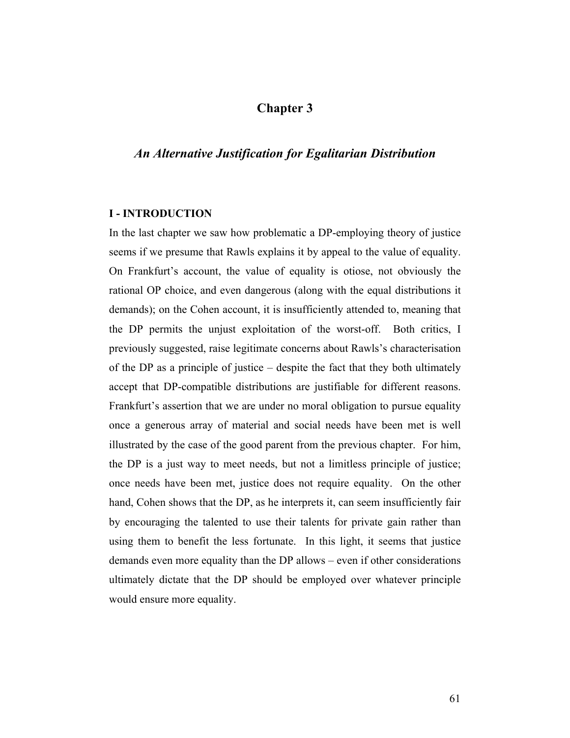# Chapter 3

## *An Alternative Justification for Egalitarian Distribution*

### I - INTRODUCTION

In the last chapter we saw how problematic a DP-employing theory of justice seems if we presume that Rawls explains it by appeal to the value of equality. On Frankfurt's account, the value of equality is otiose, not obviously the rational OP choice, and even dangerous (along with the equal distributions it demands); on the Cohen account, it is insufficiently attended to, meaning that the DP permits the unjust exploitation of the worst-off. Both critics, I previously suggested, raise legitimate concerns about Rawls's characterisation of the DP as a principle of justice – despite the fact that they both ultimately accept that DP-compatible distributions are justifiable for different reasons. Frankfurt's assertion that we are under no moral obligation to pursue equality once a generous array of material and social needs have been met is well illustrated by the case of the good parent from the previous chapter. For him, the DP is a just way to meet needs, but not a limitless principle of justice; once needs have been met, justice does not require equality. On the other hand, Cohen shows that the DP, as he interprets it, can seem insufficiently fair by encouraging the talented to use their talents for private gain rather than using them to benefit the less fortunate. In this light, it seems that justice demands even more equality than the DP allows – even if other considerations ultimately dictate that the DP should be employed over whatever principle would ensure more equality.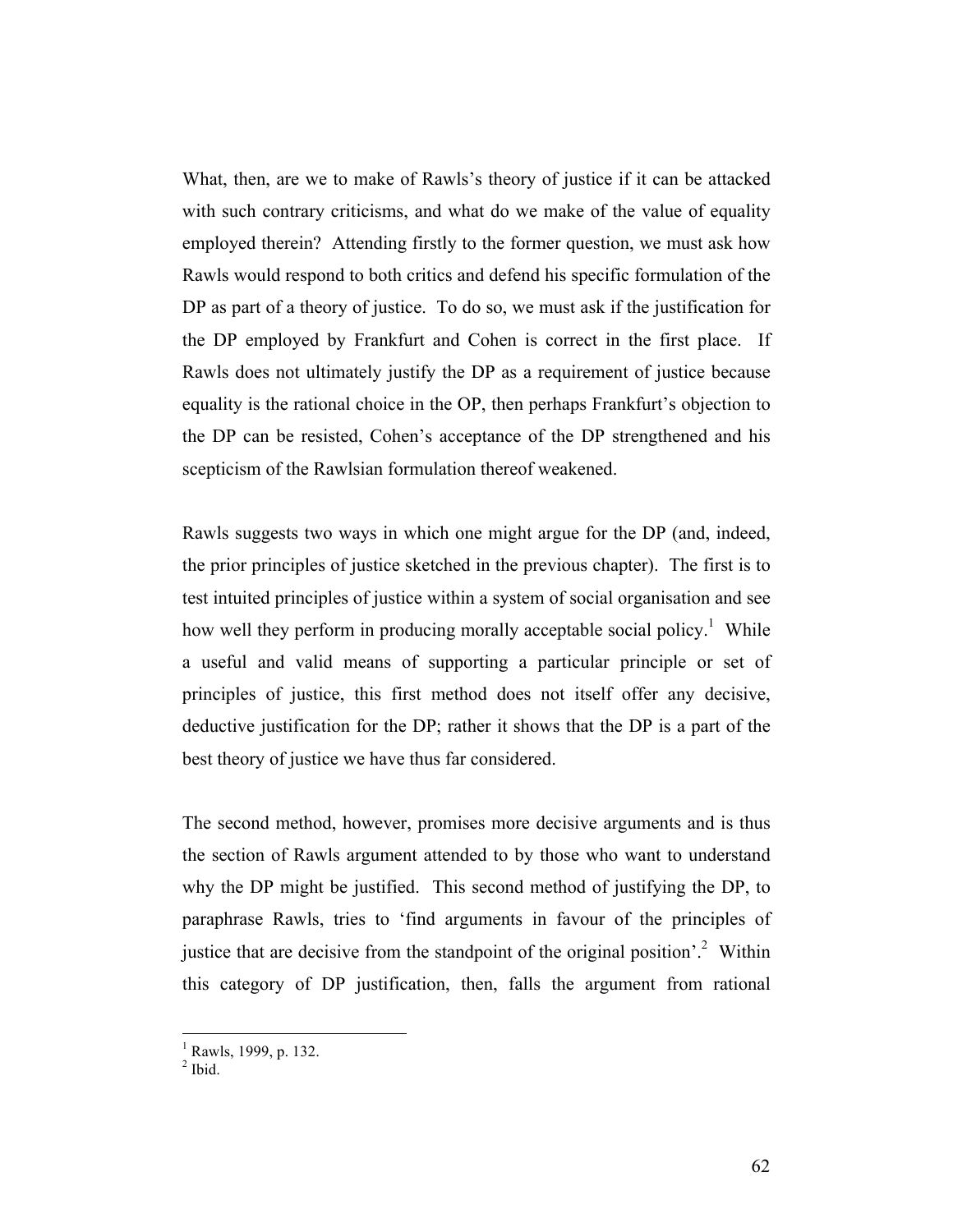What, then, are we to make of Rawls's theory of justice if it can be attacked with such contrary criticisms, and what do we make of the value of equality employed therein? Attending firstly to the former question, we must ask how Rawls would respond to both critics and defend his specific formulation of the DP as part of a theory of justice. To do so, we must ask if the justification for the DP employed by Frankfurt and Cohen is correct in the first place. If Rawls does not ultimately justify the DP as a requirement of justice because equality is the rational choice in the OP, then perhaps Frankfurt's objection to the DP can be resisted, Cohen's acceptance of the DP strengthened and his scepticism of the Rawlsian formulation thereof weakened.

Rawls suggests two ways in which one might argue for the DP (and, indeed, the prior principles of justice sketched in the previous chapter). The first is to test intuited principles of justice within a system of social organisation and see how well they perform in producing morally acceptable social policy.[1] While a useful and valid means of supporting a particular principle or set of principles of justice, this first method does not itself offer any decisive, deductive justification for the DP; rather it shows that the DP is a part of the best theory of justice we have thus far considered.

The second method, however, promises more decisive arguments and is thus the section of Rawls argument attended to by those who want to understand why the DP might be justified. This second method of justifying the DP, to paraphrase Rawls, tries to 'find arguments in favour of the principles of justice that are decisive from the standpoint of the original position'.[2] Within this category of DP justification, then, falls the argument from rational

---

[1] Rawls, 1999, p. 132.

[2] Ibid.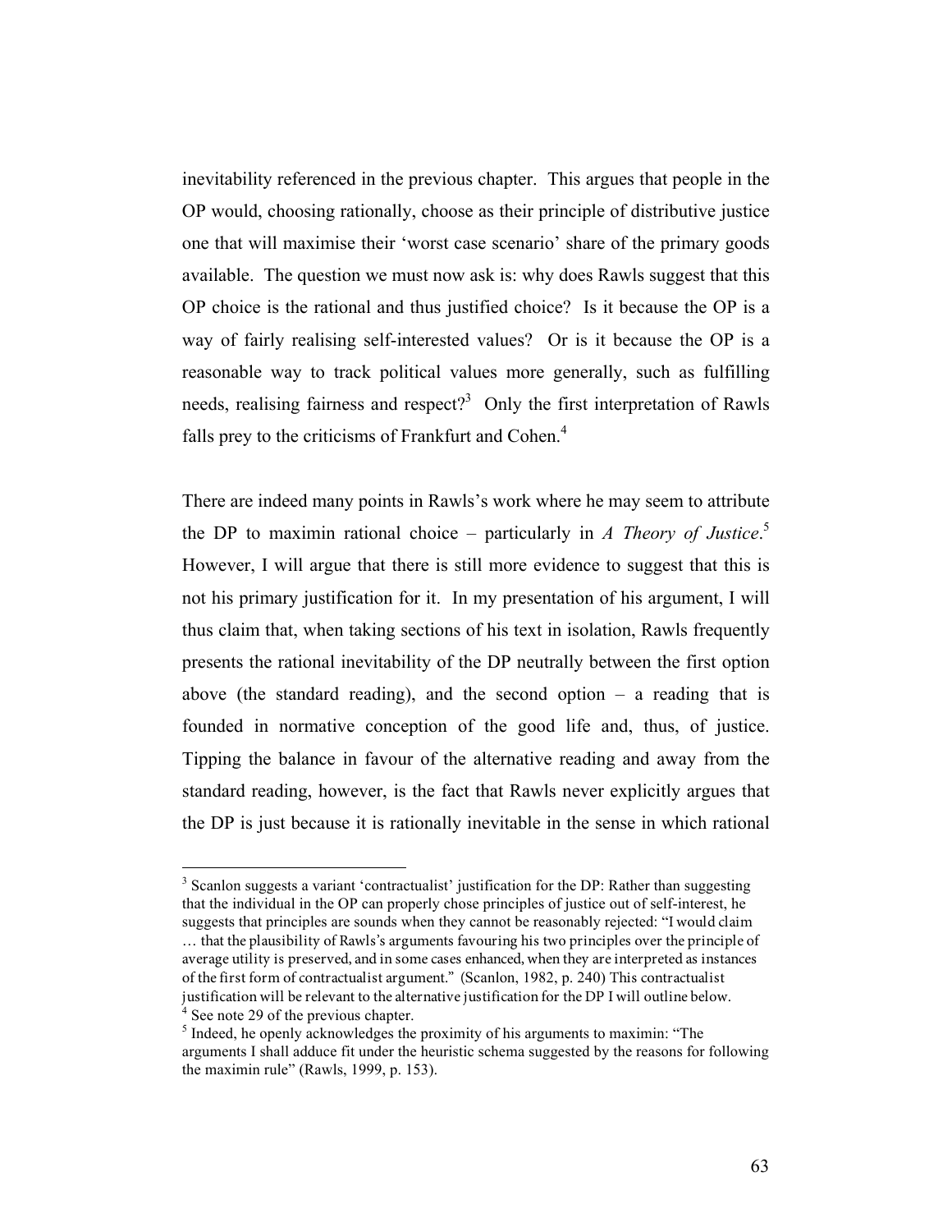inevitability referenced in the previous chapter. This argues that people in the OP would, choosing rationally, choose as their principle of distributive justice one that will maximise their 'worst case scenario' share of the primary goods available. The question we must now ask is: why does Rawls suggest that this OP choice is the rational and thus justified choice? Is it because the OP is a way of fairly realising self-interested values? Or is it because the OP is a reasonable way to track political values more generally, such as fulfilling needs, realising fairness and respect?[3] Only the first interpretation of Rawls falls prey to the criticisms of Frankfurt and Cohen.[4]

There are indeed many points in Rawls's work where he may seem to attribute the DP to maximin rational choice – particularly in *A Theory of Justice*.[5] However, I will argue that there is still more evidence to suggest that this is not his primary justification for it. In my presentation of his argument, I will thus claim that, when taking sections of his text in isolation, Rawls frequently presents the rational inevitability of the DP neutrally between the first option above (the standard reading), and the second option – a reading that is founded in normative conception of the good life and, thus, of justice. Tipping the balance in favour of the alternative reading and away from the standard reading, however, is the fact that Rawls never explicitly argues that the DP is just because it is rationally inevitable in the sense in which rational

---

[3] Scanlon suggests a variant 'contractualist' justification for the DP: Rather than suggesting that the individual in the OP can properly chose principles of justice out of self-interest, he suggests that principles are sounds when they cannot be reasonably rejected: "I would claim … that the plausibility of Rawls's arguments favouring his two principles over the principle of average utility is preserved, and in some cases enhanced, when they are interpreted as instances of the first form of contractualist argument." (Scanlon, 1982, p. 240) This contractualist justification will be relevant to the alternative justification for the DP I will outline below.

[4] See note 29 of the previous chapter.

[5] Indeed, he openly acknowledges the proximity of his arguments to maximin: "The arguments I shall adduce fit under the heuristic schema suggested by the reasons for following the maximin rule" (Rawls, 1999, p. 153).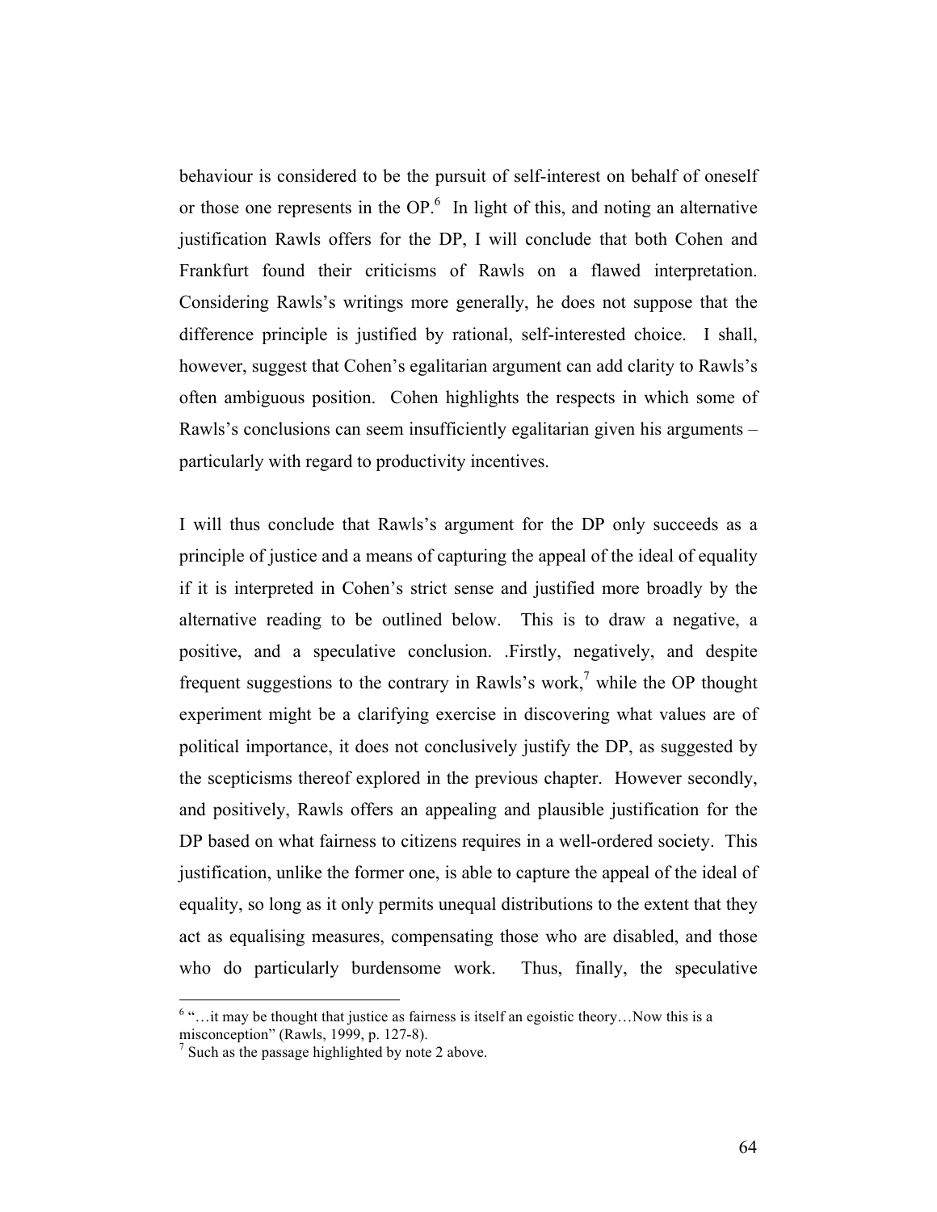behaviour is considered to be the pursuit of self-interest on behalf of oneself or those one represents in the OP.[6] In light of this, and noting an alternative justification Rawls offers for the DP, I will conclude that both Cohen and Frankfurt found their criticisms of Rawls on a flawed interpretation. Considering Rawls's writings more generally, he does not suppose that the difference principle is justified by rational, self-interested choice. I shall, however, suggest that Cohen's egalitarian argument can add clarity to Rawls's often ambiguous position. Cohen highlights the respects in which some of Rawls's conclusions can seem insufficiently egalitarian given his arguments – particularly with regard to productivity incentives.

I will thus conclude that Rawls's argument for the DP only succeeds as a principle of justice and a means of capturing the appeal of the ideal of equality if it is interpreted in Cohen's strict sense and justified more broadly by the alternative reading to be outlined below. This is to draw a negative, a positive, and a speculative conclusion. .Firstly, negatively, and despite frequent suggestions to the contrary in Rawls's work,[7] while the OP thought experiment might be a clarifying exercise in discovering what values are of political importance, it does not conclusively justify the DP, as suggested by the scepticisms thereof explored in the previous chapter. However secondly, and positively, Rawls offers an appealing and plausible justification for the DP based on what fairness to citizens requires in a well-ordered society. This justification, unlike the former one, is able to capture the appeal of the ideal of equality, so long as it only permits unequal distributions to the extent that they act as equalising measures, compensating those who are disabled, and those who do particularly burdensome work. Thus, finally, the speculative

---

[6] "…it may be thought that justice as fairness is itself an egoistic theory…Now this is a misconception" (Rawls, 1999, p. 127-8).

[7] Such as the passage highlighted by note 2 above.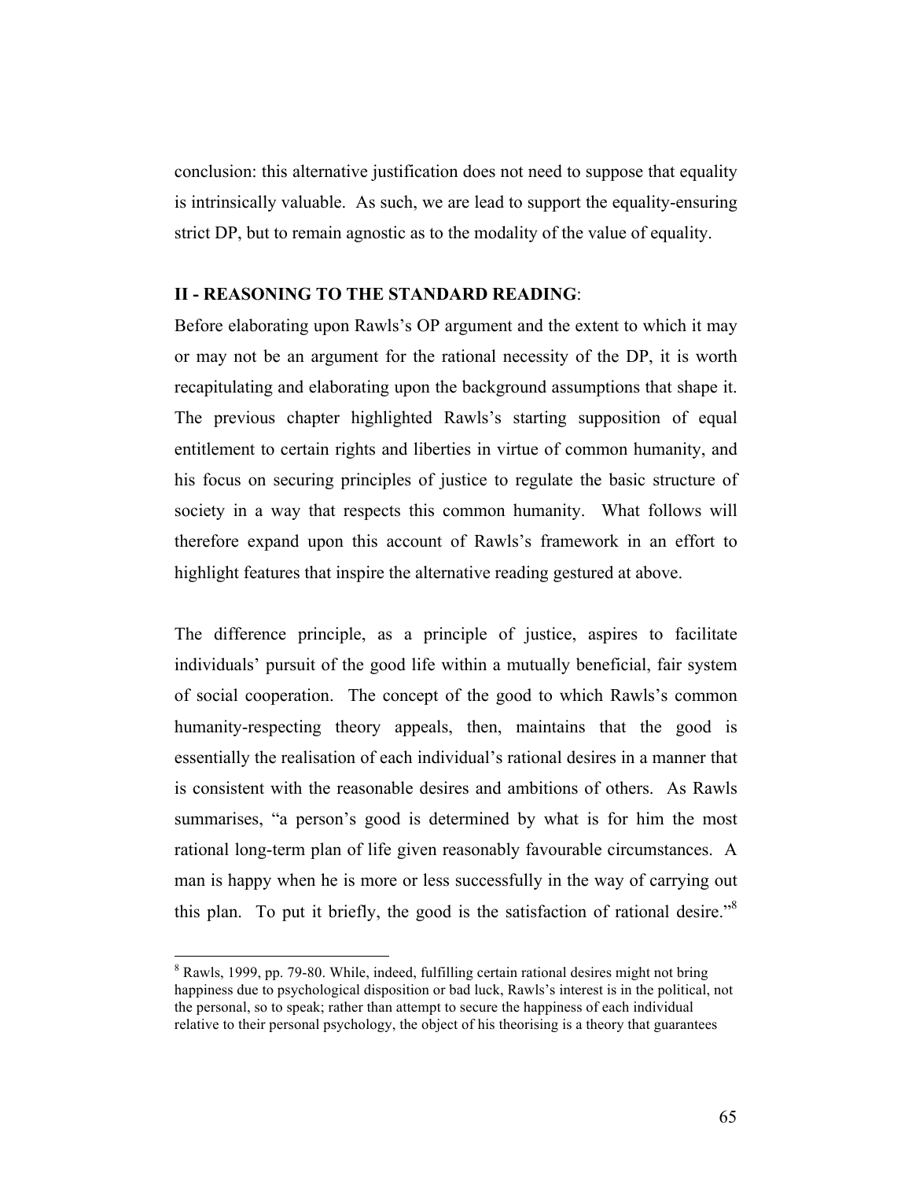conclusion: this alternative justification does not need to suppose that equality is intrinsically valuable. As such, we are lead to support the equality-ensuring strict DP, but to remain agnostic as to the modality of the value of equality.

## II - REASONING TO THE STANDARD READING:

Before elaborating upon Rawls's OP argument and the extent to which it may or may not be an argument for the rational necessity of the DP, it is worth recapitulating and elaborating upon the background assumptions that shape it. The previous chapter highlighted Rawls's starting supposition of equal entitlement to certain rights and liberties in virtue of common humanity, and his focus on securing principles of justice to regulate the basic structure of society in a way that respects this common humanity. What follows will therefore expand upon this account of Rawls's framework in an effort to highlight features that inspire the alternative reading gestured at above.

The difference principle, as a principle of justice, aspires to facilitate individuals' pursuit of the good life within a mutually beneficial, fair system of social cooperation. The concept of the good to which Rawls's common humanity-respecting theory appeals, then, maintains that the good is essentially the realisation of each individual's rational desires in a manner that is consistent with the reasonable desires and ambitions of others. As Rawls summarises, "a person's good is determined by what is for him the most rational long-term plan of life given reasonably favourable circumstances. A man is happy when he is more or less successfully in the way of carrying out this plan. To put it briefly, the good is the satisfaction of rational desire."[8]

---

[8] Rawls, 1999, pp. 79-80. While, indeed, fulfilling certain rational desires might not bring happiness due to psychological disposition or bad luck, Rawls's interest is in the political, not the personal, so to speak; rather than attempt to secure the happiness of each individual relative to their personal psychology, the object of his theorising is a theory that guarantees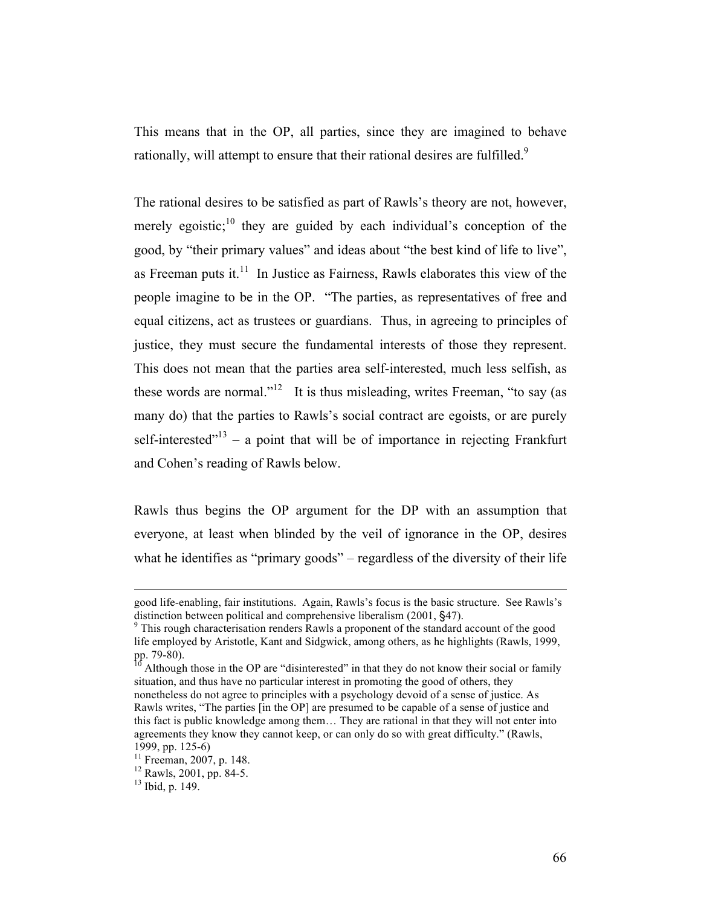This means that in the OP, all parties, since they are imagined to behave rationally, will attempt to ensure that their rational desires are fulfilled.[9]

The rational desires to be satisfied as part of Rawls's theory are not, however, merely egoistic;[10] they are guided by each individual's conception of the good, by "their primary values" and ideas about "the best kind of life to live", as Freeman puts it.[11] In Justice as Fairness, Rawls elaborates this view of the people imagine to be in the OP. "The parties, as representatives of free and equal citizens, act as trustees or guardians. Thus, in agreeing to principles of justice, they must secure the fundamental interests of those they represent. This does not mean that the parties area self-interested, much less selfish, as these words are normal."[12] It is thus misleading, writes Freeman, "to say (as many do) that the parties to Rawls's social contract are egoists, or are purely self-interested"[13] – a point that will be of importance in rejecting Frankfurt and Cohen's reading of Rawls below.

Rawls thus begins the OP argument for the DP with an assumption that everyone, at least when blinded by the veil of ignorance in the OP, desires what he identifies as "primary goods" – regardless of the diversity of their life

---

good life-enabling, fair institutions. Again, Rawls's focus is the basic structure. See Rawls's distinction between political and comprehensive liberalism (2001, §47).

[9] This rough characterisation renders Rawls a proponent of the standard account of the good life employed by Aristotle, Kant and Sidgwick, among others, as he highlights (Rawls, 1999, pp. 79-80).

[10] Although those in the OP are "disinterested" in that they do not know their social or family situation, and thus have no particular interest in promoting the good of others, they nonetheless do not agree to principles with a psychology devoid of a sense of justice. As Rawls writes, "The parties [in the OP] are presumed to be capable of a sense of justice and this fact is public knowledge among them… They are rational in that they will not enter into agreements they know they cannot keep, or can only do so with great difficulty." (Rawls, 1999, pp. 125-6)

[11] Freeman, 2007, p. 148.

[12] Rawls, 2001, pp. 84-5.

[13] Ibid, p. 149.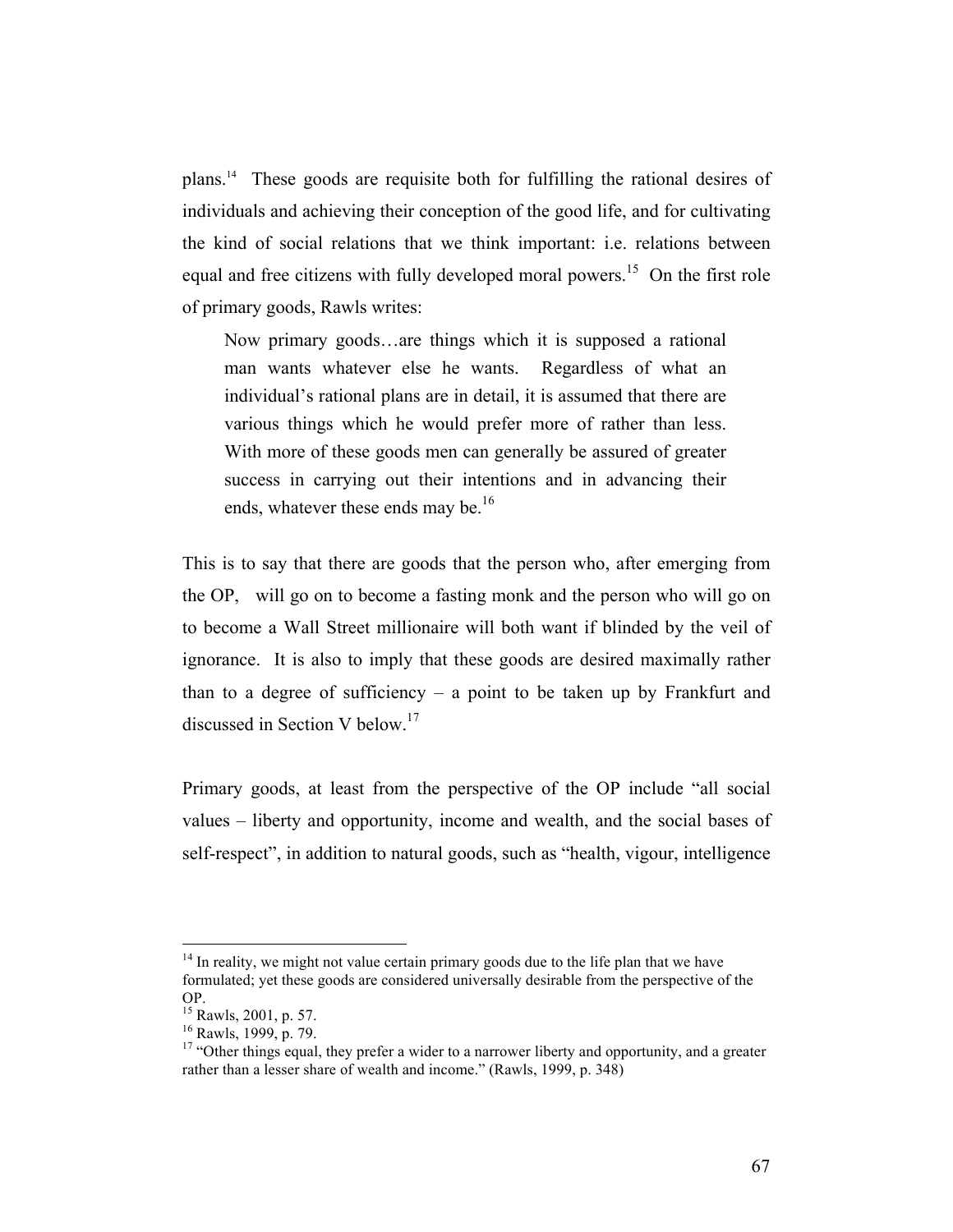plans.[14] These goods are requisite both for fulfilling the rational desires of individuals and achieving their conception of the good life, and for cultivating the kind of social relations that we think important: i.e. relations between equal and free citizens with fully developed moral powers.[15] On the first role of primary goods, Rawls writes:

> Now primary goods…are things which it is supposed a rational man wants whatever else he wants. Regardless of what an individual's rational plans are in detail, it is assumed that there are various things which he would prefer more of rather than less. With more of these goods men can generally be assured of greater success in carrying out their intentions and in advancing their ends, whatever these ends may be.[16]

This is to say that there are goods that the person who, after emerging from the OP, will go on to become a fasting monk and the person who will go on to become a Wall Street millionaire will both want if blinded by the veil of ignorance. It is also to imply that these goods are desired maximally rather than to a degree of sufficiency – a point to be taken up by Frankfurt and discussed in Section V below.[17]

Primary goods, at least from the perspective of the OP include "all social values – liberty and opportunity, income and wealth, and the social bases of self-respect", in addition to natural goods, such as "health, vigour, intelligence

---

[14] In reality, we might not value certain primary goods due to the life plan that we have formulated; yet these goods are considered universally desirable from the perspective of the OP.

[15] Rawls, 2001, p. 57.

[16] Rawls, 1999, p. 79.

[17] "Other things equal, they prefer a wider to a narrower liberty and opportunity, and a greater rather than a lesser share of wealth and income." (Rawls, 1999, p. 348)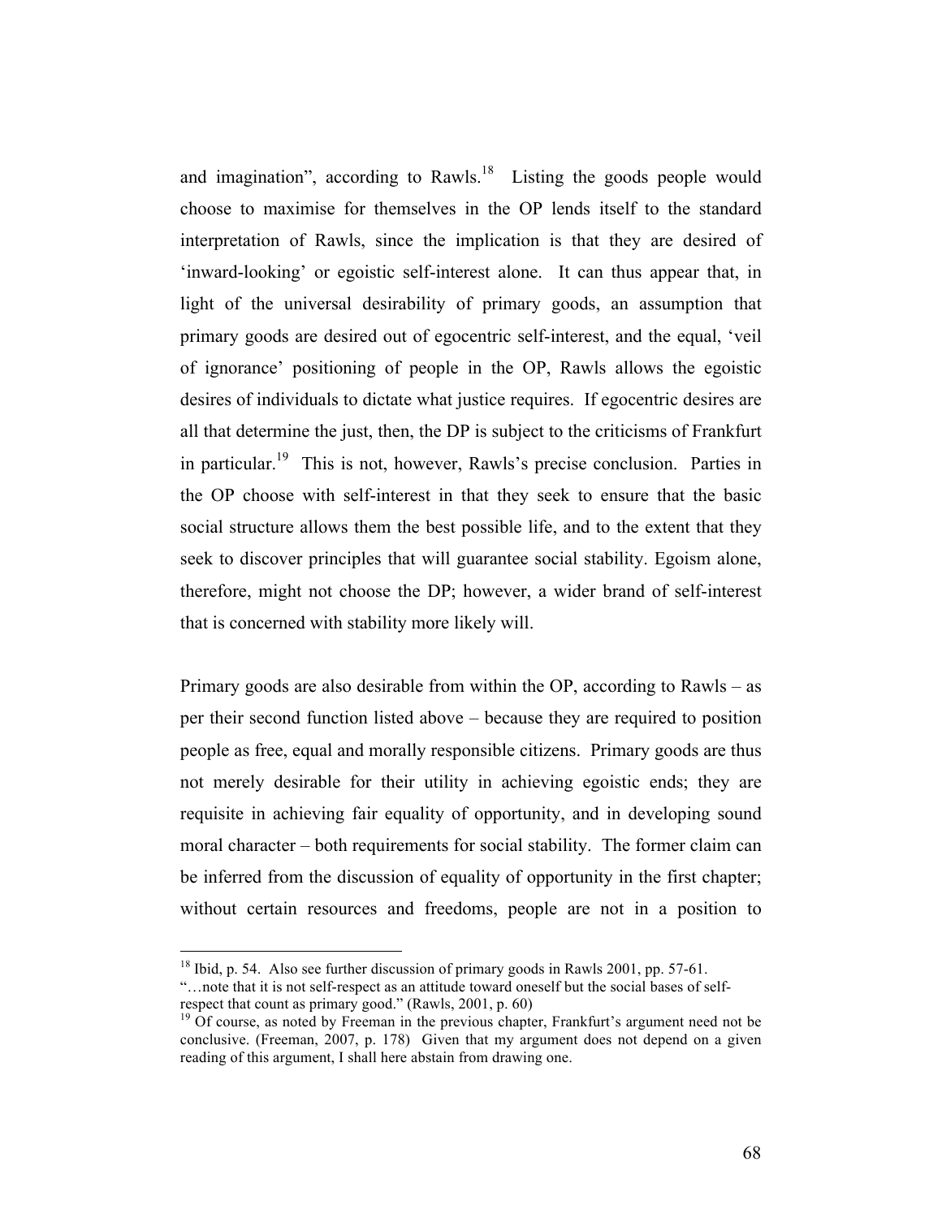and imagination", according to Rawls.[18] Listing the goods people would choose to maximise for themselves in the OP lends itself to the standard interpretation of Rawls, since the implication is that they are desired of 'inward-looking' or egoistic self-interest alone. It can thus appear that, in light of the universal desirability of primary goods, an assumption that primary goods are desired out of egocentric self-interest, and the equal, 'veil of ignorance' positioning of people in the OP, Rawls allows the egoistic desires of individuals to dictate what justice requires. If egocentric desires are all that determine the just, then, the DP is subject to the criticisms of Frankfurt in particular.[19] This is not, however, Rawls's precise conclusion. Parties in the OP choose with self-interest in that they seek to ensure that the basic social structure allows them the best possible life, and to the extent that they seek to discover principles that will guarantee social stability. Egoism alone, therefore, might not choose the DP; however, a wider brand of self-interest that is concerned with stability more likely will.

Primary goods are also desirable from within the OP, according to Rawls – as per their second function listed above – because they are required to position people as free, equal and morally responsible citizens. Primary goods are thus not merely desirable for their utility in achieving egoistic ends; they are requisite in achieving fair equality of opportunity, and in developing sound moral character – both requirements for social stability. The former claim can be inferred from the discussion of equality of opportunity in the first chapter; without certain resources and freedoms, people are not in a position to

---

[18] Ibid, p. 54. Also see further discussion of primary goods in Rawls 2001, pp. 57-61. "…note that it is not self-respect as an attitude toward oneself but the social bases of self-respect that count as primary good." (Rawls, 2001, p. 60)

[19] Of course, as noted by Freeman in the previous chapter, Frankfurt's argument need not be conclusive. (Freeman, 2007, p. 178) Given that my argument does not depend on a given reading of this argument, I shall here abstain from drawing one.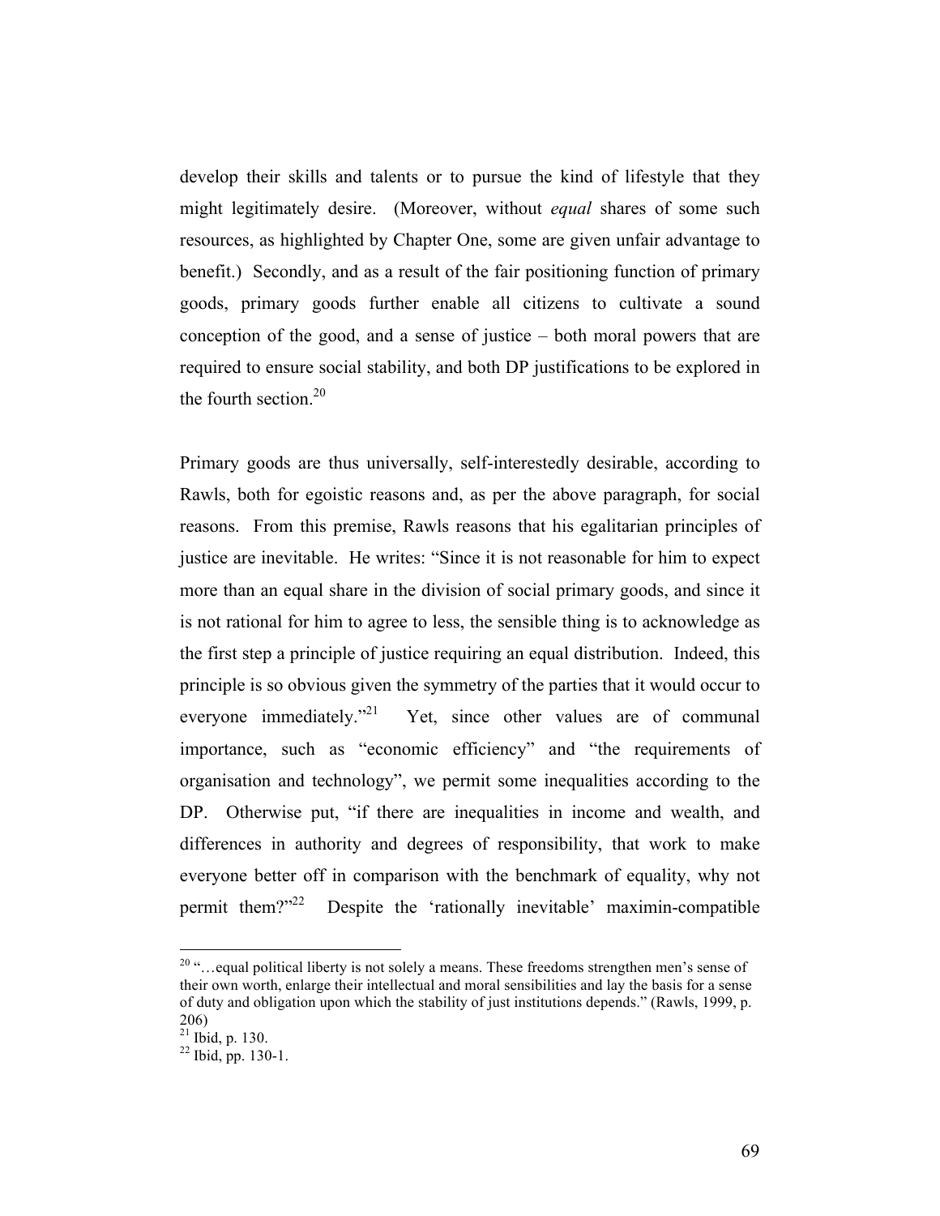develop their skills and talents or to pursue the kind of lifestyle that they might legitimately desire. (Moreover, without *equal* shares of some such resources, as highlighted by Chapter One, some are given unfair advantage to benefit.) Secondly, and as a result of the fair positioning function of primary goods, primary goods further enable all citizens to cultivate a sound conception of the good, and a sense of justice – both moral powers that are required to ensure social stability, and both DP justifications to be explored in the fourth section.[20]

Primary goods are thus universally, self-interestedly desirable, according to Rawls, both for egoistic reasons and, as per the above paragraph, for social reasons. From this premise, Rawls reasons that his egalitarian principles of justice are inevitable. He writes: "Since it is not reasonable for him to expect more than an equal share in the division of social primary goods, and since it is not rational for him to agree to less, the sensible thing is to acknowledge as the first step a principle of justice requiring an equal distribution. Indeed, this principle is so obvious given the symmetry of the parties that it would occur to everyone immediately."[21] Yet, since other values are of communal importance, such as "economic efficiency" and "the requirements of organisation and technology", we permit some inequalities according to the DP. Otherwise put, "if there are inequalities in income and wealth, and differences in authority and degrees of responsibility, that work to make everyone better off in comparison with the benchmark of equality, why not permit them?"[22] Despite the 'rationally inevitable' maximin-compatible

---

[20] "…equal political liberty is not solely a means. These freedoms strengthen men's sense of their own worth, enlarge their intellectual and moral sensibilities and lay the basis for a sense of duty and obligation upon which the stability of just institutions depends." (Rawls, 1999, p. 206)

[21] Ibid, p. 130.

[22] Ibid, pp. 130-1.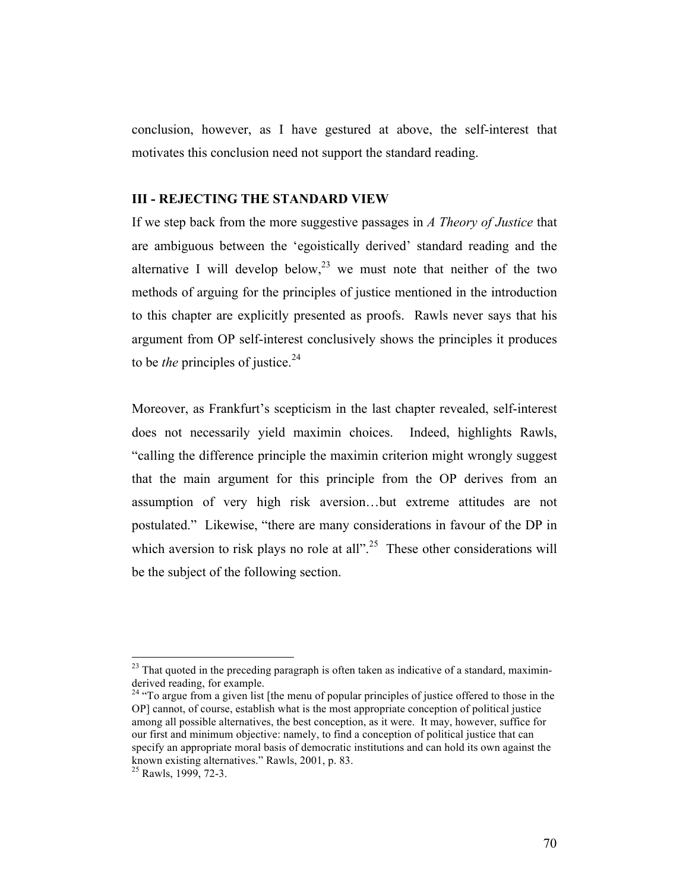conclusion, however, as I have gestured at above, the self-interest that motivates this conclusion need not support the standard reading.

### III - REJECTING THE STANDARD VIEW

If we step back from the more suggestive passages in *A Theory of Justice* that are ambiguous between the 'egoistically derived' standard reading and the alternative I will develop below,[23] we must note that neither of the two methods of arguing for the principles of justice mentioned in the introduction to this chapter are explicitly presented as proofs. Rawls never says that his argument from OP self-interest conclusively shows the principles it produces to be *the* principles of justice.[24]

Moreover, as Frankfurt's scepticism in the last chapter revealed, self-interest does not necessarily yield maximin choices. Indeed, highlights Rawls, "calling the difference principle the maximin criterion might wrongly suggest that the main argument for this principle from the OP derives from an assumption of very high risk aversion…but extreme attitudes are not postulated." Likewise, "there are many considerations in favour of the DP in which aversion to risk plays no role at all".[25] These other considerations will be the subject of the following section.

---

[23] That quoted in the preceding paragraph is often taken as indicative of a standard, maximin-derived reading, for example.

[24] "To argue from a given list [the menu of popular principles of justice offered to those in the OP] cannot, of course, establish what is the most appropriate conception of political justice among all possible alternatives, the best conception, as it were. It may, however, suffice for our first and minimum objective: namely, to find a conception of political justice that can specify an appropriate moral basis of democratic institutions and can hold its own against the known existing alternatives." Rawls, 2001, p. 83.

[25] Rawls, 1999, 72-3.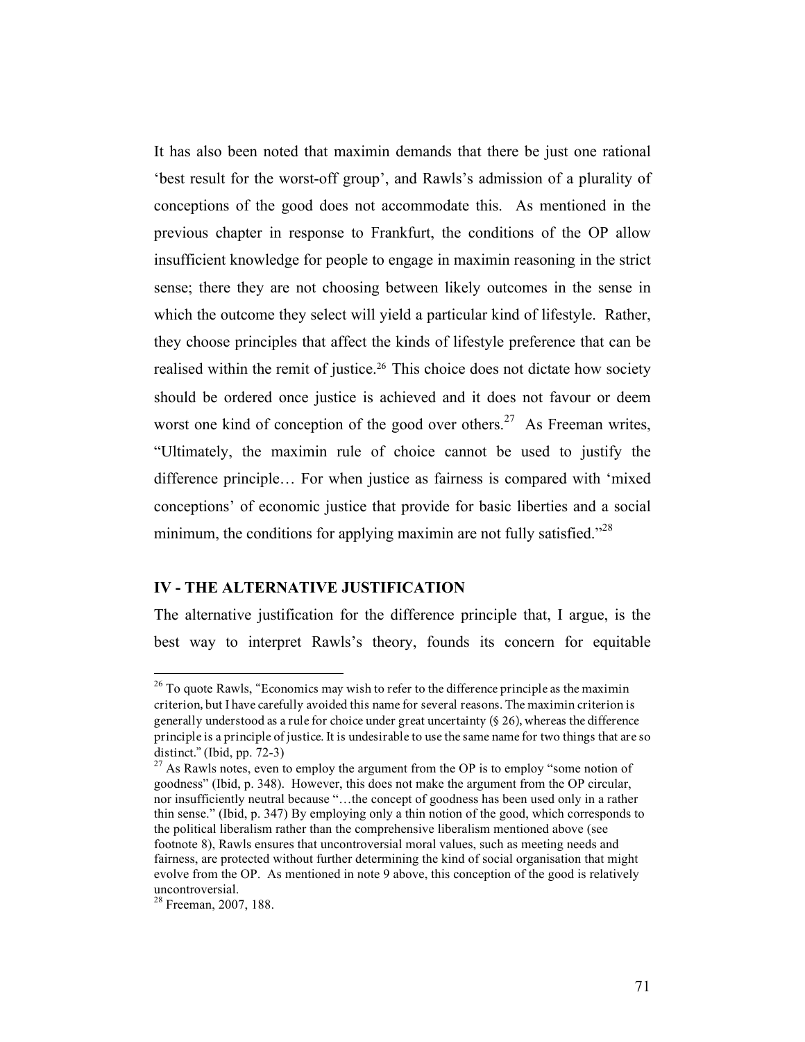It has also been noted that maximin demands that there be just one rational 'best result for the worst-off group', and Rawls's admission of a plurality of conceptions of the good does not accommodate this. As mentioned in the previous chapter in response to Frankfurt, the conditions of the OP allow insufficient knowledge for people to engage in maximin reasoning in the strict sense; there they are not choosing between likely outcomes in the sense in which the outcome they select will yield a particular kind of lifestyle. Rather, they choose principles that affect the kinds of lifestyle preference that can be realised within the remit of justice.[26] This choice does not dictate how society should be ordered once justice is achieved and it does not favour or deem worst one kind of conception of the good over others.[27] As Freeman writes, "Ultimately, the maximin rule of choice cannot be used to justify the difference principle… For when justice as fairness is compared with 'mixed conceptions' of economic justice that provide for basic liberties and a social minimum, the conditions for applying maximin are not fully satisfied."[28]

## IV - THE ALTERNATIVE JUSTIFICATION

The alternative justification for the difference principle that, I argue, is the best way to interpret Rawls's theory, founds its concern for equitable

---

[26] To quote Rawls, "Economics may wish to refer to the difference principle as the maximin criterion, but I have carefully avoided this name for several reasons. The maximin criterion is generally understood as a rule for choice under great uncertainty (§ 26), whereas the difference principle is a principle of justice. It is undesirable to use the same name for two things that are so distinct." (Ibid, pp. 72-3)

[27] As Rawls notes, even to employ the argument from the OP is to employ "some notion of goodness" (Ibid, p. 348). However, this does not make the argument from the OP circular, nor insufficiently neutral because "…the concept of goodness has been used only in a rather thin sense." (Ibid, p. 347) By employing only a thin notion of the good, which corresponds to the political liberalism rather than the comprehensive liberalism mentioned above (see footnote 8), Rawls ensures that uncontroversial moral values, such as meeting needs and fairness, are protected without further determining the kind of social organisation that might evolve from the OP. As mentioned in note 9 above, this conception of the good is relatively uncontroversial.

[28] Freeman, 2007, 188.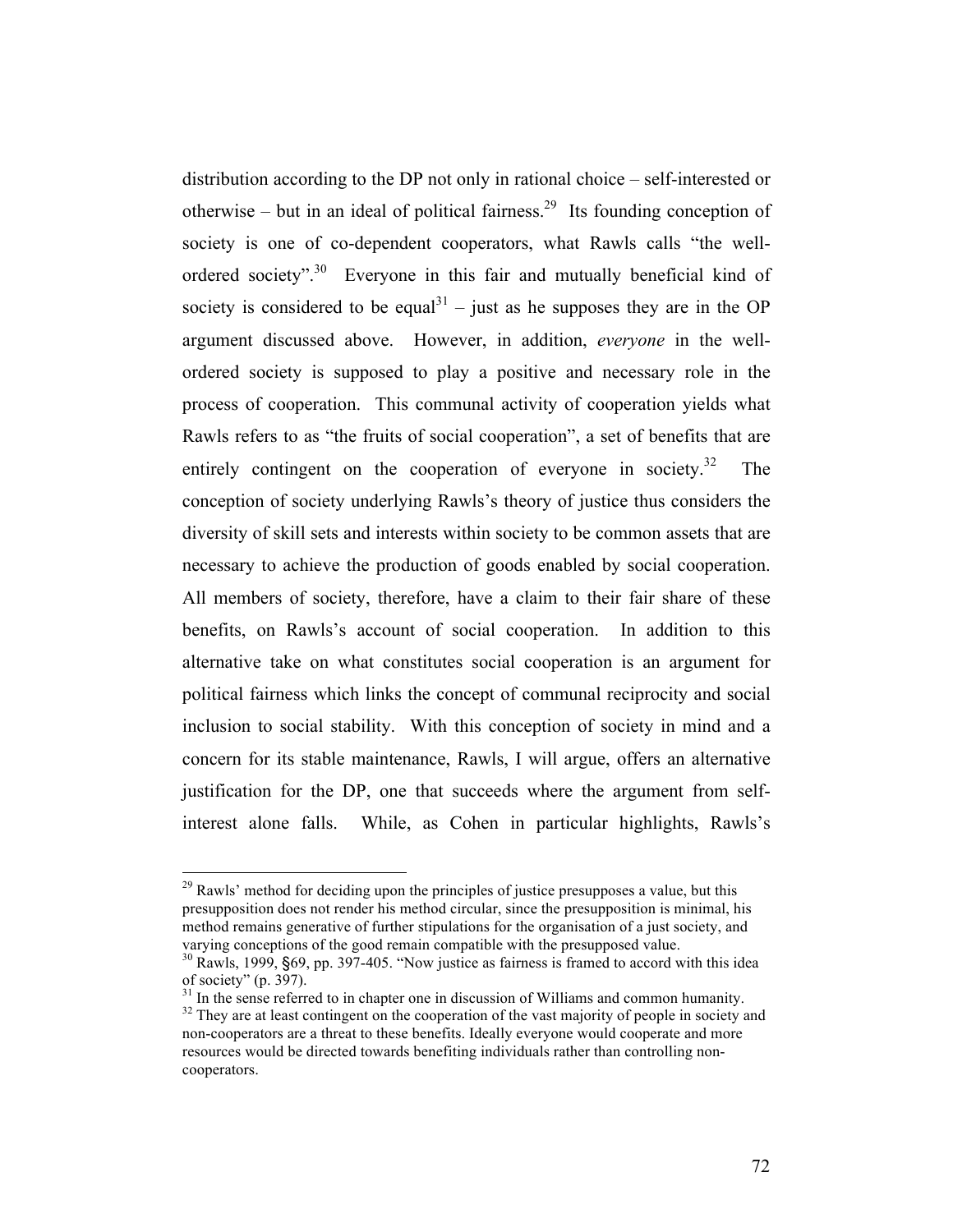distribution according to the DP not only in rational choice – self-interested or otherwise – but in an ideal of political fairness.[29] Its founding conception of society is one of co-dependent cooperators, what Rawls calls "the well-ordered society".[30] Everyone in this fair and mutually beneficial kind of society is considered to be equal[31] – just as he supposes they are in the OP argument discussed above. However, in addition, *everyone* in the well-ordered society is supposed to play a positive and necessary role in the process of cooperation. This communal activity of cooperation yields what Rawls refers to as "the fruits of social cooperation", a set of benefits that are entirely contingent on the cooperation of everyone in society.[32] The conception of society underlying Rawls's theory of justice thus considers the diversity of skill sets and interests within society to be common assets that are necessary to achieve the production of goods enabled by social cooperation. All members of society, therefore, have a claim to their fair share of these benefits, on Rawls's account of social cooperation. In addition to this alternative take on what constitutes social cooperation is an argument for political fairness which links the concept of communal reciprocity and social inclusion to social stability. With this conception of society in mind and a concern for its stable maintenance, Rawls, I will argue, offers an alternative justification for the DP, one that succeeds where the argument from self-interest alone falls. While, as Cohen in particular highlights, Rawls's

---

[29] Rawls' method for deciding upon the principles of justice presupposes a value, but this presupposition does not render his method circular, since the presupposition is minimal, his method remains generative of further stipulations for the organisation of a just society, and varying conceptions of the good remain compatible with the presupposed value.

[30] Rawls, 1999, §69, pp. 397-405. "Now justice as fairness is framed to accord with this idea of society" (p. 397).

[31] In the sense referred to in chapter one in discussion of Williams and common humanity.

[32] They are at least contingent on the cooperation of the vast majority of people in society and non-cooperators are a threat to these benefits. Ideally everyone would cooperate and more resources would be directed towards benefiting individuals rather than controlling non-cooperators.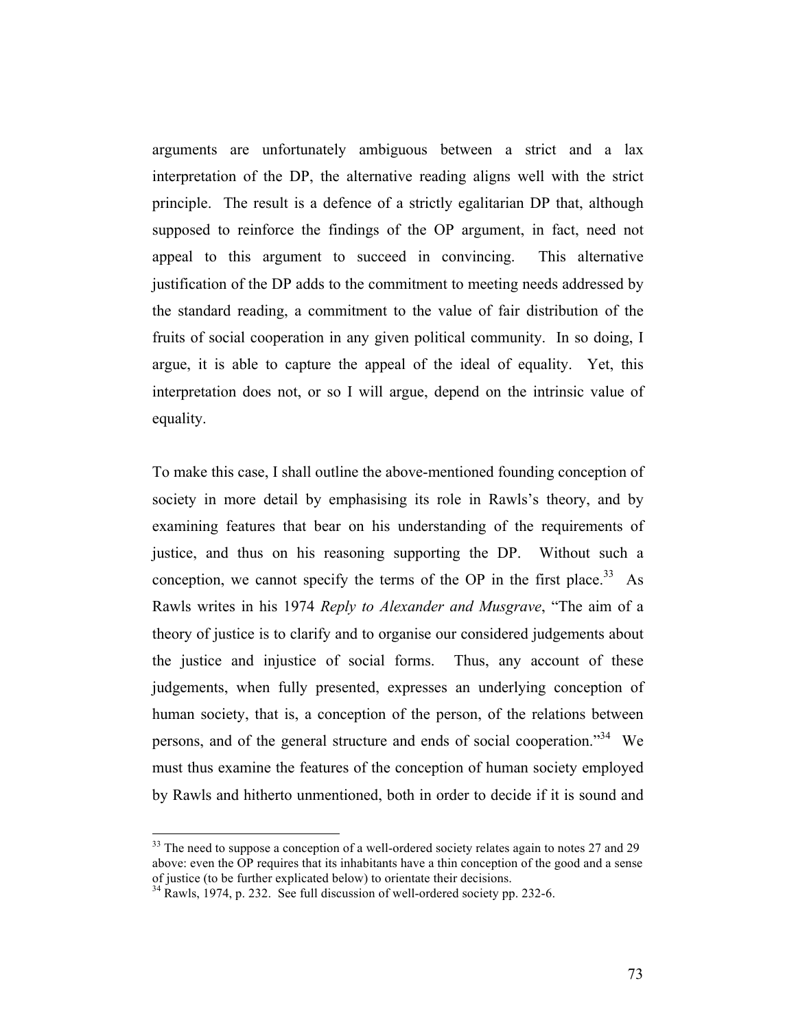arguments are unfortunately ambiguous between a strict and a lax interpretation of the DP, the alternative reading aligns well with the strict principle. The result is a defence of a strictly egalitarian DP that, although supposed to reinforce the findings of the OP argument, in fact, need not appeal to this argument to succeed in convincing. This alternative justification of the DP adds to the commitment to meeting needs addressed by the standard reading, a commitment to the value of fair distribution of the fruits of social cooperation in any given political community. In so doing, I argue, it is able to capture the appeal of the ideal of equality. Yet, this interpretation does not, or so I will argue, depend on the intrinsic value of equality.

To make this case, I shall outline the above-mentioned founding conception of society in more detail by emphasising its role in Rawls's theory, and by examining features that bear on his understanding of the requirements of justice, and thus on his reasoning supporting the DP. Without such a conception, we cannot specify the terms of the OP in the first place.[33] As Rawls writes in his 1974 *Reply to Alexander and Musgrave*, "The aim of a theory of justice is to clarify and to organise our considered judgements about the justice and injustice of social forms. Thus, any account of these judgements, when fully presented, expresses an underlying conception of human society, that is, a conception of the person, of the relations between persons, and of the general structure and ends of social cooperation."[34] We must thus examine the features of the conception of human society employed by Rawls and hitherto unmentioned, both in order to decide if it is sound and

---

[33] The need to suppose a conception of a well-ordered society relates again to notes 27 and 29 above: even the OP requires that its inhabitants have a thin conception of the good and a sense of justice (to be further explicated below) to orientate their decisions.

[34] Rawls, 1974, p. 232. See full discussion of well-ordered society pp. 232-6.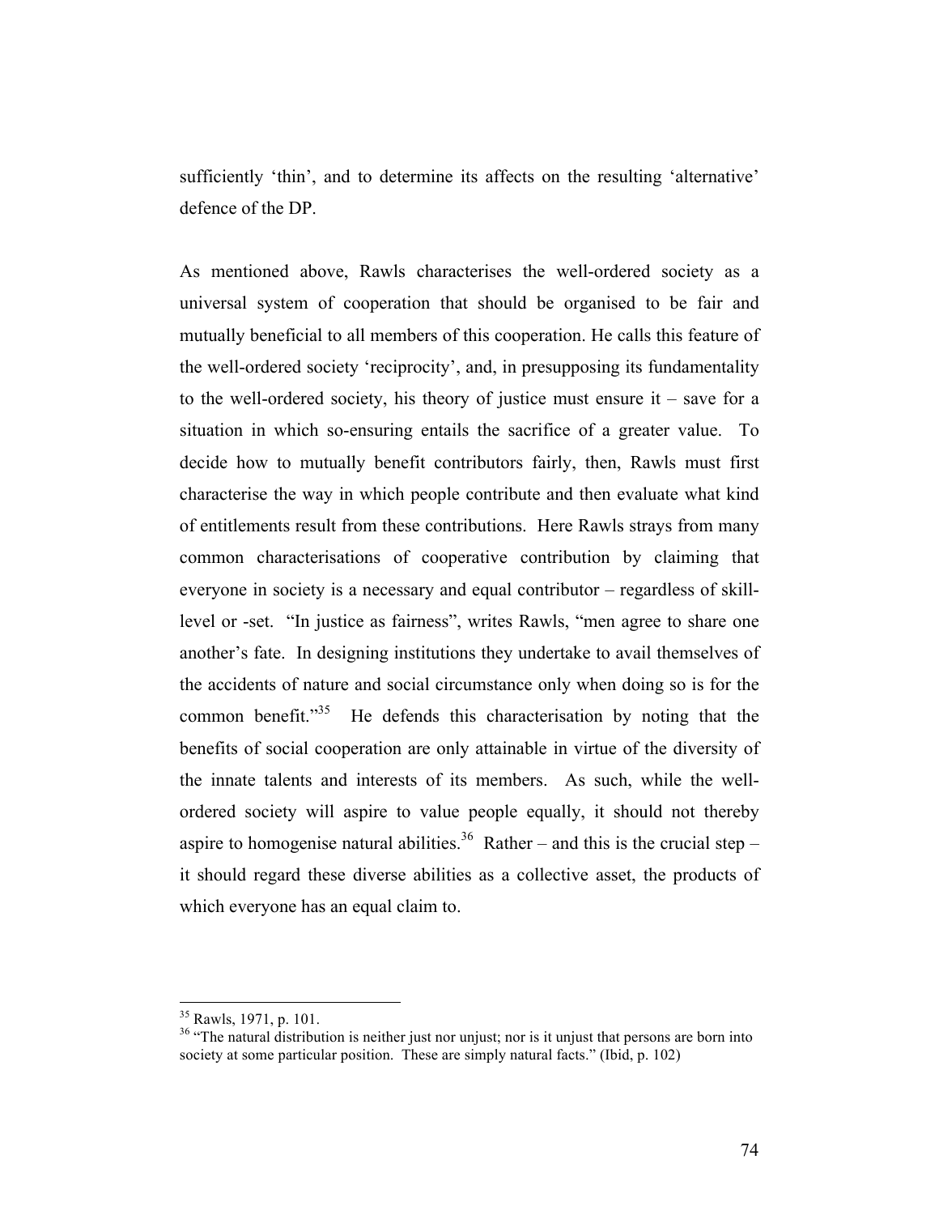sufficiently ‘thin’, and to determine its affects on the resulting ‘alternative’ defence of the DP.

As mentioned above, Rawls characterises the well-ordered society as a universal system of cooperation that should be organised to be fair and mutually beneficial to all members of this cooperation. He calls this feature of the well-ordered society ‘reciprocity’, and, in presupposing its fundamentality to the well-ordered society, his theory of justice must ensure it – save for a situation in which so-ensuring entails the sacrifice of a greater value. To decide how to mutually benefit contributors fairly, then, Rawls must first characterise the way in which people contribute and then evaluate what kind of entitlements result from these contributions. Here Rawls strays from many common characterisations of cooperative contribution by claiming that everyone in society is a necessary and equal contributor – regardless of skill-level or -set. “In justice as fairness”, writes Rawls, “men agree to share one another’s fate. In designing institutions they undertake to avail themselves of the accidents of nature and social circumstance only when doing so is for the common benefit.”[35] He defends this characterisation by noting that the benefits of social cooperation are only attainable in virtue of the diversity of the innate talents and interests of its members. As such, while the well-ordered society will aspire to value people equally, it should not thereby aspire to homogenise natural abilities.[36] Rather – and this is the crucial step – it should regard these diverse abilities as a collective asset, the products of which everyone has an equal claim to.

---

[35] Rawls, 1971, p. 101.

[36] “The natural distribution is neither just nor unjust; nor is it unjust that persons are born into society at some particular position. These are simply natural facts.” (Ibid, p. 102)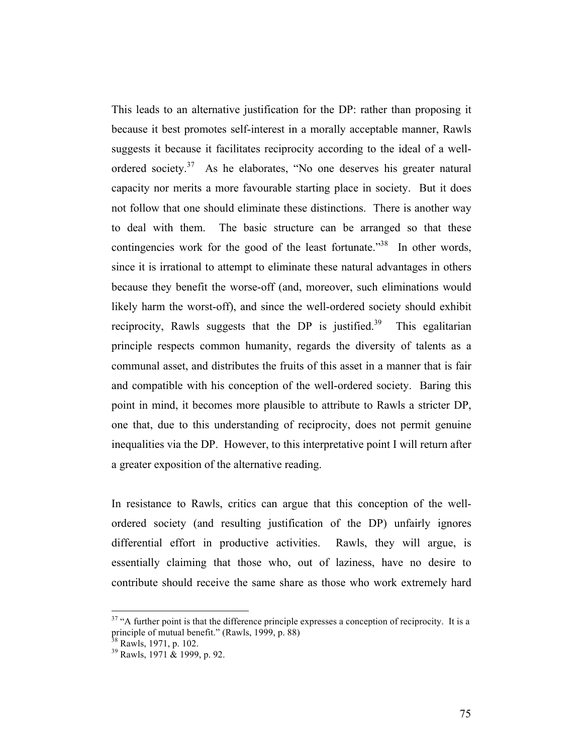This leads to an alternative justification for the DP: rather than proposing it because it best promotes self-interest in a morally acceptable manner, Rawls suggests it because it facilitates reciprocity according to the ideal of a well-ordered society.[37] As he elaborates, "No one deserves his greater natural capacity nor merits a more favourable starting place in society. But it does not follow that one should eliminate these distinctions. There is another way to deal with them. The basic structure can be arranged so that these contingencies work for the good of the least fortunate."[38] In other words, since it is irrational to attempt to eliminate these natural advantages in others because they benefit the worse-off (and, moreover, such eliminations would likely harm the worst-off), and since the well-ordered society should exhibit reciprocity, Rawls suggests that the DP is justified.[39] This egalitarian principle respects common humanity, regards the diversity of talents as a communal asset, and distributes the fruits of this asset in a manner that is fair and compatible with his conception of the well-ordered society. Baring this point in mind, it becomes more plausible to attribute to Rawls a stricter DP, one that, due to this understanding of reciprocity, does not permit genuine inequalities via the DP. However, to this interpretative point I will return after a greater exposition of the alternative reading.

In resistance to Rawls, critics can argue that this conception of the well-ordered society (and resulting justification of the DP) unfairly ignores differential effort in productive activities. Rawls, they will argue, is essentially claiming that those who, out of laziness, have no desire to contribute should receive the same share as those who work extremely hard

---

[37] "A further point is that the difference principle expresses a conception of reciprocity. It is a principle of mutual benefit." (Rawls, 1999, p. 88)

[38] Rawls, 1971, p. 102.

[39] Rawls, 1971 & 1999, p. 92.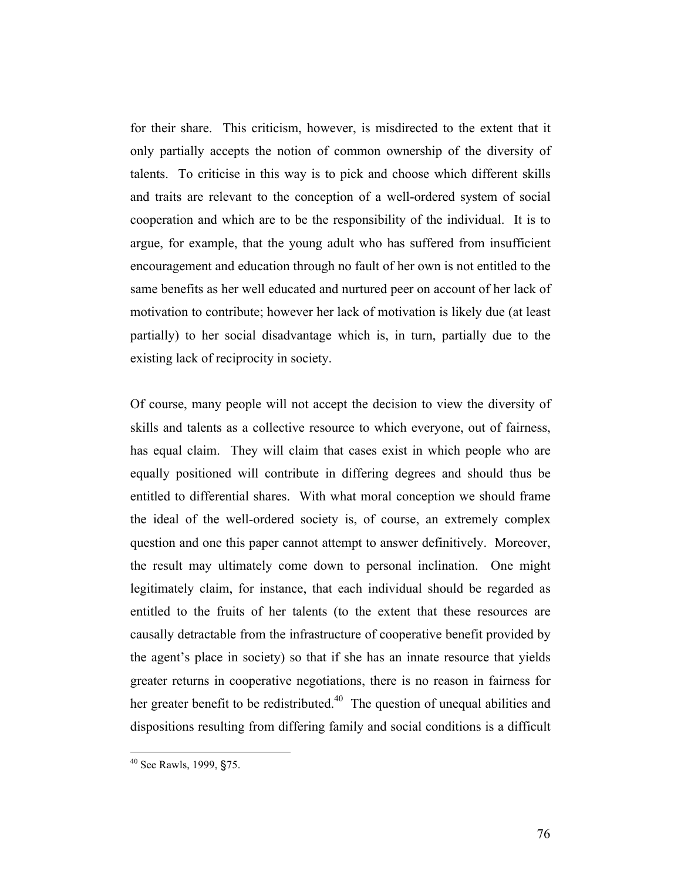for their share. This criticism, however, is misdirected to the extent that it only partially accepts the notion of common ownership of the diversity of talents. To criticise in this way is to pick and choose which different skills and traits are relevant to the conception of a well-ordered system of social cooperation and which are to be the responsibility of the individual. It is to argue, for example, that the young adult who has suffered from insufficient encouragement and education through no fault of her own is not entitled to the same benefits as her well educated and nurtured peer on account of her lack of motivation to contribute; however her lack of motivation is likely due (at least partially) to her social disadvantage which is, in turn, partially due to the existing lack of reciprocity in society.

Of course, many people will not accept the decision to view the diversity of skills and talents as a collective resource to which everyone, out of fairness, has equal claim. They will claim that cases exist in which people who are equally positioned will contribute in differing degrees and should thus be entitled to differential shares. With what moral conception we should frame the ideal of the well-ordered society is, of course, an extremely complex question and one this paper cannot attempt to answer definitively. Moreover, the result may ultimately come down to personal inclination. One might legitimately claim, for instance, that each individual should be regarded as entitled to the fruits of her talents (to the extent that these resources are causally detractable from the infrastructure of cooperative benefit provided by the agent's place in society) so that if she has an innate resource that yields greater returns in cooperative negotiations, there is no reason in fairness for her greater benefit to be redistributed.[40] The question of unequal abilities and dispositions resulting from differing family and social conditions is a difficult

[40] See Rawls, 1999, §75.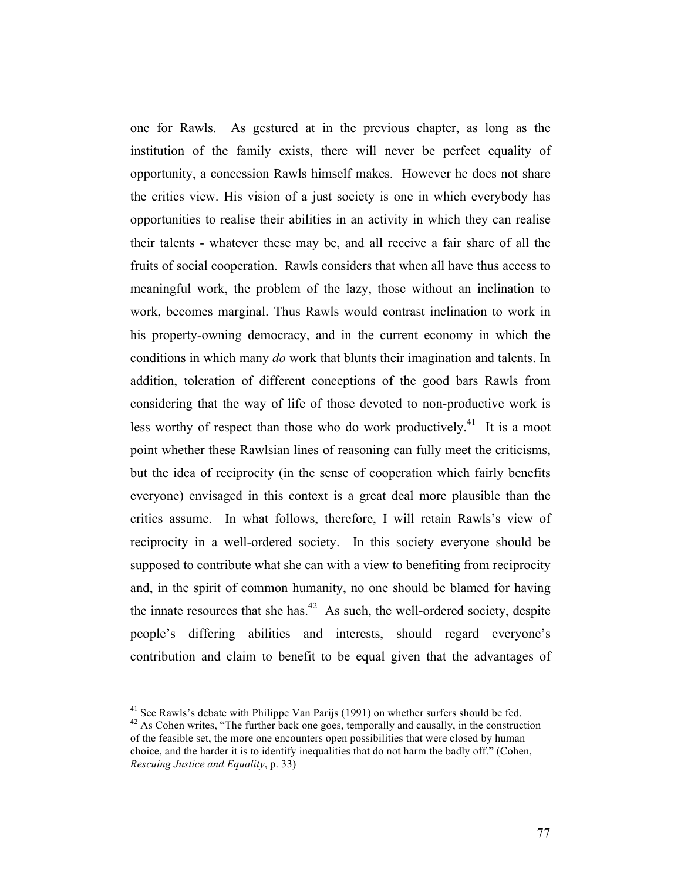one for Rawls. As gestured at in the previous chapter, as long as the institution of the family exists, there will never be perfect equality of opportunity, a concession Rawls himself makes. However he does not share the critics view. His vision of a just society is one in which everybody has opportunities to realise their abilities in an activity in which they can realise their talents - whatever these may be, and all receive a fair share of all the fruits of social cooperation. Rawls considers that when all have thus access to meaningful work, the problem of the lazy, those without an inclination to work, becomes marginal. Thus Rawls would contrast inclination to work in his property-owning democracy, and in the current economy in which the conditions in which many *do* work that blunts their imagination and talents. In addition, toleration of different conceptions of the good bars Rawls from considering that the way of life of those devoted to non-productive work is less worthy of respect than those who do work productively.[41] It is a moot point whether these Rawlsian lines of reasoning can fully meet the criticisms, but the idea of reciprocity (in the sense of cooperation which fairly benefits everyone) envisaged in this context is a great deal more plausible than the critics assume. In what follows, therefore, I will retain Rawls's view of reciprocity in a well-ordered society. In this society everyone should be supposed to contribute what she can with a view to benefiting from reciprocity and, in the spirit of common humanity, no one should be blamed for having the innate resources that she has.[42] As such, the well-ordered society, despite people's differing abilities and interests, should regard everyone's contribution and claim to benefit to be equal given that the advantages of

---

[41] See Rawls's debate with Philippe Van Parijs (1991) on whether surfers should be fed.

[42] As Cohen writes, "The further back one goes, temporally and causally, in the construction of the feasible set, the more one encounters open possibilities that were closed by human choice, and the harder it is to identify inequalities that do not harm the badly off." (Cohen, *Rescuing Justice and Equality*, p. 33)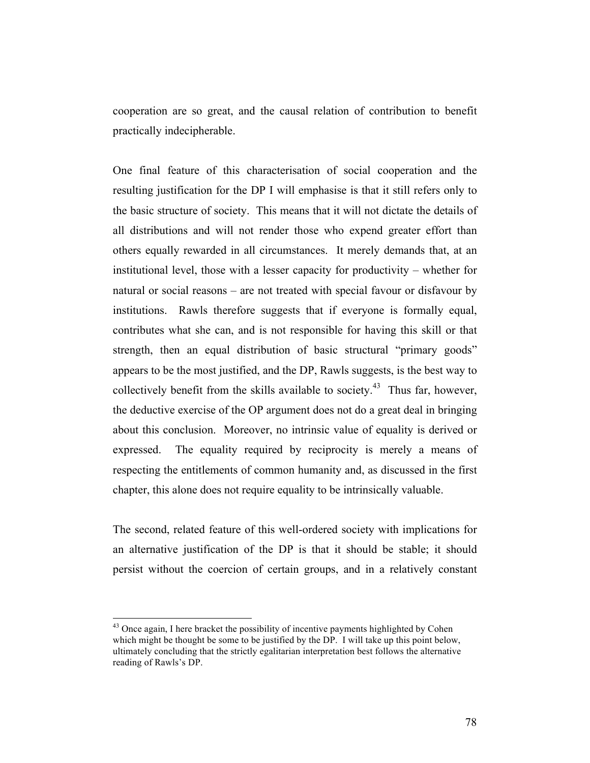cooperation are so great, and the causal relation of contribution to benefit practically indecipherable.

One final feature of this characterisation of social cooperation and the resulting justification for the DP I will emphasise is that it still refers only to the basic structure of society. This means that it will not dictate the details of all distributions and will not render those who expend greater effort than others equally rewarded in all circumstances. It merely demands that, at an institutional level, those with a lesser capacity for productivity – whether for natural or social reasons – are not treated with special favour or disfavour by institutions. Rawls therefore suggests that if everyone is formally equal, contributes what she can, and is not responsible for having this skill or that strength, then an equal distribution of basic structural "primary goods" appears to be the most justified, and the DP, Rawls suggests, is the best way to collectively benefit from the skills available to society.[43] Thus far, however, the deductive exercise of the OP argument does not do a great deal in bringing about this conclusion. Moreover, no intrinsic value of equality is derived or expressed. The equality required by reciprocity is merely a means of respecting the entitlements of common humanity and, as discussed in the first chapter, this alone does not require equality to be intrinsically valuable.

The second, related feature of this well-ordered society with implications for an alternative justification of the DP is that it should be stable; it should persist without the coercion of certain groups, and in a relatively constant

---

[43] Once again, I here bracket the possibility of incentive payments highlighted by Cohen which might be thought be some to be justified by the DP. I will take up this point below, ultimately concluding that the strictly egalitarian interpretation best follows the alternative reading of Rawls's DP.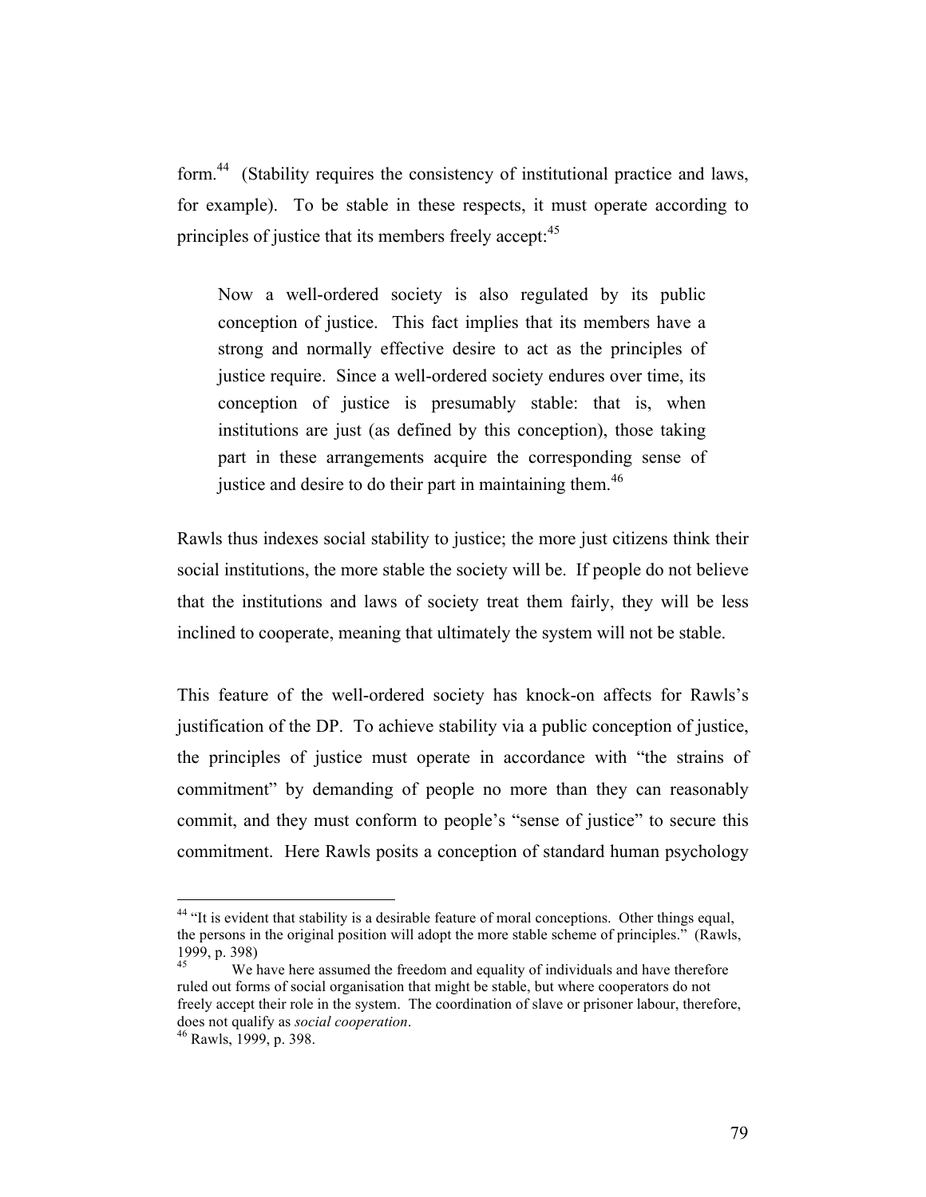form.[44] (Stability requires the consistency of institutional practice and laws, for example). To be stable in these respects, it must operate according to principles of justice that its members freely accept:[45]

> Now a well-ordered society is also regulated by its public conception of justice. This fact implies that its members have a strong and normally effective desire to act as the principles of justice require. Since a well-ordered society endures over time, its conception of justice is presumably stable: that is, when institutions are just (as defined by this conception), those taking part in these arrangements acquire the corresponding sense of justice and desire to do their part in maintaining them.[46]

Rawls thus indexes social stability to justice; the more just citizens think their social institutions, the more stable the society will be. If people do not believe that the institutions and laws of society treat them fairly, they will be less inclined to cooperate, meaning that ultimately the system will not be stable.

This feature of the well-ordered society has knock-on affects for Rawls's justification of the DP. To achieve stability via a public conception of justice, the principles of justice must operate in accordance with "the strains of commitment" by demanding of people no more than they can reasonably commit, and they must conform to people's "sense of justice" to secure this commitment. Here Rawls posits a conception of standard human psychology

---

[44] "It is evident that stability is a desirable feature of moral conceptions. Other things equal, the persons in the original position will adopt the more stable scheme of principles." (Rawls, 1999, p. 398)

[45] We have here assumed the freedom and equality of individuals and have therefore ruled out forms of social organisation that might be stable, but where cooperators do not freely accept their role in the system. The coordination of slave or prisoner labour, therefore, does not qualify as *social cooperation*.

[46] Rawls, 1999, p. 398.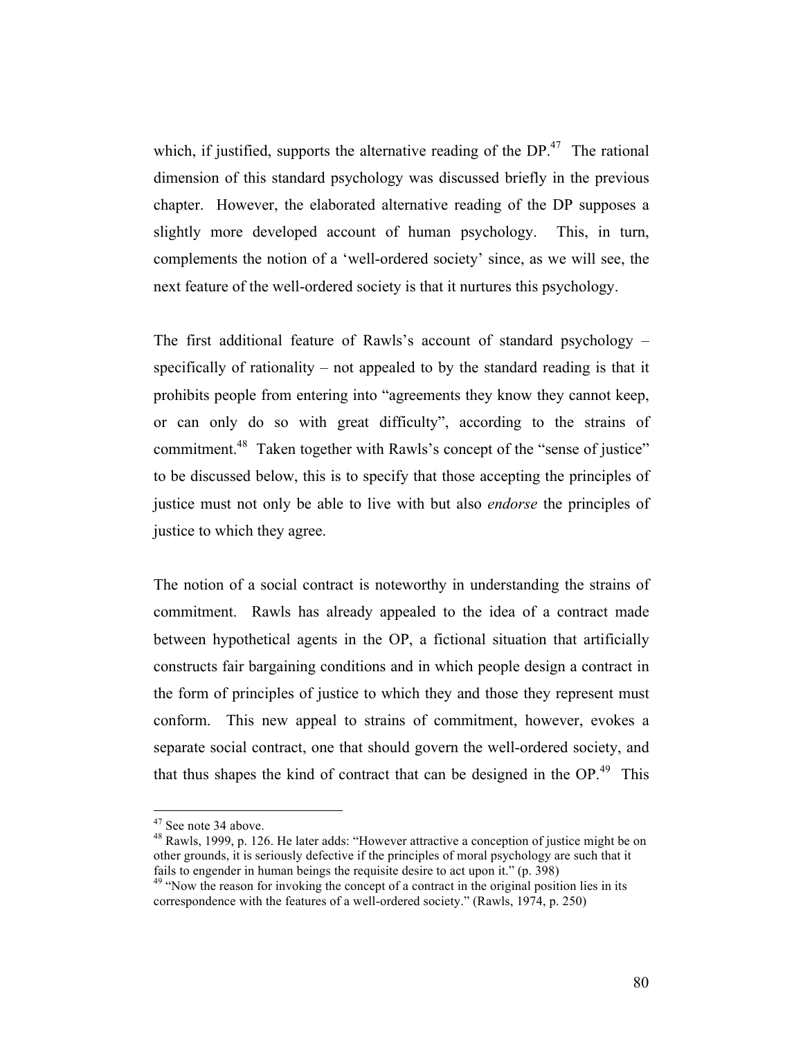which, if justified, supports the alternative reading of the DP.[47] The rational dimension of this standard psychology was discussed briefly in the previous chapter. However, the elaborated alternative reading of the DP supposes a slightly more developed account of human psychology. This, in turn, complements the notion of a 'well-ordered society' since, as we will see, the next feature of the well-ordered society is that it nurtures this psychology.

The first additional feature of Rawls's account of standard psychology – specifically of rationality – not appealed to by the standard reading is that it prohibits people from entering into "agreements they know they cannot keep, or can only do so with great difficulty", according to the strains of commitment.[48] Taken together with Rawls's concept of the "sense of justice" to be discussed below, this is to specify that those accepting the principles of justice must not only be able to live with but also *endorse* the principles of justice to which they agree.

The notion of a social contract is noteworthy in understanding the strains of commitment. Rawls has already appealed to the idea of a contract made between hypothetical agents in the OP, a fictional situation that artificially constructs fair bargaining conditions and in which people design a contract in the form of principles of justice to which they and those they represent must conform. This new appeal to strains of commitment, however, evokes a separate social contract, one that should govern the well-ordered society, and that thus shapes the kind of contract that can be designed in the OP.[49] This

---

[47] See note 34 above.

[48] Rawls, 1999, p. 126. He later adds: "However attractive a conception of justice might be on other grounds, it is seriously defective if the principles of moral psychology are such that it fails to engender in human beings the requisite desire to act upon it." (p. 398)

[49] "Now the reason for invoking the concept of a contract in the original position lies in its correspondence with the features of a well-ordered society." (Rawls, 1974, p. 250)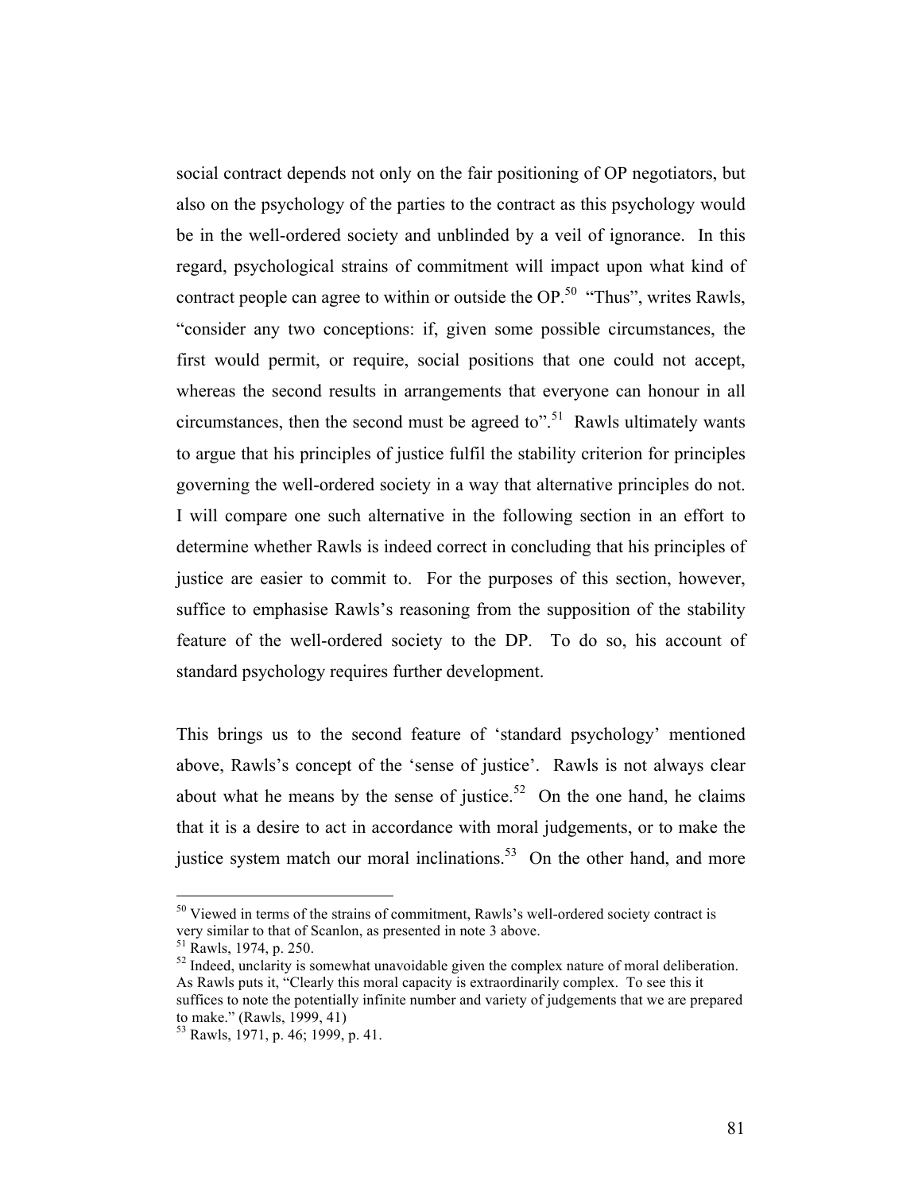social contract depends not only on the fair positioning of OP negotiators, but also on the psychology of the parties to the contract as this psychology would be in the well-ordered society and unblinded by a veil of ignorance. In this regard, psychological strains of commitment will impact upon what kind of contract people can agree to within or outside the OP.[50] "Thus", writes Rawls, "consider any two conceptions: if, given some possible circumstances, the first would permit, or require, social positions that one could not accept, whereas the second results in arrangements that everyone can honour in all circumstances, then the second must be agreed to".[51] Rawls ultimately wants to argue that his principles of justice fulfil the stability criterion for principles governing the well-ordered society in a way that alternative principles do not. I will compare one such alternative in the following section in an effort to determine whether Rawls is indeed correct in concluding that his principles of justice are easier to commit to. For the purposes of this section, however, suffice to emphasise Rawls's reasoning from the supposition of the stability feature of the well-ordered society to the DP. To do so, his account of standard psychology requires further development.

This brings us to the second feature of 'standard psychology' mentioned above, Rawls's concept of the 'sense of justice'. Rawls is not always clear about what he means by the sense of justice.[52] On the one hand, he claims that it is a desire to act in accordance with moral judgements, or to make the justice system match our moral inclinations.[53] On the other hand, and more

---

[50] Viewed in terms of the strains of commitment, Rawls's well-ordered society contract is very similar to that of Scanlon, as presented in note 3 above.

[51] Rawls, 1974, p. 250.

[52] Indeed, unclarity is somewhat unavoidable given the complex nature of moral deliberation. As Rawls puts it, "Clearly this moral capacity is extraordinarily complex. To see this it suffices to note the potentially infinite number and variety of judgements that we are prepared to make." (Rawls, 1999, 41)

[53] Rawls, 1971, p. 46; 1999, p. 41.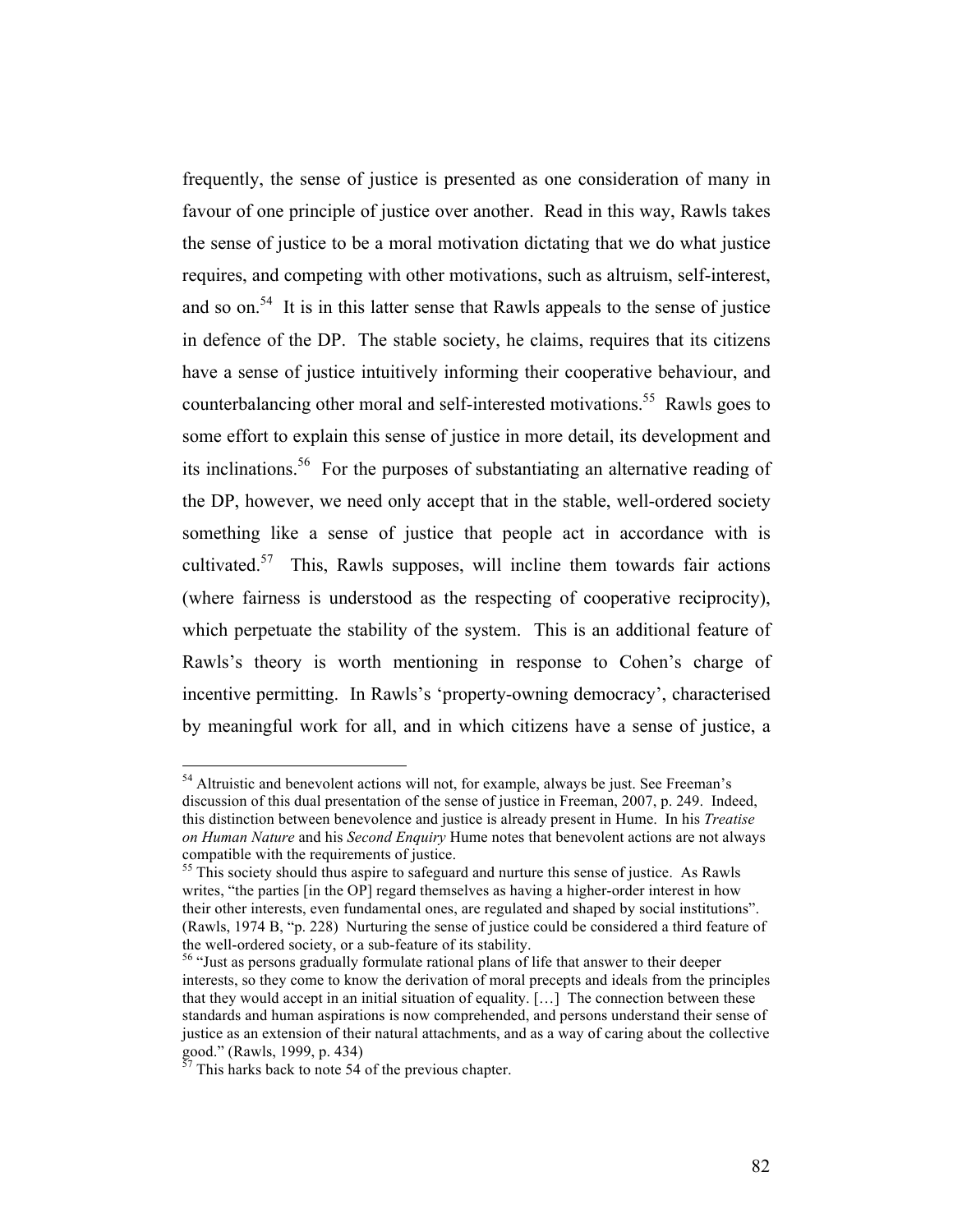frequently, the sense of justice is presented as one consideration of many in favour of one principle of justice over another. Read in this way, Rawls takes the sense of justice to be a moral motivation dictating that we do what justice requires, and competing with other motivations, such as altruism, self-interest, and so on.[54] It is in this latter sense that Rawls appeals to the sense of justice in defence of the DP. The stable society, he claims, requires that its citizens have a sense of justice intuitively informing their cooperative behaviour, and counterbalancing other moral and self-interested motivations.[55] Rawls goes to some effort to explain this sense of justice in more detail, its development and its inclinations.[56] For the purposes of substantiating an alternative reading of the DP, however, we need only accept that in the stable, well-ordered society something like a sense of justice that people act in accordance with is cultivated.[57] This, Rawls supposes, will incline them towards fair actions (where fairness is understood as the respecting of cooperative reciprocity), which perpetuate the stability of the system. This is an additional feature of Rawls's theory is worth mentioning in response to Cohen's charge of incentive permitting. In Rawls's 'property-owning democracy', characterised by meaningful work for all, and in which citizens have a sense of justice, a

---

[54] Altruistic and benevolent actions will not, for example, always be just. See Freeman's discussion of this dual presentation of the sense of justice in Freeman, 2007, p. 249. Indeed, this distinction between benevolence and justice is already present in Hume. In his *Treatise on Human Nature* and his *Second Enquiry* Hume notes that benevolent actions are not always compatible with the requirements of justice.

[55] This society should thus aspire to safeguard and nurture this sense of justice. As Rawls writes, "the parties [in the OP] regard themselves as having a higher-order interest in how their other interests, even fundamental ones, are regulated and shaped by social institutions". (Rawls, 1974 B, "p. 228) Nurturing the sense of justice could be considered a third feature of the well-ordered society, or a sub-feature of its stability.

[56] "Just as persons gradually formulate rational plans of life that answer to their deeper interests, so they come to know the derivation of moral precepts and ideals from the principles that they would accept in an initial situation of equality. […] The connection between these standards and human aspirations is now comprehended, and persons understand their sense of justice as an extension of their natural attachments, and as a way of caring about the collective good." (Rawls, 1999, p. 434)

[57] This harks back to note 54 of the previous chapter.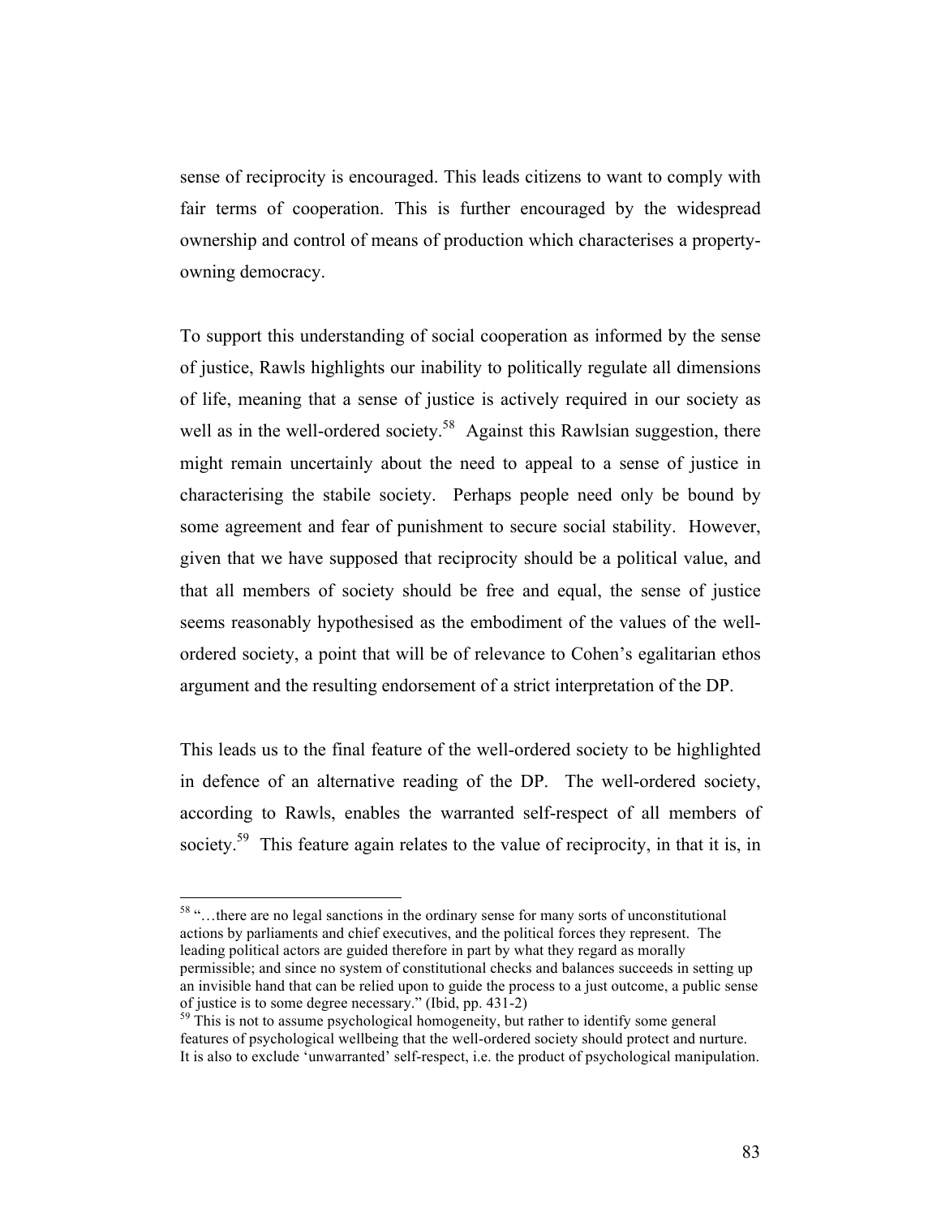sense of reciprocity is encouraged. This leads citizens to want to comply with fair terms of cooperation. This is further encouraged by the widespread ownership and control of means of production which characterises a property-owning democracy.

To support this understanding of social cooperation as informed by the sense of justice, Rawls highlights our inability to politically regulate all dimensions of life, meaning that a sense of justice is actively required in our society as well as in the well-ordered society.[58] Against this Rawlsian suggestion, there might remain uncertainly about the need to appeal to a sense of justice in characterising the stabile society. Perhaps people need only be bound by some agreement and fear of punishment to secure social stability. However, given that we have supposed that reciprocity should be a political value, and that all members of society should be free and equal, the sense of justice seems reasonably hypothesised as the embodiment of the values of the well-ordered society, a point that will be of relevance to Cohen's egalitarian ethos argument and the resulting endorsement of a strict interpretation of the DP.

This leads us to the final feature of the well-ordered society to be highlighted in defence of an alternative reading of the DP. The well-ordered society, according to Rawls, enables the warranted self-respect of all members of society.[59] This feature again relates to the value of reciprocity, in that it is, in

---

[58] "…there are no legal sanctions in the ordinary sense for many sorts of unconstitutional actions by parliaments and chief executives, and the political forces they represent. The leading political actors are guided therefore in part by what they regard as morally permissible; and since no system of constitutional checks and balances succeeds in setting up an invisible hand that can be relied upon to guide the process to a just outcome, a public sense of justice is to some degree necessary." (Ibid, pp. 431-2)

[59] This is not to assume psychological homogeneity, but rather to identify some general features of psychological wellbeing that the well-ordered society should protect and nurture. It is also to exclude 'unwarranted' self-respect, i.e. the product of psychological manipulation.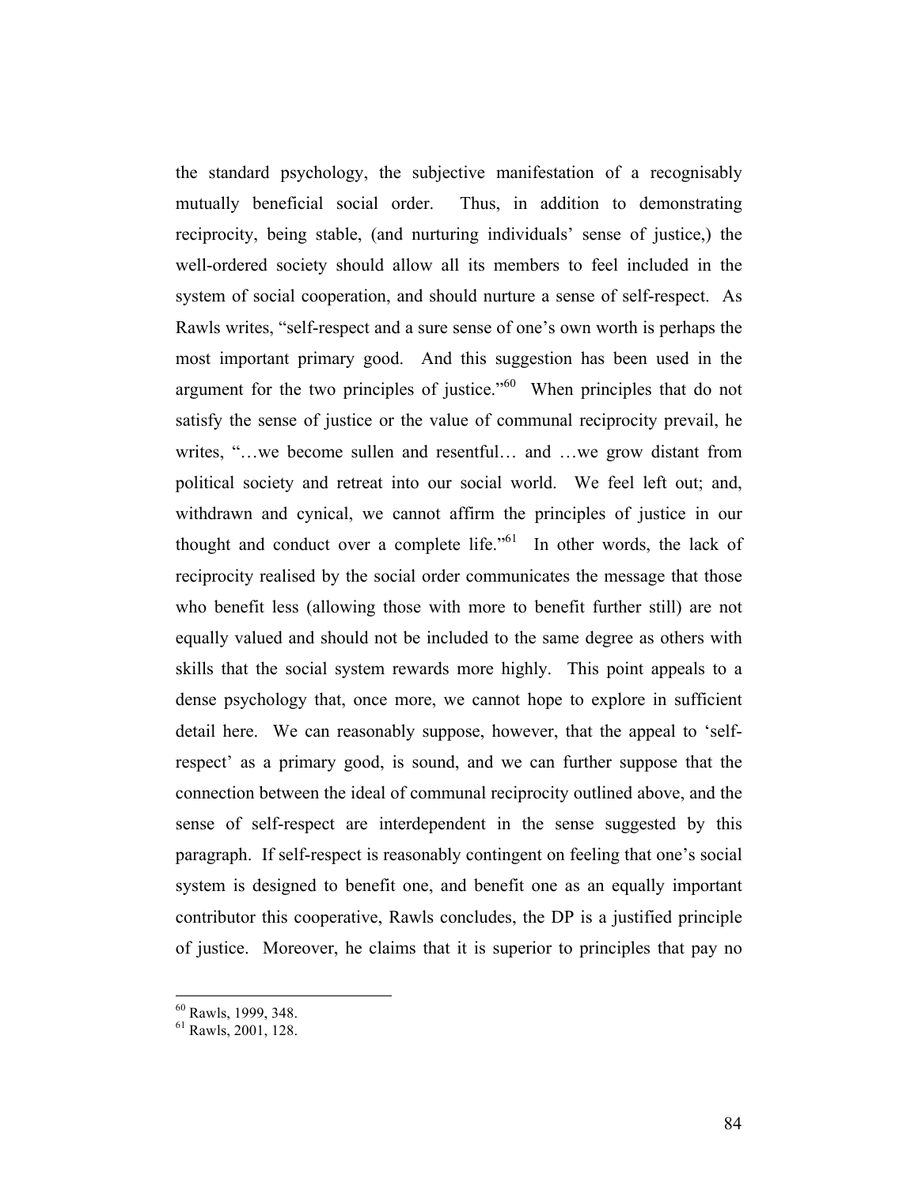the standard psychology, the subjective manifestation of a recognisably mutually beneficial social order. Thus, in addition to demonstrating reciprocity, being stable, (and nurturing individuals' sense of justice,) the well-ordered society should allow all its members to feel included in the system of social cooperation, and should nurture a sense of self-respect. As Rawls writes, "self-respect and a sure sense of one's own worth is perhaps the most important primary good. And this suggestion has been used in the argument for the two principles of justice."[60] When principles that do not satisfy the sense of justice or the value of communal reciprocity prevail, he writes, "…we become sullen and resentful… and …we grow distant from political society and retreat into our social world. We feel left out; and, withdrawn and cynical, we cannot affirm the principles of justice in our thought and conduct over a complete life."[61] In other words, the lack of reciprocity realised by the social order communicates the message that those who benefit less (allowing those with more to benefit further still) are not equally valued and should not be included to the same degree as others with skills that the social system rewards more highly. This point appeals to a dense psychology that, once more, we cannot hope to explore in sufficient detail here. We can reasonably suppose, however, that the appeal to 'self-respect' as a primary good, is sound, and we can further suppose that the connection between the ideal of communal reciprocity outlined above, and the sense of self-respect are interdependent in the sense suggested by this paragraph. If self-respect is reasonably contingent on feeling that one's social system is designed to benefit one, and benefit one as an equally important contributor this cooperative, Rawls concludes, the DP is a justified principle of justice. Moreover, he claims that it is superior to principles that pay no

[60] Rawls, 1999, 348.

[61] Rawls, 2001, 128.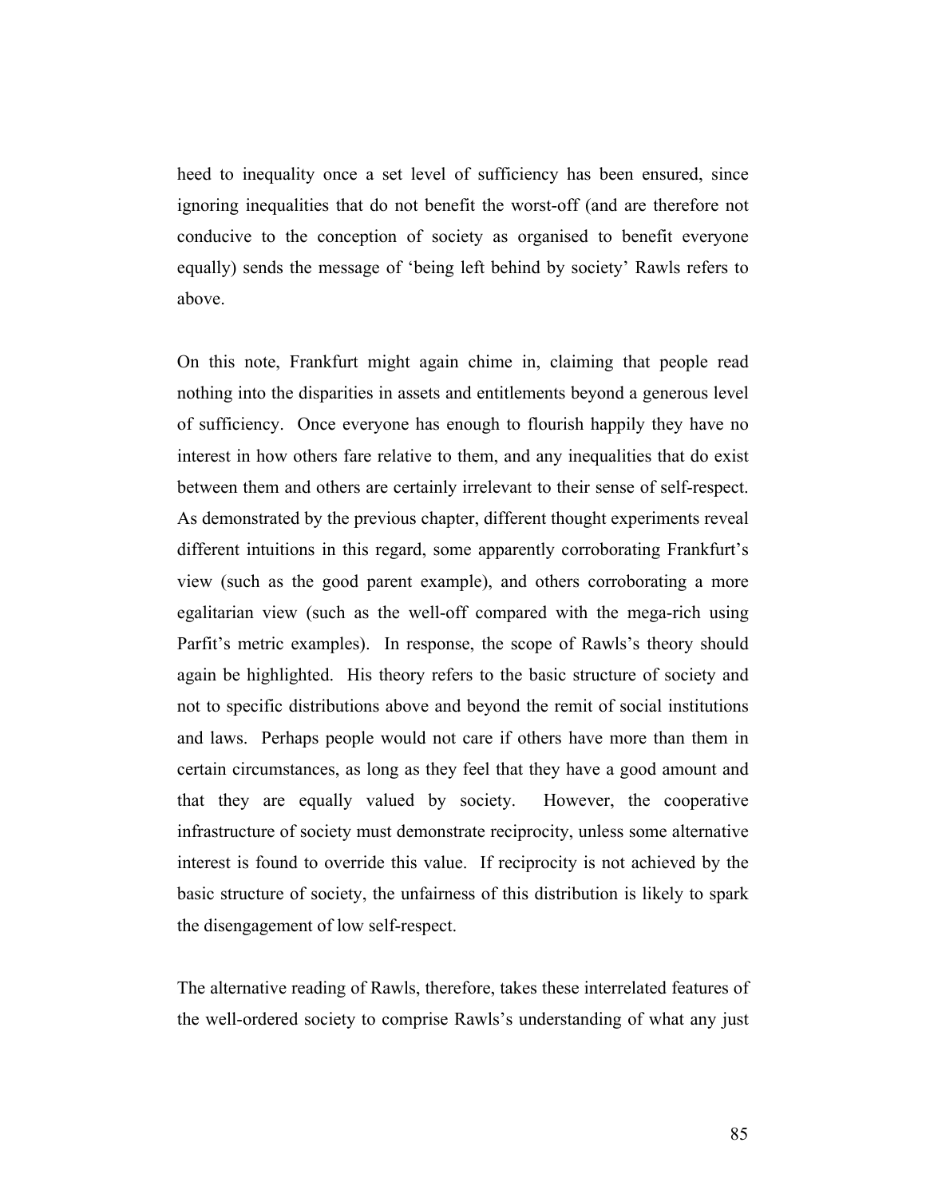heed to inequality once a set level of sufficiency has been ensured, since ignoring inequalities that do not benefit the worst-off (and are therefore not conducive to the conception of society as organised to benefit everyone equally) sends the message of 'being left behind by society' Rawls refers to above.

On this note, Frankfurt might again chime in, claiming that people read nothing into the disparities in assets and entitlements beyond a generous level of sufficiency. Once everyone has enough to flourish happily they have no interest in how others fare relative to them, and any inequalities that do exist between them and others are certainly irrelevant to their sense of self-respect. As demonstrated by the previous chapter, different thought experiments reveal different intuitions in this regard, some apparently corroborating Frankfurt's view (such as the good parent example), and others corroborating a more egalitarian view (such as the well-off compared with the mega-rich using Parfit's metric examples). In response, the scope of Rawls's theory should again be highlighted. His theory refers to the basic structure of society and not to specific distributions above and beyond the remit of social institutions and laws. Perhaps people would not care if others have more than them in certain circumstances, as long as they feel that they have a good amount and that they are equally valued by society. However, the cooperative infrastructure of society must demonstrate reciprocity, unless some alternative interest is found to override this value. If reciprocity is not achieved by the basic structure of society, the unfairness of this distribution is likely to spark the disengagement of low self-respect.

The alternative reading of Rawls, therefore, takes these interrelated features of the well-ordered society to comprise Rawls's understanding of what any just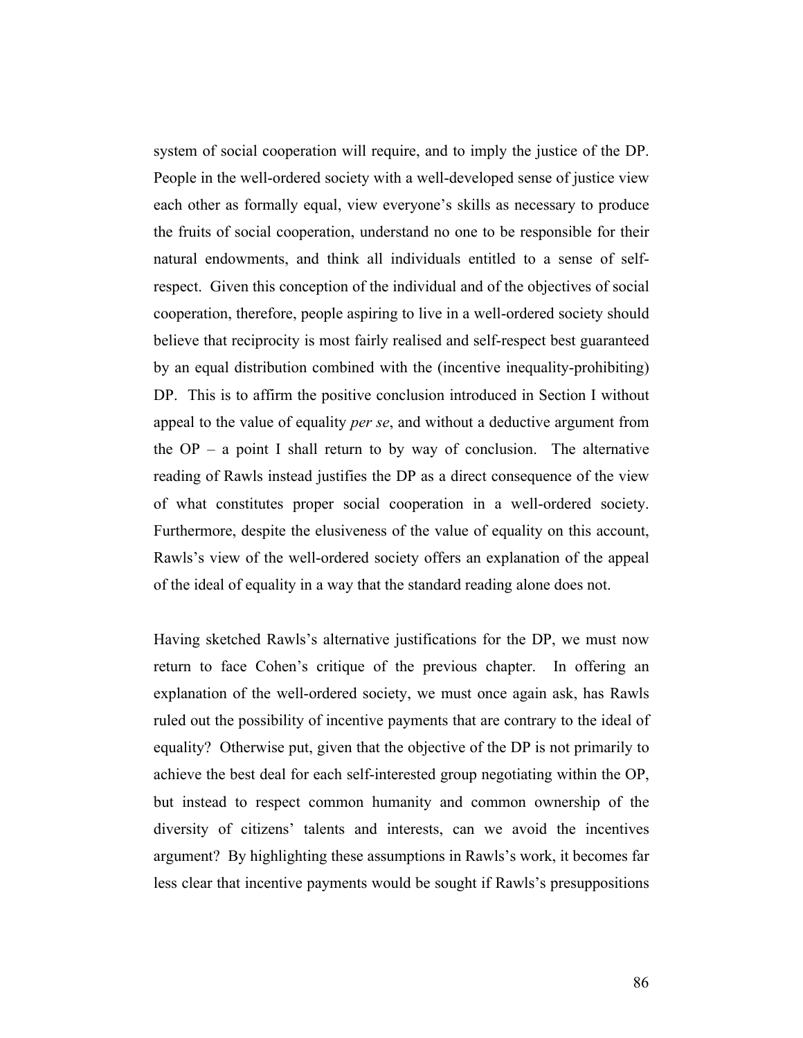system of social cooperation will require, and to imply the justice of the DP. People in the well-ordered society with a well-developed sense of justice view each other as formally equal, view everyone's skills as necessary to produce the fruits of social cooperation, understand no one to be responsible for their natural endowments, and think all individuals entitled to a sense of self-respect. Given this conception of the individual and of the objectives of social cooperation, therefore, people aspiring to live in a well-ordered society should believe that reciprocity is most fairly realised and self-respect best guaranteed by an equal distribution combined with the (incentive inequality-prohibiting) DP. This is to affirm the positive conclusion introduced in Section I without appeal to the value of equality *per se*, and without a deductive argument from the OP – a point I shall return to by way of conclusion. The alternative reading of Rawls instead justifies the DP as a direct consequence of the view of what constitutes proper social cooperation in a well-ordered society. Furthermore, despite the elusiveness of the value of equality on this account, Rawls's view of the well-ordered society offers an explanation of the appeal of the ideal of equality in a way that the standard reading alone does not.

Having sketched Rawls's alternative justifications for the DP, we must now return to face Cohen's critique of the previous chapter. In offering an explanation of the well-ordered society, we must once again ask, has Rawls ruled out the possibility of incentive payments that are contrary to the ideal of equality? Otherwise put, given that the objective of the DP is not primarily to achieve the best deal for each self-interested group negotiating within the OP, but instead to respect common humanity and common ownership of the diversity of citizens' talents and interests, can we avoid the incentives argument? By highlighting these assumptions in Rawls's work, it becomes far less clear that incentive payments would be sought if Rawls's presuppositions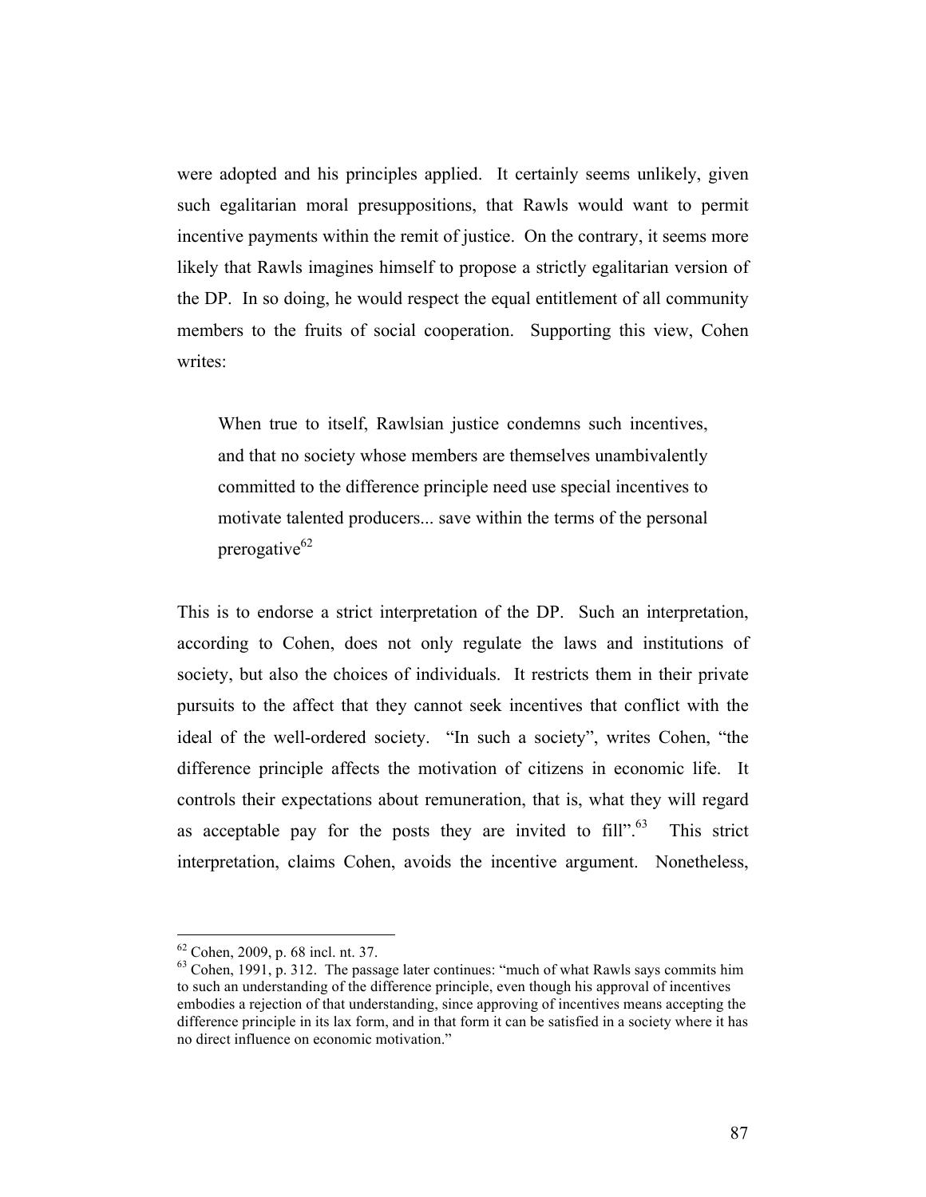were adopted and his principles applied. It certainly seems unlikely, given such egalitarian moral presuppositions, that Rawls would want to permit incentive payments within the remit of justice. On the contrary, it seems more likely that Rawls imagines himself to propose a strictly egalitarian version of the DP. In so doing, he would respect the equal entitlement of all community members to the fruits of social cooperation. Supporting this view, Cohen writes:

> When true to itself, Rawlsian justice condemns such incentives, and that no society whose members are themselves unambivalently committed to the difference principle need use special incentives to motivate talented producers... save within the terms of the personal prerogative[62]

This is to endorse a strict interpretation of the DP. Such an interpretation, according to Cohen, does not only regulate the laws and institutions of society, but also the choices of individuals. It restricts them in their private pursuits to the affect that they cannot seek incentives that conflict with the ideal of the well-ordered society. "In such a society", writes Cohen, "the difference principle affects the motivation of citizens in economic life. It controls their expectations about remuneration, that is, what they will regard as acceptable pay for the posts they are invited to fill".[63] This strict interpretation, claims Cohen, avoids the incentive argument. Nonetheless,

---

[62] Cohen, 2009, p. 68 incl. nt. 37.

[63] Cohen, 1991, p. 312. The passage later continues: "much of what Rawls says commits him to such an understanding of the difference principle, even though his approval of incentives embodies a rejection of that understanding, since approving of incentives means accepting the difference principle in its lax form, and in that form it can be satisfied in a society where it has no direct influence on economic motivation."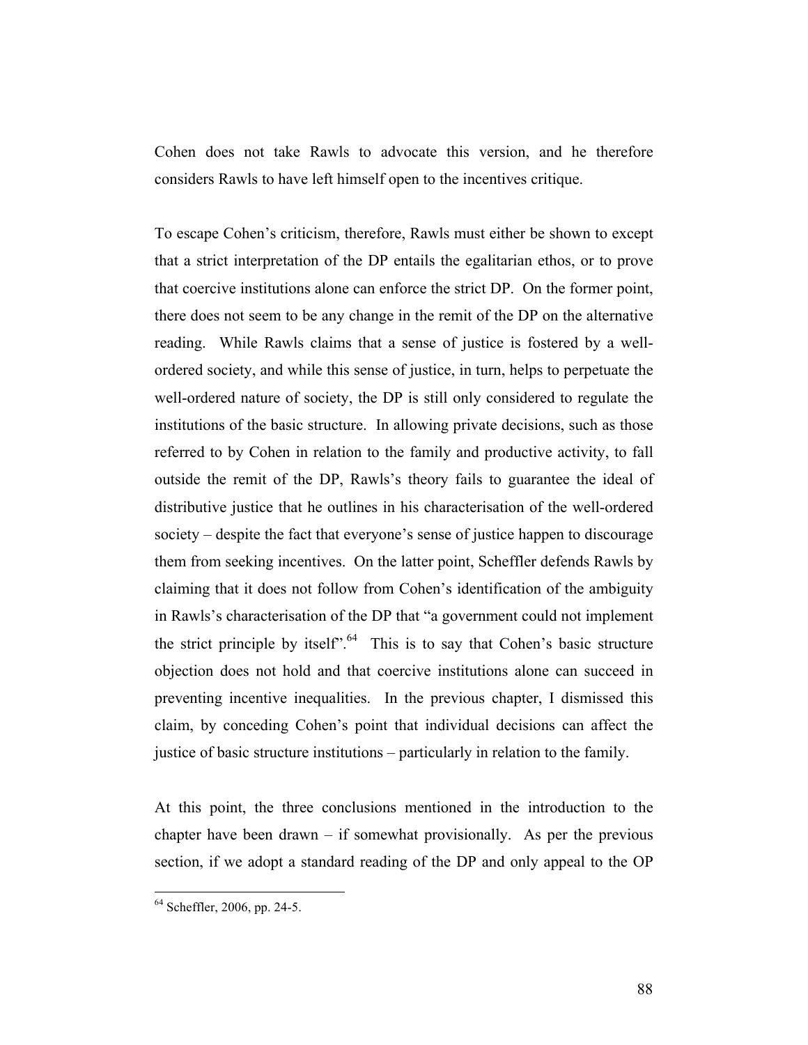Cohen does not take Rawls to advocate this version, and he therefore considers Rawls to have left himself open to the incentives critique.

To escape Cohen's criticism, therefore, Rawls must either be shown to except that a strict interpretation of the DP entails the egalitarian ethos, or to prove that coercive institutions alone can enforce the strict DP. On the former point, there does not seem to be any change in the remit of the DP on the alternative reading. While Rawls claims that a sense of justice is fostered by a well-ordered society, and while this sense of justice, in turn, helps to perpetuate the well-ordered nature of society, the DP is still only considered to regulate the institutions of the basic structure. In allowing private decisions, such as those referred to by Cohen in relation to the family and productive activity, to fall outside the remit of the DP, Rawls's theory fails to guarantee the ideal of distributive justice that he outlines in his characterisation of the well-ordered society – despite the fact that everyone's sense of justice happen to discourage them from seeking incentives. On the latter point, Scheffler defends Rawls by claiming that it does not follow from Cohen's identification of the ambiguity in Rawls's characterisation of the DP that "a government could not implement the strict principle by itself".[64] This is to say that Cohen's basic structure objection does not hold and that coercive institutions alone can succeed in preventing incentive inequalities. In the previous chapter, I dismissed this claim, by conceding Cohen's point that individual decisions can affect the justice of basic structure institutions – particularly in relation to the family.

At this point, the three conclusions mentioned in the introduction to the chapter have been drawn – if somewhat provisionally. As per the previous section, if we adopt a standard reading of the DP and only appeal to the OP

---

[64] Scheffler, 2006, pp. 24-5.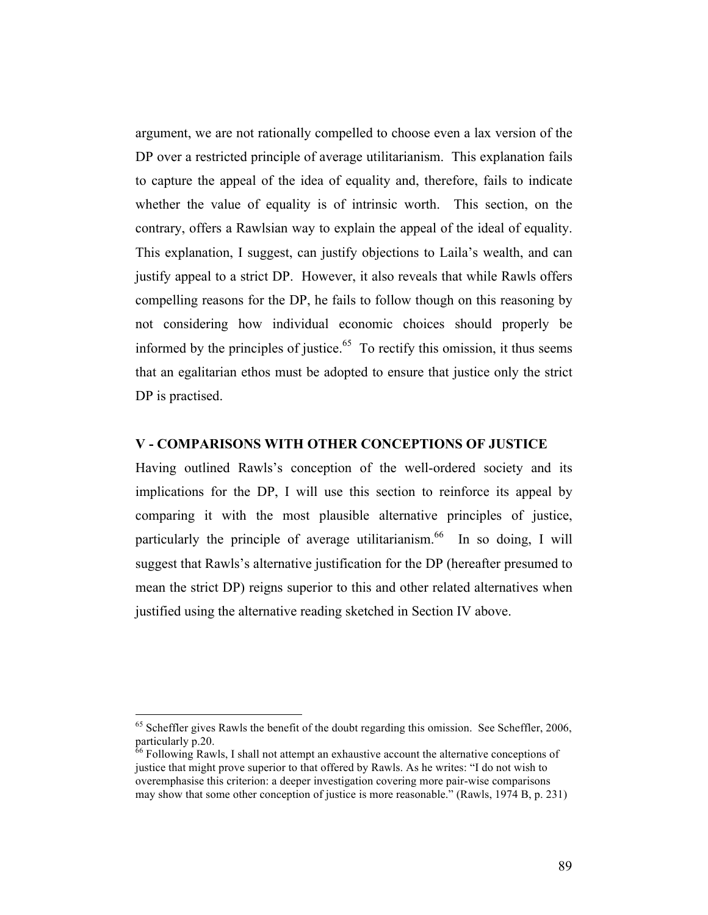argument, we are not rationally compelled to choose even a lax version of the DP over a restricted principle of average utilitarianism. This explanation fails to capture the appeal of the idea of equality and, therefore, fails to indicate whether the value of equality is of intrinsic worth. This section, on the contrary, offers a Rawlsian way to explain the appeal of the ideal of equality. This explanation, I suggest, can justify objections to Laila's wealth, and can justify appeal to a strict DP. However, it also reveals that while Rawls offers compelling reasons for the DP, he fails to follow though on this reasoning by not considering how individual economic choices should properly be informed by the principles of justice.[65] To rectify this omission, it thus seems that an egalitarian ethos must be adopted to ensure that justice only the strict DP is practised.

## V - COMPARISONS WITH OTHER CONCEPTIONS OF JUSTICE

Having outlined Rawls's conception of the well-ordered society and its implications for the DP, I will use this section to reinforce its appeal by comparing it with the most plausible alternative principles of justice, particularly the principle of average utilitarianism.[66] In so doing, I will suggest that Rawls's alternative justification for the DP (hereafter presumed to mean the strict DP) reigns superior to this and other related alternatives when justified using the alternative reading sketched in Section IV above.

---

[65] Scheffler gives Rawls the benefit of the doubt regarding this omission. See Scheffler, 2006, particularly p.20.

[66] Following Rawls, I shall not attempt an exhaustive account the alternative conceptions of justice that might prove superior to that offered by Rawls. As he writes: "I do not wish to overemphasise this criterion: a deeper investigation covering more pair-wise comparisons may show that some other conception of justice is more reasonable." (Rawls, 1974 B, p. 231)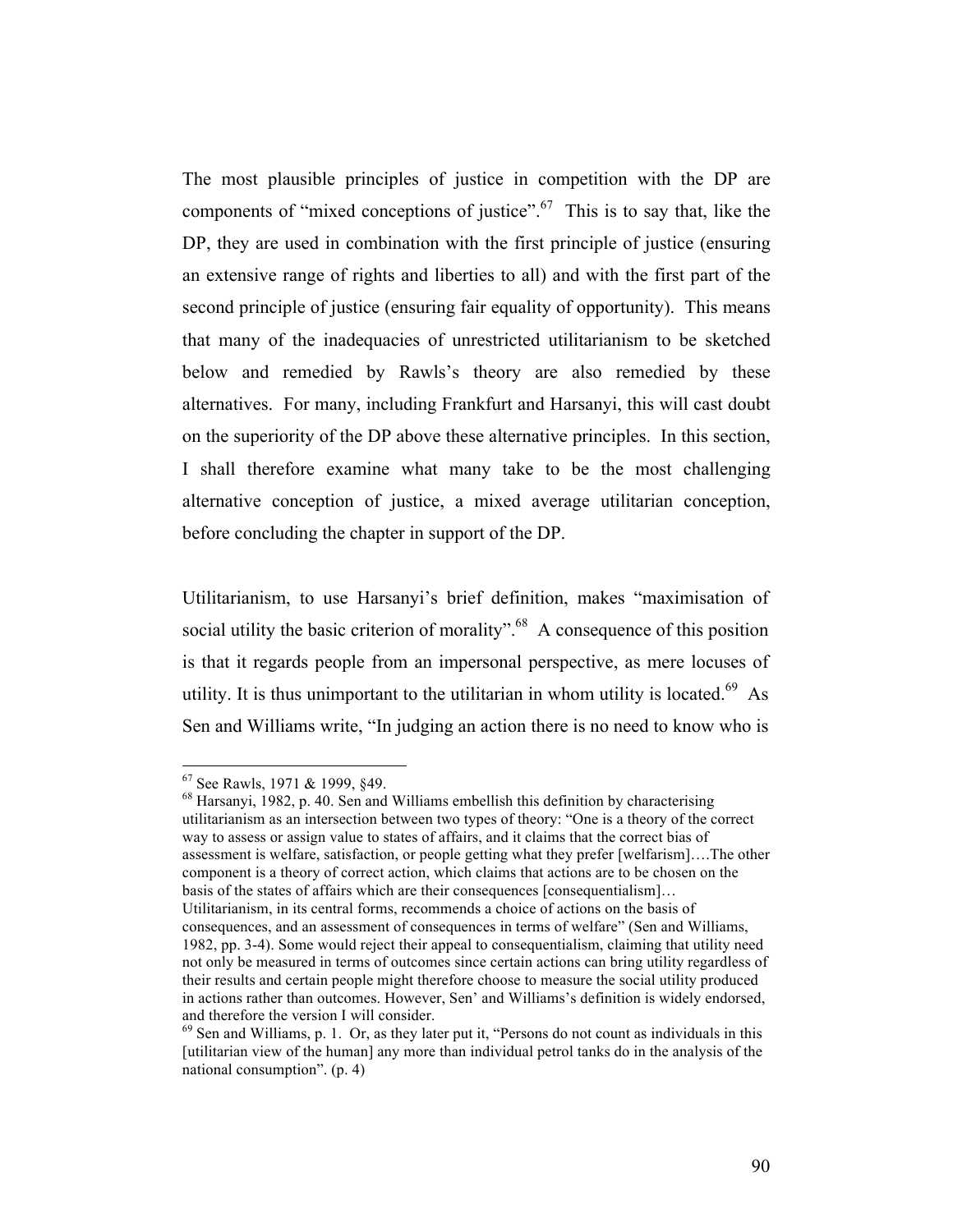The most plausible principles of justice in competition with the DP are components of "mixed conceptions of justice".[67] This is to say that, like the DP, they are used in combination with the first principle of justice (ensuring an extensive range of rights and liberties to all) and with the first part of the second principle of justice (ensuring fair equality of opportunity). This means that many of the inadequacies of unrestricted utilitarianism to be sketched below and remedied by Rawls's theory are also remedied by these alternatives. For many, including Frankfurt and Harsanyi, this will cast doubt on the superiority of the DP above these alternative principles. In this section, I shall therefore examine what many take to be the most challenging alternative conception of justice, a mixed average utilitarian conception, before concluding the chapter in support of the DP.

Utilitarianism, to use Harsanyi's brief definition, makes "maximisation of social utility the basic criterion of morality".[68] A consequence of this position is that it regards people from an impersonal perspective, as mere locuses of utility. It is thus unimportant to the utilitarian in whom utility is located.[69] As Sen and Williams write, "In judging an action there is no need to know who is

---

[67] See Rawls, 1971 & 1999, §49.

[68] Harsanyi, 1982, p. 40. Sen and Williams embellish this definition by characterising utilitarianism as an intersection between two types of theory: "One is a theory of the correct way to assess or assign value to states of affairs, and it claims that the correct bias of assessment is welfare, satisfaction, or people getting what they prefer [welfarism]….The other component is a theory of correct action, which claims that actions are to be chosen on the basis of the states of affairs which are their consequences [consequentialism]… Utilitarianism, in its central forms, recommends a choice of actions on the basis of consequences, and an assessment of consequences in terms of welfare" (Sen and Williams, 1982, pp. 3-4). Some would reject their appeal to consequentialism, claiming that utility need not only be measured in terms of outcomes since certain actions can bring utility regardless of their results and certain people might therefore choose to measure the social utility produced in actions rather than outcomes. However, Sen' and Williams's definition is widely endorsed, and therefore the version I will consider.

[69] Sen and Williams, p. 1. Or, as they later put it, "Persons do not count as individuals in this [utilitarian view of the human] any more than individual petrol tanks do in the analysis of the national consumption". (p. 4)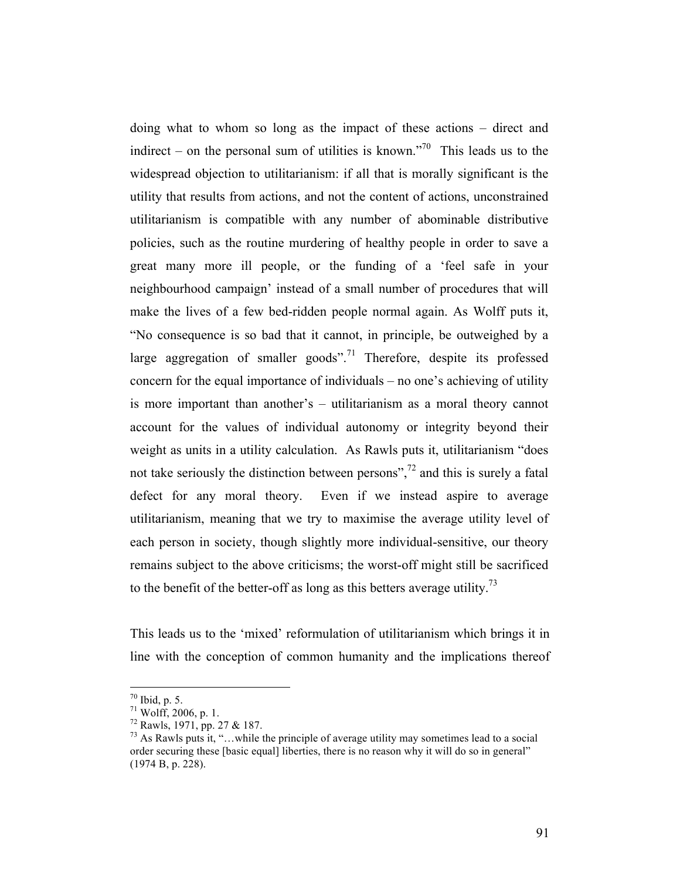doing what to whom so long as the impact of these actions – direct and indirect – on the personal sum of utilities is known."[70] This leads us to the widespread objection to utilitarianism: if all that is morally significant is the utility that results from actions, and not the content of actions, unconstrained utilitarianism is compatible with any number of abominable distributive policies, such as the routine murdering of healthy people in order to save a great many more ill people, or the funding of a 'feel safe in your neighbourhood campaign' instead of a small number of procedures that will make the lives of a few bed-ridden people normal again. As Wolff puts it, "No consequence is so bad that it cannot, in principle, be outweighed by a large aggregation of smaller goods".[71] Therefore, despite its professed concern for the equal importance of individuals – no one's achieving of utility is more important than another's – utilitarianism as a moral theory cannot account for the values of individual autonomy or integrity beyond their weight as units in a utility calculation. As Rawls puts it, utilitarianism "does not take seriously the distinction between persons",[72] and this is surely a fatal defect for any moral theory. Even if we instead aspire to average utilitarianism, meaning that we try to maximise the average utility level of each person in society, though slightly more individual-sensitive, our theory remains subject to the above criticisms; the worst-off might still be sacrificed to the benefit of the better-off as long as this betters average utility.[73]

This leads us to the 'mixed' reformulation of utilitarianism which brings it in line with the conception of common humanity and the implications thereof

---

[70] Ibid, p. 5.

[71] Wolff, 2006, p. 1.

[72] Rawls, 1971, pp. 27 & 187.

[73] As Rawls puts it, "…while the principle of average utility may sometimes lead to a social order securing these [basic equal] liberties, there is no reason why it will do so in general" (1974 B, p. 228).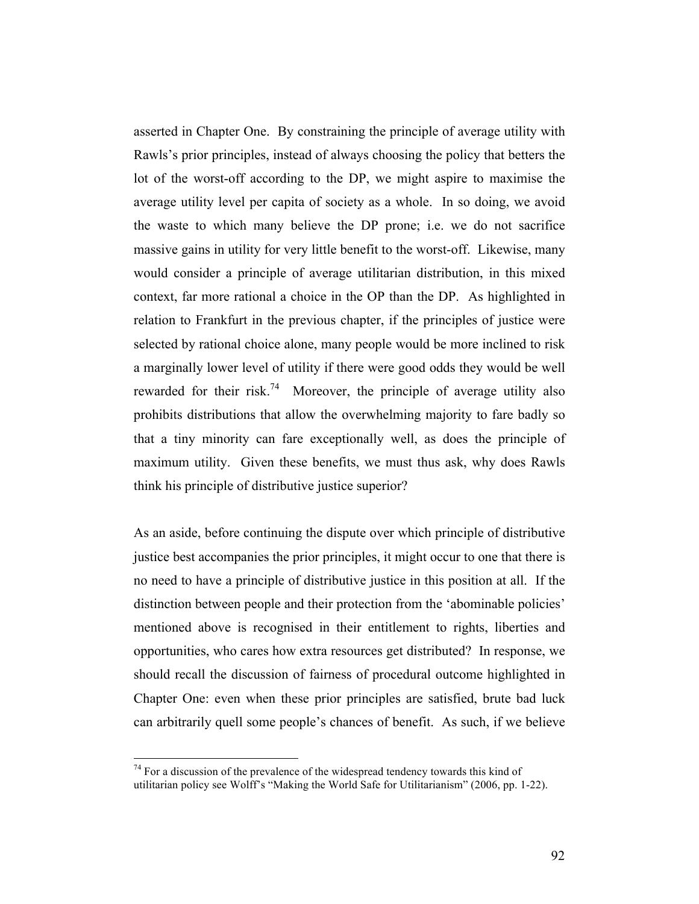asserted in Chapter One. By constraining the principle of average utility with Rawls's prior principles, instead of always choosing the policy that betters the lot of the worst-off according to the DP, we might aspire to maximise the average utility level per capita of society as a whole. In so doing, we avoid the waste to which many believe the DP prone; i.e. we do not sacrifice massive gains in utility for very little benefit to the worst-off. Likewise, many would consider a principle of average utilitarian distribution, in this mixed context, far more rational a choice in the OP than the DP. As highlighted in relation to Frankfurt in the previous chapter, if the principles of justice were selected by rational choice alone, many people would be more inclined to risk a marginally lower level of utility if there were good odds they would be well rewarded for their risk.[74] Moreover, the principle of average utility also prohibits distributions that allow the overwhelming majority to fare badly so that a tiny minority can fare exceptionally well, as does the principle of maximum utility. Given these benefits, we must thus ask, why does Rawls think his principle of distributive justice superior?

As an aside, before continuing the dispute over which principle of distributive justice best accompanies the prior principles, it might occur to one that there is no need to have a principle of distributive justice in this position at all. If the distinction between people and their protection from the 'abominable policies' mentioned above is recognised in their entitlement to rights, liberties and opportunities, who cares how extra resources get distributed? In response, we should recall the discussion of fairness of procedural outcome highlighted in Chapter One: even when these prior principles are satisfied, brute bad luck can arbitrarily quell some people's chances of benefit. As such, if we believe

---

[74] For a discussion of the prevalence of the widespread tendency towards this kind of utilitarian policy see Wolff's "Making the World Safe for Utilitarianism" (2006, pp. 1-22).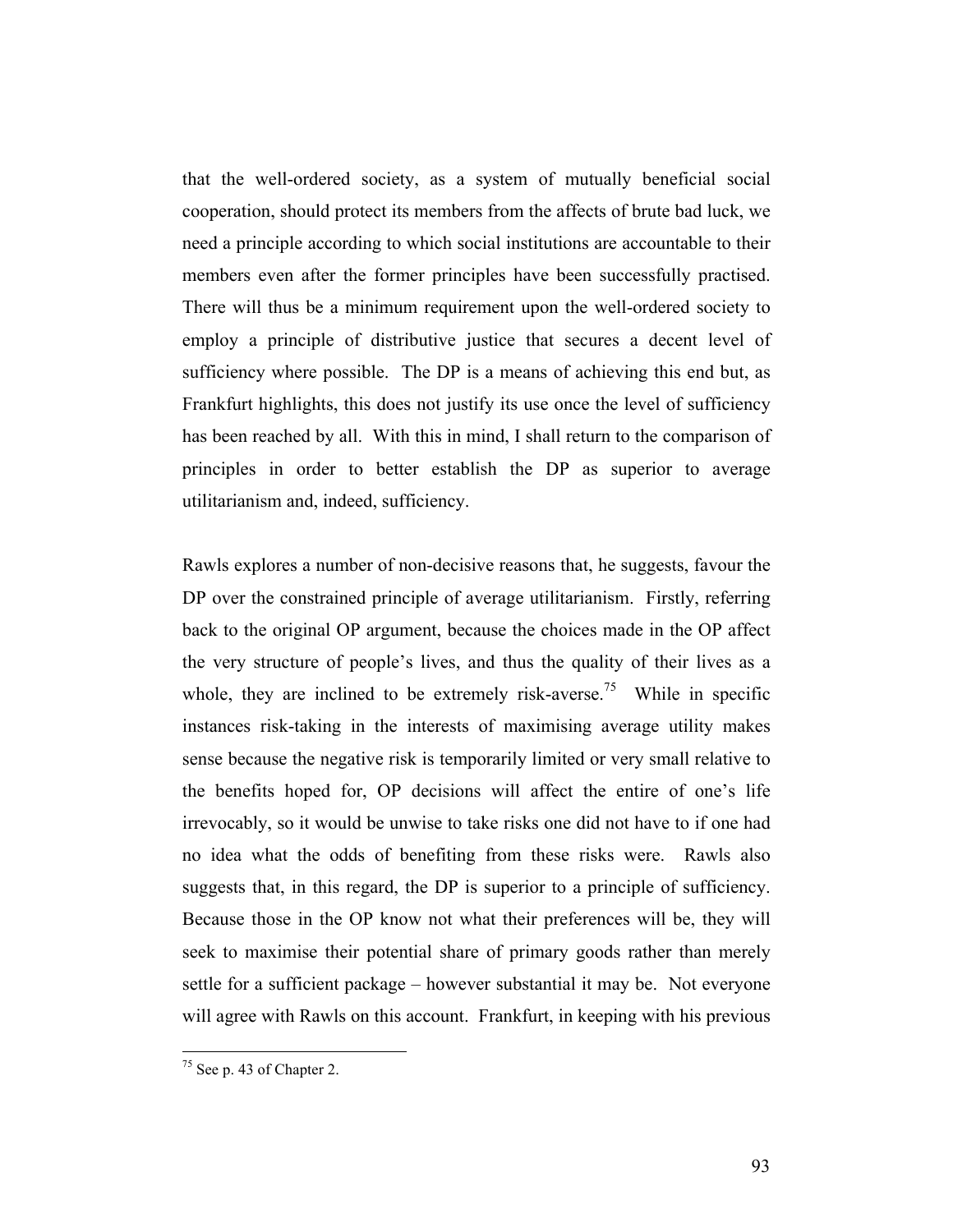that the well-ordered society, as a system of mutually beneficial social cooperation, should protect its members from the affects of brute bad luck, we need a principle according to which social institutions are accountable to their members even after the former principles have been successfully practised. There will thus be a minimum requirement upon the well-ordered society to employ a principle of distributive justice that secures a decent level of sufficiency where possible. The DP is a means of achieving this end but, as Frankfurt highlights, this does not justify its use once the level of sufficiency has been reached by all. With this in mind, I shall return to the comparison of principles in order to better establish the DP as superior to average utilitarianism and, indeed, sufficiency.

Rawls explores a number of non-decisive reasons that, he suggests, favour the DP over the constrained principle of average utilitarianism. Firstly, referring back to the original OP argument, because the choices made in the OP affect the very structure of people's lives, and thus the quality of their lives as a whole, they are inclined to be extremely risk-averse.[75] While in specific instances risk-taking in the interests of maximising average utility makes sense because the negative risk is temporarily limited or very small relative to the benefits hoped for, OP decisions will affect the entire of one's life irrevocably, so it would be unwise to take risks one did not have to if one had no idea what the odds of benefiting from these risks were. Rawls also suggests that, in this regard, the DP is superior to a principle of sufficiency. Because those in the OP know not what their preferences will be, they will seek to maximise their potential share of primary goods rather than merely settle for a sufficient package – however substantial it may be. Not everyone will agree with Rawls on this account. Frankfurt, in keeping with his previous

[75] See p. 43 of Chapter 2.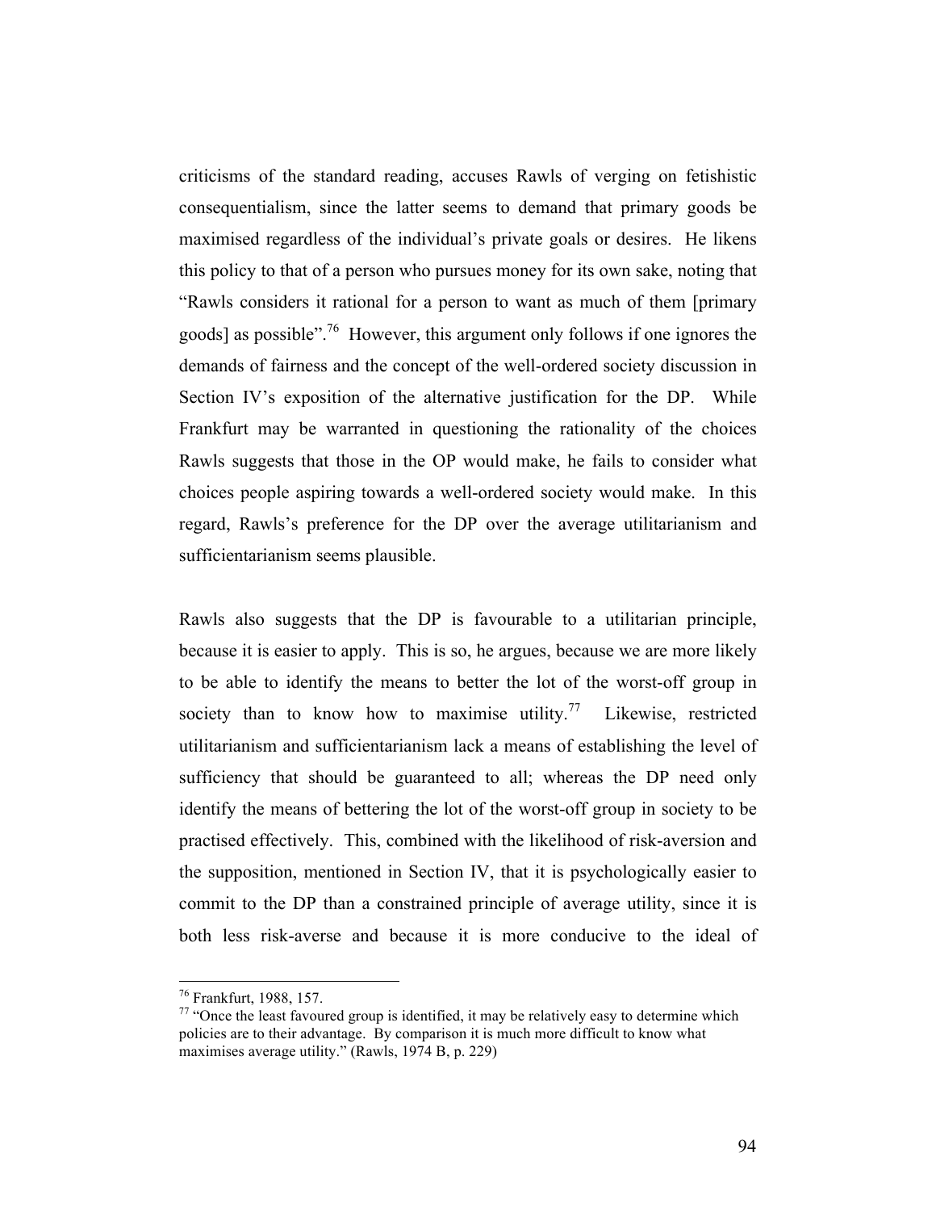criticisms of the standard reading, accuses Rawls of verging on fetishistic consequentialism, since the latter seems to demand that primary goods be maximised regardless of the individual's private goals or desires. He likens this policy to that of a person who pursues money for its own sake, noting that "Rawls considers it rational for a person to want as much of them [primary goods] as possible".[76] However, this argument only follows if one ignores the demands of fairness and the concept of the well-ordered society discussion in Section IV's exposition of the alternative justification for the DP. While Frankfurt may be warranted in questioning the rationality of the choices Rawls suggests that those in the OP would make, he fails to consider what choices people aspiring towards a well-ordered society would make. In this regard, Rawls's preference for the DP over the average utilitarianism and sufficientarianism seems plausible.

Rawls also suggests that the DP is favourable to a utilitarian principle, because it is easier to apply. This is so, he argues, because we are more likely to be able to identify the means to better the lot of the worst-off group in society than to know how to maximise utility.[77] Likewise, restricted utilitarianism and sufficientarianism lack a means of establishing the level of sufficiency that should be guaranteed to all; whereas the DP need only identify the means of bettering the lot of the worst-off group in society to be practised effectively. This, combined with the likelihood of risk-aversion and the supposition, mentioned in Section IV, that it is psychologically easier to commit to the DP than a constrained principle of average utility, since it is both less risk-averse and because it is more conducive to the ideal of

---

[76] Frankfurt, 1988, 157.

[77] "Once the least favoured group is identified, it may be relatively easy to determine which policies are to their advantage. By comparison it is much more difficult to know what maximises average utility." (Rawls, 1974 B, p. 229)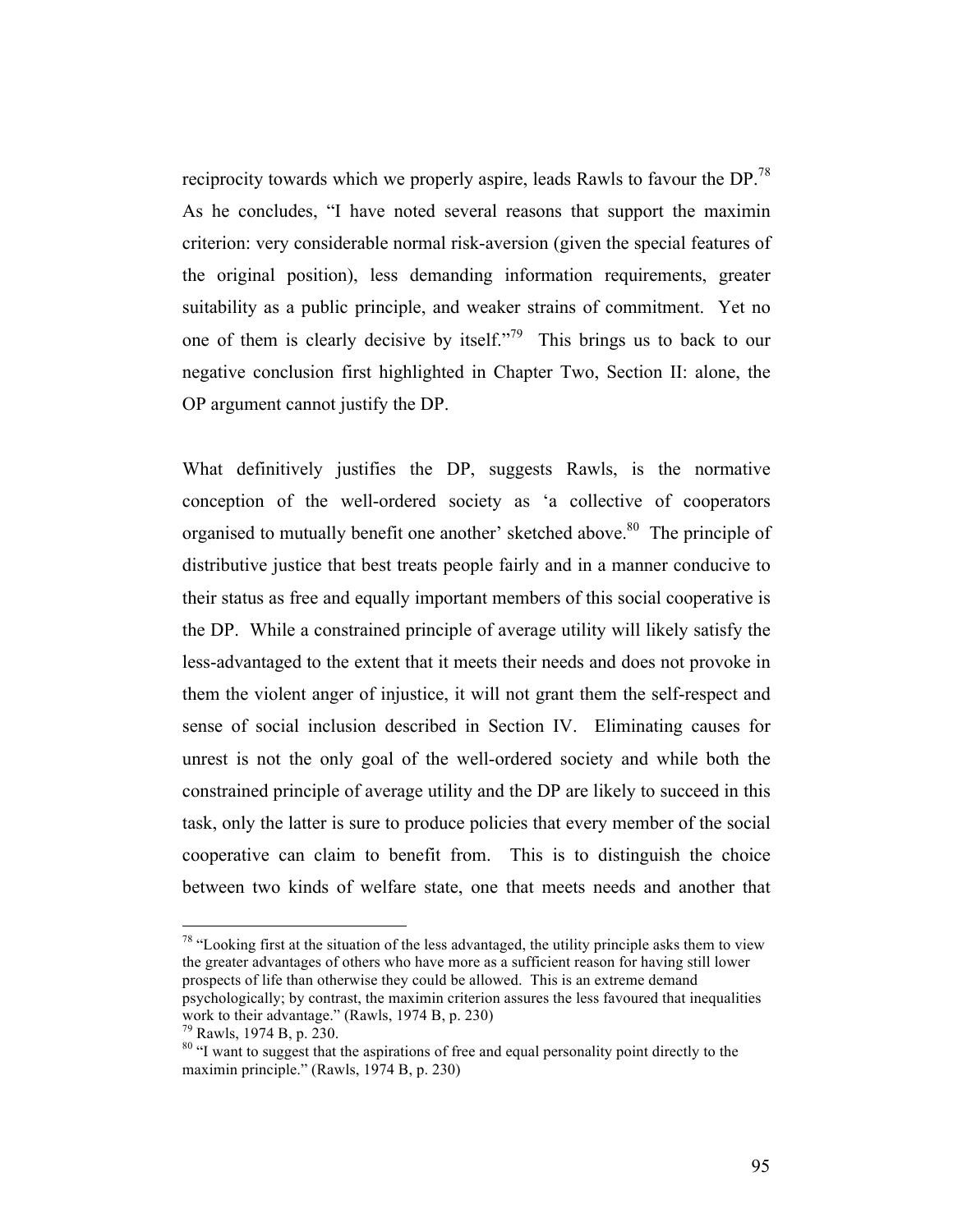reciprocity towards which we properly aspire, leads Rawls to favour the DP.[78] As he concludes, "I have noted several reasons that support the maximin criterion: very considerable normal risk-aversion (given the special features of the original position), less demanding information requirements, greater suitability as a public principle, and weaker strains of commitment. Yet no one of them is clearly decisive by itself."[79] This brings us to back to our negative conclusion first highlighted in Chapter Two, Section II: alone, the OP argument cannot justify the DP.

What definitively justifies the DP, suggests Rawls, is the normative conception of the well-ordered society as 'a collective of cooperators organised to mutually benefit one another' sketched above.[80] The principle of distributive justice that best treats people fairly and in a manner conducive to their status as free and equally important members of this social cooperative is the DP. While a constrained principle of average utility will likely satisfy the less-advantaged to the extent that it meets their needs and does not provoke in them the violent anger of injustice, it will not grant them the self-respect and sense of social inclusion described in Section IV. Eliminating causes for unrest is not the only goal of the well-ordered society and while both the constrained principle of average utility and the DP are likely to succeed in this task, only the latter is sure to produce policies that every member of the social cooperative can claim to benefit from. This is to distinguish the choice between two kinds of welfare state, one that meets needs and another that

---

[78] "Looking first at the situation of the less advantaged, the utility principle asks them to view the greater advantages of others who have more as a sufficient reason for having still lower prospects of life than otherwise they could be allowed. This is an extreme demand psychologically; by contrast, the maximin criterion assures the less favoured that inequalities work to their advantage." (Rawls, 1974 B, p. 230)

[79] Rawls, 1974 B, p. 230.

[80] "I want to suggest that the aspirations of free and equal personality point directly to the maximin principle." (Rawls, 1974 B, p. 230)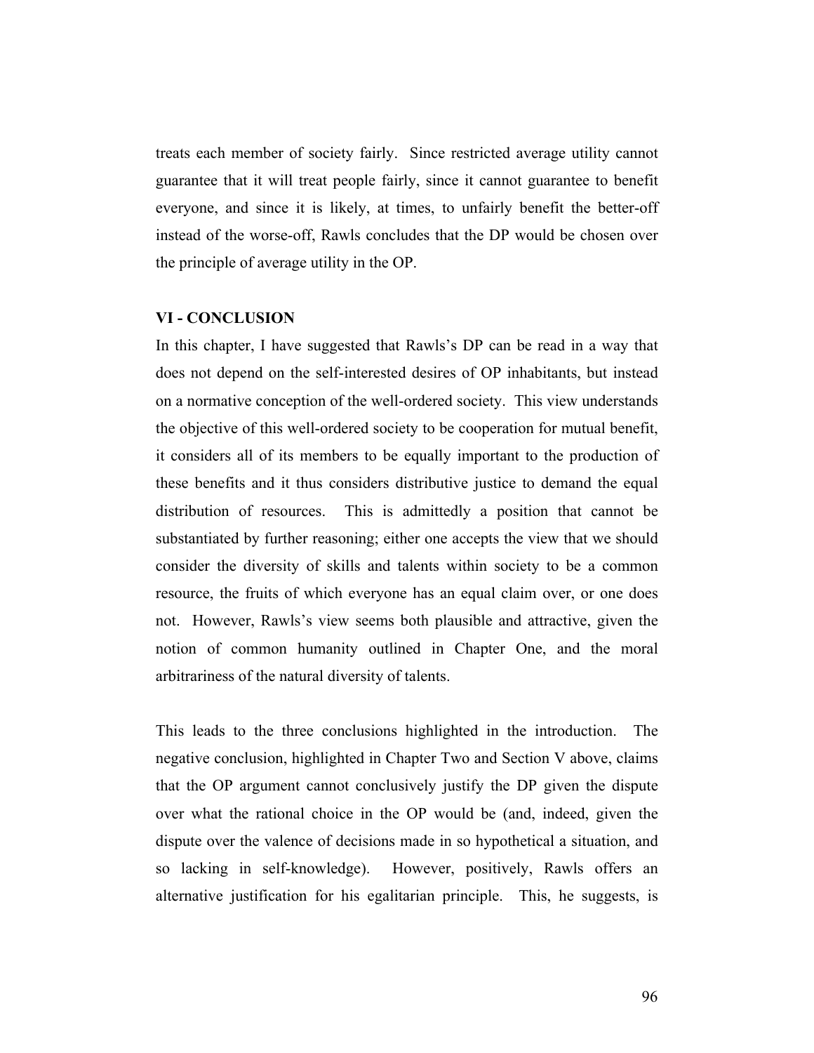treats each member of society fairly. Since restricted average utility cannot guarantee that it will treat people fairly, since it cannot guarantee to benefit everyone, and since it is likely, at times, to unfairly benefit the better-off instead of the worse-off, Rawls concludes that the DP would be chosen over the principle of average utility in the OP.

## VI - CONCLUSION

In this chapter, I have suggested that Rawls's DP can be read in a way that does not depend on the self-interested desires of OP inhabitants, but instead on a normative conception of the well-ordered society. This view understands the objective of this well-ordered society to be cooperation for mutual benefit, it considers all of its members to be equally important to the production of these benefits and it thus considers distributive justice to demand the equal distribution of resources. This is admittedly a position that cannot be substantiated by further reasoning; either one accepts the view that we should consider the diversity of skills and talents within society to be a common resource, the fruits of which everyone has an equal claim over, or one does not. However, Rawls's view seems both plausible and attractive, given the notion of common humanity outlined in Chapter One, and the moral arbitrariness of the natural diversity of talents.

This leads to the three conclusions highlighted in the introduction. The negative conclusion, highlighted in Chapter Two and Section V above, claims that the OP argument cannot conclusively justify the DP given the dispute over what the rational choice in the OP would be (and, indeed, given the dispute over the valence of decisions made in so hypothetical a situation, and so lacking in self-knowledge). However, positively, Rawls offers an alternative justification for his egalitarian principle. This, he suggests, is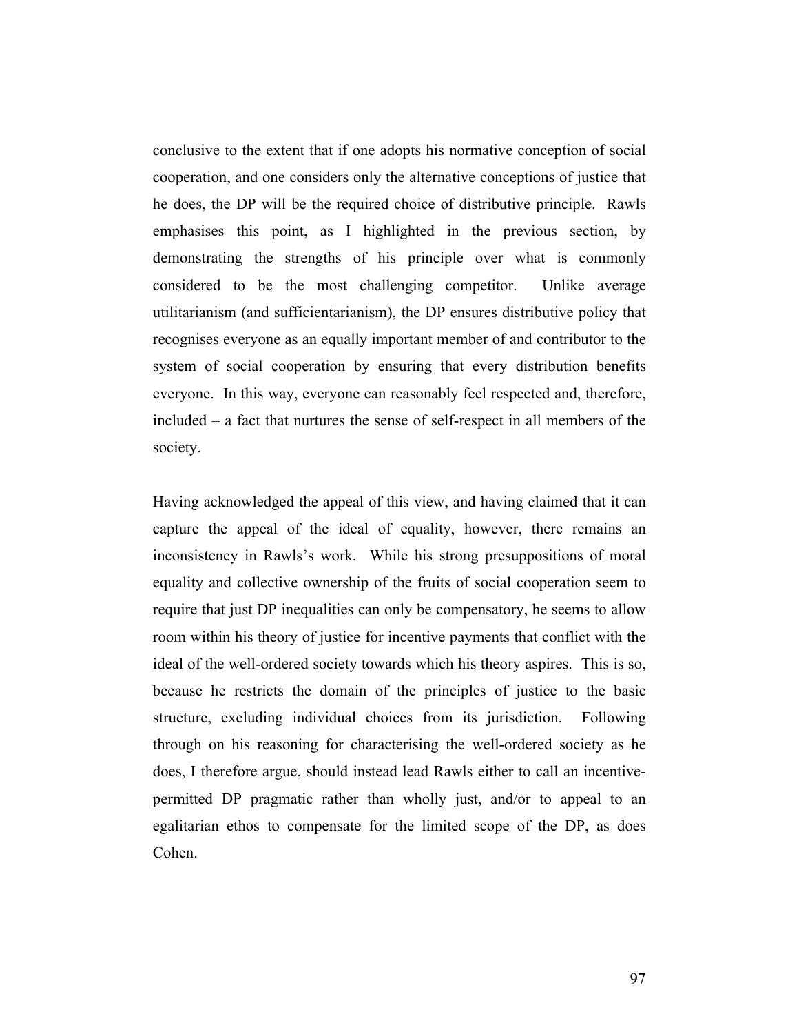conclusive to the extent that if one adopts his normative conception of social cooperation, and one considers only the alternative conceptions of justice that he does, the DP will be the required choice of distributive principle. Rawls emphasises this point, as I highlighted in the previous section, by demonstrating the strengths of his principle over what is commonly considered to be the most challenging competitor. Unlike average utilitarianism (and sufficientarianism), the DP ensures distributive policy that recognises everyone as an equally important member of and contributor to the system of social cooperation by ensuring that every distribution benefits everyone. In this way, everyone can reasonably feel respected and, therefore, included – a fact that nurtures the sense of self-respect in all members of the society.

Having acknowledged the appeal of this view, and having claimed that it can capture the appeal of the ideal of equality, however, there remains an inconsistency in Rawls's work. While his strong presuppositions of moral equality and collective ownership of the fruits of social cooperation seem to require that just DP inequalities can only be compensatory, he seems to allow room within his theory of justice for incentive payments that conflict with the ideal of the well-ordered society towards which his theory aspires. This is so, because he restricts the domain of the principles of justice to the basic structure, excluding individual choices from its jurisdiction. Following through on his reasoning for characterising the well-ordered society as he does, I therefore argue, should instead lead Rawls either to call an incentive-permitted DP pragmatic rather than wholly just, and/or to appeal to an egalitarian ethos to compensate for the limited scope of the DP, as does Cohen.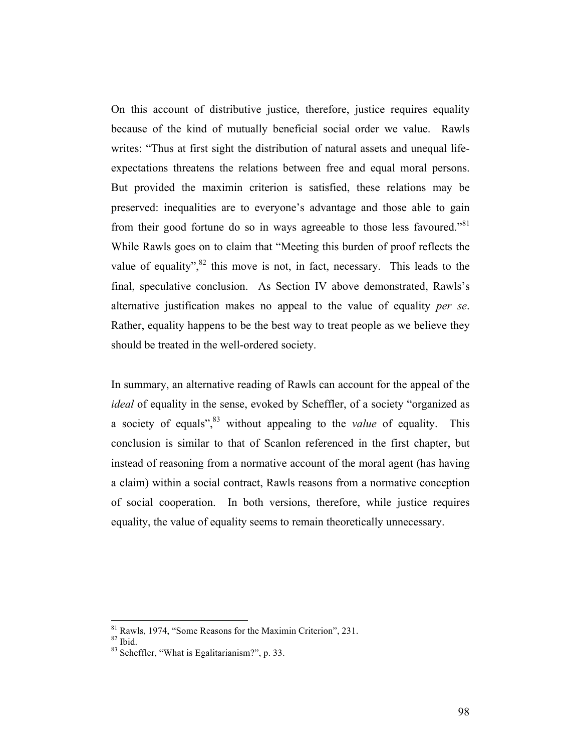On this account of distributive justice, therefore, justice requires equality because of the kind of mutually beneficial social order we value. Rawls writes: "Thus at first sight the distribution of natural assets and unequal life-expectations threatens the relations between free and equal moral persons. But provided the maximin criterion is satisfied, these relations may be preserved: inequalities are to everyone's advantage and those able to gain from their good fortune do so in ways agreeable to those less favoured."[81] While Rawls goes on to claim that "Meeting this burden of proof reflects the value of equality",[82] this move is not, in fact, necessary. This leads to the final, speculative conclusion. As Section IV above demonstrated, Rawls's alternative justification makes no appeal to the value of equality *per se*. Rather, equality happens to be the best way to treat people as we believe they should be treated in the well-ordered society.

In summary, an alternative reading of Rawls can account for the appeal of the *ideal* of equality in the sense, evoked by Scheffler, of a society "organized as a society of equals",[83] without appealing to the *value* of equality. This conclusion is similar to that of Scanlon referenced in the first chapter, but instead of reasoning from a normative account of the moral agent (has having a claim) within a social contract, Rawls reasons from a normative conception of social cooperation. In both versions, therefore, while justice requires equality, the value of equality seems to remain theoretically unnecessary.

---

[81] Rawls, 1974, "Some Reasons for the Maximin Criterion", 231.

[82] Ibid.

[83] Scheffler, "What is Egalitarianism?", p. 33.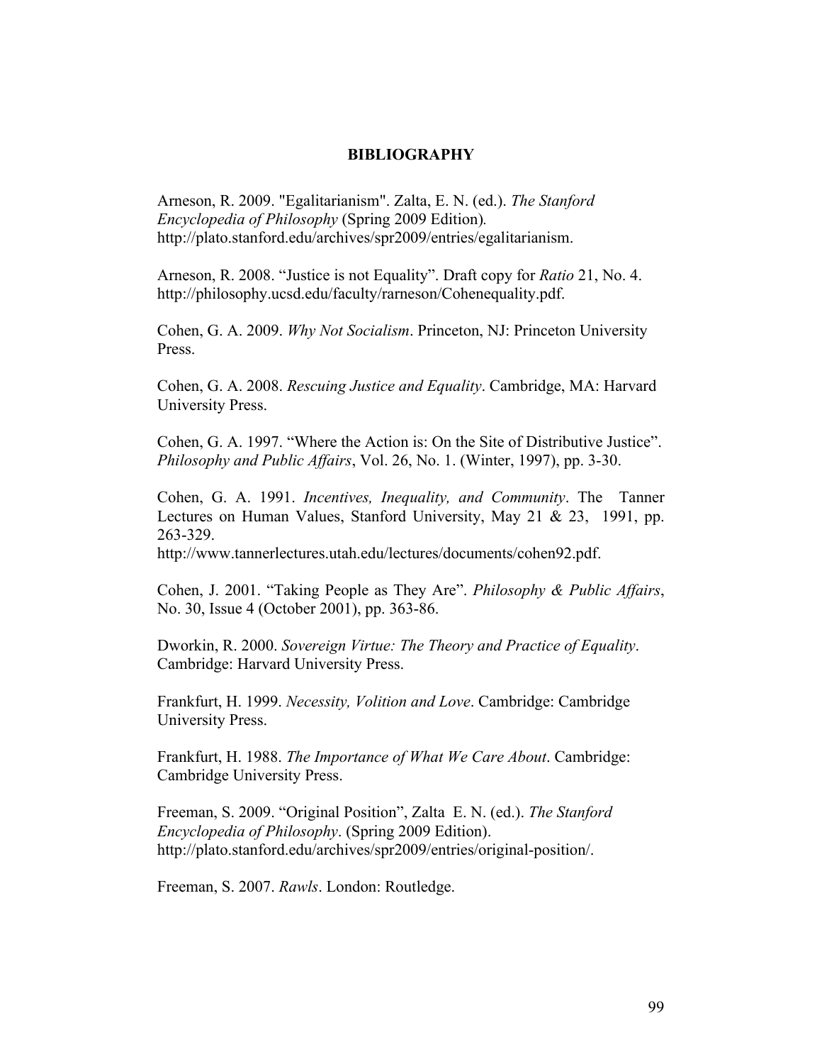# BIBLIOGRAPHY

Arneson, R. 2009. "Egalitarianism". Zalta, E. N. (ed.). *The Stanford Encyclopedia of Philosophy* (Spring 2009 Edition). http://plato.stanford.edu/archives/spr2009/entries/egalitarianism.

Arneson, R. 2008. "Justice is not Equality". Draft copy for *Ratio* 21, No. 4. http://philosophy.ucsd.edu/faculty/rarneson/Cohenequality.pdf.

Cohen, G. A. 2009. *Why Not Socialism*. Princeton, NJ: Princeton University Press.

Cohen, G. A. 2008. *Rescuing Justice and Equality*. Cambridge, MA: Harvard University Press.

Cohen, G. A. 1997. "Where the Action is: On the Site of Distributive Justice". *Philosophy and Public Affairs*, Vol. 26, No. 1. (Winter, 1997), pp. 3-30.

Cohen, G. A. 1991. *Incentives, Inequality, and Community*. The Tanner Lectures on Human Values, Stanford University, May 21 & 23, 1991, pp. 263-329.
http://www.tannerlectures.utah.edu/lectures/documents/cohen92.pdf.

Cohen, J. 2001. "Taking People as They Are". *Philosophy & Public Affairs*, No. 30, Issue 4 (October 2001), pp. 363-86.

Dworkin, R. 2000. *Sovereign Virtue: The Theory and Practice of Equality*. Cambridge: Harvard University Press.

Frankfurt, H. 1999. *Necessity, Volition and Love*. Cambridge: Cambridge University Press.

Frankfurt, H. 1988. *The Importance of What We Care About*. Cambridge: Cambridge University Press.

Freeman, S. 2009. "Original Position", Zalta E. N. (ed.). *The Stanford Encyclopedia of Philosophy*. (Spring 2009 Edition). http://plato.stanford.edu/archives/spr2009/entries/original-position/.

Freeman, S. 2007. *Rawls*. London: Routledge.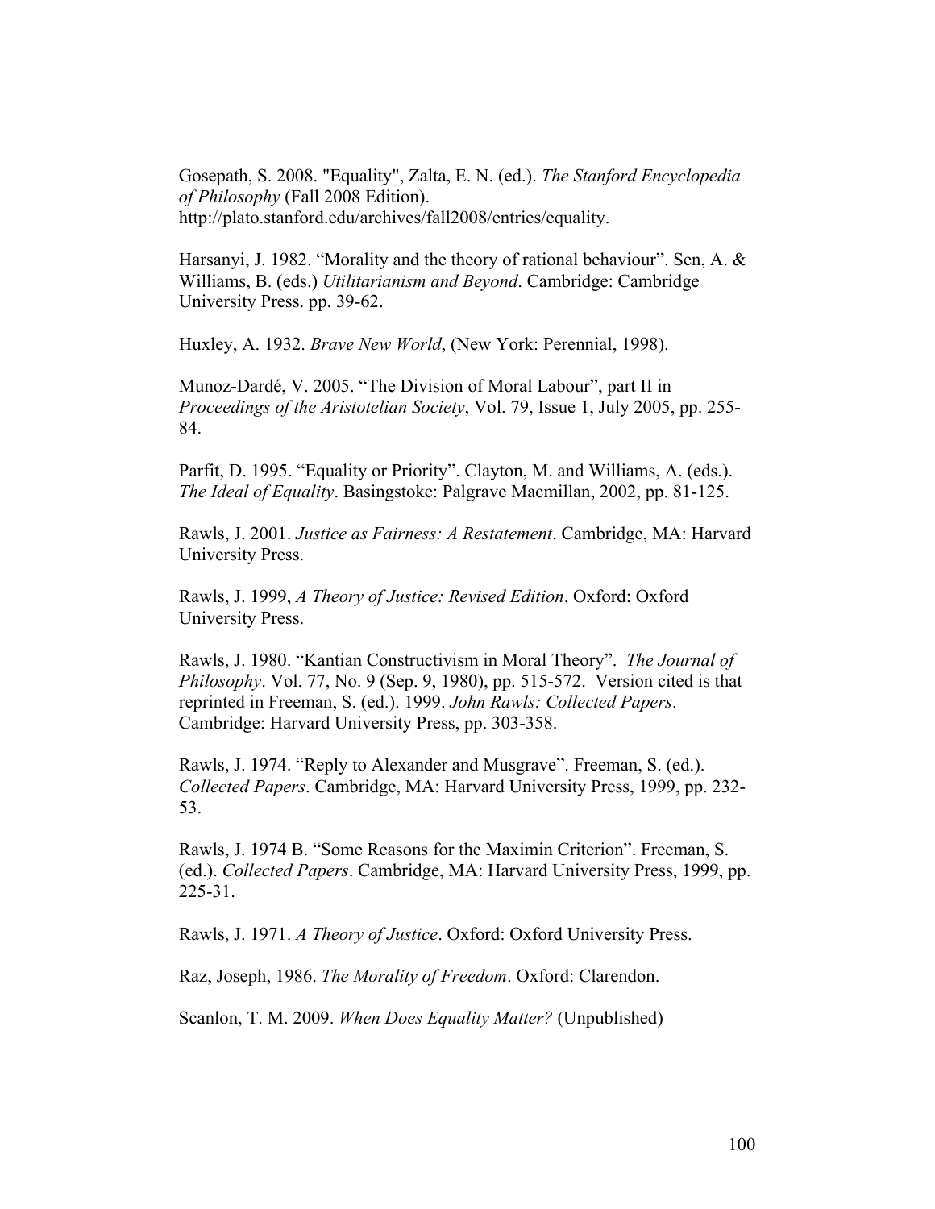Gosepath, S. 2008. "Equality", Zalta, E. N. (ed.). *The Stanford Encyclopedia of Philosophy* (Fall 2008 Edition). http://plato.stanford.edu/archives/fall2008/entries/equality.

Harsanyi, J. 1982. "Morality and the theory of rational behaviour". Sen, A. & Williams, B. (eds.) *Utilitarianism and Beyond*. Cambridge: Cambridge University Press. pp. 39-62.

Huxley, A. 1932. *Brave New World*, (New York: Perennial, 1998).

Munoz-Dardé, V. 2005. "The Division of Moral Labour", part II in *Proceedings of the Aristotelian Society*, Vol. 79, Issue 1, July 2005, pp. 255-84.

Parfit, D. 1995. "Equality or Priority". Clayton, M. and Williams, A. (eds.). *The Ideal of Equality*. Basingstoke: Palgrave Macmillan, 2002, pp. 81-125.

Rawls, J. 2001. *Justice as Fairness: A Restatement*. Cambridge, MA: Harvard University Press.

Rawls, J. 1999, *A Theory of Justice: Revised Edition*. Oxford: Oxford University Press.

Rawls, J. 1980. "Kantian Constructivism in Moral Theory". *The Journal of Philosophy*. Vol. 77, No. 9 (Sep. 9, 1980), pp. 515-572. Version cited is that reprinted in Freeman, S. (ed.). 1999. *John Rawls: Collected Papers*. Cambridge: Harvard University Press, pp. 303-358.

Rawls, J. 1974. "Reply to Alexander and Musgrave". Freeman, S. (ed.). *Collected Papers*. Cambridge, MA: Harvard University Press, 1999, pp. 232-53.

Rawls, J. 1974 B. "Some Reasons for the Maximin Criterion". Freeman, S. (ed.). *Collected Papers*. Cambridge, MA: Harvard University Press, 1999, pp. 225-31.

Rawls, J. 1971. *A Theory of Justice*. Oxford: Oxford University Press.

Raz, Joseph, 1986. *The Morality of Freedom*. Oxford: Clarendon.

Scanlon, T. M. 2009. *When Does Equality Matter?* (Unpublished)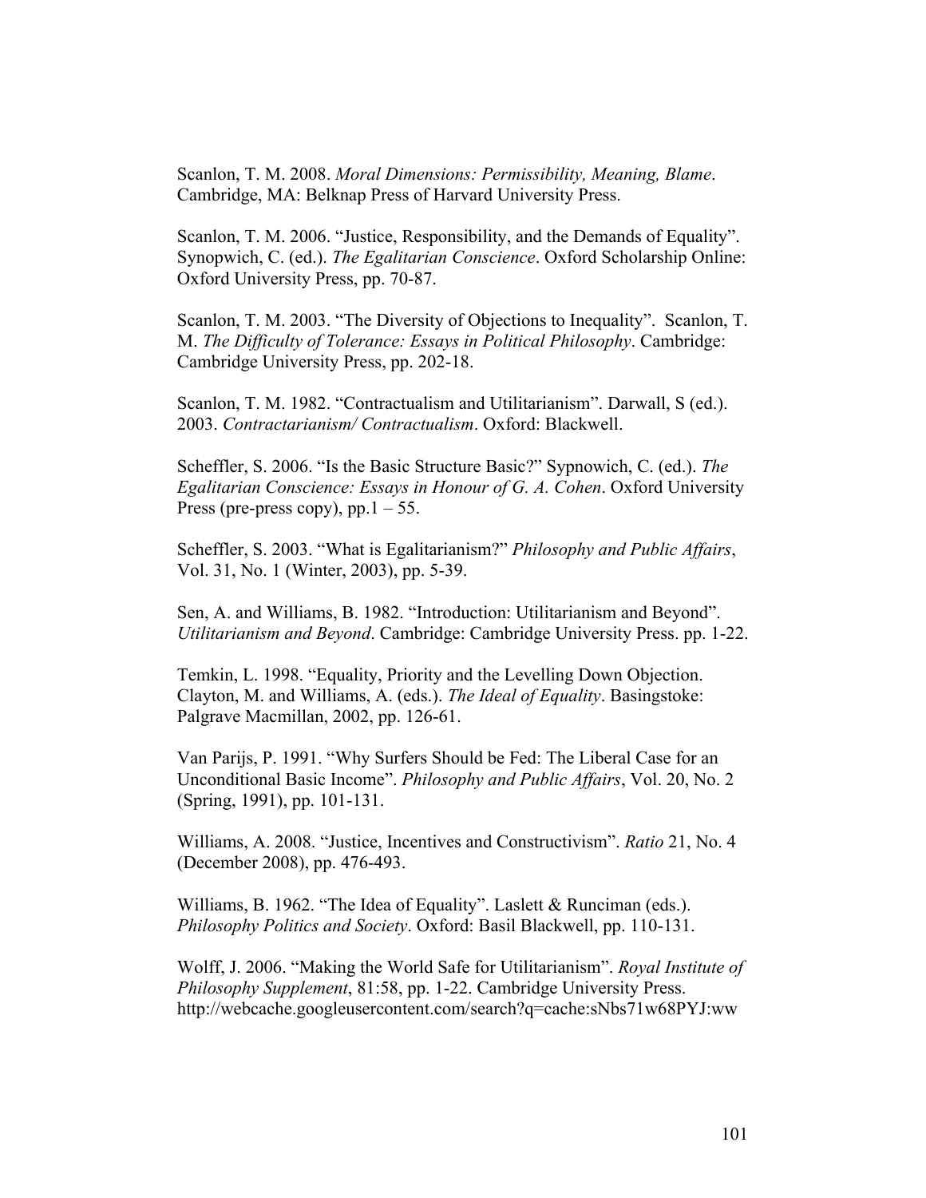Scanlon, T. M. 2008. *Moral Dimensions: Permissibility, Meaning, Blame*. Cambridge, MA: Belknap Press of Harvard University Press.

Scanlon, T. M. 2006. "Justice, Responsibility, and the Demands of Equality". Synopwich, C. (ed.). *The Egalitarian Conscience*. Oxford Scholarship Online: Oxford University Press, pp. 70-87.

Scanlon, T. M. 2003. "The Diversity of Objections to Inequality". Scanlon, T. M. *The Difficulty of Tolerance: Essays in Political Philosophy*. Cambridge: Cambridge University Press, pp. 202-18.

Scanlon, T. M. 1982. "Contractualism and Utilitarianism". Darwall, S (ed.). 2003. *Contractarianism/ Contractualism*. Oxford: Blackwell.

Scheffler, S. 2006. "Is the Basic Structure Basic?" Sypnowich, C. (ed.). *The Egalitarian Conscience: Essays in Honour of G. A. Cohen*. Oxford University Press (pre-press copy), pp.1 – 55.

Scheffler, S. 2003. "What is Egalitarianism?" *Philosophy and Public Affairs*, Vol. 31, No. 1 (Winter, 2003), pp. 5-39.

Sen, A. and Williams, B. 1982. "Introduction: Utilitarianism and Beyond". *Utilitarianism and Beyond*. Cambridge: Cambridge University Press. pp. 1-22.

Temkin, L. 1998. "Equality, Priority and the Levelling Down Objection. Clayton, M. and Williams, A. (eds.). *The Ideal of Equality*. Basingstoke: Palgrave Macmillan, 2002, pp. 126-61.

Van Parijs, P. 1991. "Why Surfers Should be Fed: The Liberal Case for an Unconditional Basic Income". *Philosophy and Public Affairs*, Vol. 20, No. 2 (Spring, 1991), pp. 101-131.

Williams, A. 2008. "Justice, Incentives and Constructivism". *Ratio* 21, No. 4 (December 2008), pp. 476-493.

Williams, B. 1962. "The Idea of Equality". Laslett & Runciman (eds.). *Philosophy Politics and Society*. Oxford: Basil Blackwell, pp. 110-131.

Wolff, J. 2006. "Making the World Safe for Utilitarianism". *Royal Institute of Philosophy Supplement*, 81:58, pp. 1-22. Cambridge University Press. http://webcache.googleusercontent.com/search?q=cache:sNbs71w68PYJ:ww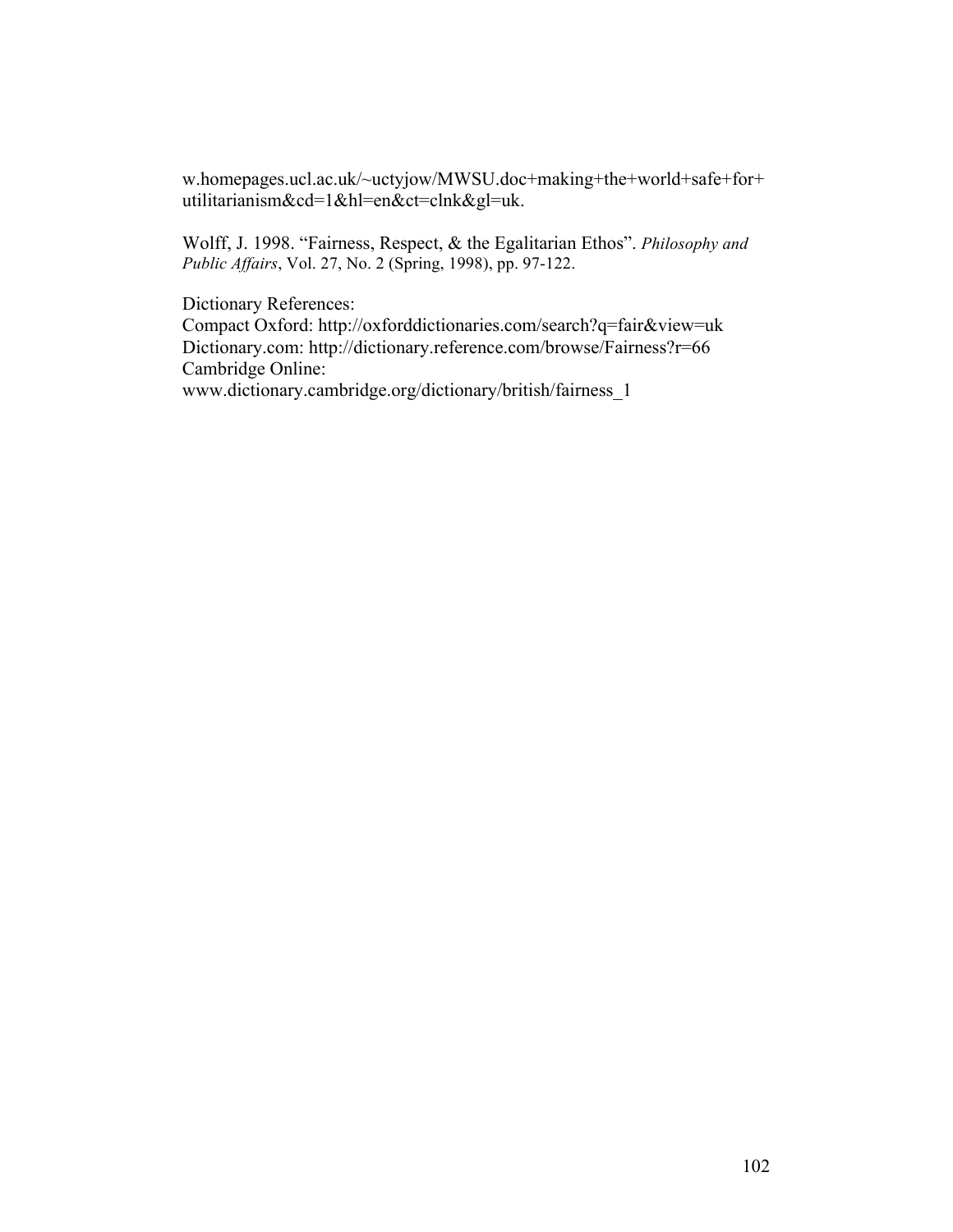w.homepages.ucl.ac.uk/~uctyjow/MWSU.doc+making+the+world+safe+for+utilitarianism&cd=1&hl=en&ct=clnk&gl=uk.

Wolff, J. 1998. "Fairness, Respect, & the Egalitarian Ethos". *Philosophy and Public Affairs*, Vol. 27, No. 2 (Spring, 1998), pp. 97-122.

Dictionary References:
Compact Oxford: http://oxforddictionaries.com/search?q=fair&view=uk
Dictionary.com: http://dictionary.reference.com/browse/Fairness?r=66
Cambridge Online:
www.dictionary.cambridge.org/dictionary/british/fairness_1